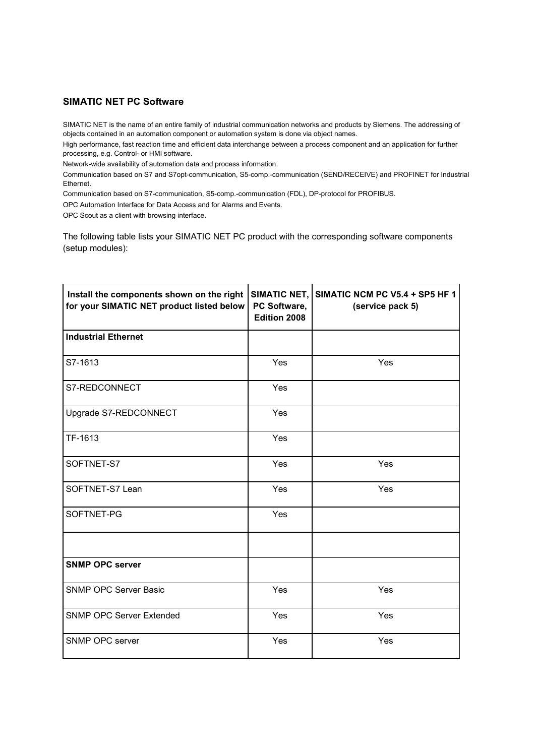## SIMATIC NET PC Software

SIMATIC NET is the name of an entire family of industrial communication networks and products by Siemens. The addressing of objects contained in an automation component or automation system is done via object names.

High performance, fast reaction time and efficient data interchange between a process component and an application for further processing, e.g. Control- or HMI software.

Network-wide availability of automation data and process information.

Communication based on S7 and S7opt-communication, S5-comp.-communication (SEND/RECEIVE) and PROFINET for Industrial Ethernet.

Communication based on S7-communication, S5-comp.-communication (FDL), DP-protocol for PROFIBUS.

OPC Automation Interface for Data Access and for Alarms and Events.

OPC Scout as a client with browsing interface.

The following table lists your SIMATIC NET PC product with the corresponding software components (setup modules):

| Install the components shown on the right for your SIMATIC NET product listed below | SIMATIC NET, PC Software, Edition 2008 | SIMATIC NCM PC V5.4 + SP5 HF 1 (service pack 5) |
|---|---|---|
| **Industrial Ethernet** | | |
| S7-1613 | Yes | Yes |
| S7-REDCONNECT | Yes | |
| Upgrade S7-REDCONNECT | Yes | |
| TF-1613 | Yes | |
| SOFTNET-S7 | Yes | Yes |
| SOFTNET-S7 Lean | Yes | Yes |
| SOFTNET-PG | Yes | |
| | | |
| **SNMP OPC server** | | |
| SNMP OPC Server Basic | Yes | Yes |
| SNMP OPC Server Extended | Yes | Yes |
| SNMP OPC server | Yes | Yes |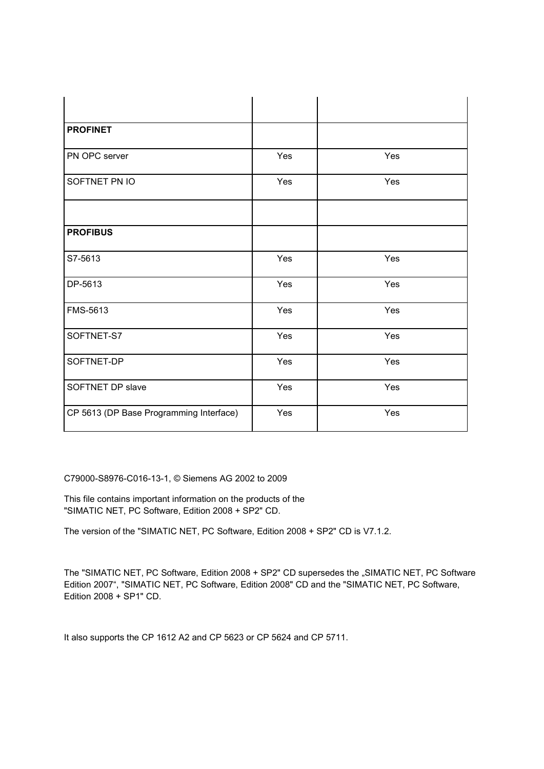| | | |
|---|---|---|
| **PROFINET** | | |
| PN OPC server | Yes | Yes |
| SOFTNET PN IO | Yes | Yes |
| | | |
| **PROFIBUS** | | |
| S7-5613 | Yes | Yes |
| DP-5613 | Yes | Yes |
| FMS-5613 | Yes | Yes |
| SOFTNET-S7 | Yes | Yes |
| SOFTNET-DP | Yes | Yes |
| SOFTNET DP slave | Yes | Yes |
| CP 5613 (DP Base Programming Interface) | Yes | Yes |

C79000-S8976-C016-13-1, © Siemens AG 2002 to 2009

This file contains important information on the products of the "SIMATIC NET, PC Software, Edition 2008 + SP2" CD.

The version of the "SIMATIC NET, PC Software, Edition 2008 + SP2" CD is V7.1.2.

The "SIMATIC NET, PC Software, Edition 2008 + SP2" CD supersedes the „SIMATIC NET, PC Software Edition 2007", "SIMATIC NET, PC Software, Edition 2008" CD and the "SIMATIC NET, PC Software, Edition 2008 + SP1" CD.

It also supports the CP 1612 A2 and CP 5623 or CP 5624 and CP 5711.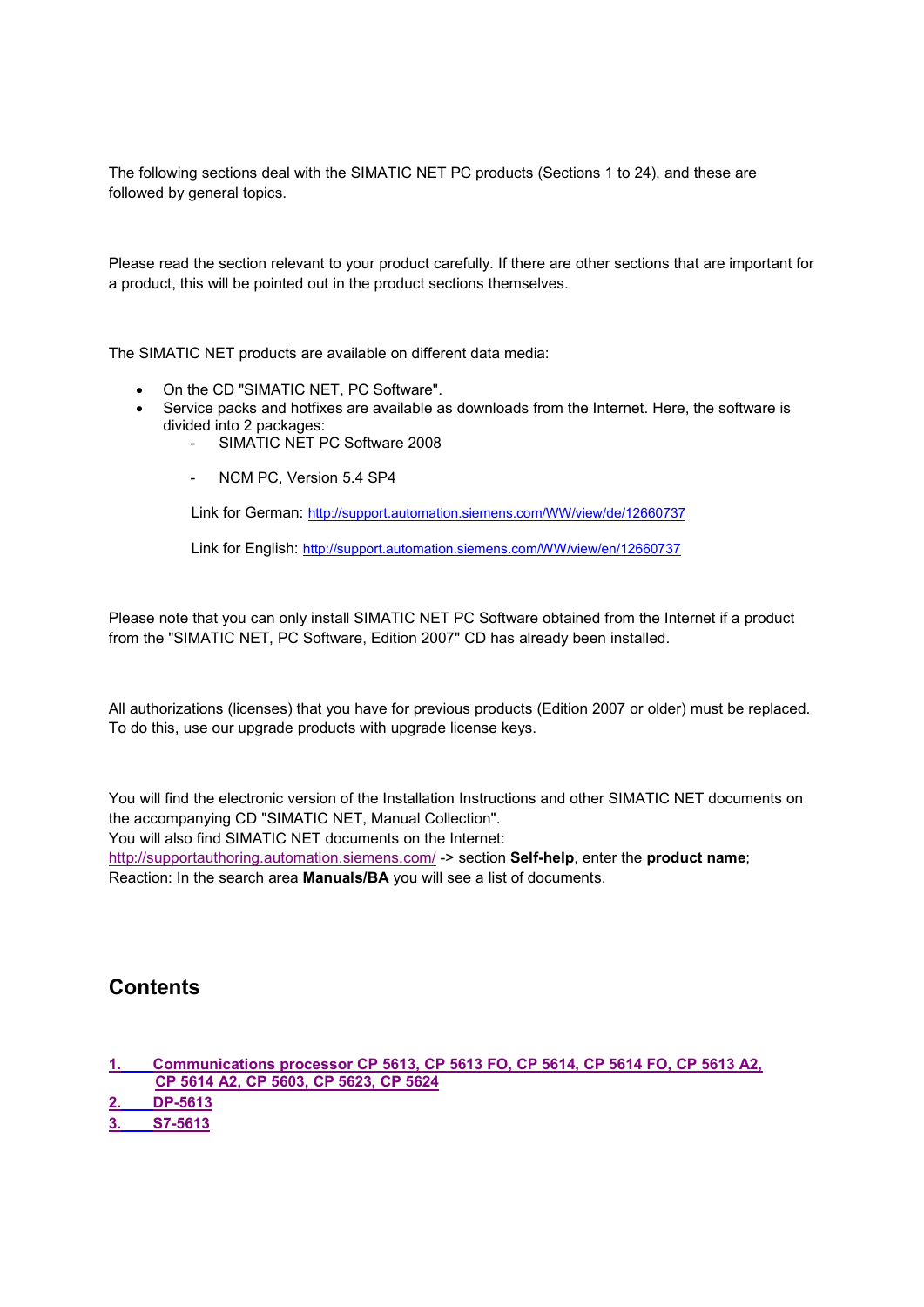The following sections deal with the SIMATIC NET PC products (Sections 1 to 24), and these are followed by general topics.

Please read the section relevant to your product carefully. If there are other sections that are important for a product, this will be pointed out in the product sections themselves.

The SIMATIC NET products are available on different data media:

- On the CD "SIMATIC NET, PC Software".
- Service packs and hotfixes are available as downloads from the Internet. Here, the software is divided into 2 packages:
  - SIMATIC NET PC Software 2008
  - NCM PC, Version 5.4 SP4

  Link for German: http://support.automation.siemens.com/WW/view/de/12660737

  Link for English: http://support.automation.siemens.com/WW/view/en/12660737

Please note that you can only install SIMATIC NET PC Software obtained from the Internet if a product from the "SIMATIC NET, PC Software, Edition 2007" CD has already been installed.

All authorizations (licenses) that you have for previous products (Edition 2007 or older) must be replaced. To do this, use our upgrade products with upgrade license keys.

You will find the electronic version of the Installation Instructions and other SIMATIC NET documents on the accompanying CD "SIMATIC NET, Manual Collection".
You will also find SIMATIC NET documents on the Internet:
http://supportauthoring.automation.siemens.com/ -> section **Self-help**, enter the **product name**;
Reaction: In the search area **Manuals/BA** you will see a list of documents.

## Contents

1. **Communications processor CP 5613, CP 5613 FO, CP 5614, CP 5614 FO, CP 5613 A2, CP 5614 A2, CP 5603, CP 5623, CP 5624**
2. **DP-5613**
3. **S7-5613**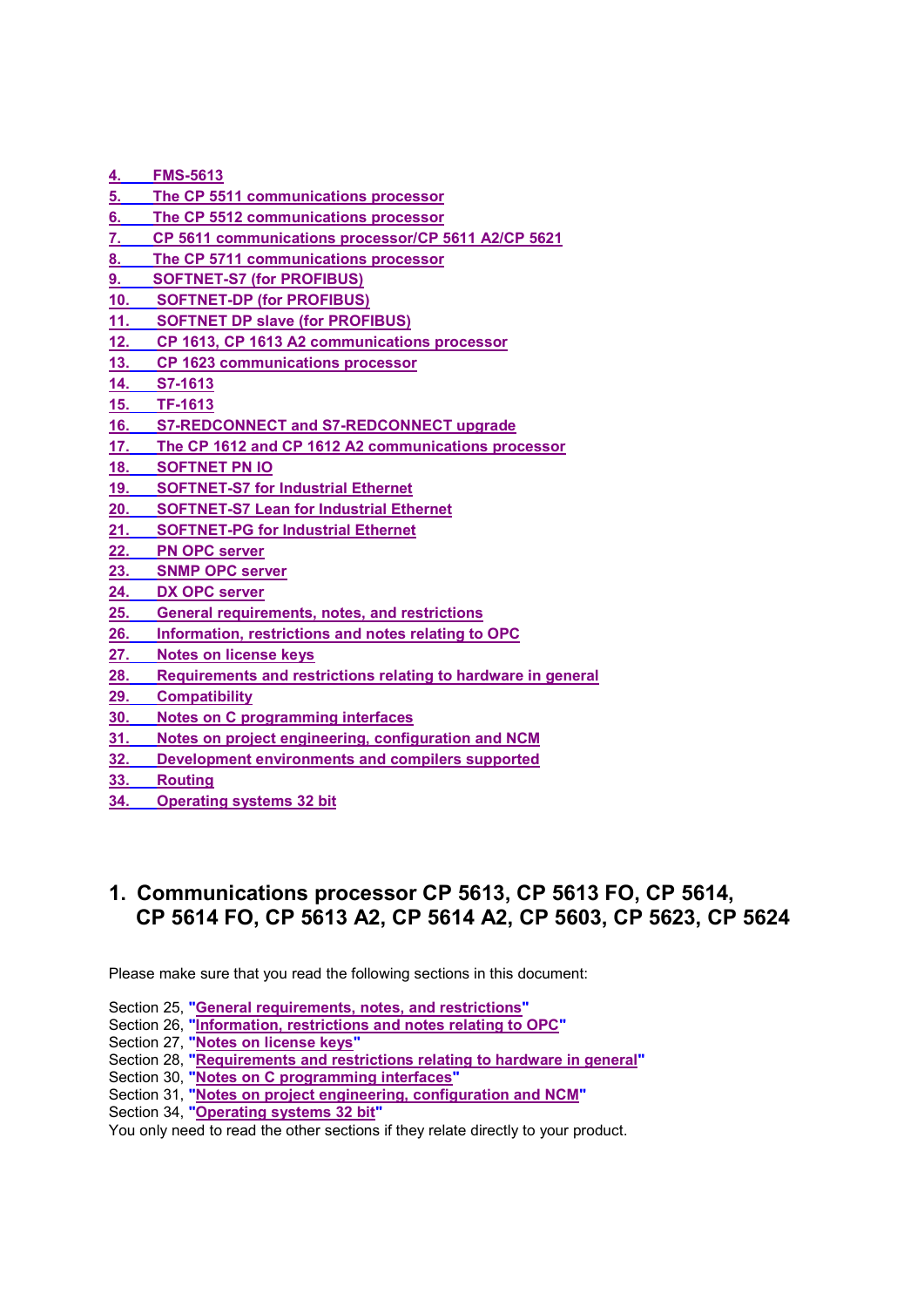4. FMS-5613
5. The CP 5511 communications processor
6. The CP 5512 communications processor
7. CP 5611 communications processor/CP 5611 A2/CP 5621
8. The CP 5711 communications processor
9. SOFTNET-S7 (for PROFIBUS)
10. SOFTNET-DP (for PROFIBUS)
11. SOFTNET DP slave (for PROFIBUS)
12. CP 1613, CP 1613 A2 communications processor
13. CP 1623 communications processor
14. S7-1613
15. TF-1613
16. S7-REDCONNECT and S7-REDCONNECT upgrade
17. The CP 1612 and CP 1612 A2 communications processor
18. SOFTNET PN IO
19. SOFTNET-S7 for Industrial Ethernet
20. SOFTNET-S7 Lean for Industrial Ethernet
21. SOFTNET-PG for Industrial Ethernet
22. PN OPC server
23. SNMP OPC server
24. DX OPC server
25. General requirements, notes, and restrictions
26. Information, restrictions and notes relating to OPC
27. Notes on license keys
28. Requirements and restrictions relating to hardware in general
29. Compatibility
30. Notes on C programming interfaces
31. Notes on project engineering, configuration and NCM
32. Development environments and compilers supported
33. Routing
34. Operating systems 32 bit

# 1. Communications processor CP 5613, CP 5613 FO, CP 5614, CP 5614 FO, CP 5613 A2, CP 5614 A2, CP 5603, CP 5623, CP 5624

Please make sure that you read the following sections in this document:

Section 25, **"General requirements, notes, and restrictions"**
Section 26, **"Information, restrictions and notes relating to OPC"**
Section 27, **"Notes on license keys"**
Section 28, **"Requirements and restrictions relating to hardware in general"**
Section 30, **"Notes on C programming interfaces"**
Section 31, **"Notes on project engineering, configuration and NCM"**
Section 34, **"Operating systems 32 bit"**
You only need to read the other sections if they relate directly to your product.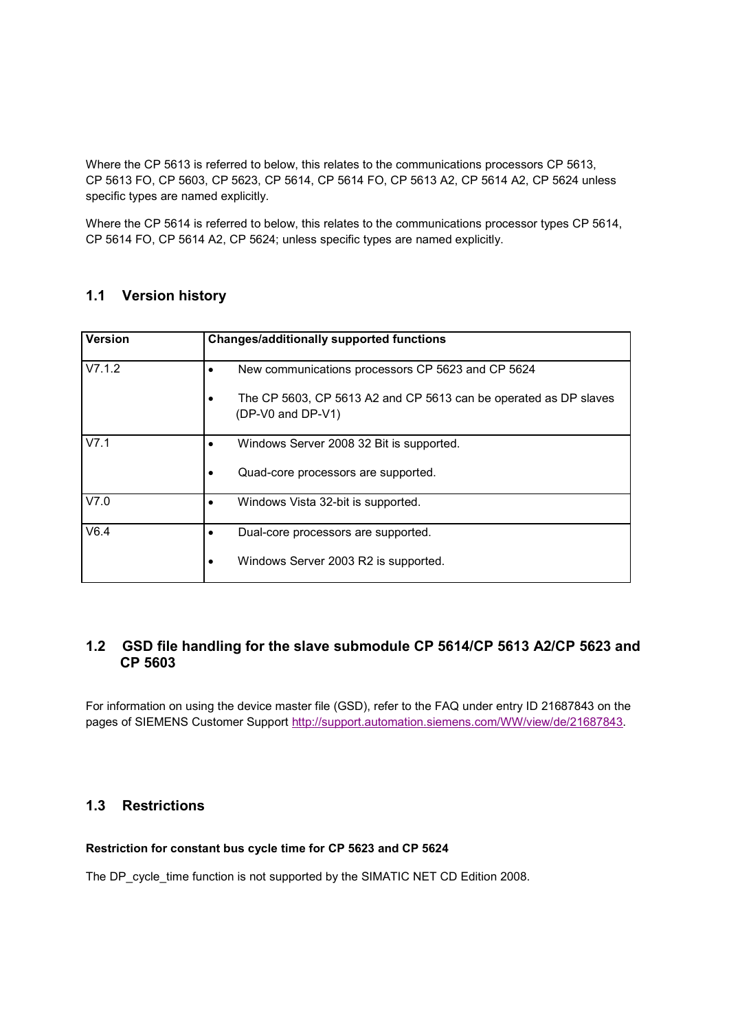Where the CP 5613 is referred to below, this relates to the communications processors CP 5613, CP 5613 FO, CP 5603, CP 5623, CP 5614, CP 5614 FO, CP 5613 A2, CP 5614 A2, CP 5624 unless specific types are named explicitly.

Where the CP 5614 is referred to below, this relates to the communications processor types CP 5614, CP 5614 FO, CP 5614 A2, CP 5624; unless specific types are named explicitly.

## 1.1 Version history

| Version | Changes/additionally supported functions |
|---|---|
| V7.1.2 | • New communications processors CP 5623 and CP 5624<br>• The CP 5603, CP 5613 A2 and CP 5613 can be operated as DP slaves (DP-V0 and DP-V1) |
| V7.1 | • Windows Server 2008 32 Bit is supported.<br>• Quad-core processors are supported. |
| V7.0 | • Windows Vista 32-bit is supported. |
| V6.4 | • Dual-core processors are supported.<br>• Windows Server 2003 R2 is supported. |

## 1.2 GSD file handling for the slave submodule CP 5614/CP 5613 A2/CP 5623 and CP 5603

For information on using the device master file (GSD), refer to the FAQ under entry ID 21687843 on the pages of SIEMENS Customer Support http://support.automation.siemens.com/WW/view/de/21687843.

## 1.3 Restrictions

**Restriction for constant bus cycle time for CP 5623 and CP 5624**

The DP_cycle_time function is not supported by the SIMATIC NET CD Edition 2008.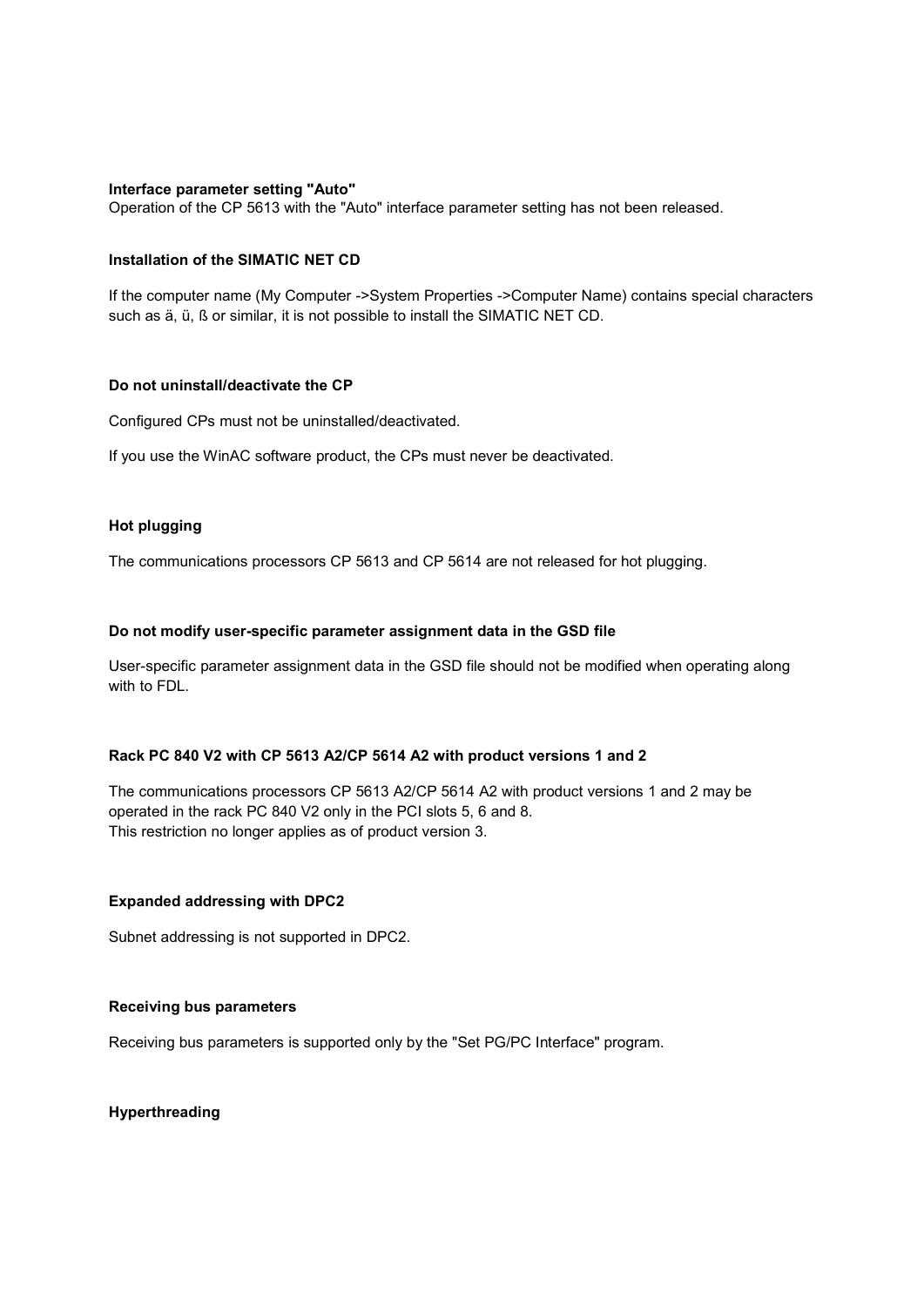**Interface parameter setting "Auto"**

Operation of the CP 5613 with the "Auto" interface parameter setting has not been released.

**Installation of the SIMATIC NET CD**

If the computer name (My Computer ->System Properties ->Computer Name) contains special characters such as ä, ü, ß or similar, it is not possible to install the SIMATIC NET CD.

**Do not uninstall/deactivate the CP**

Configured CPs must not be uninstalled/deactivated.

If you use the WinAC software product, the CPs must never be deactivated.

**Hot plugging**

The communications processors CP 5613 and CP 5614 are not released for hot plugging.

**Do not modify user-specific parameter assignment data in the GSD file**

User-specific parameter assignment data in the GSD file should not be modified when operating along with to FDL.

**Rack PC 840 V2 with CP 5613 A2/CP 5614 A2 with product versions 1 and 2**

The communications processors CP 5613 A2/CP 5614 A2 with product versions 1 and 2 may be operated in the rack PC 840 V2 only in the PCI slots 5, 6 and 8.
This restriction no longer applies as of product version 3.

**Expanded addressing with DPC2**

Subnet addressing is not supported in DPC2.

**Receiving bus parameters**

Receiving bus parameters is supported only by the "Set PG/PC Interface" program.

**Hyperthreading**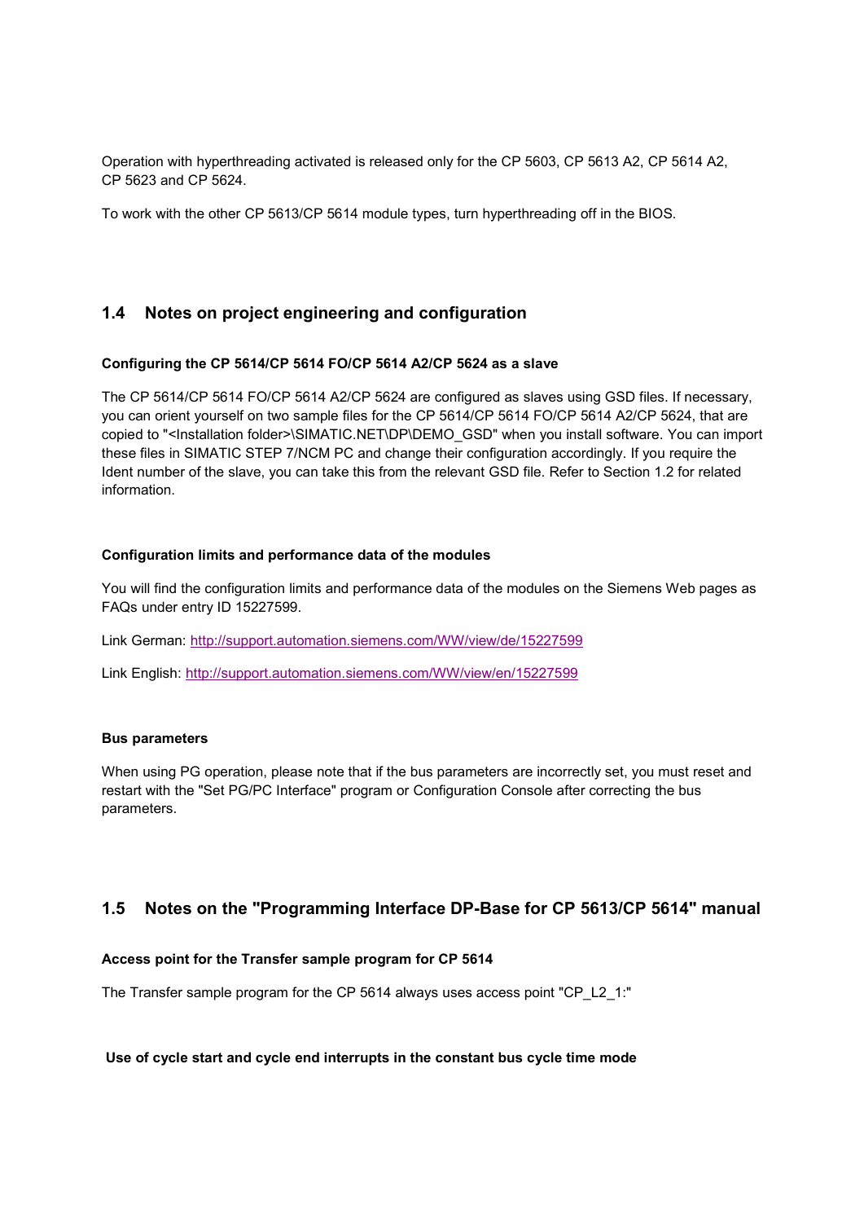Operation with hyperthreading activated is released only for the CP 5603, CP 5613 A2, CP 5614 A2, CP 5623 and CP 5624.

To work with the other CP 5613/CP 5614 module types, turn hyperthreading off in the BIOS.

## 1.4 Notes on project engineering and configuration

#### Configuring the CP 5614/CP 5614 FO/CP 5614 A2/CP 5624 as a slave

The CP 5614/CP 5614 FO/CP 5614 A2/CP 5624 are configured as slaves using GSD files. If necessary, you can orient yourself on two sample files for the CP 5614/CP 5614 FO/CP 5614 A2/CP 5624, that are copied to "<Installation folder>\SIMATIC.NET\DP\DEMO_GSD" when you install software. You can import these files in SIMATIC STEP 7/NCM PC and change their configuration accordingly. If you require the Ident number of the slave, you can take this from the relevant GSD file. Refer to Section 1.2 for related information.

#### Configuration limits and performance data of the modules

You will find the configuration limits and performance data of the modules on the Siemens Web pages as FAQs under entry ID 15227599.

Link German: http://support.automation.siemens.com/WW/view/de/15227599

Link English: http://support.automation.siemens.com/WW/view/en/15227599

#### Bus parameters

When using PG operation, please note that if the bus parameters are incorrectly set, you must reset and restart with the "Set PG/PC Interface" program or Configuration Console after correcting the bus parameters.

## 1.5 Notes on the "Programming Interface DP-Base for CP 5613/CP 5614" manual

#### Access point for the Transfer sample program for CP 5614

The Transfer sample program for the CP 5614 always uses access point "CP_L2_1:"

#### Use of cycle start and cycle end interrupts in the constant bus cycle time mode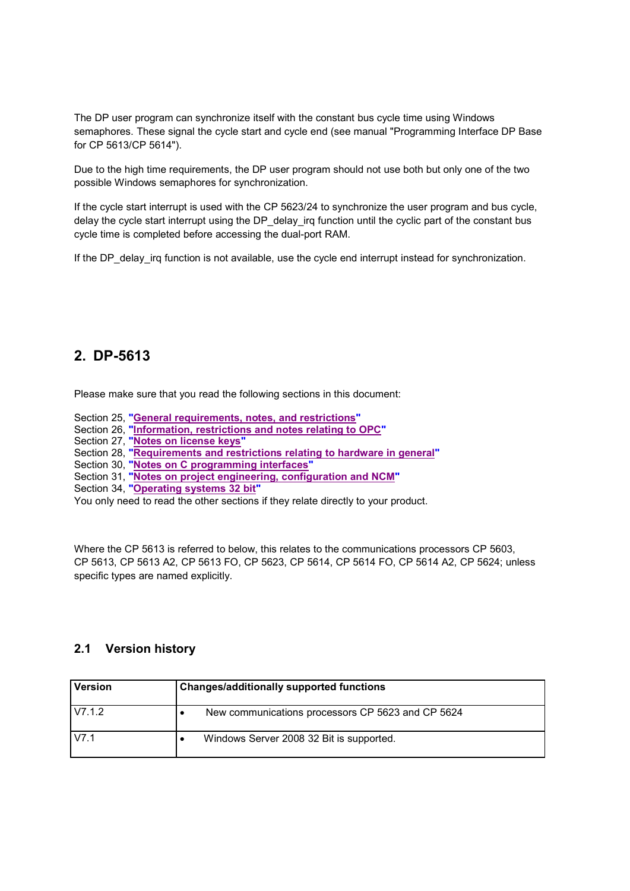The DP user program can synchronize itself with the constant bus cycle time using Windows semaphores. These signal the cycle start and cycle end (see manual "Programming Interface DP Base for CP 5613/CP 5614").

Due to the high time requirements, the DP user program should not use both but only one of the two possible Windows semaphores for synchronization.

If the cycle start interrupt is used with the CP 5623/24 to synchronize the user program and bus cycle, delay the cycle start interrupt using the DP_delay_irq function until the cyclic part of the constant bus cycle time is completed before accessing the dual-port RAM.

If the DP_delay_irq function is not available, use the cycle end interrupt instead for synchronization.

## 2. DP-5613

Please make sure that you read the following sections in this document:

Section 25, **"General requirements, notes, and restrictions"**
Section 26, **"Information, restrictions and notes relating to OPC"**
Section 27, **"Notes on license keys"**
Section 28, **"Requirements and restrictions relating to hardware in general"**
Section 30, **"Notes on C programming interfaces"**
Section 31, **"Notes on project engineering, configuration and NCM"**
Section 34, **"Operating systems 32 bit"**
You only need to read the other sections if they relate directly to your product.

Where the CP 5613 is referred to below, this relates to the communications processors CP 5603, CP 5613, CP 5613 A2, CP 5613 FO, CP 5623, CP 5614, CP 5614 FO, CP 5614 A2, CP 5624; unless specific types are named explicitly.

### 2.1 Version history

| Version | Changes/additionally supported functions |
| --- | --- |
| V7.1.2 | • New communications processors CP 5623 and CP 5624 |
| V7.1 | • Windows Server 2008 32 Bit is supported. |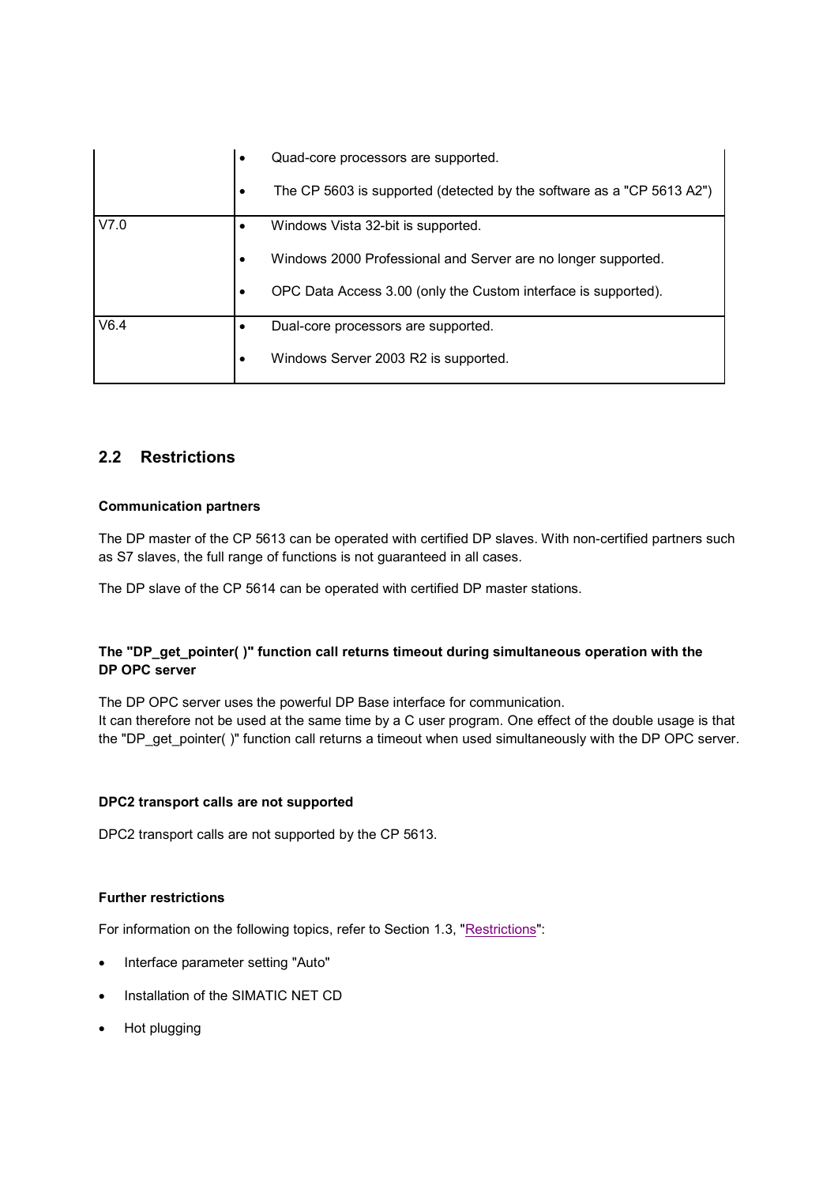|  |  |
|---|---|
|  | • Quad-core processors are supported.<br>• The CP 5603 is supported (detected by the software as a "CP 5613 A2") |
| V7.0 | • Windows Vista 32-bit is supported.<br>• Windows 2000 Professional and Server are no longer supported.<br>• OPC Data Access 3.00 (only the Custom interface is supported). |
| V6.4 | • Dual-core processors are supported.<br>• Windows Server 2003 R2 is supported. |

## 2.2 Restrictions

**Communication partners**

The DP master of the CP 5613 can be operated with certified DP slaves. With non-certified partners such as S7 slaves, the full range of functions is not guaranteed in all cases.

The DP slave of the CP 5614 can be operated with certified DP master stations.

**The "DP_get_pointer( )" function call returns timeout during simultaneous operation with the DP OPC server**

The DP OPC server uses the powerful DP Base interface for communication.
It can therefore not be used at the same time by a C user program. One effect of the double usage is that the "DP_get_pointer( )" function call returns a timeout when used simultaneously with the DP OPC server.

**DPC2 transport calls are not supported**

DPC2 transport calls are not supported by the CP 5613.

**Further restrictions**

For information on the following topics, refer to Section 1.3, "Restrictions":

- Interface parameter setting "Auto"
- Installation of the SIMATIC NET CD
- Hot plugging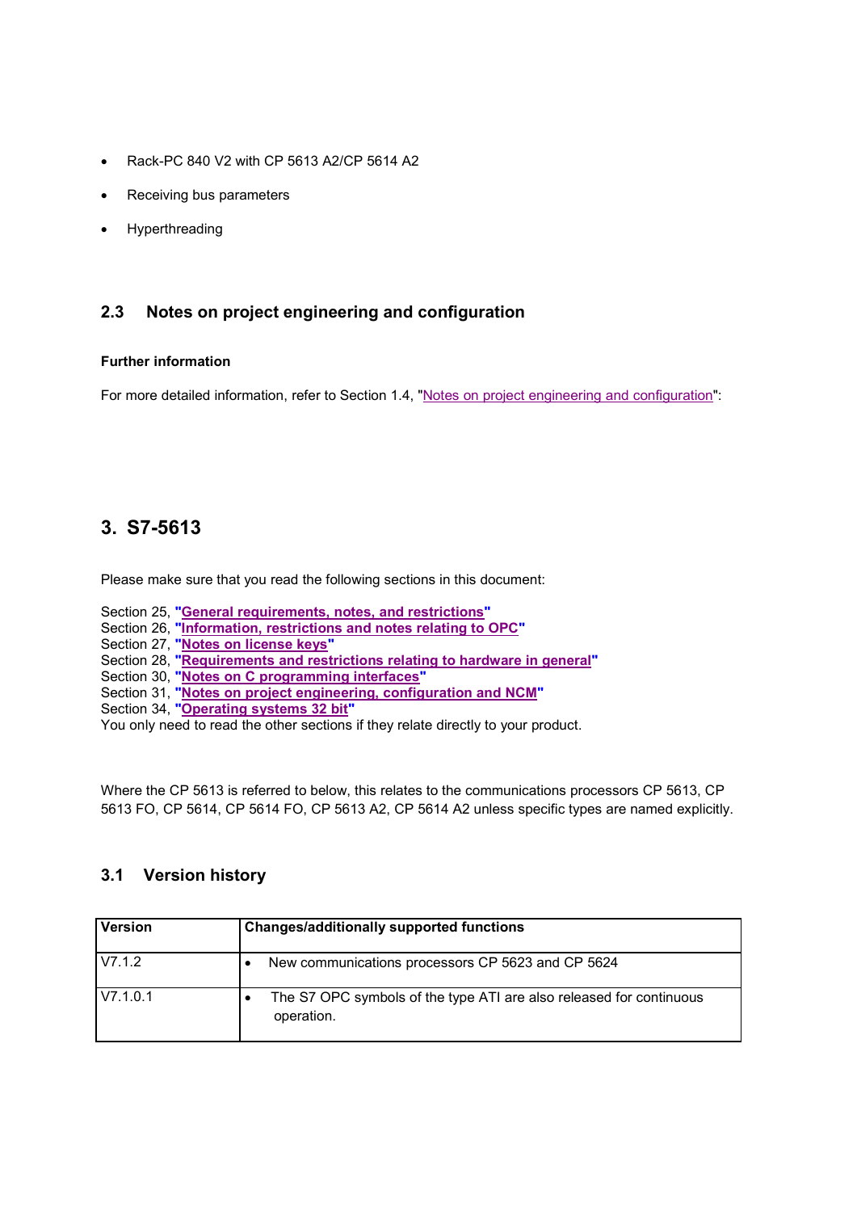- Rack-PC 840 V2 with CP 5613 A2/CP 5614 A2
- Receiving bus parameters
- Hyperthreading

### 2.3 Notes on project engineering and configuration

**Further information**

For more detailed information, refer to Section 1.4, "Notes on project engineering and configuration":

## 3. S7-5613

Please make sure that you read the following sections in this document:

Section 25, **"General requirements, notes, and restrictions"**
Section 26, **"Information, restrictions and notes relating to OPC"**
Section 27, **"Notes on license keys"**
Section 28, **"Requirements and restrictions relating to hardware in general"**
Section 30, **"Notes on C programming interfaces"**
Section 31, **"Notes on project engineering, configuration and NCM"**
Section 34, **"Operating systems 32 bit"**
You only need to read the other sections if they relate directly to your product.

Where the CP 5613 is referred to below, this relates to the communications processors CP 5613, CP 5613 FO, CP 5614, CP 5614 FO, CP 5613 A2, CP 5614 A2 unless specific types are named explicitly.

### 3.1 Version history

| Version | Changes/additionally supported functions |
|---|---|
| V7.1.2 | • New communications processors CP 5623 and CP 5624 |
| V7.1.0.1 | • The S7 OPC symbols of the type ATI are also released for continuous operation. |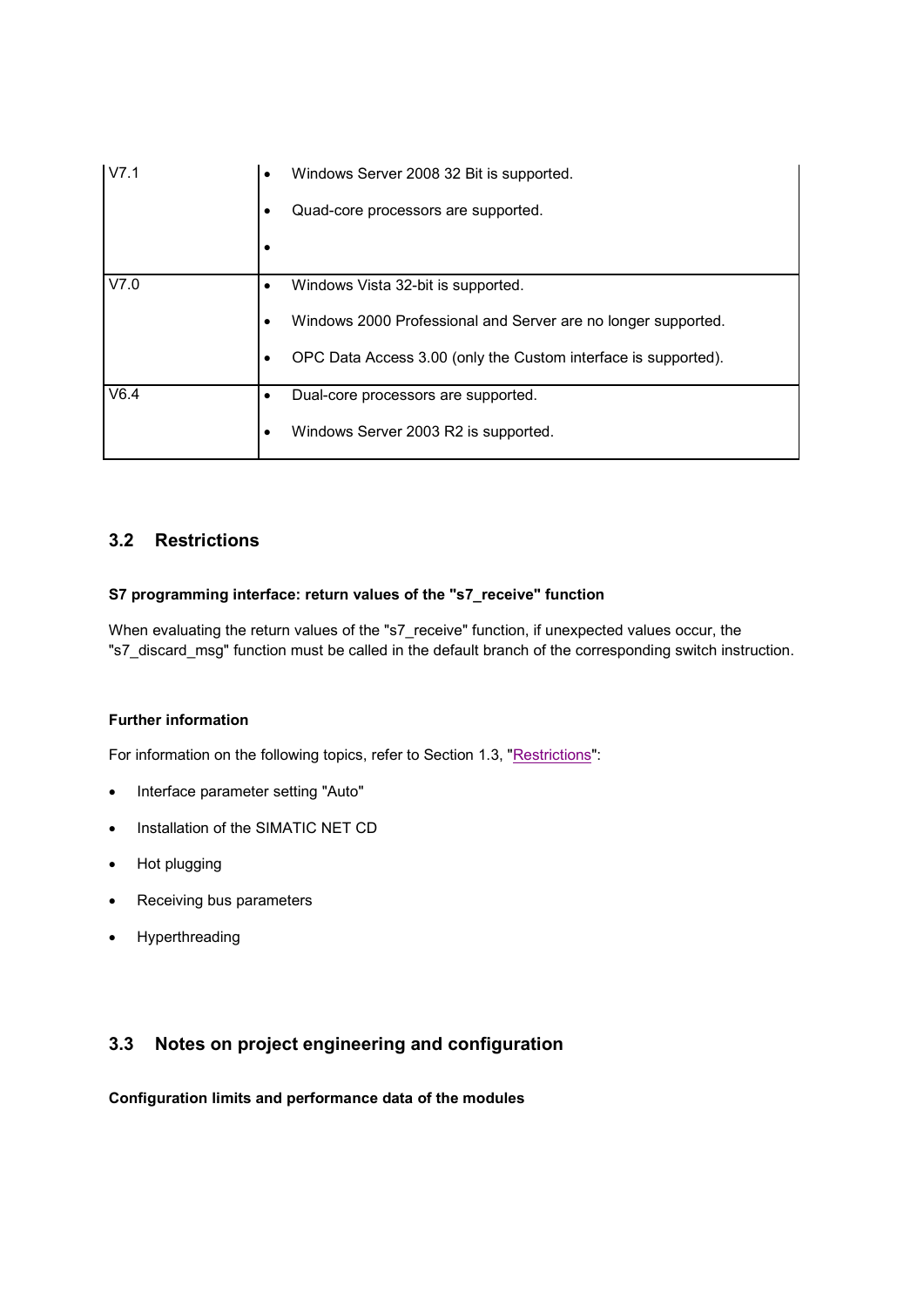| | |
|---|---|
| V7.1 | • Windows Server 2008 32 Bit is supported.<br>• Quad-core processors are supported.<br>• |
| V7.0 | • Windows Vista 32-bit is supported.<br>• Windows 2000 Professional and Server are no longer supported.<br>• OPC Data Access 3.00 (only the Custom interface is supported). |
| V6.4 | • Dual-core processors are supported.<br>• Windows Server 2003 R2 is supported. |

## 3.2 Restrictions

**S7 programming interface: return values of the "s7_receive" function**

When evaluating the return values of the "s7_receive" function, if unexpected values occur, the "s7_discard_msg" function must be called in the default branch of the corresponding switch instruction.

**Further information**

For information on the following topics, refer to Section 1.3, "Restrictions":

- Interface parameter setting "Auto"
- Installation of the SIMATIC NET CD
- Hot plugging
- Receiving bus parameters
- Hyperthreading

## 3.3 Notes on project engineering and configuration

**Configuration limits and performance data of the modules**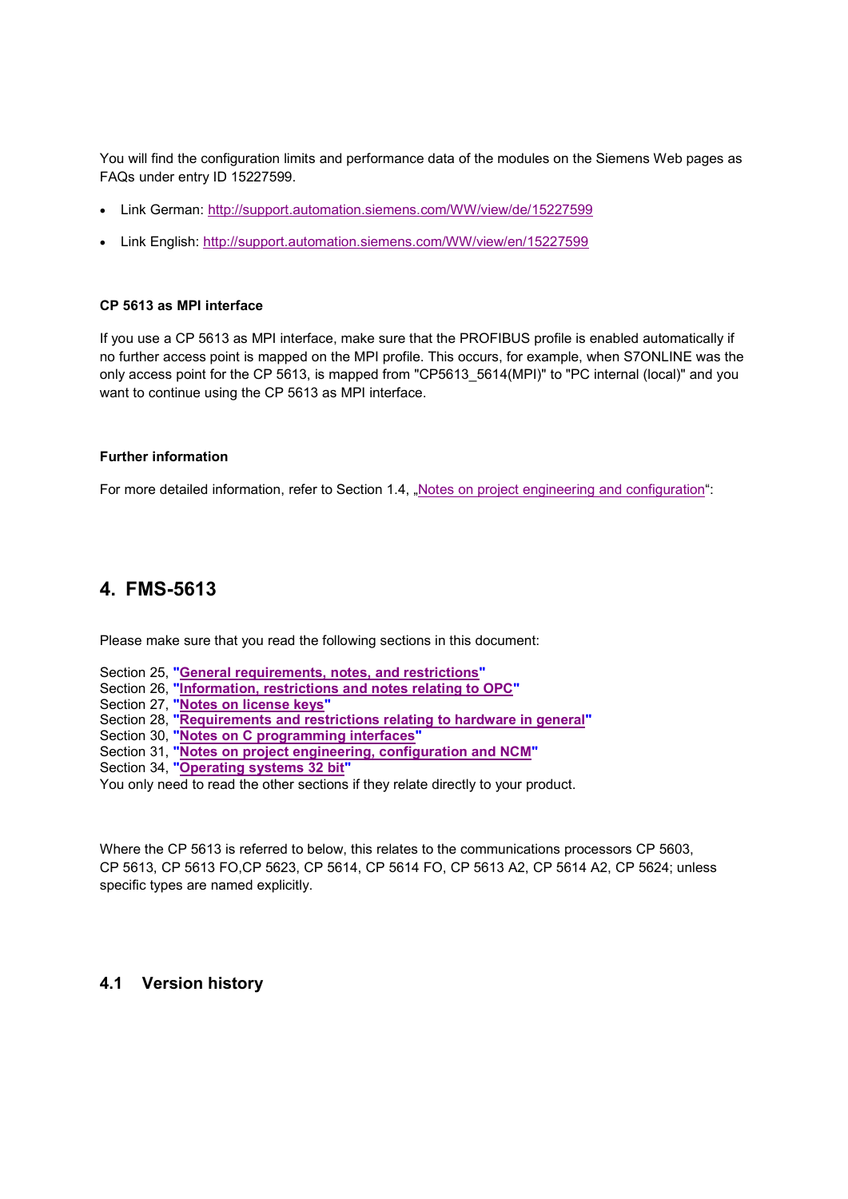You will find the configuration limits and performance data of the modules on the Siemens Web pages as FAQs under entry ID 15227599.

- Link German: http://support.automation.siemens.com/WW/view/de/15227599
- Link English: http://support.automation.siemens.com/WW/view/en/15227599

#### CP 5613 as MPI interface

If you use a CP 5613 as MPI interface, make sure that the PROFIBUS profile is enabled automatically if no further access point is mapped on the MPI profile. This occurs, for example, when S7ONLINE was the only access point for the CP 5613, is mapped from "CP5613_5614(MPI)" to "PC internal (local)" and you want to continue using the CP 5613 as MPI interface.

#### Further information

For more detailed information, refer to Section 1.4, „Notes on project engineering and configuration“:

# 4. FMS-5613

Please make sure that you read the following sections in this document:

Section 25, **"General requirements, notes, and restrictions"**
Section 26, **"Information, restrictions and notes relating to OPC"**
Section 27, **"Notes on license keys"**
Section 28, **"Requirements and restrictions relating to hardware in general"**
Section 30, **"Notes on C programming interfaces"**
Section 31, **"Notes on project engineering, configuration and NCM"**
Section 34, **"Operating systems 32 bit"**
You only need to read the other sections if they relate directly to your product.

Where the CP 5613 is referred to below, this relates to the communications processors CP 5603, CP 5613, CP 5613 FO,CP 5623, CP 5614, CP 5614 FO, CP 5613 A2, CP 5614 A2, CP 5624; unless specific types are named explicitly.

## 4.1 Version history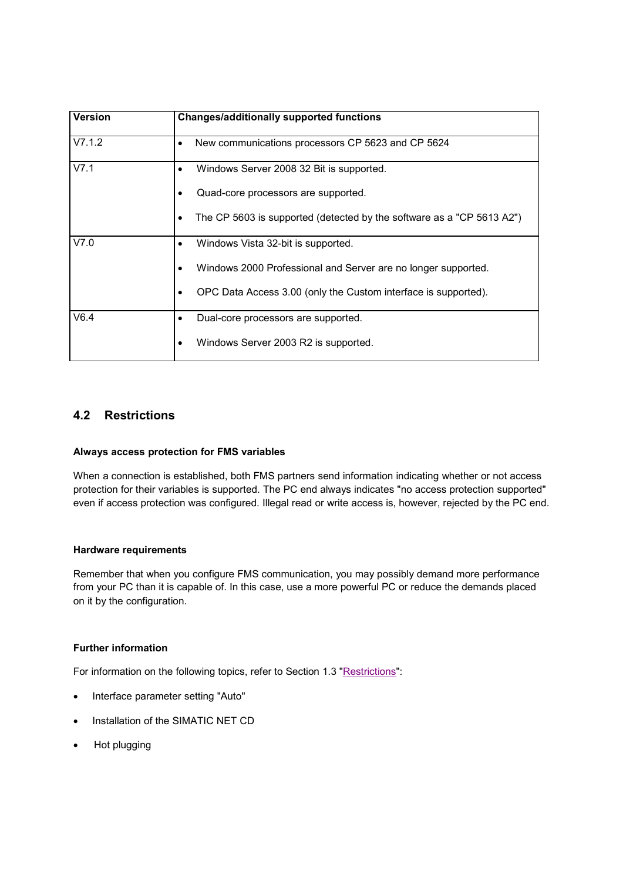| Version | Changes/additionally supported functions |
|---|---|
| V7.1.2 | • New communications processors CP 5623 and CP 5624 |
| V7.1 | • Windows Server 2008 32 Bit is supported.<br>• Quad-core processors are supported.<br>• The CP 5603 is supported (detected by the software as a "CP 5613 A2") |
| V7.0 | • Windows Vista 32-bit is supported.<br>• Windows 2000 Professional and Server are no longer supported.<br>• OPC Data Access 3.00 (only the Custom interface is supported). |
| V6.4 | • Dual-core processors are supported.<br>• Windows Server 2003 R2 is supported. |

## 4.2 Restrictions

**Always access protection for FMS variables**

When a connection is established, both FMS partners send information indicating whether or not access protection for their variables is supported. The PC end always indicates "no access protection supported" even if access protection was configured. Illegal read or write access is, however, rejected by the PC end.

**Hardware requirements**

Remember that when you configure FMS communication, you may possibly demand more performance from your PC than it is capable of. In this case, use a more powerful PC or reduce the demands placed on it by the configuration.

**Further information**

For information on the following topics, refer to Section 1.3 "Restrictions":

- Interface parameter setting "Auto"
- Installation of the SIMATIC NET CD
- Hot plugging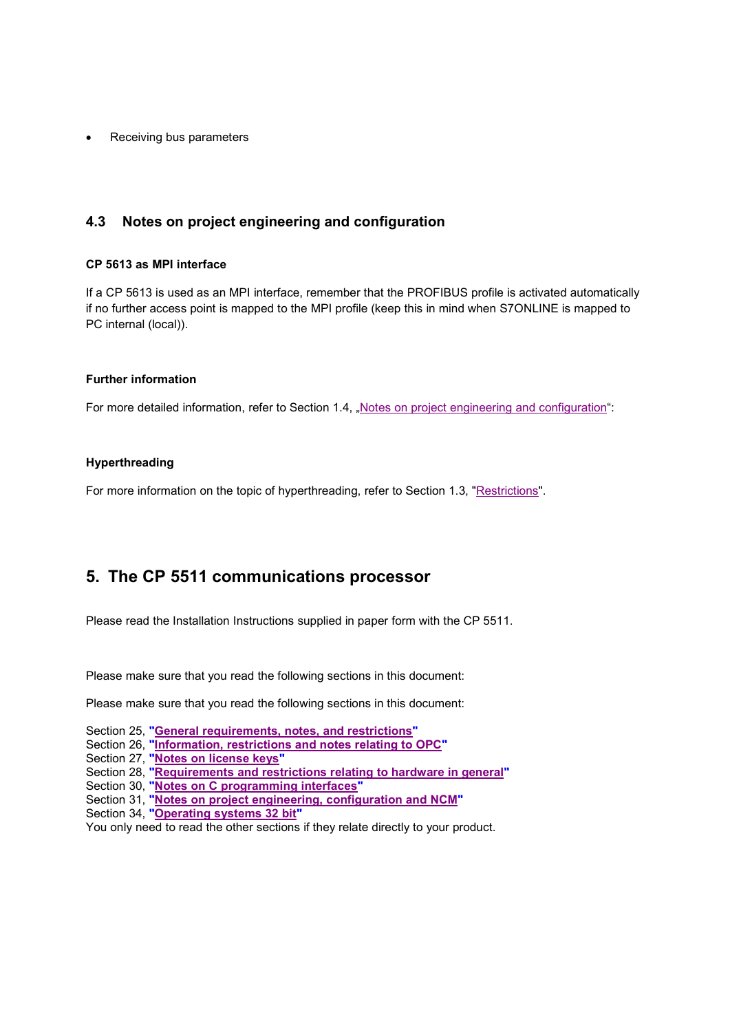- Receiving bus parameters

## 4.3 Notes on project engineering and configuration

**CP 5613 as MPI interface**

If a CP 5613 is used as an MPI interface, remember that the PROFIBUS profile is activated automatically if no further access point is mapped to the MPI profile (keep this in mind when S7ONLINE is mapped to PC internal (local)).

**Further information**

For more detailed information, refer to Section 1.4, „Notes on project engineering and configuration“:

**Hyperthreading**

For more information on the topic of hyperthreading, refer to Section 1.3, "Restrictions".

# 5. The CP 5511 communications processor

Please read the Installation Instructions supplied in paper form with the CP 5511.

Please make sure that you read the following sections in this document:

Please make sure that you read the following sections in this document:

Section 25, **"General requirements, notes, and restrictions"**
Section 26, **"Information, restrictions and notes relating to OPC"**
Section 27, **"Notes on license keys"**
Section 28, **"Requirements and restrictions relating to hardware in general"**
Section 30, **"Notes on C programming interfaces"**
Section 31, **"Notes on project engineering, configuration and NCM"**
Section 34, **"Operating systems 32 bit"**
You only need to read the other sections if they relate directly to your product.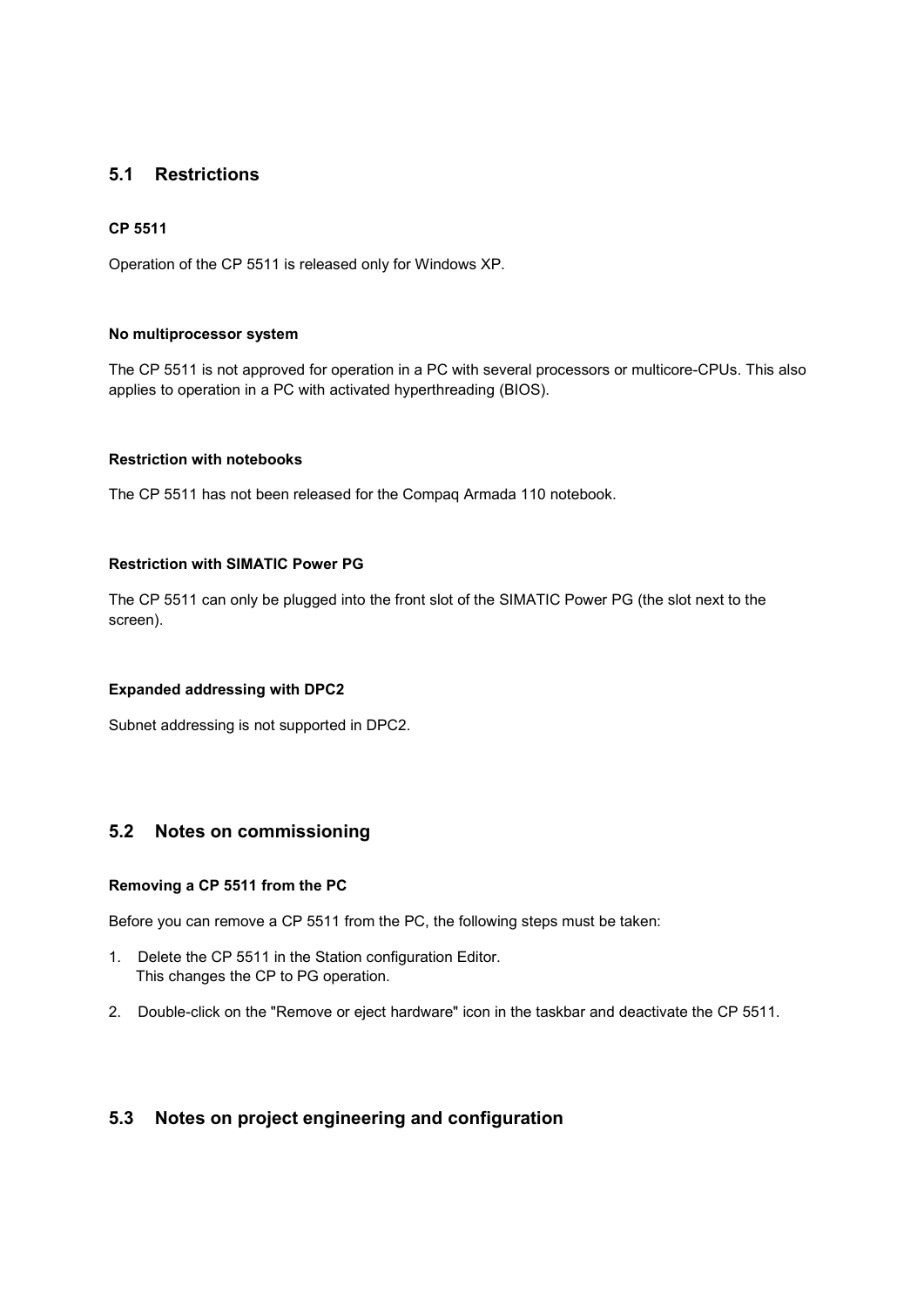## 5.1 Restrictions

#### CP 5511

Operation of the CP 5511 is released only for Windows XP.

#### No multiprocessor system

The CP 5511 is not approved for operation in a PC with several processors or multicore-CPUs. This also applies to operation in a PC with activated hyperthreading (BIOS).

#### Restriction with notebooks

The CP 5511 has not been released for the Compaq Armada 110 notebook.

#### Restriction with SIMATIC Power PG

The CP 5511 can only be plugged into the front slot of the SIMATIC Power PG (the slot next to the screen).

#### Expanded addressing with DPC2

Subnet addressing is not supported in DPC2.

## 5.2 Notes on commissioning

#### Removing a CP 5511 from the PC

Before you can remove a CP 5511 from the PC, the following steps must be taken:

1. Delete the CP 5511 in the Station configuration Editor.
   This changes the CP to PG operation.

2. Double-click on the "Remove or eject hardware" icon in the taskbar and deactivate the CP 5511.

## 5.3 Notes on project engineering and configuration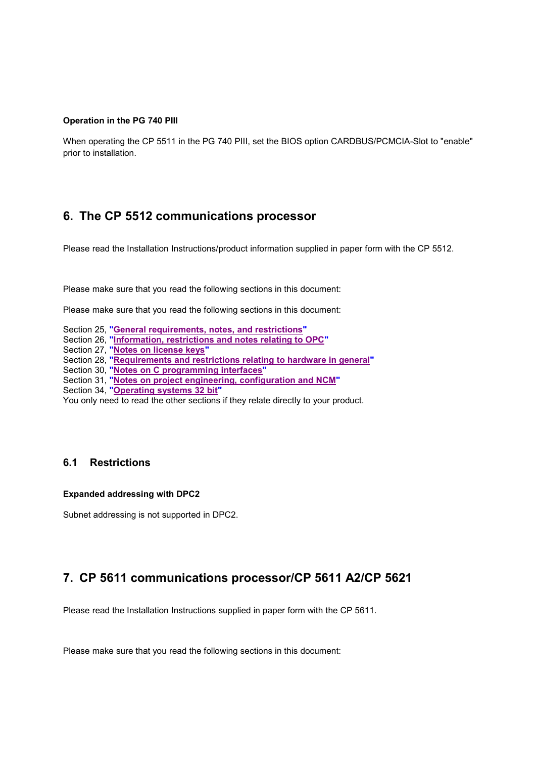**Operation in the PG 740 PIII**

When operating the CP 5511 in the PG 740 PIII, set the BIOS option CARDBUS/PCMCIA-Slot to "enable" prior to installation.

# 6. The CP 5512 communications processor

Please read the Installation Instructions/product information supplied in paper form with the CP 5512.

Please make sure that you read the following sections in this document:

Please make sure that you read the following sections in this document:

Section 25, "General requirements, notes, and restrictions"
Section 26, "Information, restrictions and notes relating to OPC"
Section 27, "Notes on license keys"
Section 28, "Requirements and restrictions relating to hardware in general"
Section 30, "Notes on C programming interfaces"
Section 31, "Notes on project engineering, configuration and NCM"
Section 34, "Operating systems 32 bit"
You only need to read the other sections if they relate directly to your product.

## 6.1 Restrictions

**Expanded addressing with DPC2**

Subnet addressing is not supported in DPC2.

# 7. CP 5611 communications processor/CP 5611 A2/CP 5621

Please read the Installation Instructions supplied in paper form with the CP 5611.

Please make sure that you read the following sections in this document: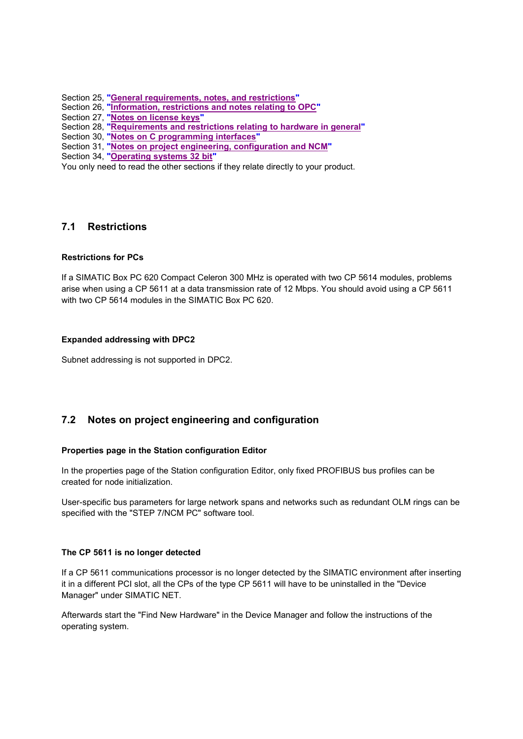Section 25, "**General requirements, notes, and restrictions**"
Section 26, "**Information, restrictions and notes relating to OPC**"
Section 27, "**Notes on license keys**"
Section 28, "**Requirements and restrictions relating to hardware in general**"
Section 30, "**Notes on C programming interfaces**"
Section 31, "**Notes on project engineering, configuration and NCM**"
Section 34, "**Operating systems 32 bit**"
You only need to read the other sections if they relate directly to your product.

## 7.1 Restrictions

**Restrictions for PCs**

If a SIMATIC Box PC 620 Compact Celeron 300 MHz is operated with two CP 5614 modules, problems arise when using a CP 5611 at a data transmission rate of 12 Mbps. You should avoid using a CP 5611 with two CP 5614 modules in the SIMATIC Box PC 620.

**Expanded addressing with DPC2**

Subnet addressing is not supported in DPC2.

## 7.2 Notes on project engineering and configuration

**Properties page in the Station configuration Editor**

In the properties page of the Station configuration Editor, only fixed PROFIBUS bus profiles can be created for node initialization.

User-specific bus parameters for large network spans and networks such as redundant OLM rings can be specified with the "STEP 7/NCM PC" software tool.

**The CP 5611 is no longer detected**

If a CP 5611 communications processor is no longer detected by the SIMATIC environment after inserting it in a different PCI slot, all the CPs of the type CP 5611 will have to be uninstalled in the "Device Manager" under SIMATIC NET.

Afterwards start the "Find New Hardware" in the Device Manager and follow the instructions of the operating system.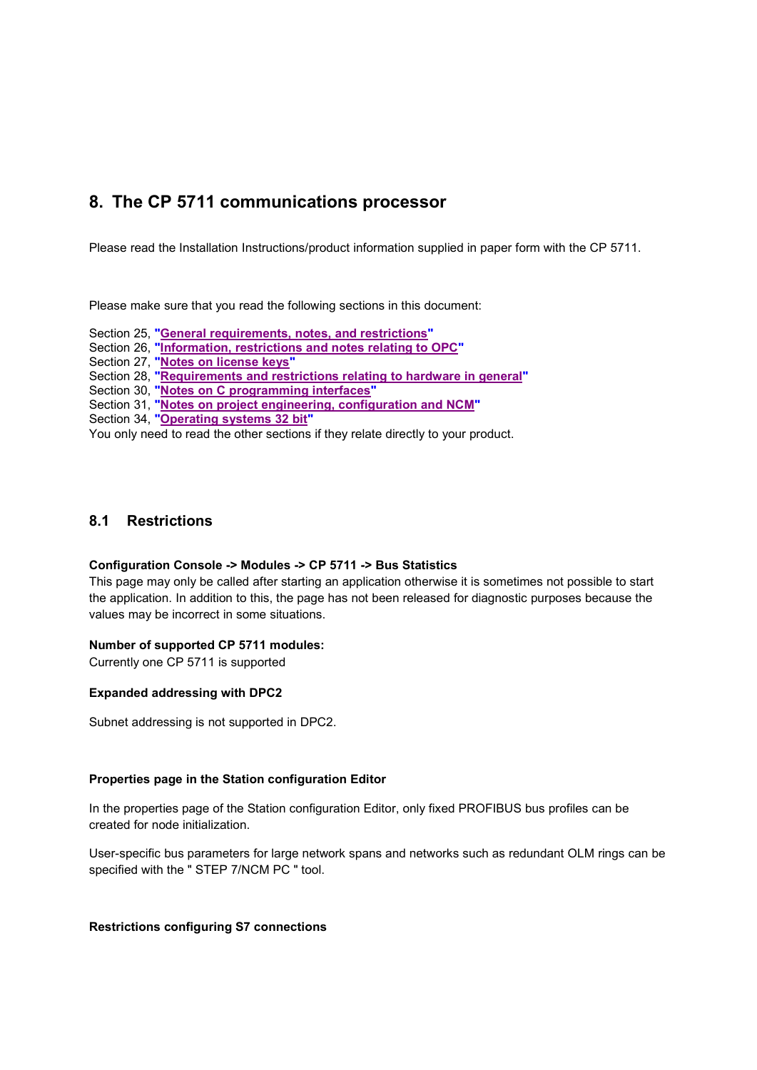# 8. The CP 5711 communications processor

Please read the Installation Instructions/product information supplied in paper form with the CP 5711.

Please make sure that you read the following sections in this document:

Section 25, "General requirements, notes, and restrictions"
Section 26, "Information, restrictions and notes relating to OPC"
Section 27, "Notes on license keys"
Section 28, "Requirements and restrictions relating to hardware in general"
Section 30, "Notes on C programming interfaces"
Section 31, "Notes on project engineering, configuration and NCM"
Section 34, "Operating systems 32 bit"
You only need to read the other sections if they relate directly to your product.

## 8.1 Restrictions

**Configuration Console -> Modules -> CP 5711 -> Bus Statistics**
This page may only be called after starting an application otherwise it is sometimes not possible to start the application. In addition to this, the page has not been released for diagnostic purposes because the values may be incorrect in some situations.

**Number of supported CP 5711 modules:**
Currently one CP 5711 is supported

**Expanded addressing with DPC2**

Subnet addressing is not supported in DPC2.

**Properties page in the Station configuration Editor**

In the properties page of the Station configuration Editor, only fixed PROFIBUS bus profiles can be created for node initialization.

User-specific bus parameters for large network spans and networks such as redundant OLM rings can be specified with the " STEP 7/NCM PC " tool.

**Restrictions configuring S7 connections**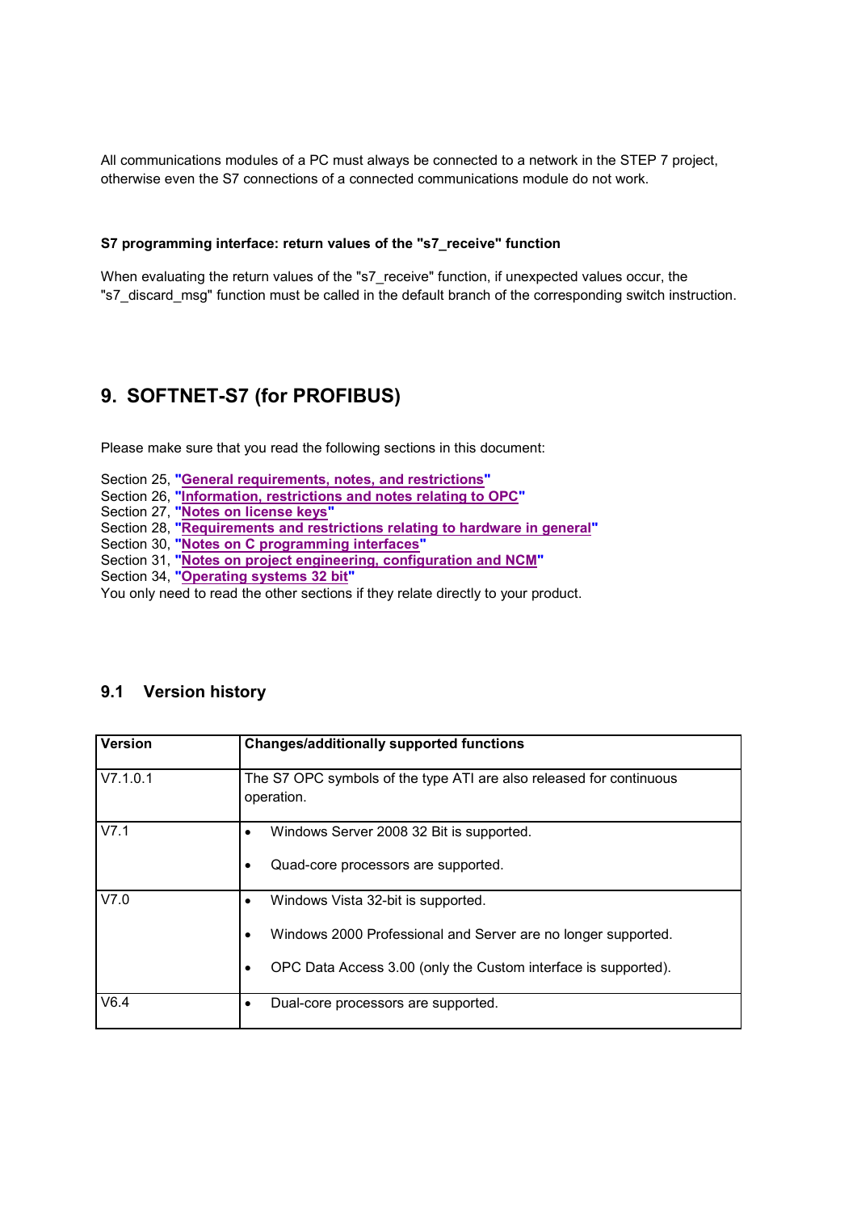All communications modules of a PC must always be connected to a network in the STEP 7 project, otherwise even the S7 connections of a connected communications module do not work.

**S7 programming interface: return values of the "s7_receive" function**

When evaluating the return values of the "s7_receive" function, if unexpected values occur, the "s7_discard_msg" function must be called in the default branch of the corresponding switch instruction.

# 9. SOFTNET-S7 (for PROFIBUS)

Please make sure that you read the following sections in this document:

Section 25, **"General requirements, notes, and restrictions"**
Section 26, **"Information, restrictions and notes relating to OPC"**
Section 27, **"Notes on license keys"**
Section 28, **"Requirements and restrictions relating to hardware in general"**
Section 30, **"Notes on C programming interfaces"**
Section 31, **"Notes on project engineering, configuration and NCM"**
Section 34, **"Operating systems 32 bit"**
You only need to read the other sections if they relate directly to your product.

## 9.1 Version history

| Version | Changes/additionally supported functions |
|---|---|
| V7.1.0.1 | The S7 OPC symbols of the type ATI are also released for continuous operation. |
| V7.1 | • Windows Server 2008 32 Bit is supported.<br>• Quad-core processors are supported. |
| V7.0 | • Windows Vista 32-bit is supported.<br>• Windows 2000 Professional and Server are no longer supported.<br>• OPC Data Access 3.00 (only the Custom interface is supported). |
| V6.4 | • Dual-core processors are supported. |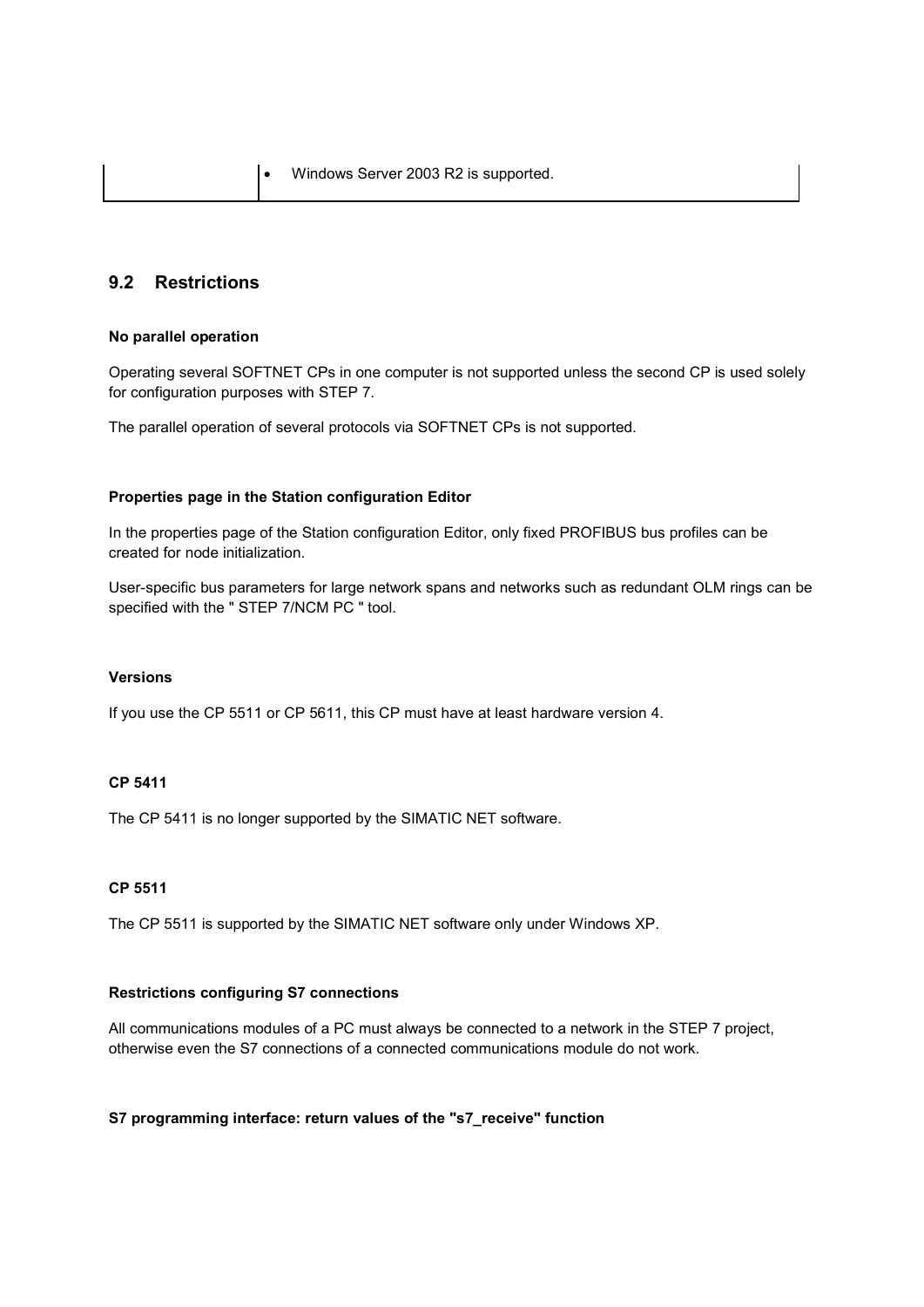| | • Windows Server 2003 R2 is supported. |
|---|---|

## 9.2 Restrictions

**No parallel operation**

Operating several SOFTNET CPs in one computer is not supported unless the second CP is used solely for configuration purposes with STEP 7.

The parallel operation of several protocols via SOFTNET CPs is not supported.

**Properties page in the Station configuration Editor**

In the properties page of the Station configuration Editor, only fixed PROFIBUS bus profiles can be created for node initialization.

User-specific bus parameters for large network spans and networks such as redundant OLM rings can be specified with the " STEP 7/NCM PC " tool.

**Versions**

If you use the CP 5511 or CP 5611, this CP must have at least hardware version 4.

**CP 5411**

The CP 5411 is no longer supported by the SIMATIC NET software.

**CP 5511**

The CP 5511 is supported by the SIMATIC NET software only under Windows XP.

**Restrictions configuring S7 connections**

All communications modules of a PC must always be connected to a network in the STEP 7 project, otherwise even the S7 connections of a connected communications module do not work.

**S7 programming interface: return values of the "s7_receive" function**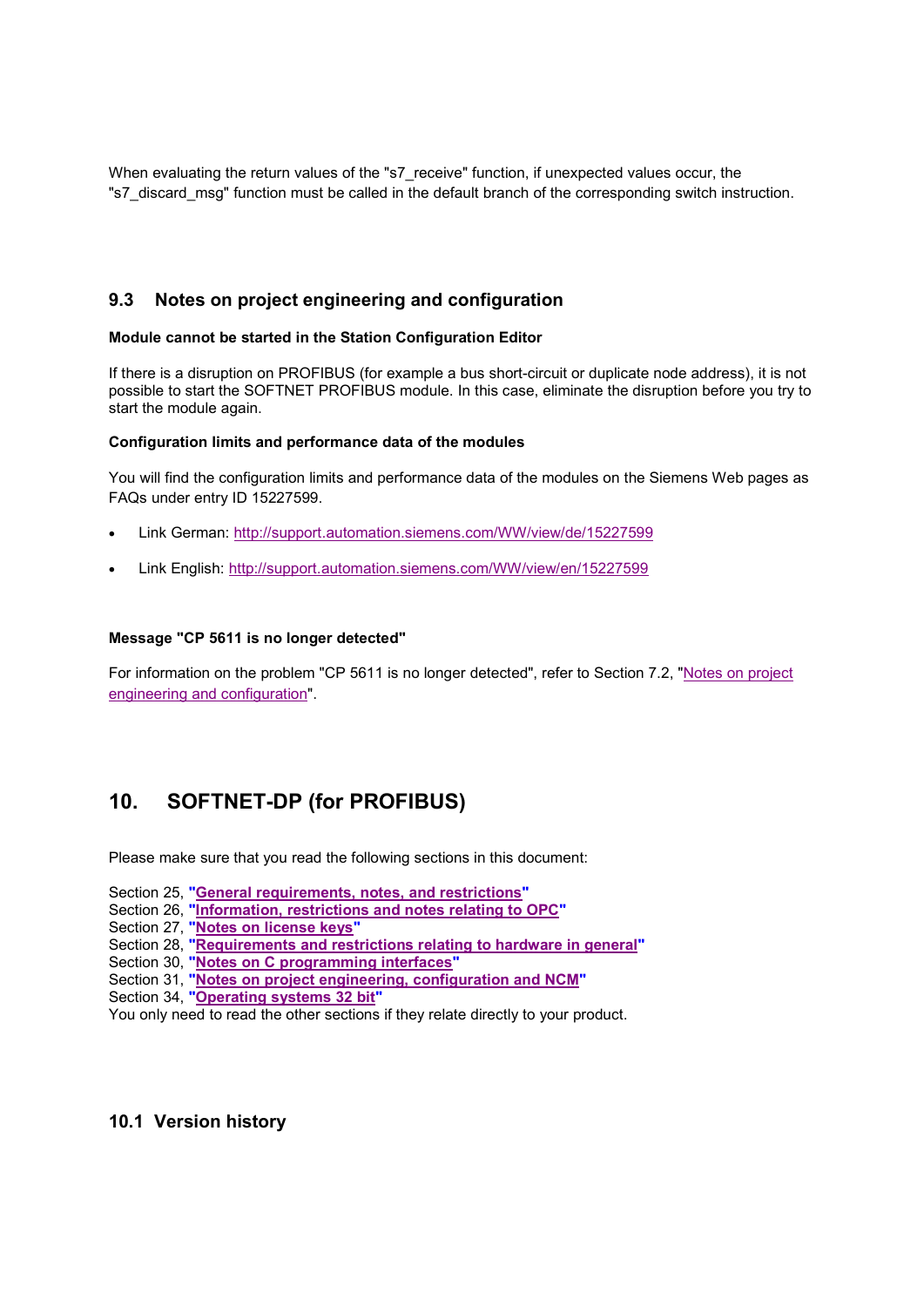When evaluating the return values of the "s7_receive" function, if unexpected values occur, the "s7_discard_msg" function must be called in the default branch of the corresponding switch instruction.

## 9.3 Notes on project engineering and configuration

**Module cannot be started in the Station Configuration Editor**

If there is a disruption on PROFIBUS (for example a bus short-circuit or duplicate node address), it is not possible to start the SOFTNET PROFIBUS module. In this case, eliminate the disruption before you try to start the module again.

**Configuration limits and performance data of the modules**

You will find the configuration limits and performance data of the modules on the Siemens Web pages as FAQs under entry ID 15227599.

- Link German: http://support.automation.siemens.com/WW/view/de/15227599
- Link English: http://support.automation.siemens.com/WW/view/en/15227599

**Message "CP 5611 is no longer detected"**

For information on the problem "CP 5611 is no longer detected", refer to Section 7.2, "Notes on project engineering and configuration".

# 10. SOFTNET-DP (for PROFIBUS)

Please make sure that you read the following sections in this document:

Section 25, **"General requirements, notes, and restrictions"**
Section 26, **"Information, restrictions and notes relating to OPC"**
Section 27, **"Notes on license keys"**
Section 28, **"Requirements and restrictions relating to hardware in general"**
Section 30, **"Notes on C programming interfaces"**
Section 31, **"Notes on project engineering, configuration and NCM"**
Section 34, **"Operating systems 32 bit"**
You only need to read the other sections if they relate directly to your product.

## 10.1 Version history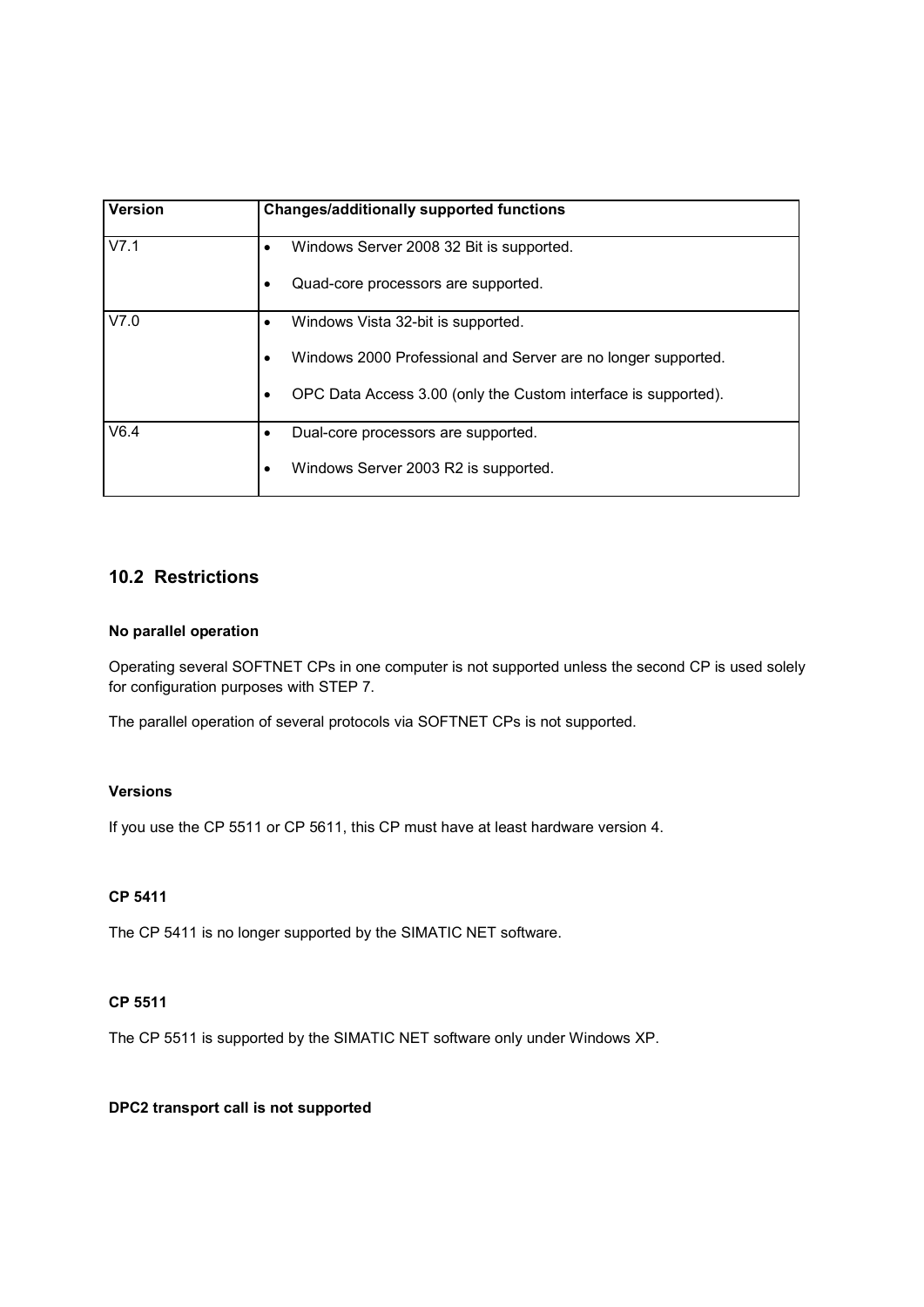| Version | Changes/additionally supported functions |
|---|---|
| V7.1 | • Windows Server 2008 32 Bit is supported.<br>• Quad-core processors are supported. |
| V7.0 | • Windows Vista 32-bit is supported.<br>• Windows 2000 Professional and Server are no longer supported.<br>• OPC Data Access 3.00 (only the Custom interface is supported). |
| V6.4 | • Dual-core processors are supported.<br>• Windows Server 2003 R2 is supported. |

## 10.2 Restrictions

#### No parallel operation

Operating several SOFTNET CPs in one computer is not supported unless the second CP is used solely for configuration purposes with STEP 7.

The parallel operation of several protocols via SOFTNET CPs is not supported.

#### Versions

If you use the CP 5511 or CP 5611, this CP must have at least hardware version 4.

#### CP 5411

The CP 5411 is no longer supported by the SIMATIC NET software.

#### CP 5511

The CP 5511 is supported by the SIMATIC NET software only under Windows XP.

#### DPC2 transport call is not supported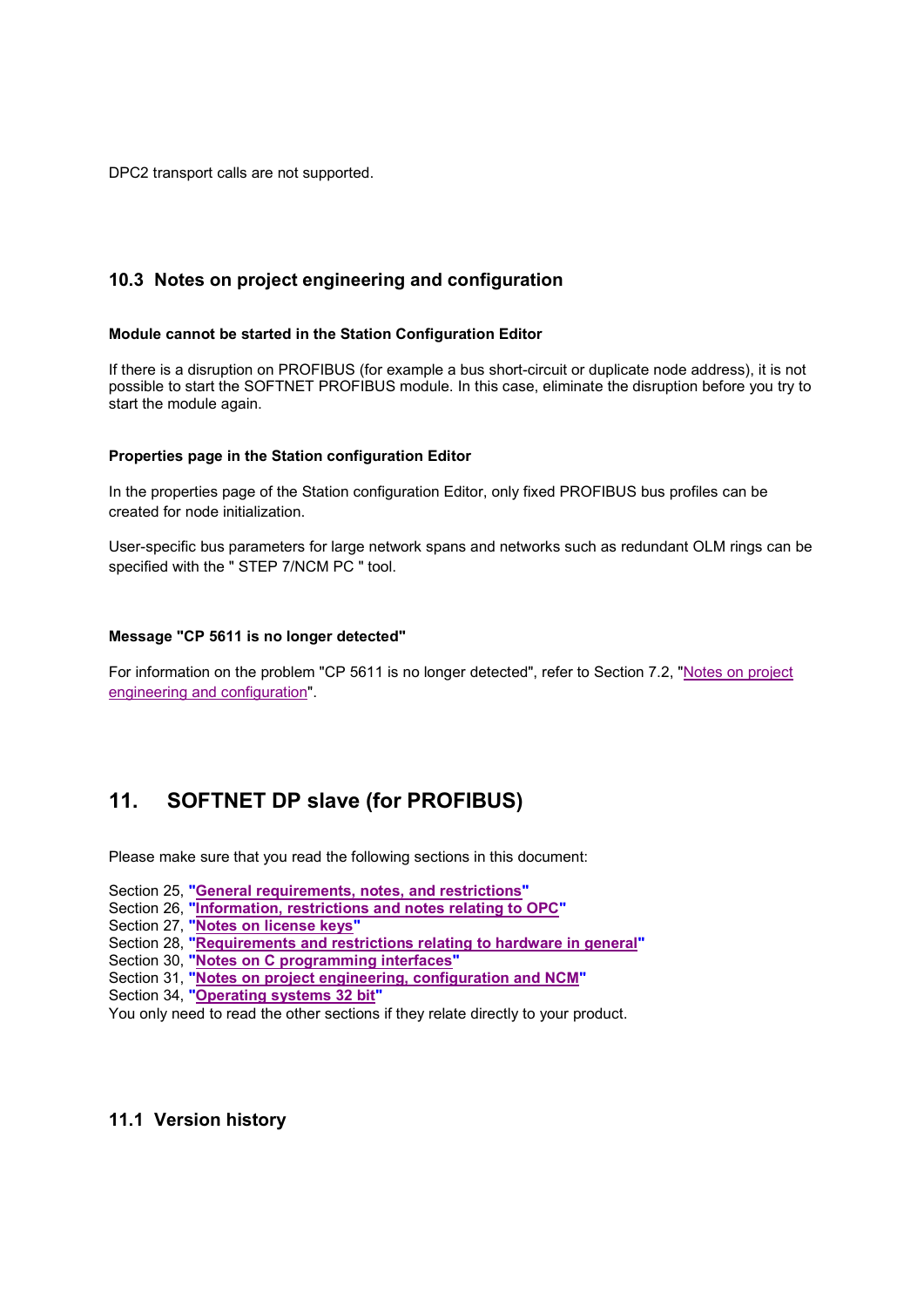DPC2 transport calls are not supported.

## 10.3 Notes on project engineering and configuration

**Module cannot be started in the Station Configuration Editor**

If there is a disruption on PROFIBUS (for example a bus short-circuit or duplicate node address), it is not possible to start the SOFTNET PROFIBUS module. In this case, eliminate the disruption before you try to start the module again.

**Properties page in the Station configuration Editor**

In the properties page of the Station configuration Editor, only fixed PROFIBUS bus profiles can be created for node initialization.

User-specific bus parameters for large network spans and networks such as redundant OLM rings can be specified with the " STEP 7/NCM PC " tool.

**Message "CP 5611 is no longer detected"**

For information on the problem "CP 5611 is no longer detected", refer to Section 7.2, "Notes on project engineering and configuration".

# 11. SOFTNET DP slave (for PROFIBUS)

Please make sure that you read the following sections in this document:

Section 25, **"General requirements, notes, and restrictions"**
Section 26, **"Information, restrictions and notes relating to OPC"**
Section 27, **"Notes on license keys"**
Section 28, **"Requirements and restrictions relating to hardware in general"**
Section 30, **"Notes on C programming interfaces"**
Section 31, **"Notes on project engineering, configuration and NCM"**
Section 34, **"Operating systems 32 bit"**
You only need to read the other sections if they relate directly to your product.

## 11.1 Version history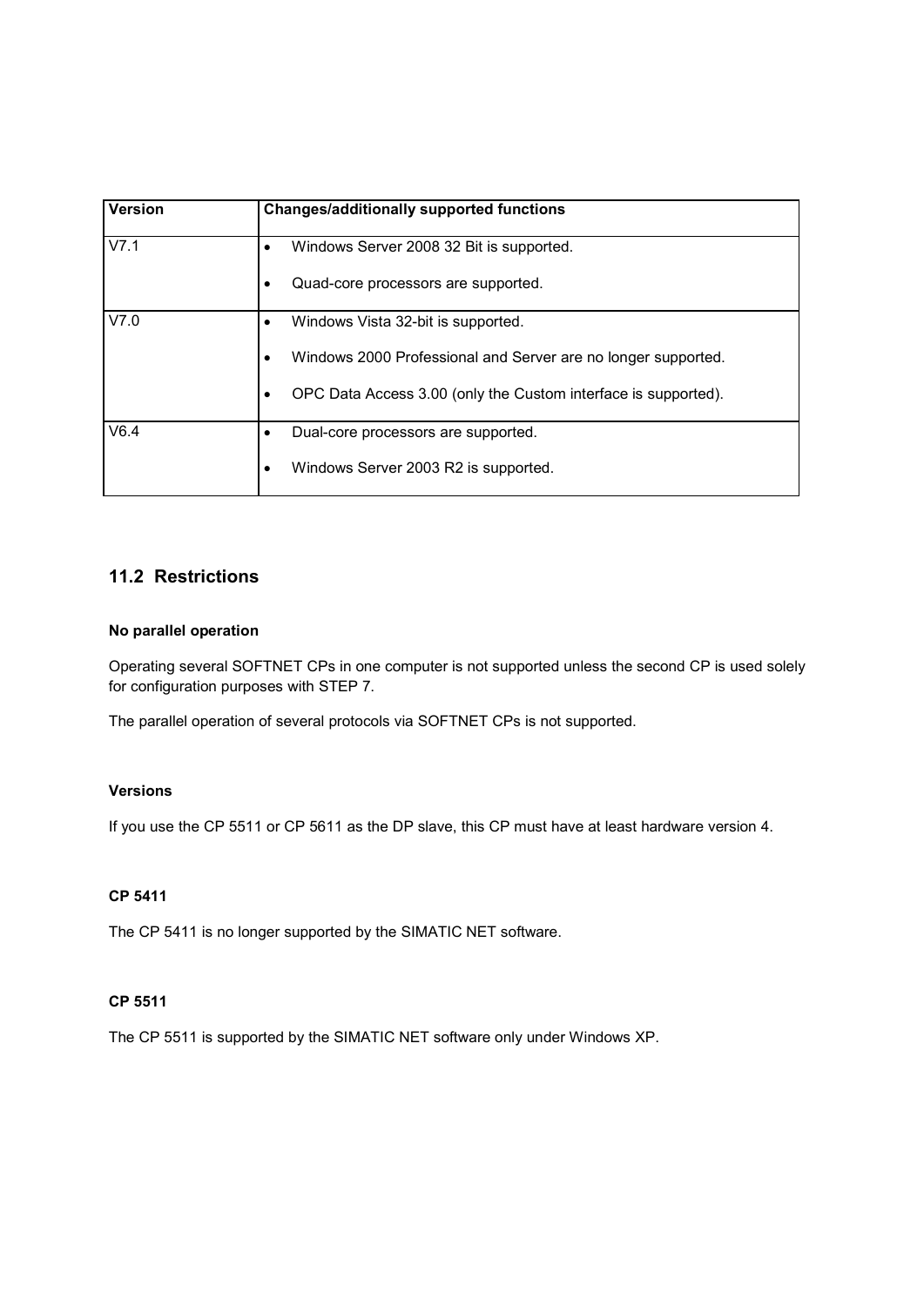| Version | Changes/additionally supported functions |
|---|---|
| V7.1 | • Windows Server 2008 32 Bit is supported.<br>• Quad-core processors are supported. |
| V7.0 | • Windows Vista 32-bit is supported.<br>• Windows 2000 Professional and Server are no longer supported.<br>• OPC Data Access 3.00 (only the Custom interface is supported). |
| V6.4 | • Dual-core processors are supported.<br>• Windows Server 2003 R2 is supported. |

## 11.2 Restrictions

#### No parallel operation

Operating several SOFTNET CPs in one computer is not supported unless the second CP is used solely for configuration purposes with STEP 7.

The parallel operation of several protocols via SOFTNET CPs is not supported.

#### Versions

If you use the CP 5511 or CP 5611 as the DP slave, this CP must have at least hardware version 4.

#### CP 5411

The CP 5411 is no longer supported by the SIMATIC NET software.

#### CP 5511

The CP 5511 is supported by the SIMATIC NET software only under Windows XP.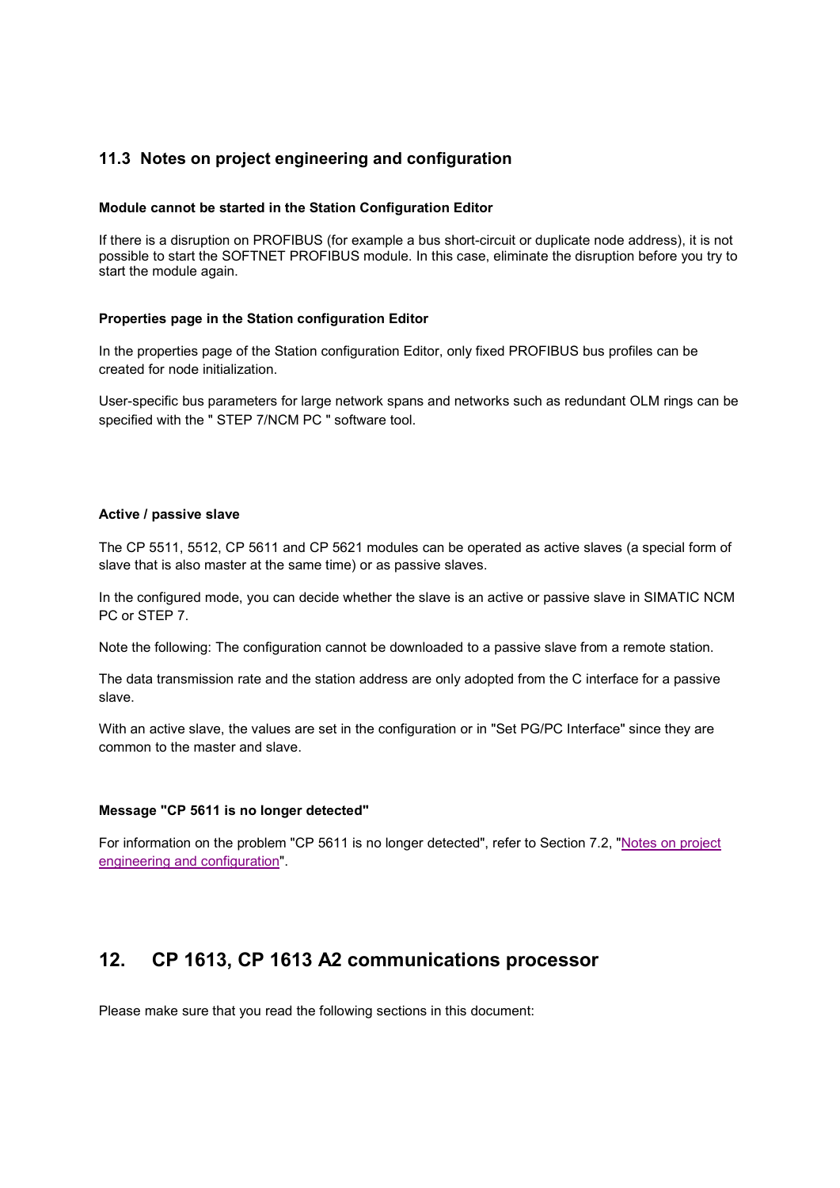## 11.3 Notes on project engineering and configuration

**Module cannot be started in the Station Configuration Editor**

If there is a disruption on PROFIBUS (for example a bus short-circuit or duplicate node address), it is not possible to start the SOFTNET PROFIBUS module. In this case, eliminate the disruption before you try to start the module again.

**Properties page in the Station configuration Editor**

In the properties page of the Station configuration Editor, only fixed PROFIBUS bus profiles can be created for node initialization.

User-specific bus parameters for large network spans and networks such as redundant OLM rings can be specified with the " STEP 7/NCM PC " software tool.

**Active / passive slave**

The CP 5511, 5512, CP 5611 and CP 5621 modules can be operated as active slaves (a special form of slave that is also master at the same time) or as passive slaves.

In the configured mode, you can decide whether the slave is an active or passive slave in SIMATIC NCM PC or STEP 7.

Note the following: The configuration cannot be downloaded to a passive slave from a remote station.

The data transmission rate and the station address are only adopted from the C interface for a passive slave.

With an active slave, the values are set in the configuration or in "Set PG/PC Interface" since they are common to the master and slave.

**Message "CP 5611 is no longer detected"**

For information on the problem "CP 5611 is no longer detected", refer to Section 7.2, "Notes on project engineering and configuration".

# 12. CP 1613, CP 1613 A2 communications processor

Please make sure that you read the following sections in this document: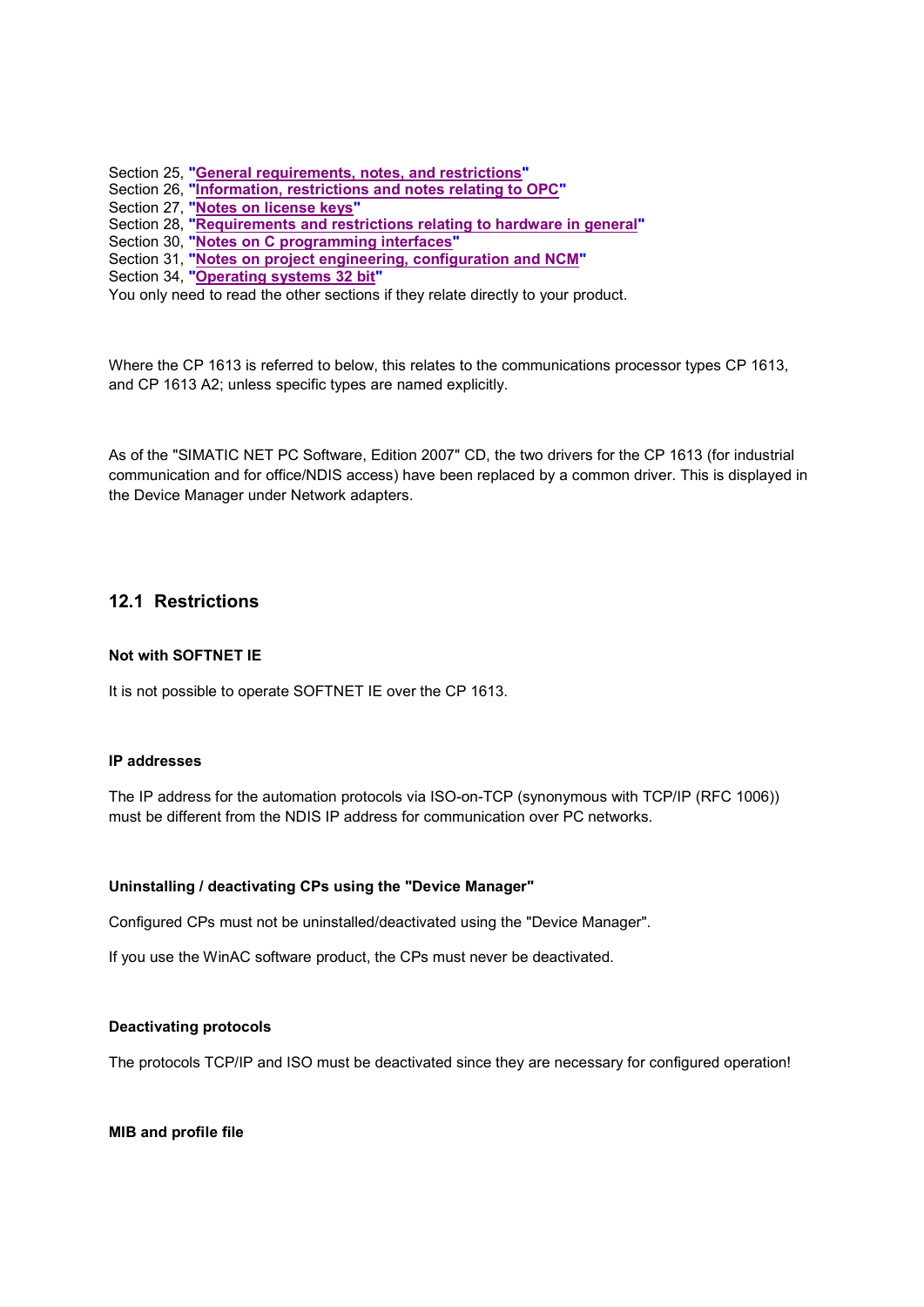Section 25, "**General requirements, notes, and restrictions**"
Section 26, "**Information, restrictions and notes relating to OPC**"
Section 27, "**Notes on license keys**"
Section 28, "**Requirements and restrictions relating to hardware in general**"
Section 30, "**Notes on C programming interfaces**"
Section 31, "**Notes on project engineering, configuration and NCM**"
Section 34, "**Operating systems 32 bit**"
You only need to read the other sections if they relate directly to your product.

Where the CP 1613 is referred to below, this relates to the communications processor types CP 1613, and CP 1613 A2; unless specific types are named explicitly.

As of the "SIMATIC NET PC Software, Edition 2007" CD, the two drivers for the CP 1613 (for industrial communication and for office/NDIS access) have been replaced by a common driver. This is displayed in the Device Manager under Network adapters.

## 12.1 Restrictions

**Not with SOFTNET IE**

It is not possible to operate SOFTNET IE over the CP 1613.

**IP addresses**

The IP address for the automation protocols via ISO-on-TCP (synonymous with TCP/IP (RFC 1006)) must be different from the NDIS IP address for communication over PC networks.

**Uninstalling / deactivating CPs using the "Device Manager"**

Configured CPs must not be uninstalled/deactivated using the "Device Manager".

If you use the WinAC software product, the CPs must never be deactivated.

**Deactivating protocols**

The protocols TCP/IP and ISO must be deactivated since they are necessary for configured operation!

**MIB and profile file**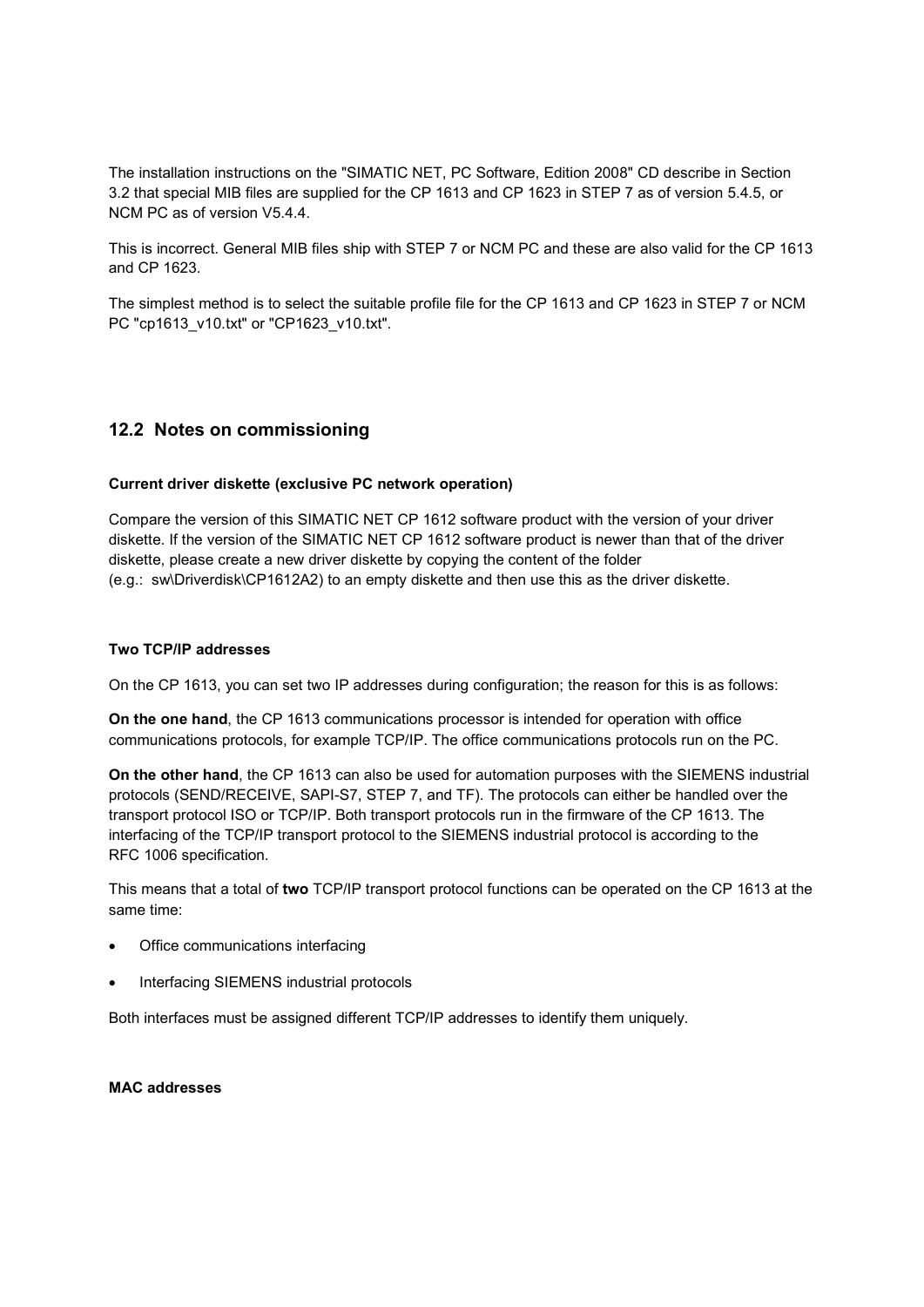The installation instructions on the "SIMATIC NET, PC Software, Edition 2008" CD describe in Section 3.2 that special MIB files are supplied for the CP 1613 and CP 1623 in STEP 7 as of version 5.4.5, or NCM PC as of version V5.4.4.

This is incorrect. General MIB files ship with STEP 7 or NCM PC and these are also valid for the CP 1613 and CP 1623.

The simplest method is to select the suitable profile file for the CP 1613 and CP 1623 in STEP 7 or NCM PC "cp1613_v10.txt" or "CP1623_v10.txt".

## 12.2 Notes on commissioning

#### Current driver diskette (exclusive PC network operation)

Compare the version of this SIMATIC NET CP 1612 software product with the version of your driver diskette. If the version of the SIMATIC NET CP 1612 software product is newer than that of the driver diskette, please create a new driver diskette by copying the content of the folder (e.g.: sw\Driverdisk\CP1612A2) to an empty diskette and then use this as the driver diskette.

#### Two TCP/IP addresses

On the CP 1613, you can set two IP addresses during configuration; the reason for this is as follows:

**On the one hand**, the CP 1613 communications processor is intended for operation with office communications protocols, for example TCP/IP. The office communications protocols run on the PC.

**On the other hand**, the CP 1613 can also be used for automation purposes with the SIEMENS industrial protocols (SEND/RECEIVE, SAPI-S7, STEP 7, and TF). The protocols can either be handled over the transport protocol ISO or TCP/IP. Both transport protocols run in the firmware of the CP 1613. The interfacing of the TCP/IP transport protocol to the SIEMENS industrial protocol is according to the RFC 1006 specification.

This means that a total of **two** TCP/IP transport protocol functions can be operated on the CP 1613 at the same time:

- Office communications interfacing
- Interfacing SIEMENS industrial protocols

Both interfaces must be assigned different TCP/IP addresses to identify them uniquely.

#### MAC addresses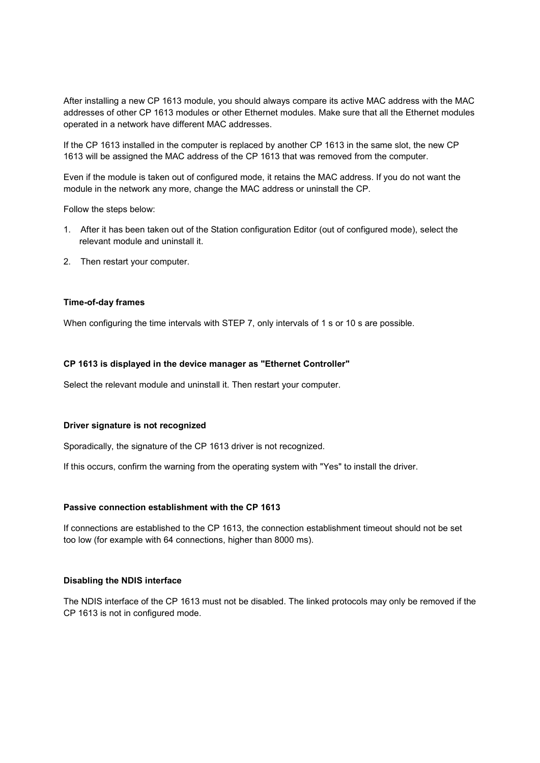After installing a new CP 1613 module, you should always compare its active MAC address with the MAC addresses of other CP 1613 modules or other Ethernet modules. Make sure that all the Ethernet modules operated in a network have different MAC addresses.

If the CP 1613 installed in the computer is replaced by another CP 1613 in the same slot, the new CP 1613 will be assigned the MAC address of the CP 1613 that was removed from the computer.

Even if the module is taken out of configured mode, it retains the MAC address. If you do not want the module in the network any more, change the MAC address or uninstall the CP.

Follow the steps below:

1. After it has been taken out of the Station configuration Editor (out of configured mode), select the relevant module and uninstall it.
2. Then restart your computer.

**Time-of-day frames**

When configuring the time intervals with STEP 7, only intervals of 1 s or 10 s are possible.

**CP 1613 is displayed in the device manager as "Ethernet Controller"**

Select the relevant module and uninstall it. Then restart your computer.

**Driver signature is not recognized**

Sporadically, the signature of the CP 1613 driver is not recognized.

If this occurs, confirm the warning from the operating system with "Yes" to install the driver.

**Passive connection establishment with the CP 1613**

If connections are established to the CP 1613, the connection establishment timeout should not be set too low (for example with 64 connections, higher than 8000 ms).

**Disabling the NDIS interface**

The NDIS interface of the CP 1613 must not be disabled. The linked protocols may only be removed if the CP 1613 is not in configured mode.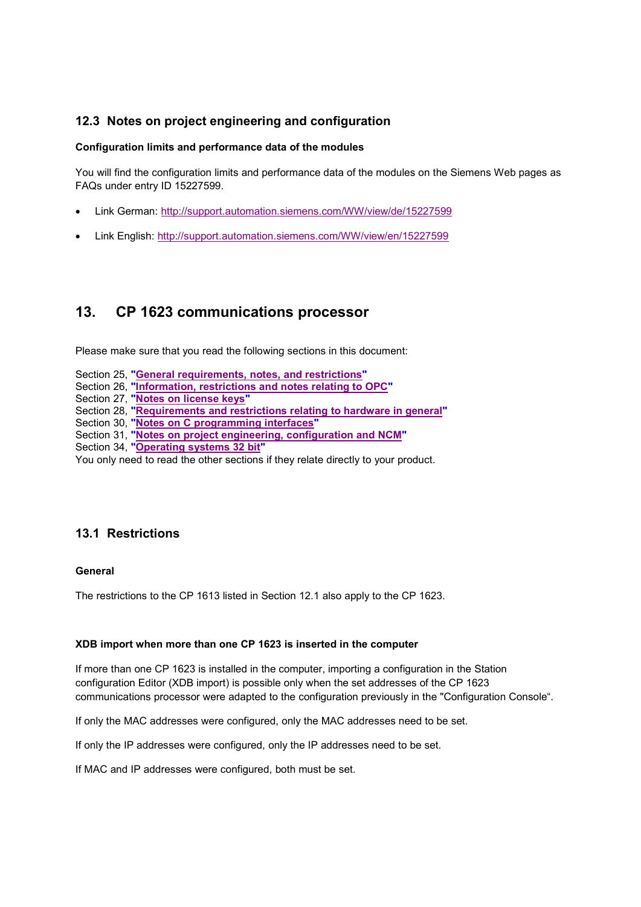### 12.3 Notes on project engineering and configuration

**Configuration limits and performance data of the modules**

You will find the configuration limits and performance data of the modules on the Siemens Web pages as FAQs under entry ID 15227599.

- Link German: [http://support.automation.siemens.com/WW/view/de/15227599](http://support.automation.siemens.com/WW/view/de/15227599)
- Link English: [http://support.automation.siemens.com/WW/view/en/15227599](http://support.automation.siemens.com/WW/view/en/15227599)

## 13. CP 1623 communications processor

Please make sure that you read the following sections in this document:

Section 25, **"General requirements, notes, and restrictions"**
Section 26, **"Information, restrictions and notes relating to OPC"**
Section 27, **"Notes on license keys"**
Section 28, **"Requirements and restrictions relating to hardware in general"**
Section 30, **"Notes on C programming interfaces"**
Section 31, **"Notes on project engineering, configuration and NCM"**
Section 34, **"Operating systems 32 bit"**
You only need to read the other sections if they relate directly to your product.

### 13.1 Restrictions

**General**

The restrictions to the CP 1613 listed in Section 12.1 also apply to the CP 1623.

**XDB import when more than one CP 1623 is inserted in the computer**

If more than one CP 1623 is installed in the computer, importing a configuration in the Station configuration Editor (XDB import) is possible only when the set addresses of the CP 1623 communications processor were adapted to the configuration previously in the "Configuration Console“.

If only the MAC addresses were configured, only the MAC addresses need to be set.

If only the IP addresses were configured, only the IP addresses need to be set.

If MAC and IP addresses were configured, both must be set.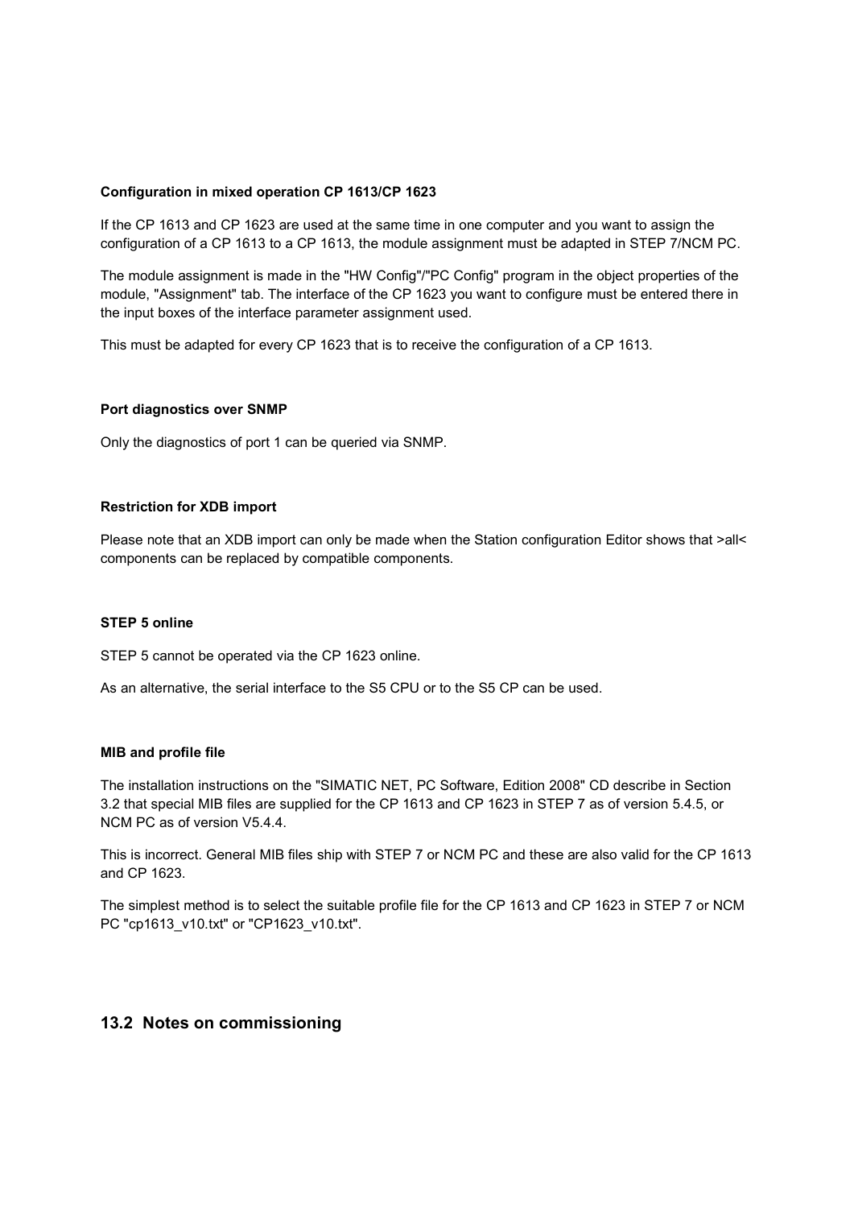**Configuration in mixed operation CP 1613/CP 1623**

If the CP 1613 and CP 1623 are used at the same time in one computer and you want to assign the configuration of a CP 1613 to a CP 1613, the module assignment must be adapted in STEP 7/NCM PC.

The module assignment is made in the "HW Config"/"PC Config" program in the object properties of the module, "Assignment" tab. The interface of the CP 1623 you want to configure must be entered there in the input boxes of the interface parameter assignment used.

This must be adapted for every CP 1623 that is to receive the configuration of a CP 1613.

**Port diagnostics over SNMP**

Only the diagnostics of port 1 can be queried via SNMP.

**Restriction for XDB import**

Please note that an XDB import can only be made when the Station configuration Editor shows that >all< components can be replaced by compatible components.

**STEP 5 online**

STEP 5 cannot be operated via the CP 1623 online.

As an alternative, the serial interface to the S5 CPU or to the S5 CP can be used.

**MIB and profile file**

The installation instructions on the "SIMATIC NET, PC Software, Edition 2008" CD describe in Section 3.2 that special MIB files are supplied for the CP 1613 and CP 1623 in STEP 7 as of version 5.4.5, or NCM PC as of version V5.4.4.

This is incorrect. General MIB files ship with STEP 7 or NCM PC and these are also valid for the CP 1613 and CP 1623.

The simplest method is to select the suitable profile file for the CP 1613 and CP 1623 in STEP 7 or NCM PC "cp1613_v10.txt" or "CP1623_v10.txt".

## 13.2 Notes on commissioning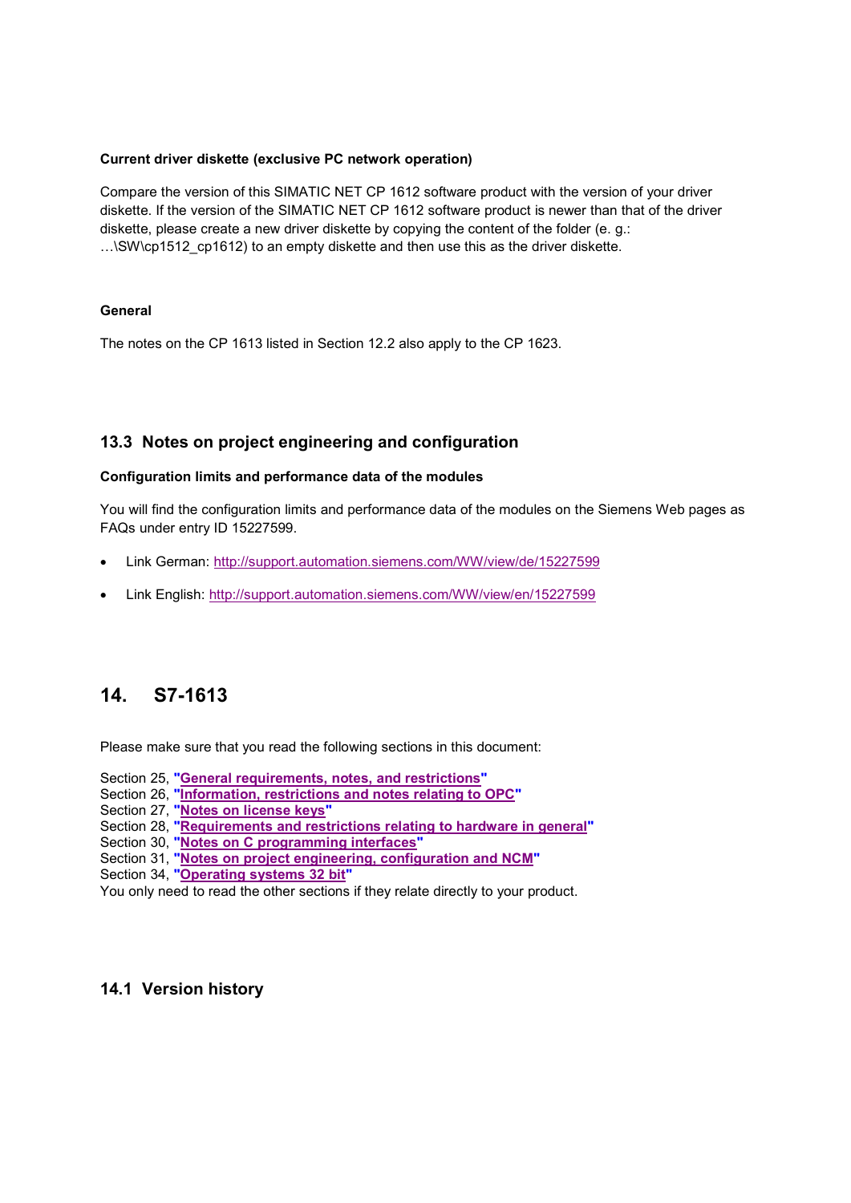**Current driver diskette (exclusive PC network operation)**

Compare the version of this SIMATIC NET CP 1612 software product with the version of your driver diskette. If the version of the SIMATIC NET CP 1612 software product is newer than that of the driver diskette, please create a new driver diskette by copying the content of the folder (e. g.: …\SW\cp1512_cp1612) to an empty diskette and then use this as the driver diskette.

**General**

The notes on the CP 1613 listed in Section 12.2 also apply to the CP 1623.

## 13.3 Notes on project engineering and configuration

**Configuration limits and performance data of the modules**

You will find the configuration limits and performance data of the modules on the Siemens Web pages as FAQs under entry ID 15227599.

- Link German: http://support.automation.siemens.com/WW/view/de/15227599
- Link English: http://support.automation.siemens.com/WW/view/en/15227599

# 14. S7-1613

Please make sure that you read the following sections in this document:

Section 25, **"General requirements, notes, and restrictions"**
Section 26, **"Information, restrictions and notes relating to OPC"**
Section 27, **"Notes on license keys"**
Section 28, **"Requirements and restrictions relating to hardware in general"**
Section 30, **"Notes on C programming interfaces"**
Section 31, **"Notes on project engineering, configuration and NCM"**
Section 34, **"Operating systems 32 bit"**
You only need to read the other sections if they relate directly to your product.

## 14.1 Version history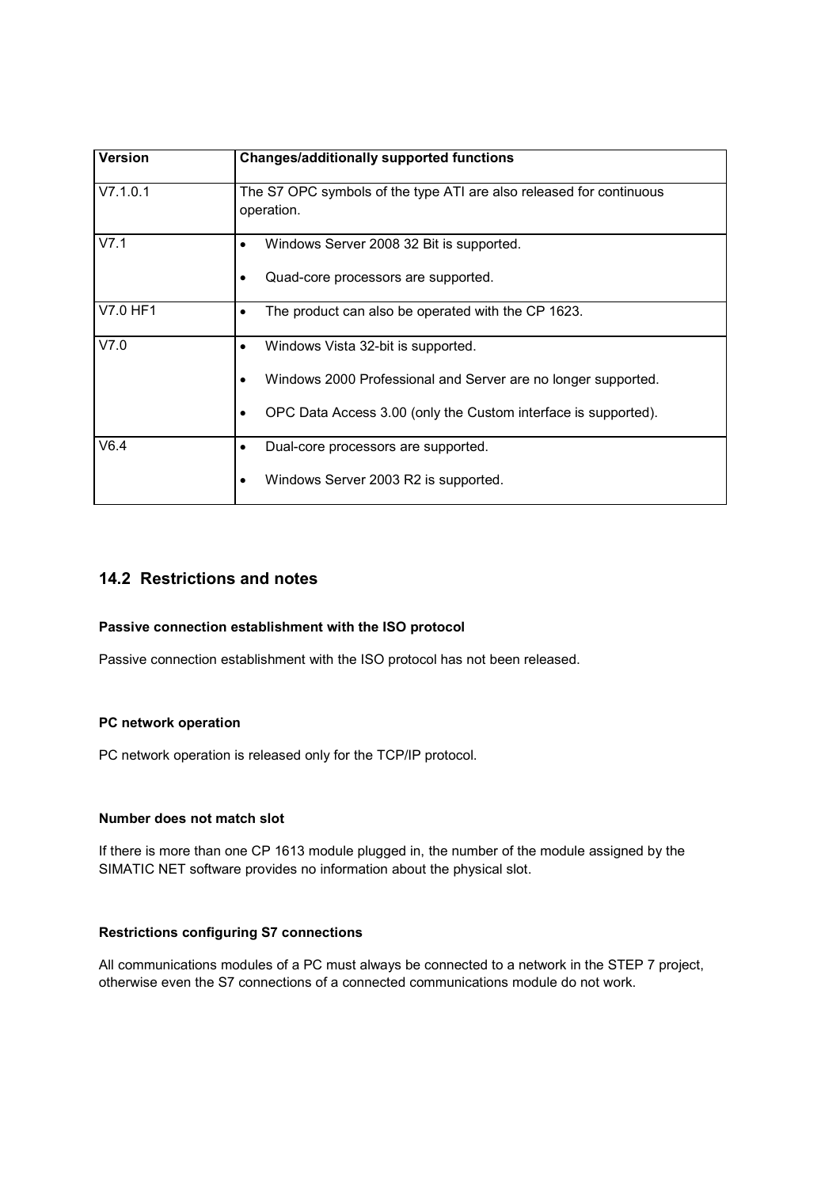| Version | Changes/additionally supported functions |
| --- | --- |
| V7.1.0.1 | The S7 OPC symbols of the type ATI are also released for continuous operation. |
| V7.1 | • Windows Server 2008 32 Bit is supported.<br>• Quad-core processors are supported. |
| V7.0 HF1 | • The product can also be operated with the CP 1623. |
| V7.0 | • Windows Vista 32-bit is supported.<br>• Windows 2000 Professional and Server are no longer supported.<br>• OPC Data Access 3.00 (only the Custom interface is supported). |
| V6.4 | • Dual-core processors are supported.<br>• Windows Server 2003 R2 is supported. |

## 14.2 Restrictions and notes

#### Passive connection establishment with the ISO protocol

Passive connection establishment with the ISO protocol has not been released.

#### PC network operation

PC network operation is released only for the TCP/IP protocol.

#### Number does not match slot

If there is more than one CP 1613 module plugged in, the number of the module assigned by the SIMATIC NET software provides no information about the physical slot.

#### Restrictions configuring S7 connections

All communications modules of a PC must always be connected to a network in the STEP 7 project, otherwise even the S7 connections of a connected communications module do not work.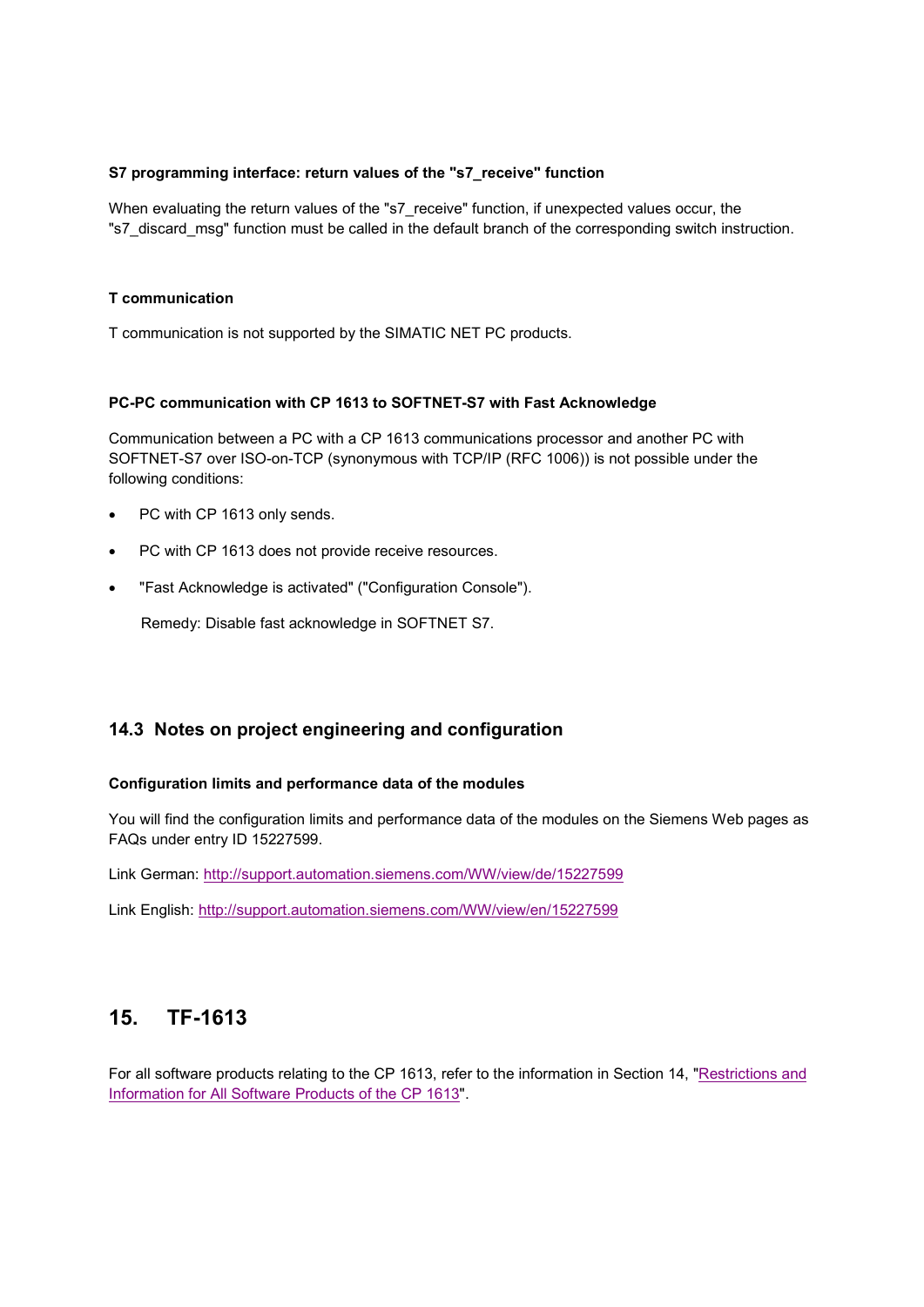#### S7 programming interface: return values of the "s7_receive" function

When evaluating the return values of the "s7_receive" function, if unexpected values occur, the "s7_discard_msg" function must be called in the default branch of the corresponding switch instruction.

#### T communication

T communication is not supported by the SIMATIC NET PC products.

#### PC-PC communication with CP 1613 to SOFTNET-S7 with Fast Acknowledge

Communication between a PC with a CP 1613 communications processor and another PC with SOFTNET-S7 over ISO-on-TCP (synonymous with TCP/IP (RFC 1006)) is not possible under the following conditions:

- PC with CP 1613 only sends.
- PC with CP 1613 does not provide receive resources.
- "Fast Acknowledge is activated" ("Configuration Console").

  Remedy: Disable fast acknowledge in SOFTNET S7.

### 14.3 Notes on project engineering and configuration

#### Configuration limits and performance data of the modules

You will find the configuration limits and performance data of the modules on the Siemens Web pages as FAQs under entry ID 15227599.

Link German: http://support.automation.siemens.com/WW/view/de/15227599

Link English: http://support.automation.siemens.com/WW/view/en/15227599

## 15. TF-1613

For all software products relating to the CP 1613, refer to the information in Section 14, "Restrictions and Information for All Software Products of the CP 1613".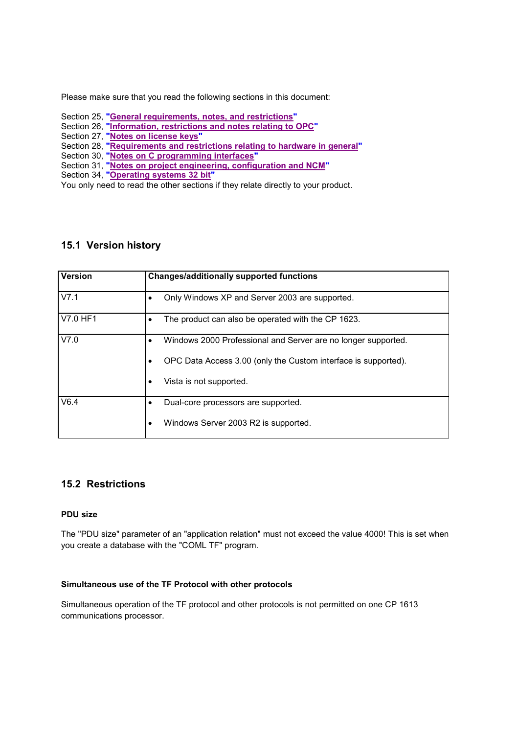Please make sure that you read the following sections in this document:

Section 25, "**General requirements, notes, and restrictions**"
Section 26, "**Information, restrictions and notes relating to OPC**"
Section 27, "**Notes on license keys**"
Section 28, "**Requirements and restrictions relating to hardware in general**"
Section 30, "**Notes on C programming interfaces**"
Section 31, "**Notes on project engineering, configuration and NCM**"
Section 34, "**Operating systems 32 bit**"
You only need to read the other sections if they relate directly to your product.

## 15.1 Version history

| Version | Changes/additionally supported functions |
|---|---|
| V7.1 | • Only Windows XP and Server 2003 are supported. |
| V7.0 HF1 | • The product can also be operated with the CP 1623. |
| V7.0 | • Windows 2000 Professional and Server are no longer supported.<br>• OPC Data Access 3.00 (only the Custom interface is supported).<br>• Vista is not supported. |
| V6.4 | • Dual-core processors are supported.<br>• Windows Server 2003 R2 is supported. |

## 15.2 Restrictions

#### PDU size

The "PDU size" parameter of an "application relation" must not exceed the value 4000! This is set when you create a database with the "COML TF" program.

#### Simultaneous use of the TF Protocol with other protocols

Simultaneous operation of the TF protocol and other protocols is not permitted on one CP 1613 communications processor.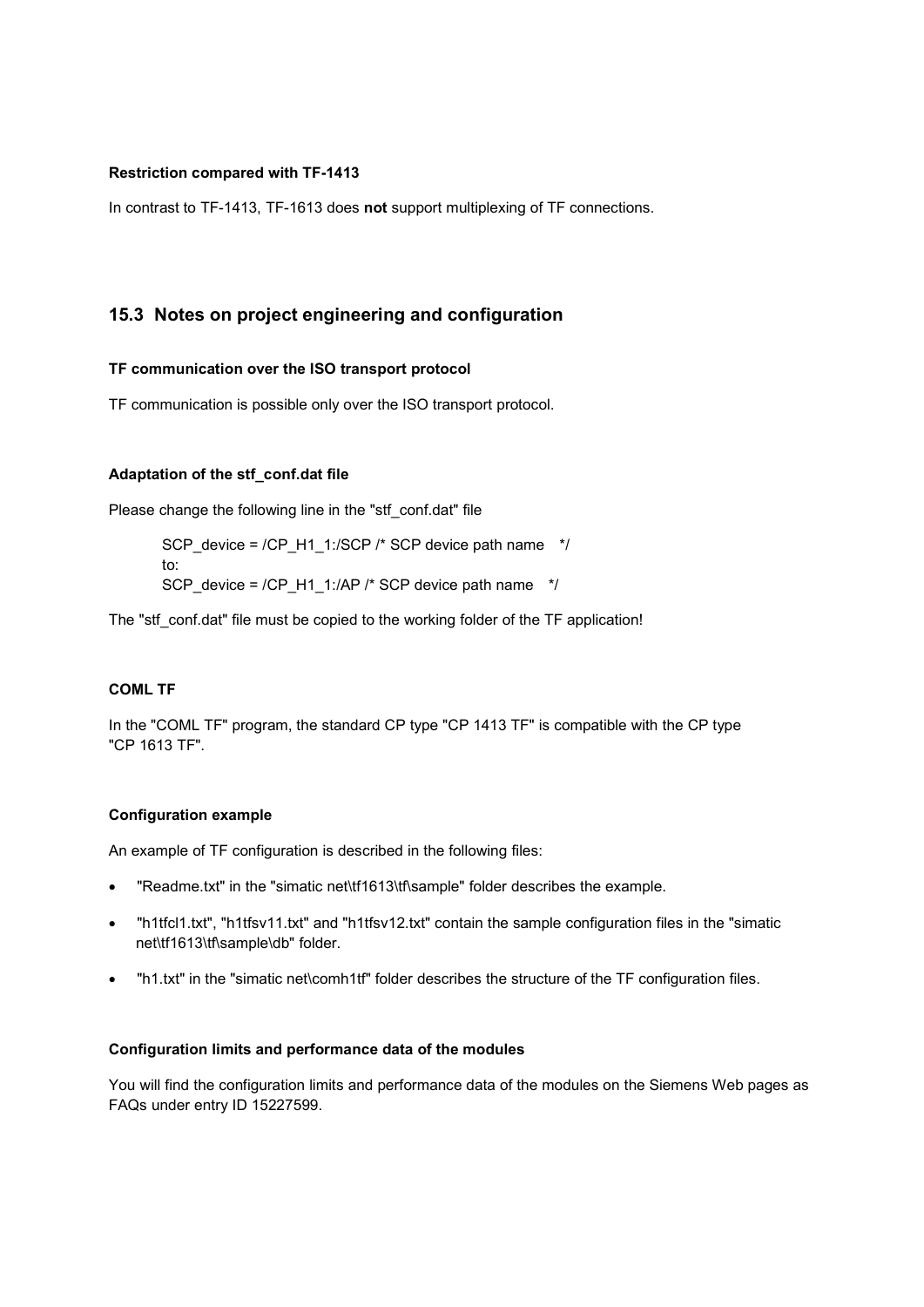#### Restriction compared with TF-1413

In contrast to TF-1413, TF-1613 does **not** support multiplexing of TF connections.

## 15.3 Notes on project engineering and configuration

#### TF communication over the ISO transport protocol

TF communication is possible only over the ISO transport protocol.

#### Adaptation of the stf_conf.dat file

Please change the following line in the "stf_conf.dat" file

```
SCP_device = /CP_H1_1:/SCP /* SCP device path name   */
to:
SCP_device = /CP_H1_1:/AP /* SCP device path name   */
```

The "stf_conf.dat" file must be copied to the working folder of the TF application!

#### COML TF

In the "COML TF" program, the standard CP type "CP 1413 TF" is compatible with the CP type "CP 1613 TF".

#### Configuration example

An example of TF configuration is described in the following files:

- "Readme.txt" in the "simatic net\tf1613\tf\sample" folder describes the example.
- "h1tfcl1.txt", "h1tfsv11.txt" and "h1tfsv12.txt" contain the sample configuration files in the "simatic net\tf1613\tf\sample\db" folder.
- "h1.txt" in the "simatic net\comh1tf" folder describes the structure of the TF configuration files.

#### Configuration limits and performance data of the modules

You will find the configuration limits and performance data of the modules on the Siemens Web pages as FAQs under entry ID 15227599.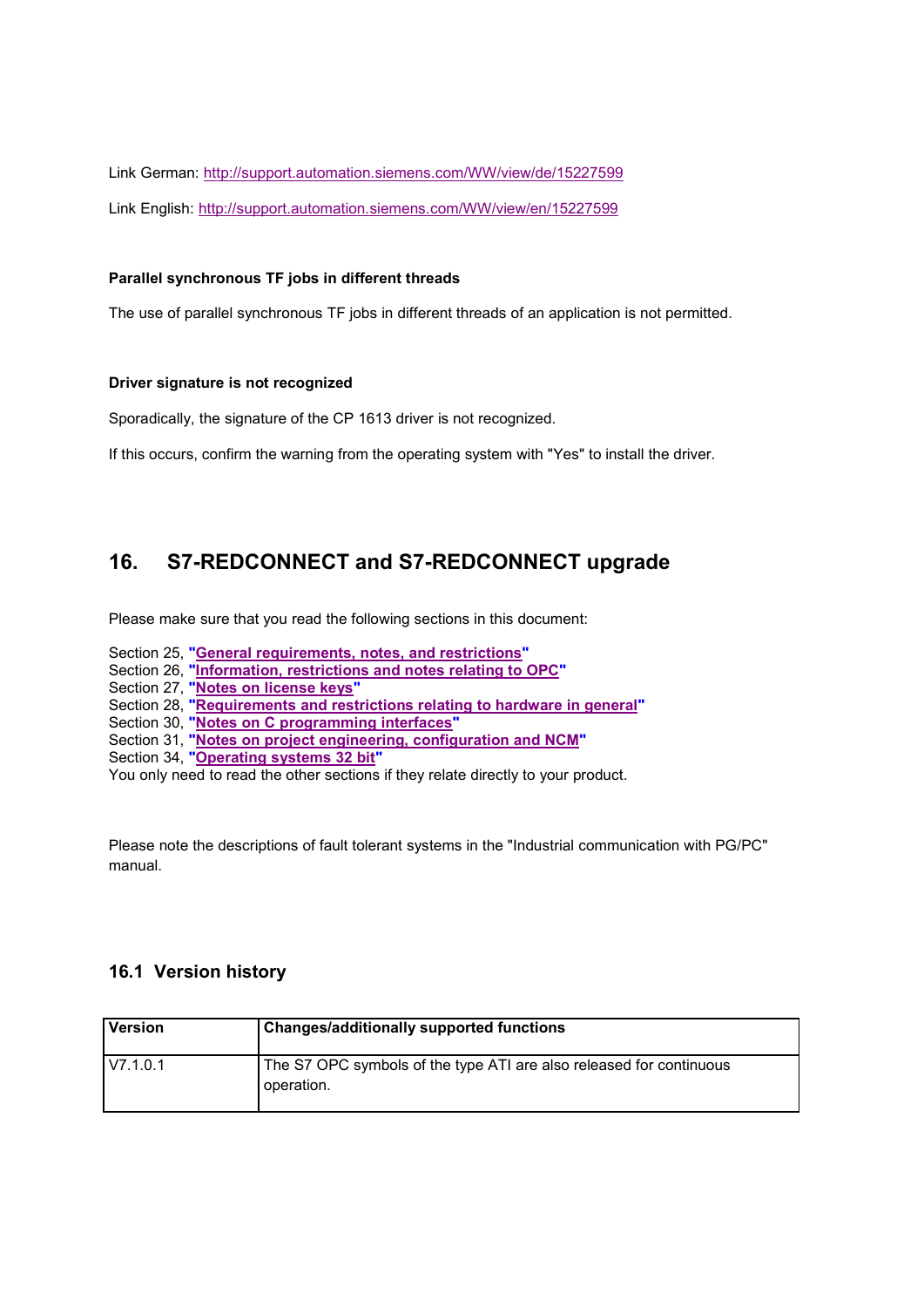Link German: http://support.automation.siemens.com/WW/view/de/15227599

Link English: http://support.automation.siemens.com/WW/view/en/15227599

**Parallel synchronous TF jobs in different threads**

The use of parallel synchronous TF jobs in different threads of an application is not permitted.

**Driver signature is not recognized**

Sporadically, the signature of the CP 1613 driver is not recognized.

If this occurs, confirm the warning from the operating system with "Yes" to install the driver.

# 16. S7-REDCONNECT and S7-REDCONNECT upgrade

Please make sure that you read the following sections in this document:

Section 25, **"General requirements, notes, and restrictions"**
Section 26, **"Information, restrictions and notes relating to OPC"**
Section 27, **"Notes on license keys"**
Section 28, **"Requirements and restrictions relating to hardware in general"**
Section 30, **"Notes on C programming interfaces"**
Section 31, **"Notes on project engineering, configuration and NCM"**
Section 34, **"Operating systems 32 bit"**
You only need to read the other sections if they relate directly to your product.

Please note the descriptions of fault tolerant systems in the "Industrial communication with PG/PC" manual.

## 16.1 Version history

| Version | Changes/additionally supported functions |
|---|---|
| V7.1.0.1 | The S7 OPC symbols of the type ATI are also released for continuous operation. |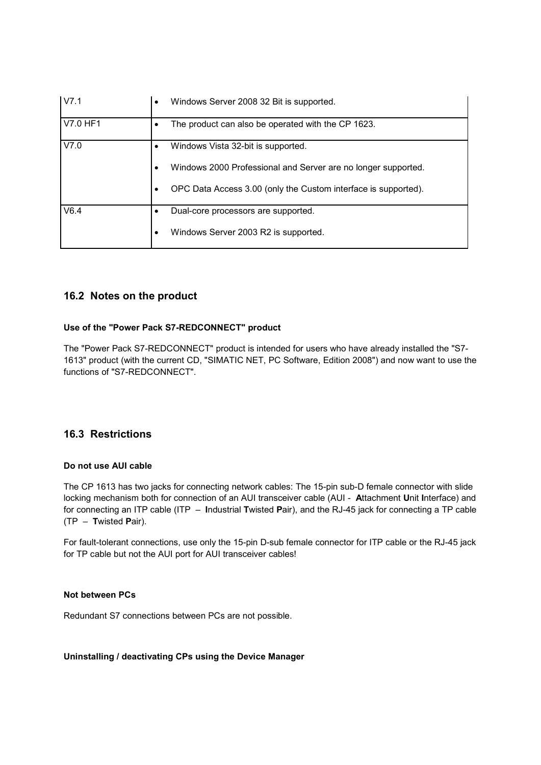| | |
|---|---|
| V7.1 | • Windows Server 2008 32 Bit is supported. |
| V7.0 HF1 | • The product can also be operated with the CP 1623. |
| V7.0 | • Windows Vista 32-bit is supported.<br>• Windows 2000 Professional and Server are no longer supported.<br>• OPC Data Access 3.00 (only the Custom interface is supported). |
| V6.4 | • Dual-core processors are supported.<br>• Windows Server 2003 R2 is supported. |

## 16.2 Notes on the product

#### Use of the "Power Pack S7-REDCONNECT" product

The "Power Pack S7-REDCONNECT" product is intended for users who have already installed the "S7-1613" product (with the current CD, "SIMATIC NET, PC Software, Edition 2008") and now want to use the functions of "S7-REDCONNECT".

## 16.3 Restrictions

#### Do not use AUI cable

The CP 1613 has two jacks for connecting network cables: The 15-pin sub-D female connector with slide locking mechanism both for connection of an AUI transceiver cable (AUI - **A**ttachment **U**nit **I**nterface) and for connecting an ITP cable (ITP – **I**ndustrial **T**wisted **P**air), and the RJ-45 jack for connecting a TP cable (TP – **T**wisted **P**air).

For fault-tolerant connections, use only the 15-pin D-sub female connector for ITP cable or the RJ-45 jack for TP cable but not the AUI port for AUI transceiver cables!

#### Not between PCs

Redundant S7 connections between PCs are not possible.

#### Uninstalling / deactivating CPs using the Device Manager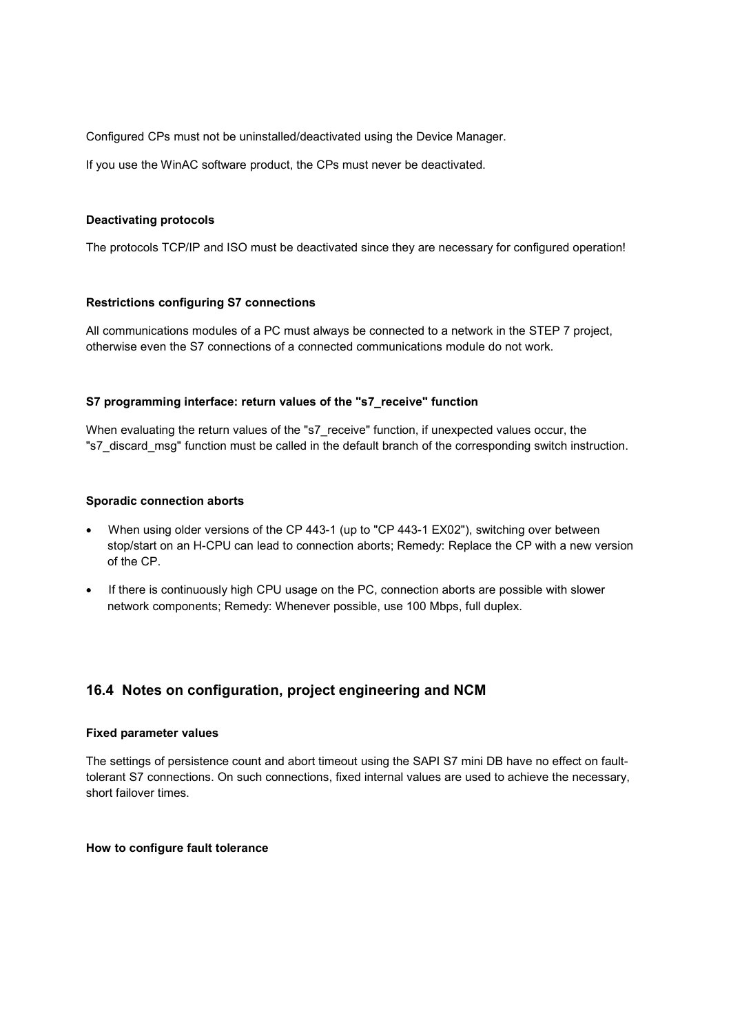Configured CPs must not be uninstalled/deactivated using the Device Manager.

If you use the WinAC software product, the CPs must never be deactivated.

#### Deactivating protocols

The protocols TCP/IP and ISO must be deactivated since they are necessary for configured operation!

#### Restrictions configuring S7 connections

All communications modules of a PC must always be connected to a network in the STEP 7 project, otherwise even the S7 connections of a connected communications module do not work.

#### S7 programming interface: return values of the "s7_receive" function

When evaluating the return values of the "s7_receive" function, if unexpected values occur, the "s7_discard_msg" function must be called in the default branch of the corresponding switch instruction.

#### Sporadic connection aborts

- When using older versions of the CP 443-1 (up to "CP 443-1 EX02"), switching over between stop/start on an H-CPU can lead to connection aborts; Remedy: Replace the CP with a new version of the CP.
- If there is continuously high CPU usage on the PC, connection aborts are possible with slower network components; Remedy: Whenever possible, use 100 Mbps, full duplex.

## 16.4 Notes on configuration, project engineering and NCM

#### Fixed parameter values

The settings of persistence count and abort timeout using the SAPI S7 mini DB have no effect on fault-tolerant S7 connections. On such connections, fixed internal values are used to achieve the necessary, short failover times.

#### How to configure fault tolerance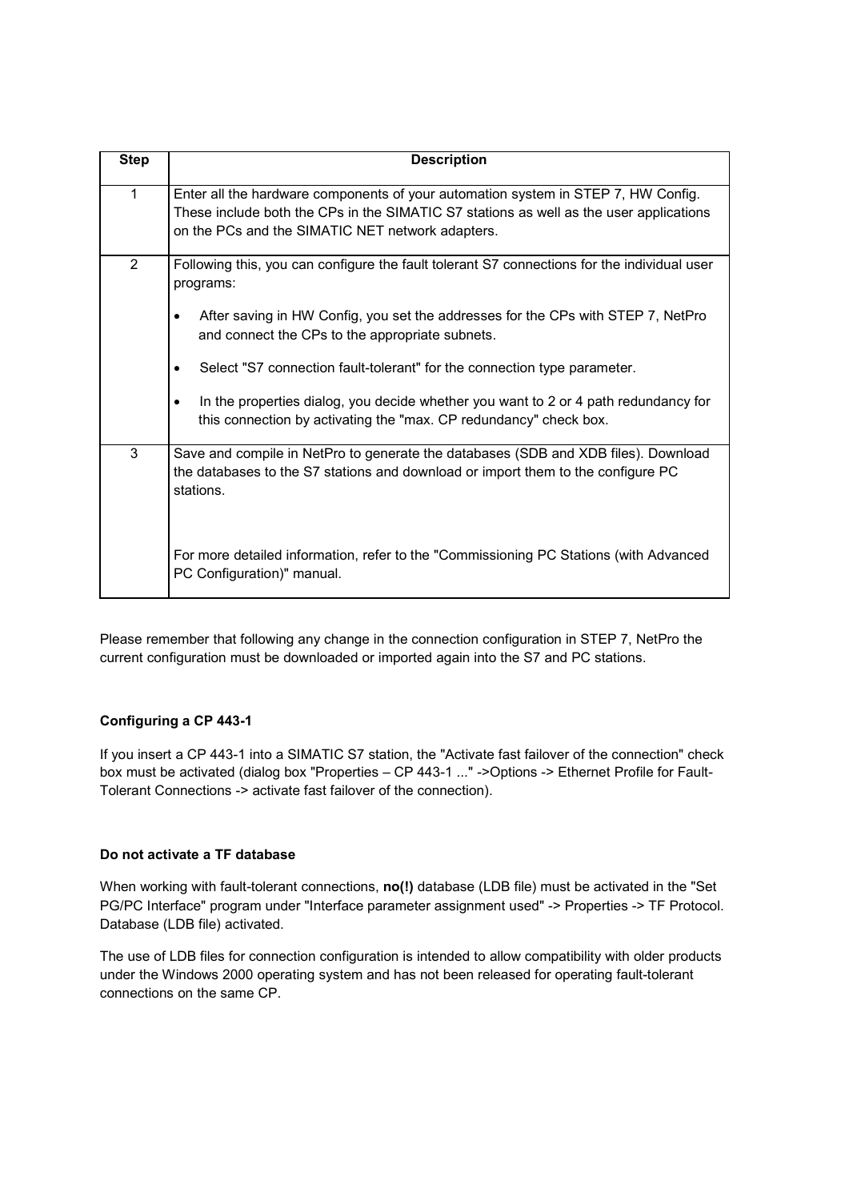| Step | Description |
|---|---|
| 1 | Enter all the hardware components of your automation system in STEP 7, HW Config. These include both the CPs in the SIMATIC S7 stations as well as the user applications on the PCs and the SIMATIC NET network adapters. |
| 2 | Following this, you can configure the fault tolerant S7 connections for the individual user programs:<br>• After saving in HW Config, you set the addresses for the CPs with STEP 7, NetPro and connect the CPs to the appropriate subnets.<br>• Select "S7 connection fault-tolerant" for the connection type parameter.<br>• In the properties dialog, you decide whether you want to 2 or 4 path redundancy for this connection by activating the "max. CP redundancy" check box. |
| 3 | Save and compile in NetPro to generate the databases (SDB and XDB files). Download the databases to the S7 stations and download or import them to the configure PC stations.<br><br>For more detailed information, refer to the "Commissioning PC Stations (with Advanced PC Configuration)" manual. |

Please remember that following any change in the connection configuration in STEP 7, NetPro the current configuration must be downloaded or imported again into the S7 and PC stations.

**Configuring a CP 443-1**

If you insert a CP 443-1 into a SIMATIC S7 station, the "Activate fast failover of the connection" check box must be activated (dialog box "Properties – CP 443-1 ..." ->Options -> Ethernet Profile for Fault-Tolerant Connections -> activate fast failover of the connection).

**Do not activate a TF database**

When working with fault-tolerant connections, **no(!)** database (LDB file) must be activated in the "Set PG/PC Interface" program under "Interface parameter assignment used" -> Properties -> TF Protocol. Database (LDB file) activated.

The use of LDB files for connection configuration is intended to allow compatibility with older products under the Windows 2000 operating system and has not been released for operating fault-tolerant connections on the same CP.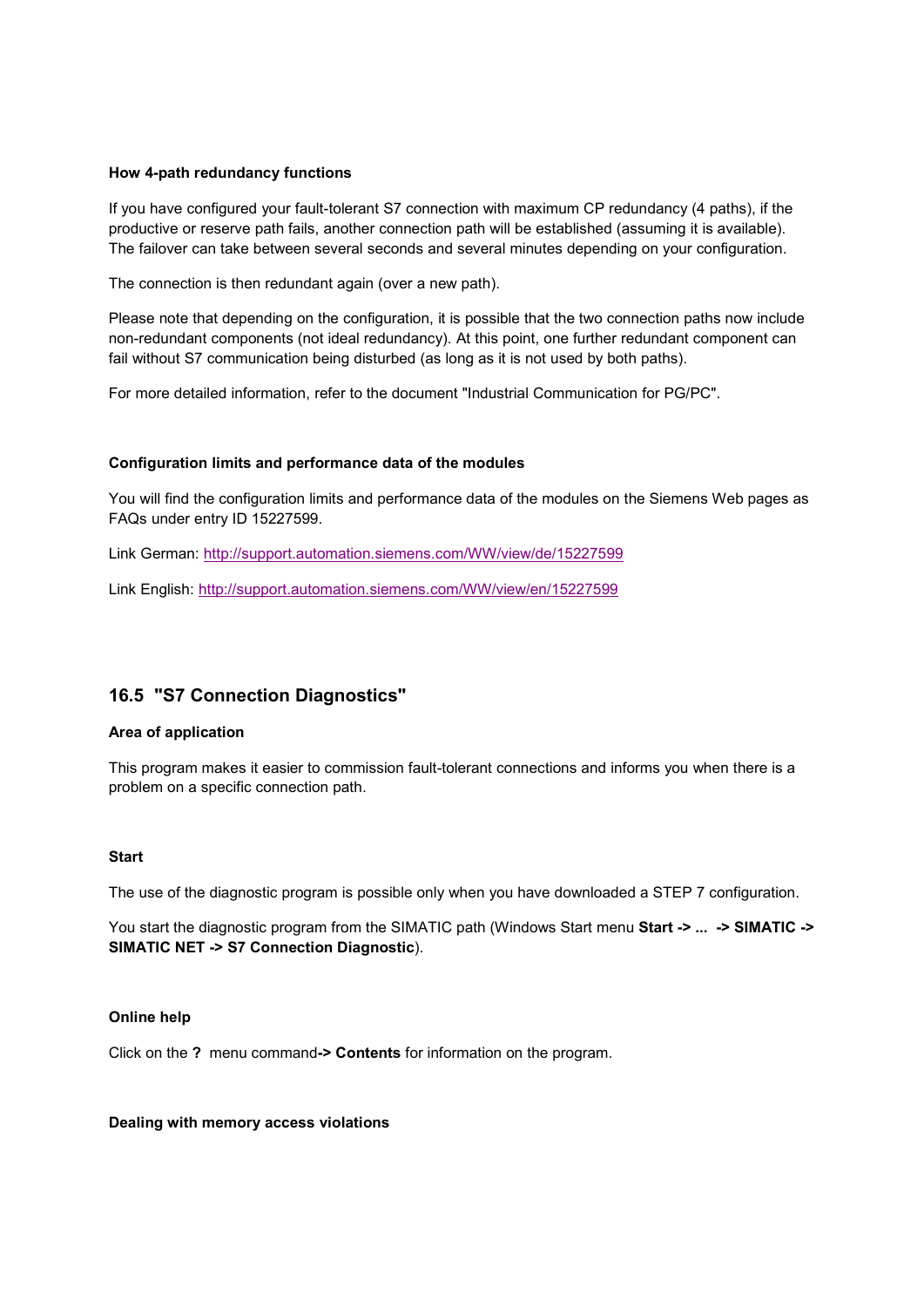**How 4-path redundancy functions**

If you have configured your fault-tolerant S7 connection with maximum CP redundancy (4 paths), if the productive or reserve path fails, another connection path will be established (assuming it is available). The failover can take between several seconds and several minutes depending on your configuration.

The connection is then redundant again (over a new path).

Please note that depending on the configuration, it is possible that the two connection paths now include non-redundant components (not ideal redundancy). At this point, one further redundant component can fail without S7 communication being disturbed (as long as it is not used by both paths).

For more detailed information, refer to the document "Industrial Communication for PG/PC".

**Configuration limits and performance data of the modules**

You will find the configuration limits and performance data of the modules on the Siemens Web pages as FAQs under entry ID 15227599.

Link German: http://support.automation.siemens.com/WW/view/de/15227599

Link English: http://support.automation.siemens.com/WW/view/en/15227599

## 16.5 "S7 Connection Diagnostics"

**Area of application**

This program makes it easier to commission fault-tolerant connections and informs you when there is a problem on a specific connection path.

**Start**

The use of the diagnostic program is possible only when you have downloaded a STEP 7 configuration.

You start the diagnostic program from the SIMATIC path (Windows Start menu **Start -> ... -> SIMATIC -> SIMATIC NET -> S7 Connection Diagnostic**).

**Online help**

Click on the **?** menu command **-> Contents** for information on the program.

**Dealing with memory access violations**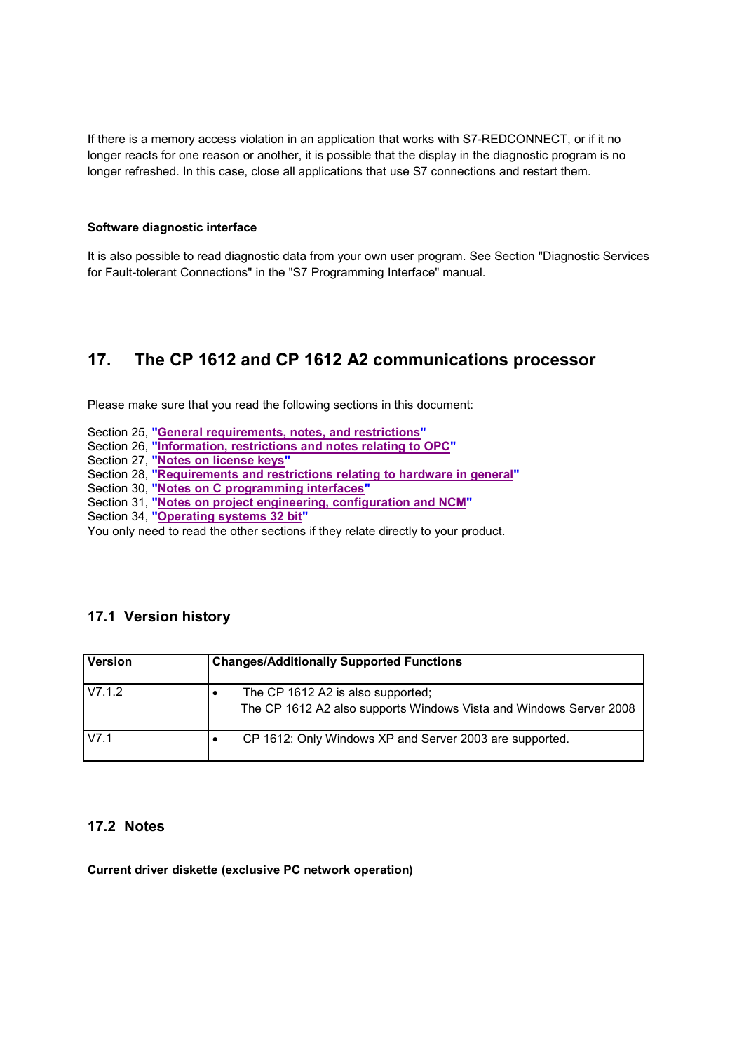If there is a memory access violation in an application that works with S7-REDCONNECT, or if it no longer reacts for one reason or another, it is possible that the display in the diagnostic program is no longer refreshed. In this case, close all applications that use S7 connections and restart them.

**Software diagnostic interface**

It is also possible to read diagnostic data from your own user program. See Section "Diagnostic Services for Fault-tolerant Connections" in the "S7 Programming Interface" manual.

# 17. The CP 1612 and CP 1612 A2 communications processor

Please make sure that you read the following sections in this document:

Section 25, **"General requirements, notes, and restrictions"**
Section 26, **"Information, restrictions and notes relating to OPC"**
Section 27, **"Notes on license keys"**
Section 28, **"Requirements and restrictions relating to hardware in general"**
Section 30, **"Notes on C programming interfaces"**
Section 31, **"Notes on project engineering, configuration and NCM"**
Section 34, **"Operating systems 32 bit"**
You only need to read the other sections if they relate directly to your product.

## 17.1 Version history

| Version | Changes/Additionally Supported Functions |
|---|---|
| V7.1.2 | • The CP 1612 A2 is also supported; The CP 1612 A2 also supports Windows Vista and Windows Server 2008 |
| V7.1 | • CP 1612: Only Windows XP and Server 2003 are supported. |

## 17.2 Notes

**Current driver diskette (exclusive PC network operation)**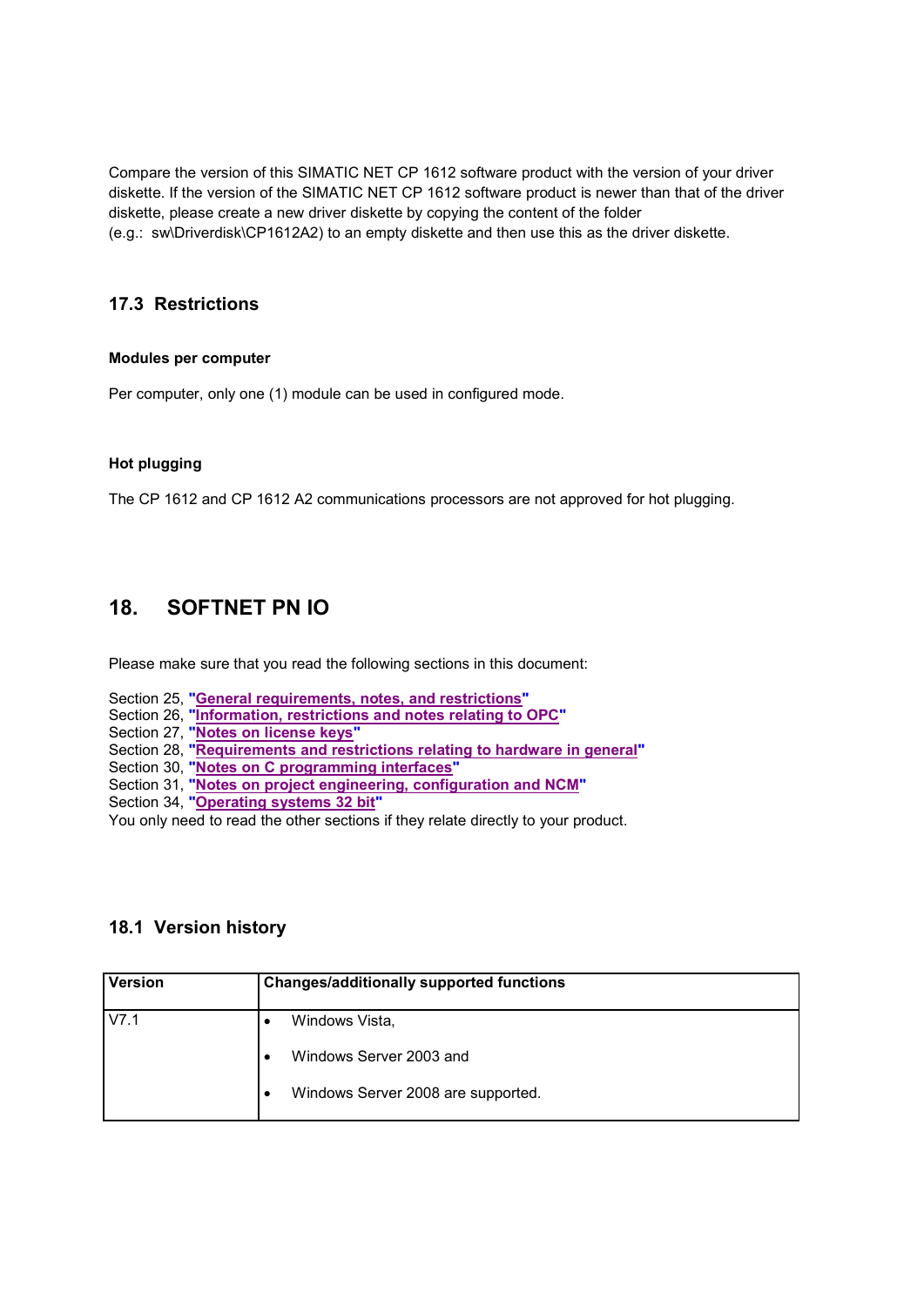Compare the version of this SIMATIC NET CP 1612 software product with the version of your driver diskette. If the version of the SIMATIC NET CP 1612 software product is newer than that of the driver diskette, please create a new driver diskette by copying the content of the folder (e.g.: sw\Driverdisk\CP1612A2) to an empty diskette and then use this as the driver diskette.

### 17.3 Restrictions

**Modules per computer**

Per computer, only one (1) module can be used in configured mode.

**Hot plugging**

The CP 1612 and CP 1612 A2 communications processors are not approved for hot plugging.

## 18. SOFTNET PN IO

Please make sure that you read the following sections in this document:

Section 25, "**General requirements, notes, and restrictions**"
Section 26, "**Information, restrictions and notes relating to OPC**"
Section 27, "**Notes on license keys**"
Section 28, "**Requirements and restrictions relating to hardware in general**"
Section 30, "**Notes on C programming interfaces**"
Section 31, "**Notes on project engineering, configuration and NCM**"
Section 34, "**Operating systems 32 bit**"
You only need to read the other sections if they relate directly to your product.

### 18.1 Version history

| Version | Changes/additionally supported functions |
| --- | --- |
| V7.1 | • Windows Vista,<br>• Windows Server 2003 and<br>• Windows Server 2008 are supported. |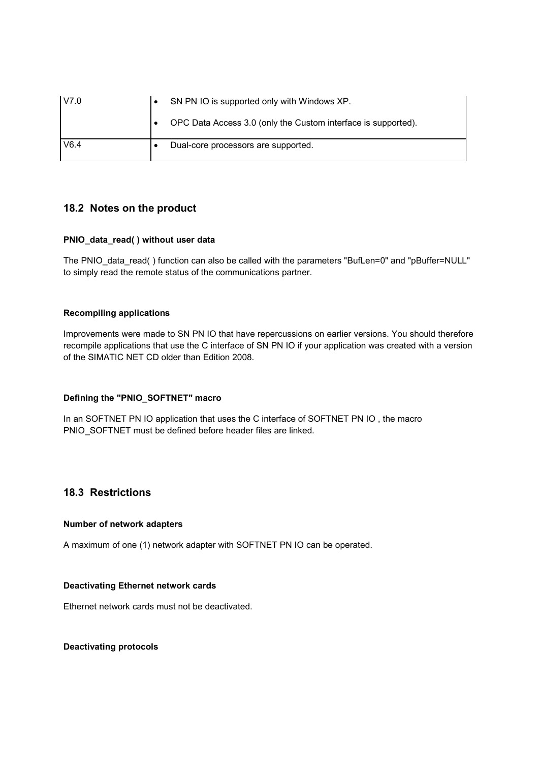| V7.0 | • SN PN IO is supported only with Windows XP.<br>• OPC Data Access 3.0 (only the Custom interface is supported). |
|---|---|
| V6.4 | • Dual-core processors are supported. |

## 18.2 Notes on the product

#### PNIO_data_read( ) without user data

The PNIO_data_read( ) function can also be called with the parameters "BufLen=0" and "pBuffer=NULL" to simply read the remote status of the communications partner.

#### Recompiling applications

Improvements were made to SN PN IO that have repercussions on earlier versions. You should therefore recompile applications that use the C interface of SN PN IO if your application was created with a version of the SIMATIC NET CD older than Edition 2008.

#### Defining the "PNIO_SOFTNET" macro

In an SOFTNET PN IO application that uses the C interface of SOFTNET PN IO , the macro PNIO_SOFTNET must be defined before header files are linked.

## 18.3 Restrictions

#### Number of network adapters

A maximum of one (1) network adapter with SOFTNET PN IO can be operated.

#### Deactivating Ethernet network cards

Ethernet network cards must not be deactivated.

#### Deactivating protocols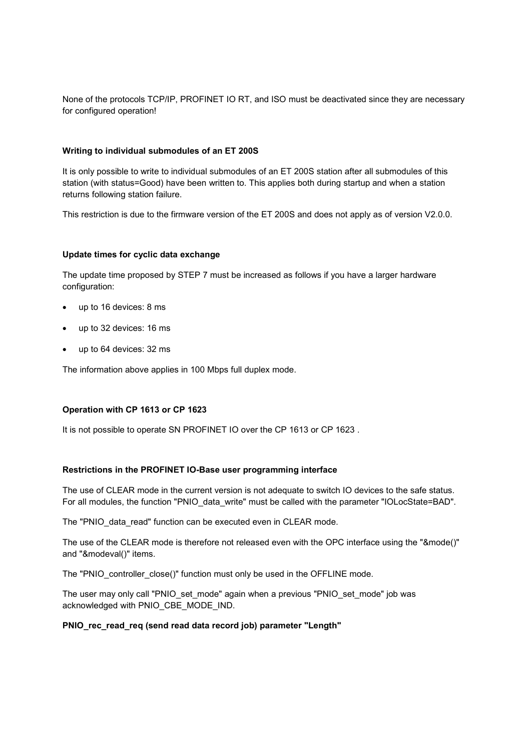None of the protocols TCP/IP, PROFINET IO RT, and ISO must be deactivated since they are necessary for configured operation!

**Writing to individual submodules of an ET 200S**

It is only possible to write to individual submodules of an ET 200S station after all submodules of this station (with status=Good) have been written to. This applies both during startup and when a station returns following station failure.

This restriction is due to the firmware version of the ET 200S and does not apply as of version V2.0.0.

**Update times for cyclic data exchange**

The update time proposed by STEP 7 must be increased as follows if you have a larger hardware configuration:

- up to 16 devices: 8 ms
- up to 32 devices: 16 ms
- up to 64 devices: 32 ms

The information above applies in 100 Mbps full duplex mode.

**Operation with CP 1613 or CP 1623**

It is not possible to operate SN PROFINET IO over the CP 1613 or CP 1623 .

**Restrictions in the PROFINET IO-Base user programming interface**

The use of CLEAR mode in the current version is not adequate to switch IO devices to the safe status. For all modules, the function "PNIO_data_write" must be called with the parameter "IOLocState=BAD".

The "PNIO_data_read" function can be executed even in CLEAR mode.

The use of the CLEAR mode is therefore not released even with the OPC interface using the "&mode()" and "&modeval()" items.

The "PNIO_controller_close()" function must only be used in the OFFLINE mode.

The user may only call "PNIO_set_mode" again when a previous "PNIO_set_mode" job was acknowledged with PNIO_CBE_MODE_IND.

**PNIO_rec_read_req (send read data record job) parameter "Length"**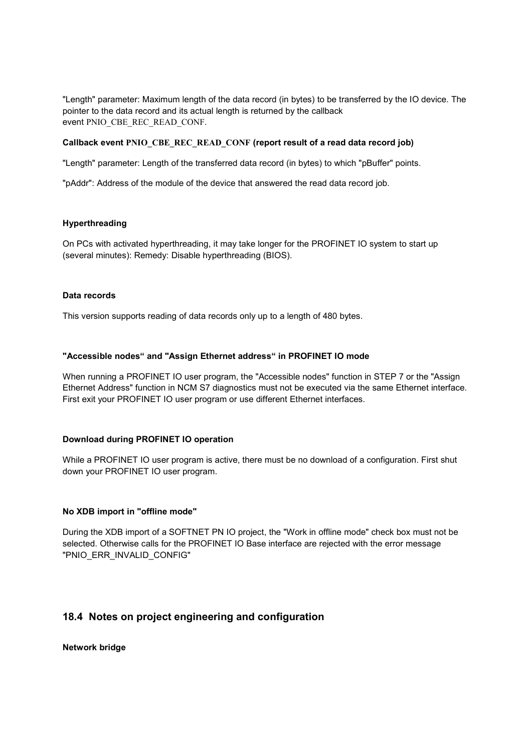"Length" parameter: Maximum length of the data record (in bytes) to be transferred by the IO device. The pointer to the data record and its actual length is returned by the callback event PNIO_CBE_REC_READ_CONF.

**Callback event PNIO_CBE_REC_READ_CONF (report result of a read data record job)**

"Length" parameter: Length of the transferred data record (in bytes) to which "pBuffer" points.

"pAddr": Address of the module of the device that answered the read data record job.

**Hyperthreading**

On PCs with activated hyperthreading, it may take longer for the PROFINET IO system to start up (several minutes): Remedy: Disable hyperthreading (BIOS).

**Data records**

This version supports reading of data records only up to a length of 480 bytes.

**"Accessible nodes“ and "Assign Ethernet address“ in PROFINET IO mode**

When running a PROFINET IO user program, the "Accessible nodes" function in STEP 7 or the "Assign Ethernet Address" function in NCM S7 diagnostics must not be executed via the same Ethernet interface. First exit your PROFINET IO user program or use different Ethernet interfaces.

**Download during PROFINET IO operation**

While a PROFINET IO user program is active, there must be no download of a configuration. First shut down your PROFINET IO user program.

**No XDB import in "offline mode"**

During the XDB import of a SOFTNET PN IO project, the "Work in offline mode" check box must not be selected. Otherwise calls for the PROFINET IO Base interface are rejected with the error message "PNIO_ERR_INVALID_CONFIG"

## 18.4 Notes on project engineering and configuration

**Network bridge**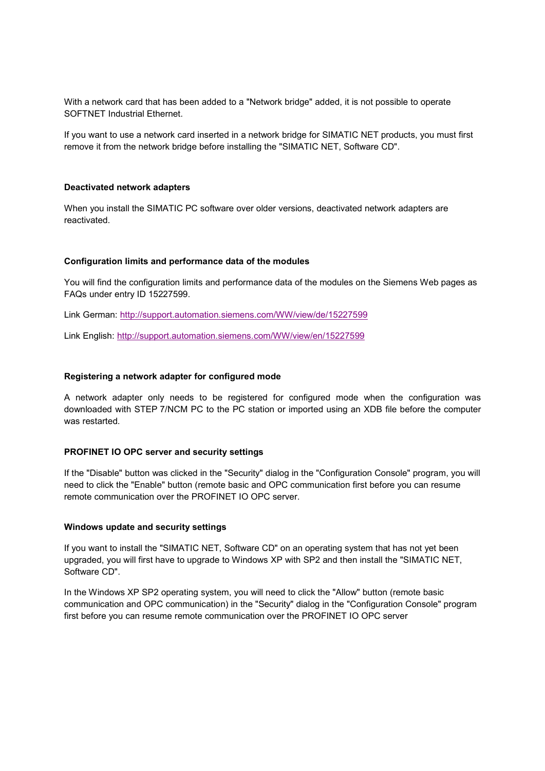With a network card that has been added to a "Network bridge" added, it is not possible to operate SOFTNET Industrial Ethernet.

If you want to use a network card inserted in a network bridge for SIMATIC NET products, you must first remove it from the network bridge before installing the "SIMATIC NET, Software CD".

#### Deactivated network adapters

When you install the SIMATIC PC software over older versions, deactivated network adapters are reactivated.

#### Configuration limits and performance data of the modules

You will find the configuration limits and performance data of the modules on the Siemens Web pages as FAQs under entry ID 15227599.

Link German: [http://support.automation.siemens.com/WW/view/de/15227599](http://support.automation.siemens.com/WW/view/de/15227599)

Link English: [http://support.automation.siemens.com/WW/view/en/15227599](http://support.automation.siemens.com/WW/view/en/15227599)

#### Registering a network adapter for configured mode

A network adapter only needs to be registered for configured mode when the configuration was downloaded with STEP 7/NCM PC to the PC station or imported using an XDB file before the computer was restarted.

#### PROFINET IO OPC server and security settings

If the "Disable" button was clicked in the "Security" dialog in the "Configuration Console" program, you will need to click the "Enable" button (remote basic and OPC communication first before you can resume remote communication over the PROFINET IO OPC server.

#### Windows update and security settings

If you want to install the "SIMATIC NET, Software CD" on an operating system that has not yet been upgraded, you will first have to upgrade to Windows XP with SP2 and then install the "SIMATIC NET, Software CD".

In the Windows XP SP2 operating system, you will need to click the "Allow" button (remote basic communication and OPC communication) in the "Security" dialog in the "Configuration Console" program first before you can resume remote communication over the PROFINET IO OPC server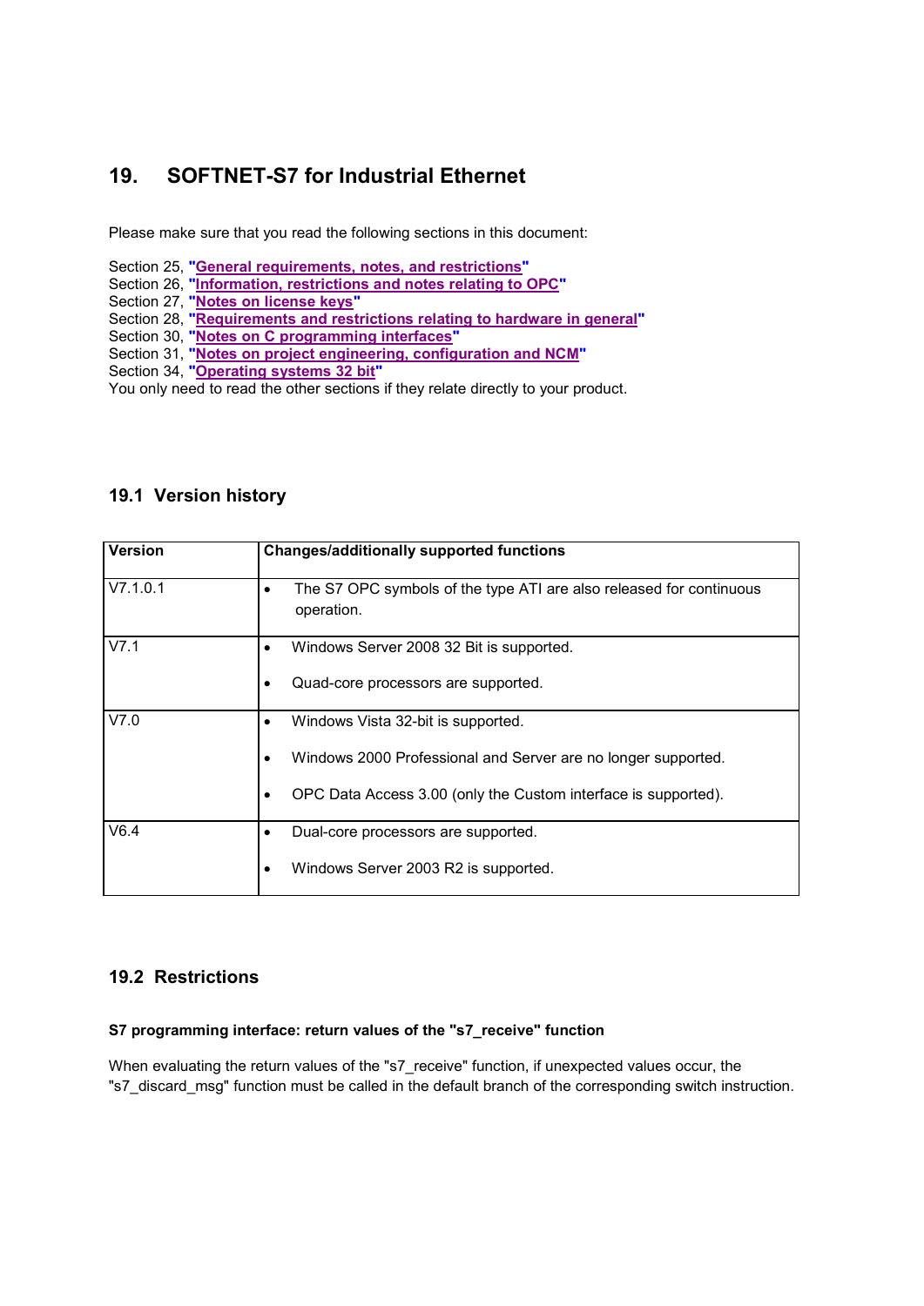# 19. SOFTNET-S7 for Industrial Ethernet

Please make sure that you read the following sections in this document:

Section 25, **"General requirements, notes, and restrictions"**
Section 26, **"Information, restrictions and notes relating to OPC"**
Section 27, **"Notes on license keys"**
Section 28, **"Requirements and restrictions relating to hardware in general"**
Section 30, **"Notes on C programming interfaces"**
Section 31, **"Notes on project engineering, configuration and NCM"**
Section 34, **"Operating systems 32 bit"**
You only need to read the other sections if they relate directly to your product.

## 19.1 Version history

| Version | Changes/additionally supported functions |
|---|---|
| V7.1.0.1 | • The S7 OPC symbols of the type ATI are also released for continuous operation. |
| V7.1 | • Windows Server 2008 32 Bit is supported.<br>• Quad-core processors are supported. |
| V7.0 | • Windows Vista 32-bit is supported.<br>• Windows 2000 Professional and Server are no longer supported.<br>• OPC Data Access 3.00 (only the Custom interface is supported). |
| V6.4 | • Dual-core processors are supported.<br>• Windows Server 2003 R2 is supported. |

## 19.2 Restrictions

### S7 programming interface: return values of the "s7_receive" function

When evaluating the return values of the "s7_receive" function, if unexpected values occur, the "s7_discard_msg" function must be called in the default branch of the corresponding switch instruction.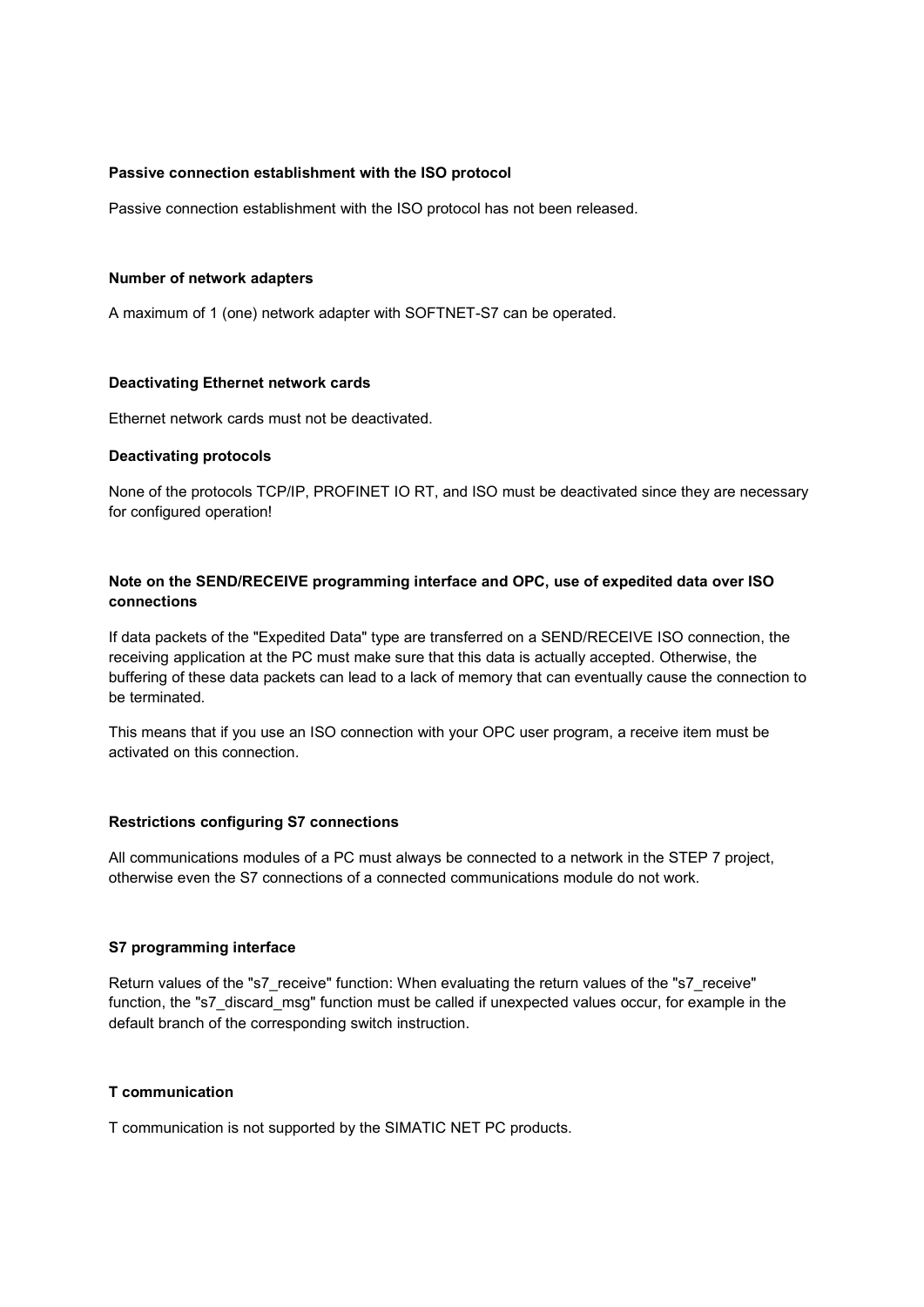#### Passive connection establishment with the ISO protocol

Passive connection establishment with the ISO protocol has not been released.

#### Number of network adapters

A maximum of 1 (one) network adapter with SOFTNET-S7 can be operated.

#### Deactivating Ethernet network cards

Ethernet network cards must not be deactivated.

#### Deactivating protocols

None of the protocols TCP/IP, PROFINET IO RT, and ISO must be deactivated since they are necessary for configured operation!

#### Note on the SEND/RECEIVE programming interface and OPC, use of expedited data over ISO connections

If data packets of the "Expedited Data" type are transferred on a SEND/RECEIVE ISO connection, the receiving application at the PC must make sure that this data is actually accepted. Otherwise, the buffering of these data packets can lead to a lack of memory that can eventually cause the connection to be terminated.

This means that if you use an ISO connection with your OPC user program, a receive item must be activated on this connection.

#### Restrictions configuring S7 connections

All communications modules of a PC must always be connected to a network in the STEP 7 project, otherwise even the S7 connections of a connected communications module do not work.

#### S7 programming interface

Return values of the "s7_receive" function: When evaluating the return values of the "s7_receive" function, the "s7_discard_msg" function must be called if unexpected values occur, for example in the default branch of the corresponding switch instruction.

#### T communication

T communication is not supported by the SIMATIC NET PC products.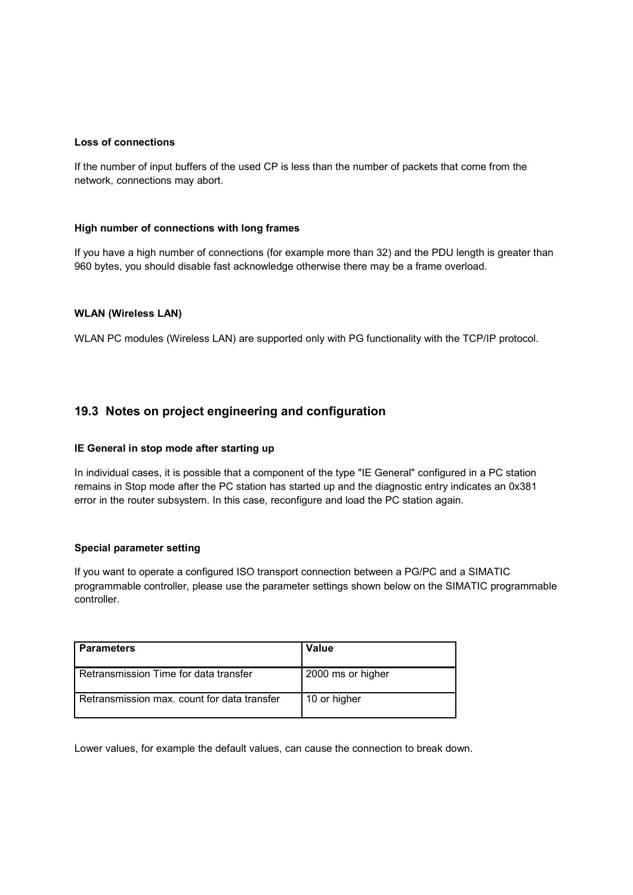**Loss of connections**

If the number of input buffers of the used CP is less than the number of packets that come from the network, connections may abort.

**High number of connections with long frames**

If you have a high number of connections (for example more than 32) and the PDU length is greater than 960 bytes, you should disable fast acknowledge otherwise there may be a frame overload.

**WLAN (Wireless LAN)**

WLAN PC modules (Wireless LAN) are supported only with PG functionality with the TCP/IP protocol.

## 19.3 Notes on project engineering and configuration

**IE General in stop mode after starting up**

In individual cases, it is possible that a component of the type "IE General" configured in a PC station remains in Stop mode after the PC station has started up and the diagnostic entry indicates an 0x381 error in the router subsystem. In this case, reconfigure and load the PC station again.

**Special parameter setting**

If you want to operate a configured ISO transport connection between a PG/PC and a SIMATIC programmable controller, please use the parameter settings shown below on the SIMATIC programmable controller.

| Parameters | Value |
|---|---|
| Retransmission Time for data transfer | 2000 ms or higher |
| Retransmission max. count for data transfer | 10 or higher |

Lower values, for example the default values, can cause the connection to break down.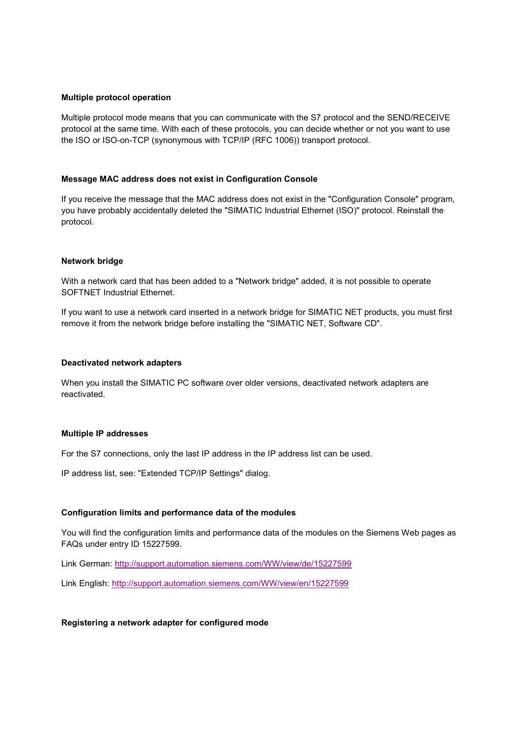### Multiple protocol operation

Multiple protocol mode means that you can communicate with the S7 protocol and the SEND/RECEIVE protocol at the same time. With each of these protocols, you can decide whether or not you want to use the ISO or ISO-on-TCP (synonymous with TCP/IP (RFC 1006)) transport protocol.

### Message MAC address does not exist in Configuration Console

If you receive the message that the MAC address does not exist in the "Configuration Console" program, you have probably accidentally deleted the "SIMATIC Industrial Ethernet (ISO)" protocol. Reinstall the protocol.

### Network bridge

With a network card that has been added to a "Network bridge" added, it is not possible to operate SOFTNET Industrial Ethernet.

If you want to use a network card inserted in a network bridge for SIMATIC NET products, you must first remove it from the network bridge before installing the "SIMATIC NET, Software CD".

### Deactivated network adapters

When you install the SIMATIC PC software over older versions, deactivated network adapters are reactivated.

### Multiple IP addresses

For the S7 connections, only the last IP address in the IP address list can be used.

IP address list, see: "Extended TCP/IP Settings" dialog.

### Configuration limits and performance data of the modules

You will find the configuration limits and performance data of the modules on the Siemens Web pages as FAQs under entry ID 15227599.

Link German: [http://support.automation.siemens.com/WW/view/de/15227599](http://support.automation.siemens.com/WW/view/de/15227599)

Link English: [http://support.automation.siemens.com/WW/view/en/15227599](http://support.automation.siemens.com/WW/view/en/15227599)

### Registering a network adapter for configured mode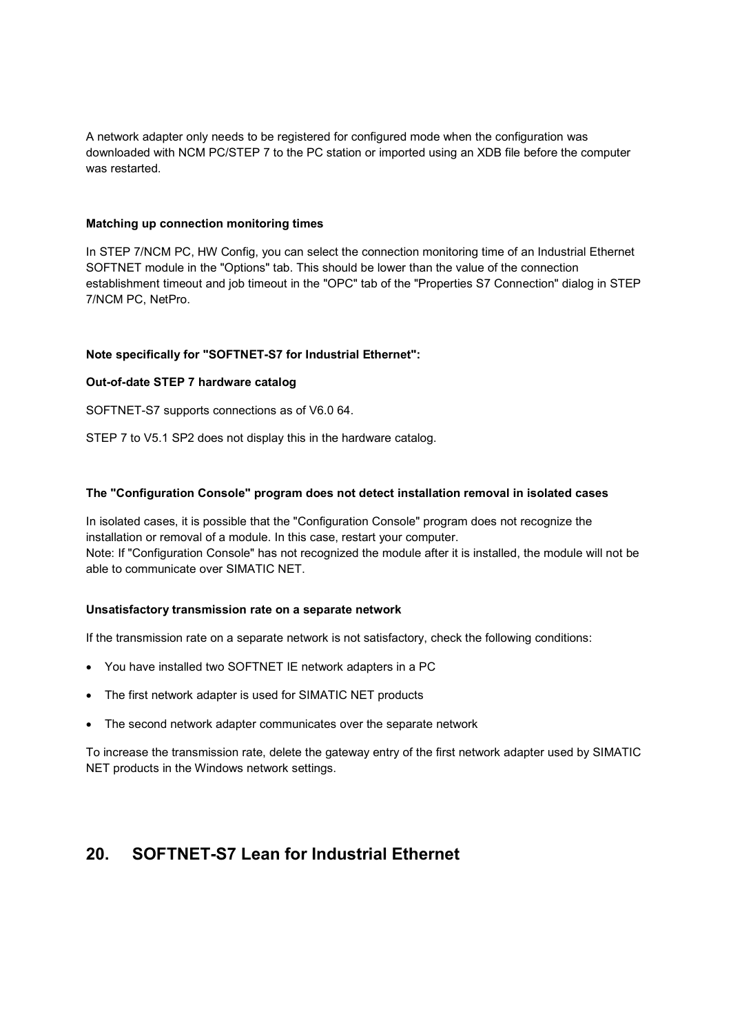A network adapter only needs to be registered for configured mode when the configuration was downloaded with NCM PC/STEP 7 to the PC station or imported using an XDB file before the computer was restarted.

**Matching up connection monitoring times**

In STEP 7/NCM PC, HW Config, you can select the connection monitoring time of an Industrial Ethernet SOFTNET module in the "Options" tab. This should be lower than the value of the connection establishment timeout and job timeout in the "OPC" tab of the "Properties S7 Connection" dialog in STEP 7/NCM PC, NetPro.

**Note specifically for "SOFTNET-S7 for Industrial Ethernet":**

**Out-of-date STEP 7 hardware catalog**

SOFTNET-S7 supports connections as of V6.0 64.

STEP 7 to V5.1 SP2 does not display this in the hardware catalog.

**The "Configuration Console" program does not detect installation removal in isolated cases**

In isolated cases, it is possible that the "Configuration Console" program does not recognize the installation or removal of a module. In this case, restart your computer.
Note: If "Configuration Console" has not recognized the module after it is installed, the module will not be able to communicate over SIMATIC NET.

**Unsatisfactory transmission rate on a separate network**

If the transmission rate on a separate network is not satisfactory, check the following conditions:

- You have installed two SOFTNET IE network adapters in a PC
- The first network adapter is used for SIMATIC NET products
- The second network adapter communicates over the separate network

To increase the transmission rate, delete the gateway entry of the first network adapter used by SIMATIC NET products in the Windows network settings.

## 20. SOFTNET-S7 Lean for Industrial Ethernet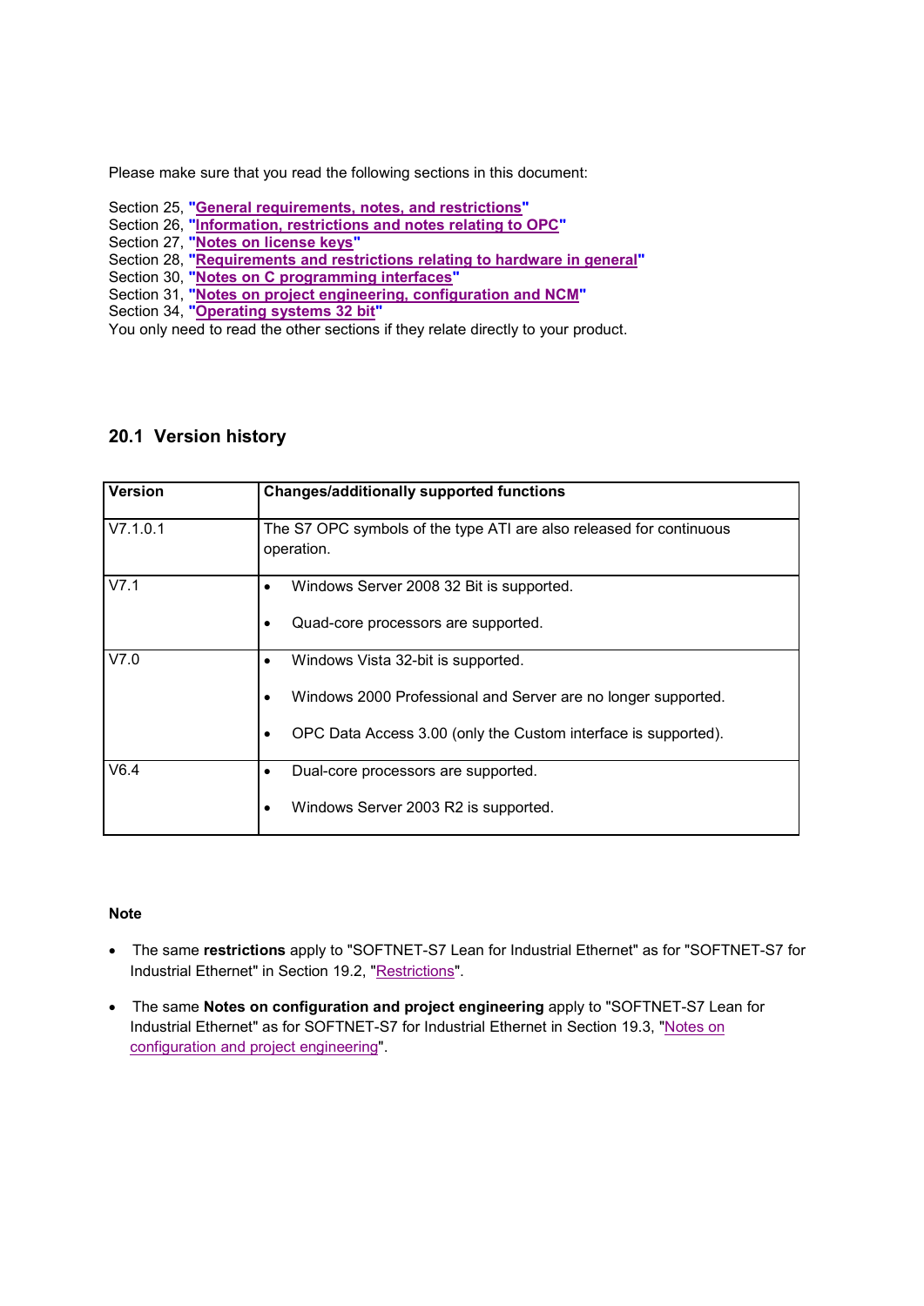Please make sure that you read the following sections in this document:

Section 25, "**General requirements, notes, and restrictions**"
Section 26, "**Information, restrictions and notes relating to OPC**"
Section 27, "**Notes on license keys**"
Section 28, "**Requirements and restrictions relating to hardware in general**"
Section 30, "**Notes on C programming interfaces**"
Section 31, "**Notes on project engineering, configuration and NCM**"
Section 34, "**Operating systems 32 bit**"
You only need to read the other sections if they relate directly to your product.

## 20.1 Version history

| Version | Changes/additionally supported functions |
|---|---|
| V7.1.0.1 | The S7 OPC symbols of the type ATI are also released for continuous operation. |
| V7.1 | • Windows Server 2008 32 Bit is supported.<br>• Quad-core processors are supported. |
| V7.0 | • Windows Vista 32-bit is supported.<br>• Windows 2000 Professional and Server are no longer supported.<br>• OPC Data Access 3.00 (only the Custom interface is supported). |
| V6.4 | • Dual-core processors are supported.<br>• Windows Server 2003 R2 is supported. |

**Note**

- The same **restrictions** apply to "SOFTNET-S7 Lean for Industrial Ethernet" as for "SOFTNET-S7 for Industrial Ethernet" in Section 19.2, "Restrictions".
- The same **Notes on configuration and project engineering** apply to "SOFTNET-S7 Lean for Industrial Ethernet" as for SOFTNET-S7 for Industrial Ethernet in Section 19.3, "Notes on configuration and project engineering".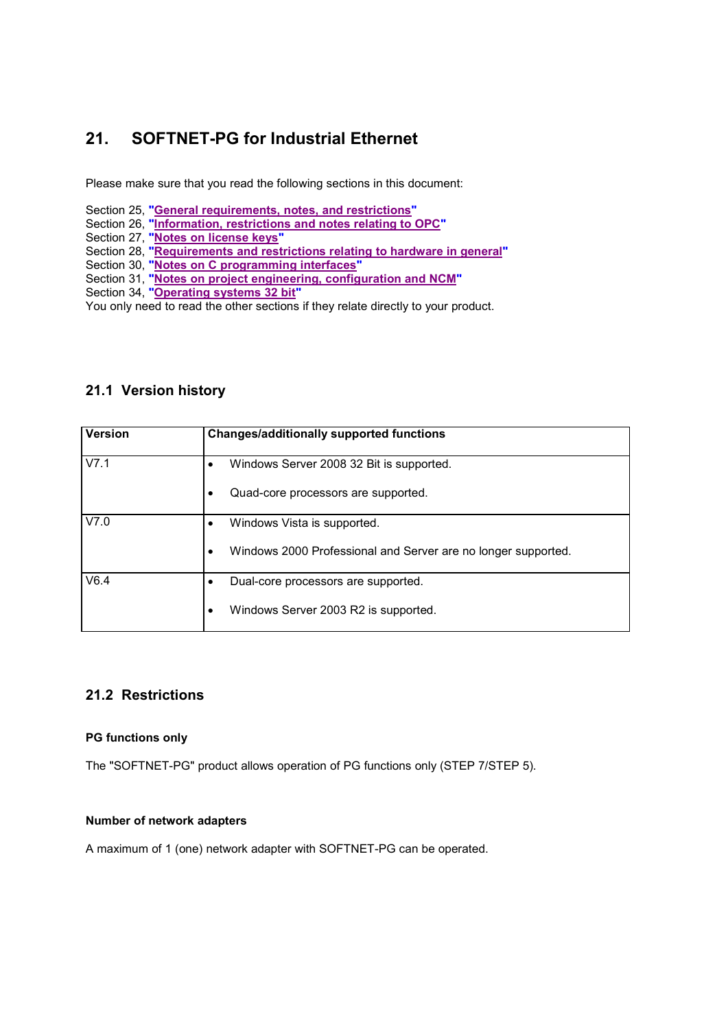# 21. SOFTNET-PG for Industrial Ethernet

Please make sure that you read the following sections in this document:

Section 25, "**General requirements, notes, and restrictions**"
Section 26, "**Information, restrictions and notes relating to OPC**"
Section 27, "**Notes on license keys**"
Section 28, "**Requirements and restrictions relating to hardware in general**"
Section 30, "**Notes on C programming interfaces**"
Section 31, "**Notes on project engineering, configuration and NCM**"
Section 34, "**Operating systems 32 bit**"
You only need to read the other sections if they relate directly to your product.

## 21.1 Version history

| Version | Changes/additionally supported functions |
|---|---|
| V7.1 | • Windows Server 2008 32 Bit is supported.<br>• Quad-core processors are supported. |
| V7.0 | • Windows Vista is supported.<br>• Windows 2000 Professional and Server are no longer supported. |
| V6.4 | • Dual-core processors are supported.<br>• Windows Server 2003 R2 is supported. |

## 21.2 Restrictions

### PG functions only

The "SOFTNET-PG" product allows operation of PG functions only (STEP 7/STEP 5).

### Number of network adapters

A maximum of 1 (one) network adapter with SOFTNET-PG can be operated.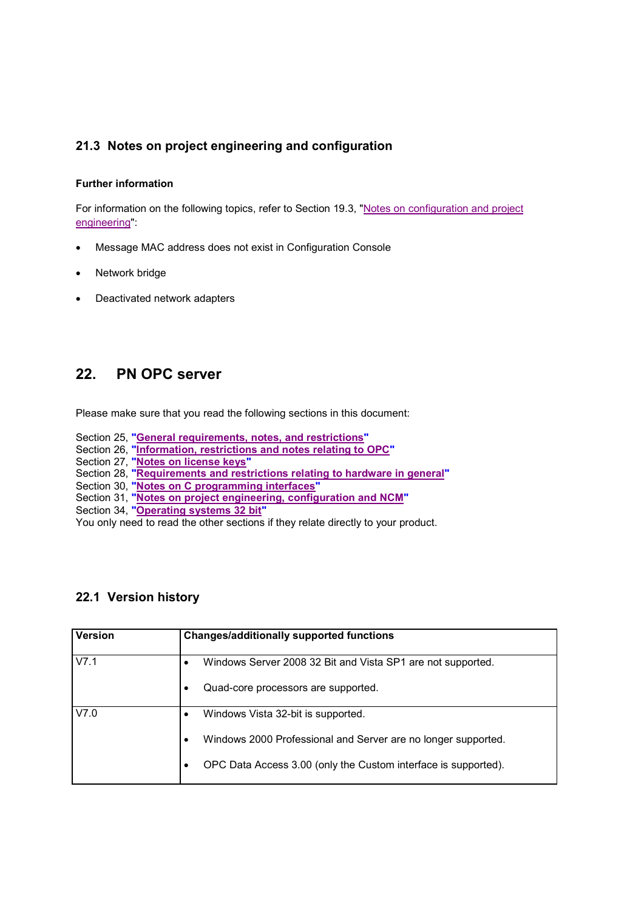### 21.3 Notes on project engineering and configuration

#### Further information

For information on the following topics, refer to Section 19.3, "Notes on configuration and project engineering":

- Message MAC address does not exist in Configuration Console
- Network bridge
- Deactivated network adapters

## 22. PN OPC server

Please make sure that you read the following sections in this document:

Section 25, "**General requirements, notes, and restrictions**"
Section 26, "**Information, restrictions and notes relating to OPC**"
Section 27, "**Notes on license keys**"
Section 28, "**Requirements and restrictions relating to hardware in general**"
Section 30, "**Notes on C programming interfaces**"
Section 31, "**Notes on project engineering, configuration and NCM**"
Section 34, "**Operating systems 32 bit**"
You only need to read the other sections if they relate directly to your product.

### 22.1 Version history

| Version | Changes/additionally supported functions |
|---|---|
| V7.1 | • Windows Server 2008 32 Bit and Vista SP1 are not supported.<br>• Quad-core processors are supported. |
| V7.0 | • Windows Vista 32-bit is supported.<br>• Windows 2000 Professional and Server are no longer supported.<br>• OPC Data Access 3.00 (only the Custom interface is supported). |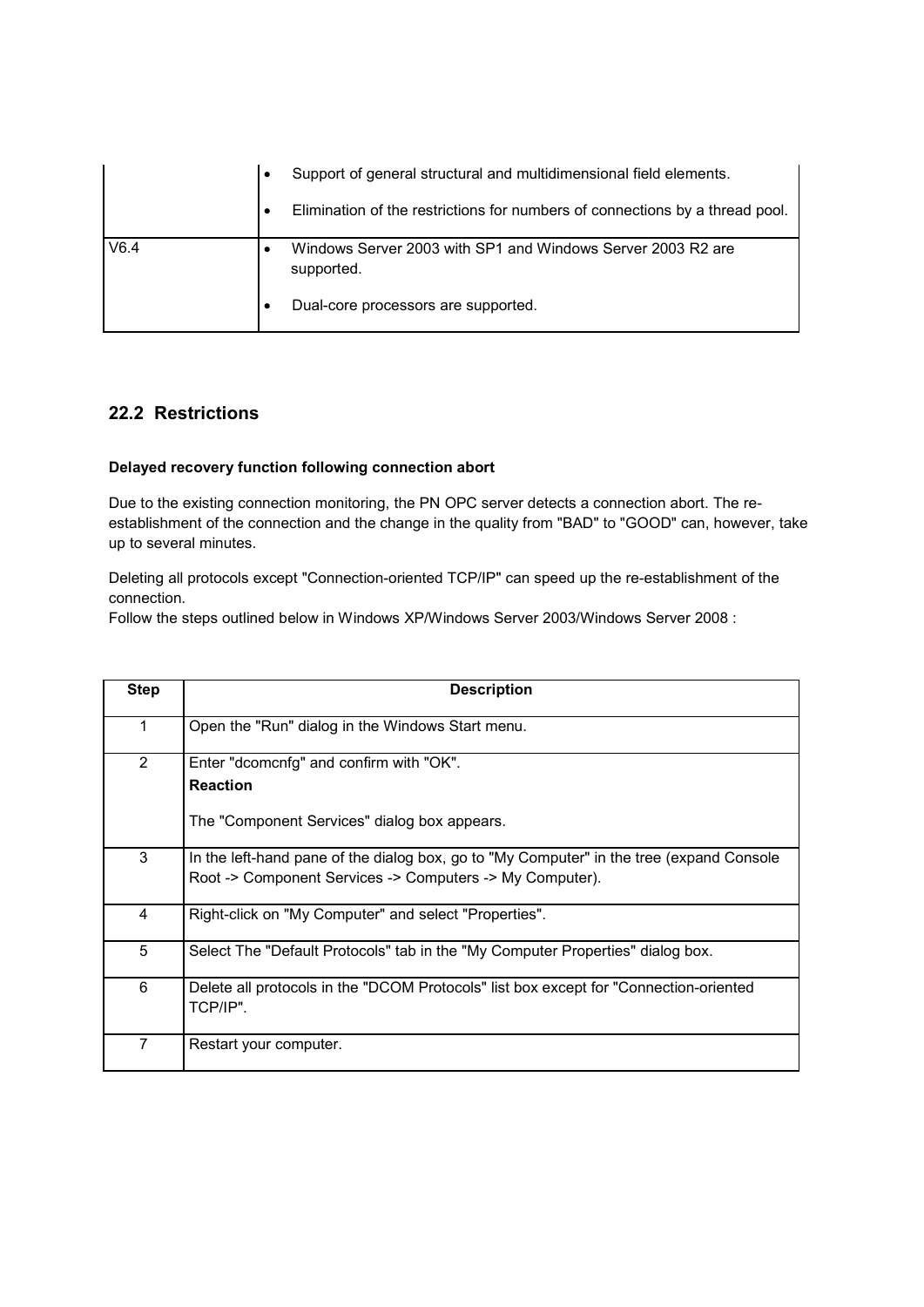| | |
|---|---|
| | • Support of general structural and multidimensional field elements.<br>• Elimination of the restrictions for numbers of connections by a thread pool. |
| V6.4 | • Windows Server 2003 with SP1 and Windows Server 2003 R2 are supported.<br>• Dual-core processors are supported. |

## 22.2 Restrictions

**Delayed recovery function following connection abort**

Due to the existing connection monitoring, the PN OPC server detects a connection abort. The re-establishment of the connection and the change in the quality from "BAD" to "GOOD" can, however, take up to several minutes.

Deleting all protocols except "Connection-oriented TCP/IP" can speed up the re-establishment of the connection.
Follow the steps outlined below in Windows XP/Windows Server 2003/Windows Server 2008 :

| Step | Description |
|---|---|
| 1 | Open the "Run" dialog in the Windows Start menu. |
| 2 | Enter "dcomcnfg" and confirm with "OK".<br>**Reaction**<br>The "Component Services" dialog box appears. |
| 3 | In the left-hand pane of the dialog box, go to "My Computer" in the tree (expand Console Root -> Component Services -> Computers -> My Computer). |
| 4 | Right-click on "My Computer" and select "Properties". |
| 5 | Select The "Default Protocols" tab in the "My Computer Properties" dialog box. |
| 6 | Delete all protocols in the "DCOM Protocols" list box except for "Connection-oriented TCP/IP". |
| 7 | Restart your computer. |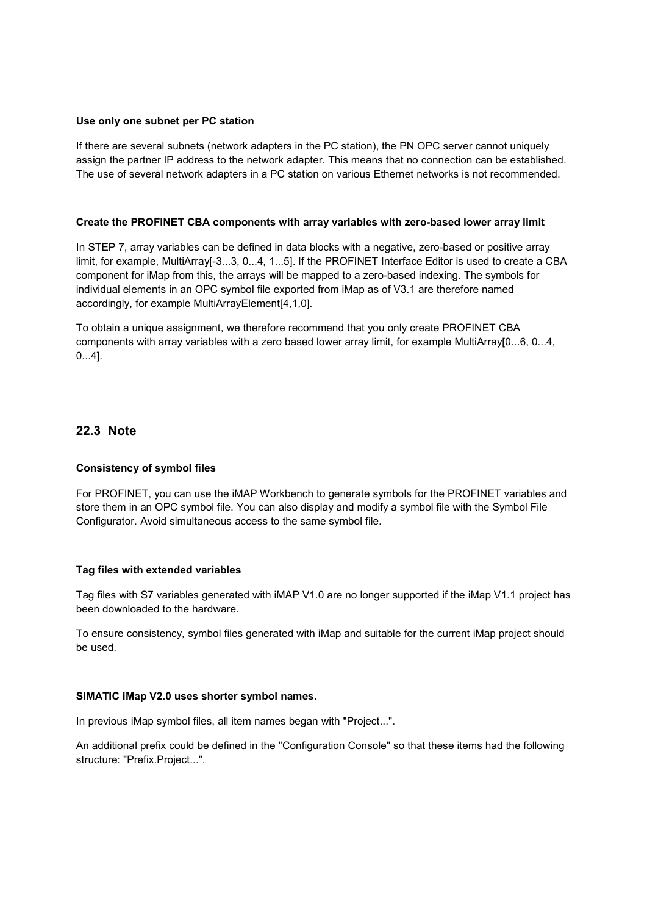#### Use only one subnet per PC station

If there are several subnets (network adapters in the PC station), the PN OPC server cannot uniquely assign the partner IP address to the network adapter. This means that no connection can be established. The use of several network adapters in a PC station on various Ethernet networks is not recommended.

#### Create the PROFINET CBA components with array variables with zero-based lower array limit

In STEP 7, array variables can be defined in data blocks with a negative, zero-based or positive array limit, for example, MultiArray[-3...3, 0...4, 1...5]. If the PROFINET Interface Editor is used to create a CBA component for iMap from this, the arrays will be mapped to a zero-based indexing. The symbols for individual elements in an OPC symbol file exported from iMap as of V3.1 are therefore named accordingly, for example MultiArrayElement[4,1,0].

To obtain a unique assignment, we therefore recommend that you only create PROFINET CBA components with array variables with a zero based lower array limit, for example MultiArray[0...6, 0...4, 0...4].

## 22.3 Note

#### Consistency of symbol files

For PROFINET, you can use the iMAP Workbench to generate symbols for the PROFINET variables and store them in an OPC symbol file. You can also display and modify a symbol file with the Symbol File Configurator. Avoid simultaneous access to the same symbol file.

#### Tag files with extended variables

Tag files with S7 variables generated with iMAP V1.0 are no longer supported if the iMap V1.1 project has been downloaded to the hardware.

To ensure consistency, symbol files generated with iMap and suitable for the current iMap project should be used.

#### SIMATIC iMap V2.0 uses shorter symbol names.

In previous iMap symbol files, all item names began with "Project...".

An additional prefix could be defined in the "Configuration Console" so that these items had the following structure: "Prefix.Project...".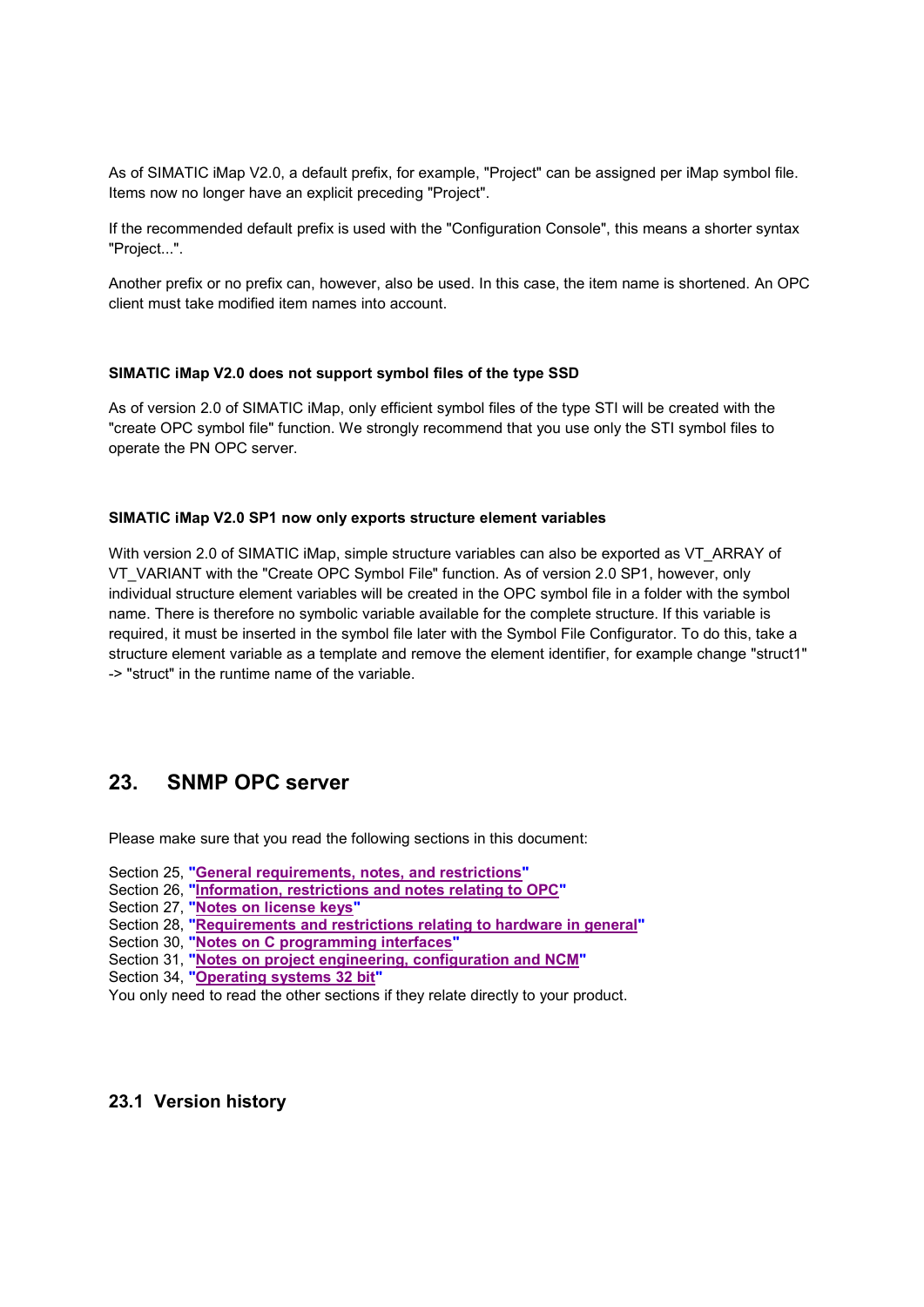As of SIMATIC iMap V2.0, a default prefix, for example, "Project" can be assigned per iMap symbol file. Items now no longer have an explicit preceding "Project".

If the recommended default prefix is used with the "Configuration Console", this means a shorter syntax "Project...".

Another prefix or no prefix can, however, also be used. In this case, the item name is shortened. An OPC client must take modified item names into account.

**SIMATIC iMap V2.0 does not support symbol files of the type SSD**

As of version 2.0 of SIMATIC iMap, only efficient symbol files of the type STI will be created with the "create OPC symbol file" function. We strongly recommend that you use only the STI symbol files to operate the PN OPC server.

**SIMATIC iMap V2.0 SP1 now only exports structure element variables**

With version 2.0 of SIMATIC iMap, simple structure variables can also be exported as VT_ARRAY of VT_VARIANT with the "Create OPC Symbol File" function. As of version 2.0 SP1, however, only individual structure element variables will be created in the OPC symbol file in a folder with the symbol name. There is therefore no symbolic variable available for the complete structure. If this variable is required, it must be inserted in the symbol file later with the Symbol File Configurator. To do this, take a structure element variable as a template and remove the element identifier, for example change "struct1" -> "struct" in the runtime name of the variable.

# 23. SNMP OPC server

Please make sure that you read the following sections in this document:

Section 25, "**General requirements, notes, and restrictions**"
Section 26, "**Information, restrictions and notes relating to OPC**"
Section 27, "**Notes on license keys**"
Section 28, "**Requirements and restrictions relating to hardware in general**"
Section 30, "**Notes on C programming interfaces**"
Section 31, "**Notes on project engineering, configuration and NCM**"
Section 34, "**Operating systems 32 bit**"
You only need to read the other sections if they relate directly to your product.

## 23.1 Version history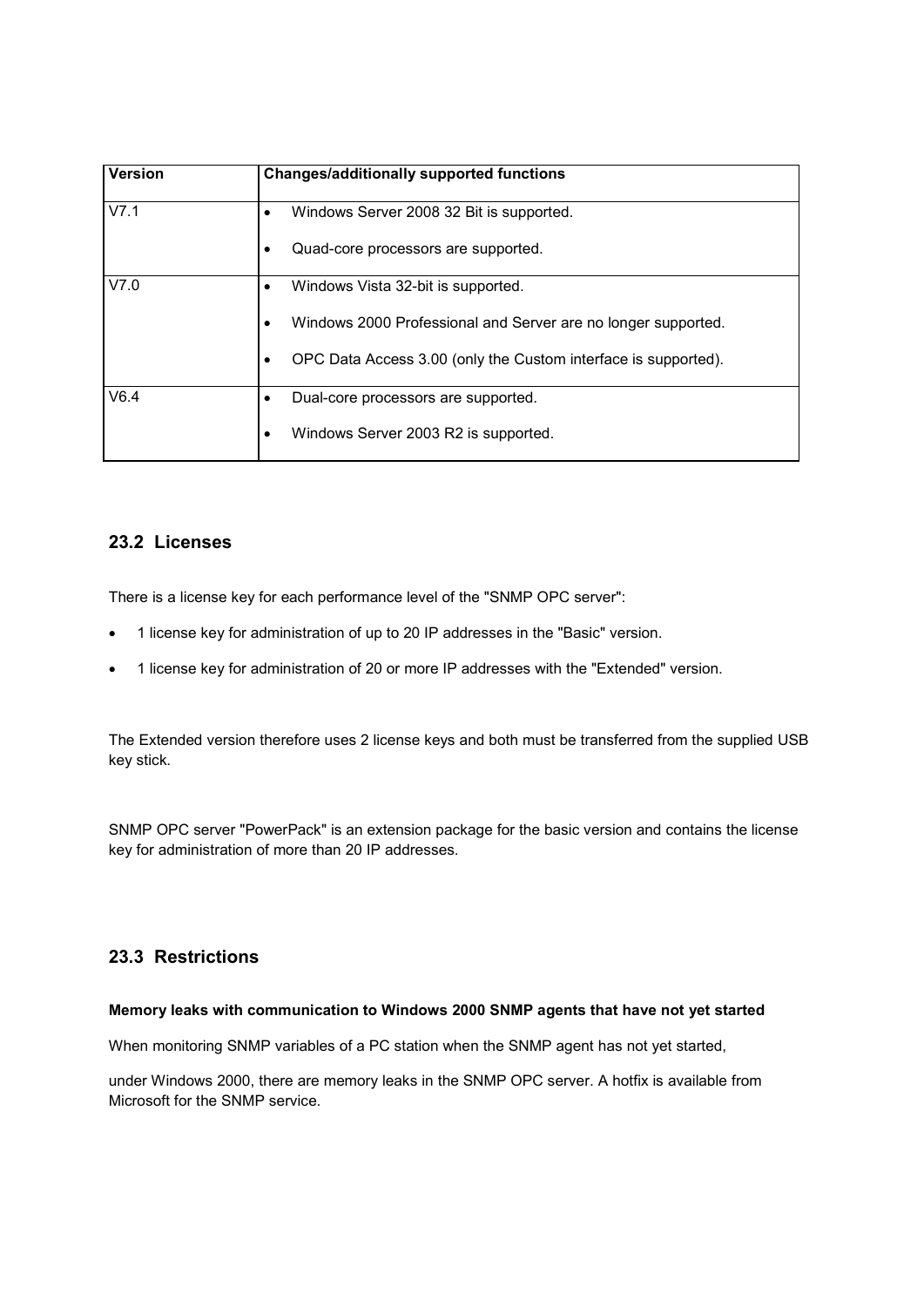| Version | Changes/additionally supported functions |
|---|---|
| V7.1 | • Windows Server 2008 32 Bit is supported.<br>• Quad-core processors are supported. |
| V7.0 | • Windows Vista 32-bit is supported.<br>• Windows 2000 Professional and Server are no longer supported.<br>• OPC Data Access 3.00 (only the Custom interface is supported). |
| V6.4 | • Dual-core processors are supported.<br>• Windows Server 2003 R2 is supported. |

## 23.2 Licenses

There is a license key for each performance level of the "SNMP OPC server":

- 1 license key for administration of up to 20 IP addresses in the "Basic" version.
- 1 license key for administration of 20 or more IP addresses with the "Extended" version.

The Extended version therefore uses 2 license keys and both must be transferred from the supplied USB key stick.

SNMP OPC server "PowerPack" is an extension package for the basic version and contains the license key for administration of more than 20 IP addresses.

## 23.3 Restrictions

**Memory leaks with communication to Windows 2000 SNMP agents that have not yet started**

When monitoring SNMP variables of a PC station when the SNMP agent has not yet started,

under Windows 2000, there are memory leaks in the SNMP OPC server. A hotfix is available from Microsoft for the SNMP service.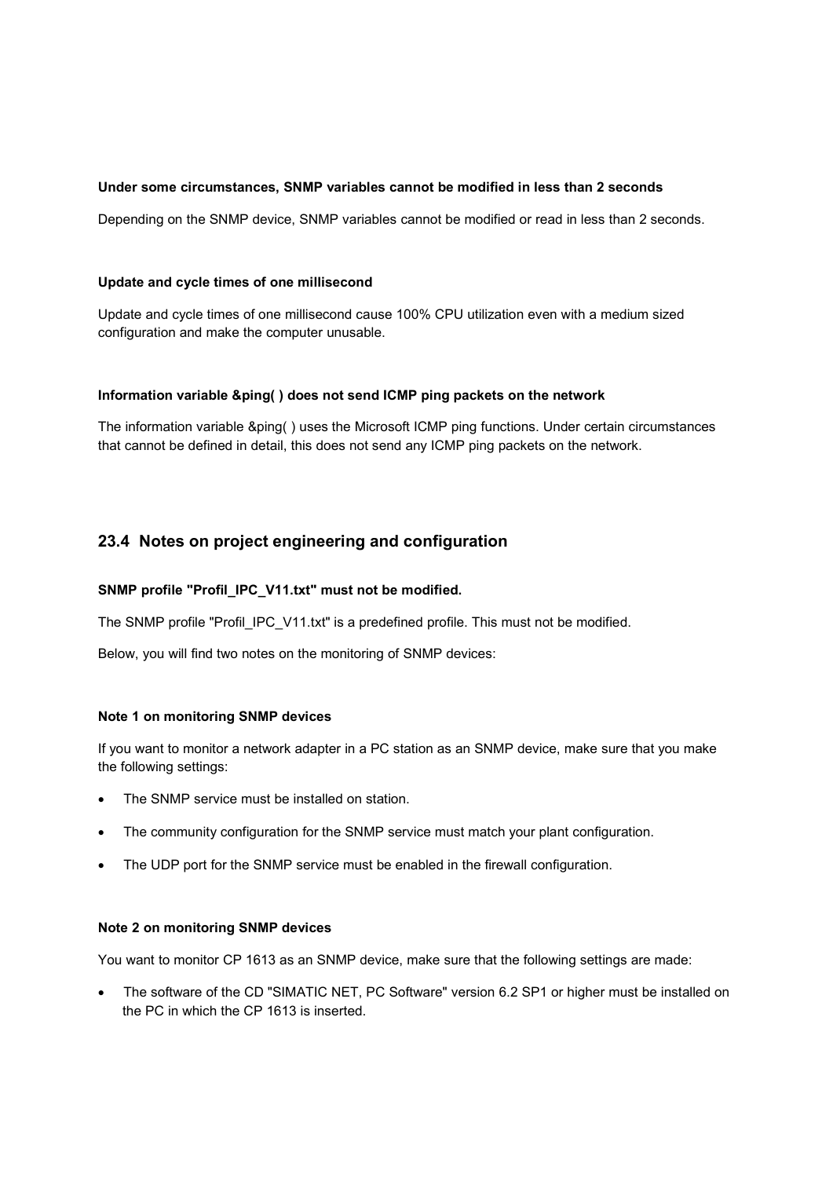#### Under some circumstances, SNMP variables cannot be modified in less than 2 seconds

Depending on the SNMP device, SNMP variables cannot be modified or read in less than 2 seconds.

#### Update and cycle times of one millisecond

Update and cycle times of one millisecond cause 100% CPU utilization even with a medium sized configuration and make the computer unusable.

#### Information variable &ping( ) does not send ICMP ping packets on the network

The information variable &ping( ) uses the Microsoft ICMP ping functions. Under certain circumstances that cannot be defined in detail, this does not send any ICMP ping packets on the network.

## 23.4 Notes on project engineering and configuration

#### SNMP profile "Profil_IPC_V11.txt" must not be modified.

The SNMP profile "Profil_IPC_V11.txt" is a predefined profile. This must not be modified.

Below, you will find two notes on the monitoring of SNMP devices:

#### Note 1 on monitoring SNMP devices

If you want to monitor a network adapter in a PC station as an SNMP device, make sure that you make the following settings:

- The SNMP service must be installed on station.
- The community configuration for the SNMP service must match your plant configuration.
- The UDP port for the SNMP service must be enabled in the firewall configuration.

#### Note 2 on monitoring SNMP devices

You want to monitor CP 1613 as an SNMP device, make sure that the following settings are made:

- The software of the CD "SIMATIC NET, PC Software" version 6.2 SP1 or higher must be installed on the PC in which the CP 1613 is inserted.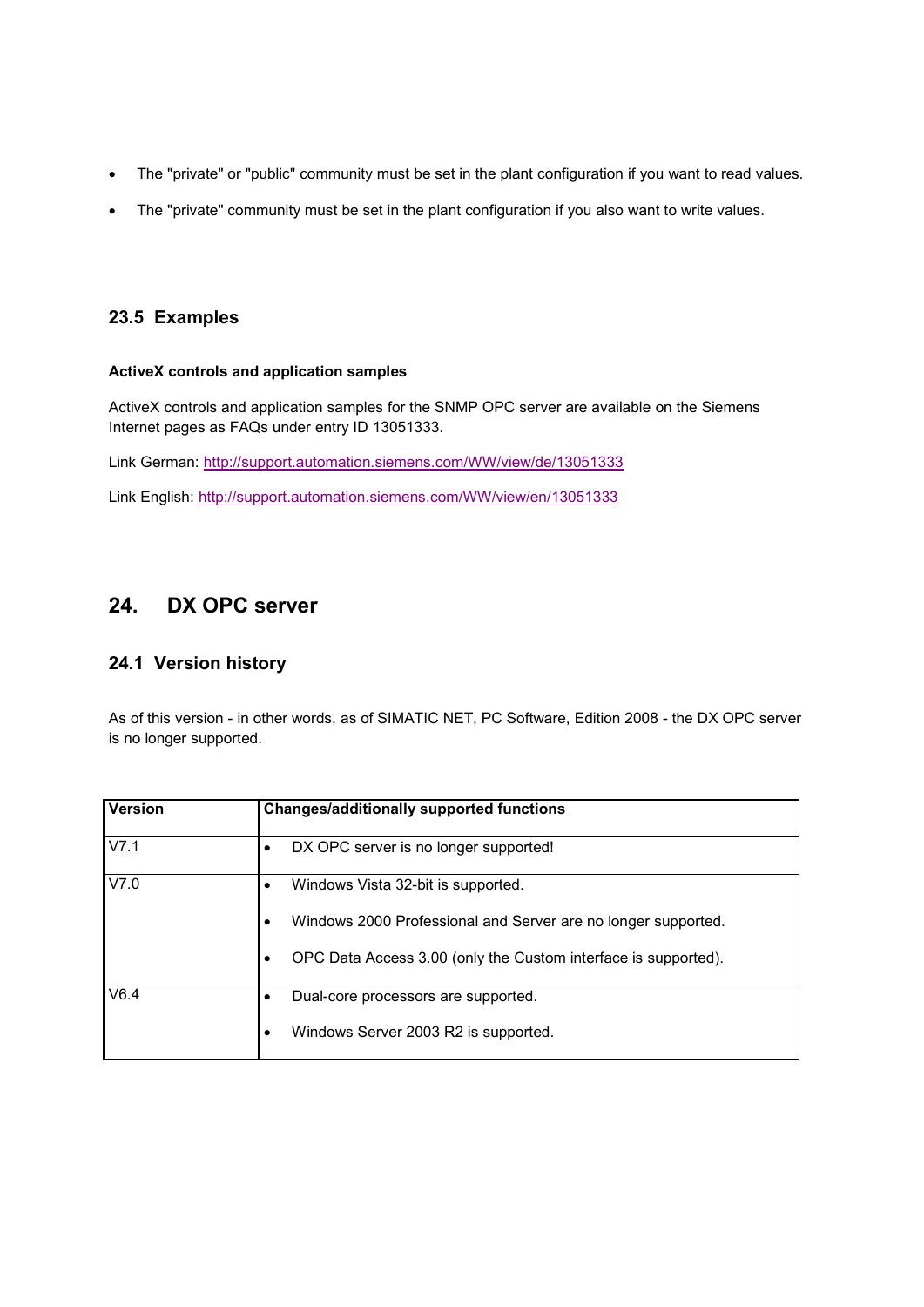- The "private" or "public" community must be set in the plant configuration if you want to read values.
- The "private" community must be set in the plant configuration if you also want to write values.

### 23.5 Examples

**ActiveX controls and application samples**

ActiveX controls and application samples for the SNMP OPC server are available on the Siemens Internet pages as FAQs under entry ID 13051333.

Link German: http://support.automation.siemens.com/WW/view/de/13051333

Link English: http://support.automation.siemens.com/WW/view/en/13051333

## 24. DX OPC server

### 24.1 Version history

As of this version - in other words, as of SIMATIC NET, PC Software, Edition 2008 - the DX OPC server is no longer supported.

| Version | Changes/additionally supported functions |
|---|---|
| V7.1 | • DX OPC server is no longer supported! |
| V7.0 | • Windows Vista 32-bit is supported.<br>• Windows 2000 Professional and Server are no longer supported.<br>• OPC Data Access 3.00 (only the Custom interface is supported). |
| V6.4 | • Dual-core processors are supported.<br>• Windows Server 2003 R2 is supported. |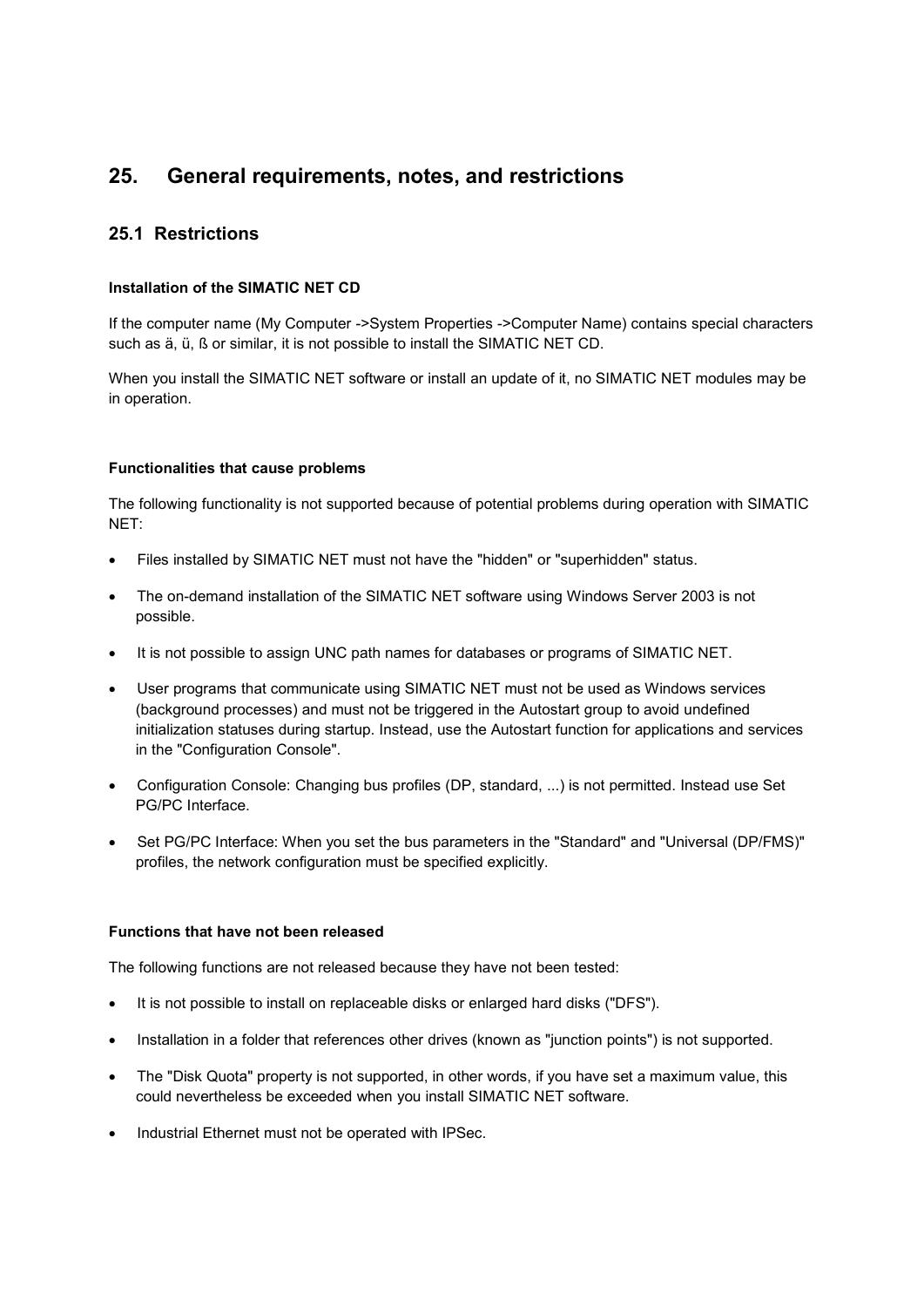# 25. General requirements, notes, and restrictions

## 25.1 Restrictions

#### Installation of the SIMATIC NET CD

If the computer name (My Computer ->System Properties ->Computer Name) contains special characters such as ä, ü, ß or similar, it is not possible to install the SIMATIC NET CD.

When you install the SIMATIC NET software or install an update of it, no SIMATIC NET modules may be in operation.

#### Functionalities that cause problems

The following functionality is not supported because of potential problems during operation with SIMATIC NET:

- Files installed by SIMATIC NET must not have the "hidden" or "superhidden" status.
- The on-demand installation of the SIMATIC NET software using Windows Server 2003 is not possible.
- It is not possible to assign UNC path names for databases or programs of SIMATIC NET.
- User programs that communicate using SIMATIC NET must not be used as Windows services (background processes) and must not be triggered in the Autostart group to avoid undefined initialization statuses during startup. Instead, use the Autostart function for applications and services in the "Configuration Console".
- Configuration Console: Changing bus profiles (DP, standard, ...) is not permitted. Instead use Set PG/PC Interface.
- Set PG/PC Interface: When you set the bus parameters in the "Standard" and "Universal (DP/FMS)" profiles, the network configuration must be specified explicitly.

#### Functions that have not been released

The following functions are not released because they have not been tested:

- It is not possible to install on replaceable disks or enlarged hard disks ("DFS").
- Installation in a folder that references other drives (known as "junction points") is not supported.
- The "Disk Quota" property is not supported, in other words, if you have set a maximum value, this could nevertheless be exceeded when you install SIMATIC NET software.
- Industrial Ethernet must not be operated with IPSec.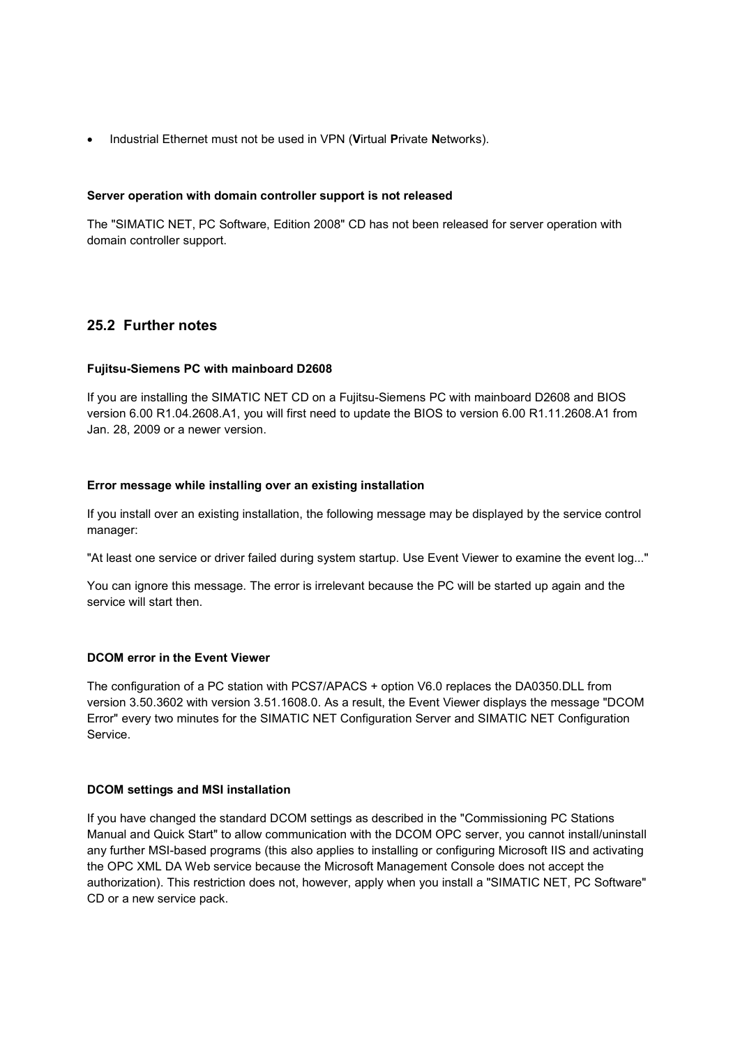- Industrial Ethernet must not be used in VPN (**V**irtual **P**rivate **N**etworks).

**Server operation with domain controller support is not released**

The "SIMATIC NET, PC Software, Edition 2008" CD has not been released for server operation with domain controller support.

## 25.2 Further notes

**Fujitsu-Siemens PC with mainboard D2608**

If you are installing the SIMATIC NET CD on a Fujitsu-Siemens PC with mainboard D2608 and BIOS version 6.00 R1.04.2608.A1, you will first need to update the BIOS to version 6.00 R1.11.2608.A1 from Jan. 28, 2009 or a newer version.

**Error message while installing over an existing installation**

If you install over an existing installation, the following message may be displayed by the service control manager:

"At least one service or driver failed during system startup. Use Event Viewer to examine the event log..."

You can ignore this message. The error is irrelevant because the PC will be started up again and the service will start then.

**DCOM error in the Event Viewer**

The configuration of a PC station with PCS7/APACS + option V6.0 replaces the DA0350.DLL from version 3.50.3602 with version 3.51.1608.0. As a result, the Event Viewer displays the message "DCOM Error" every two minutes for the SIMATIC NET Configuration Server and SIMATIC NET Configuration Service.

**DCOM settings and MSI installation**

If you have changed the standard DCOM settings as described in the "Commissioning PC Stations Manual and Quick Start" to allow communication with the DCOM OPC server, you cannot install/uninstall any further MSI-based programs (this also applies to installing or configuring Microsoft IIS and activating the OPC XML DA Web service because the Microsoft Management Console does not accept the authorization). This restriction does not, however, apply when you install a "SIMATIC NET, PC Software" CD or a new service pack.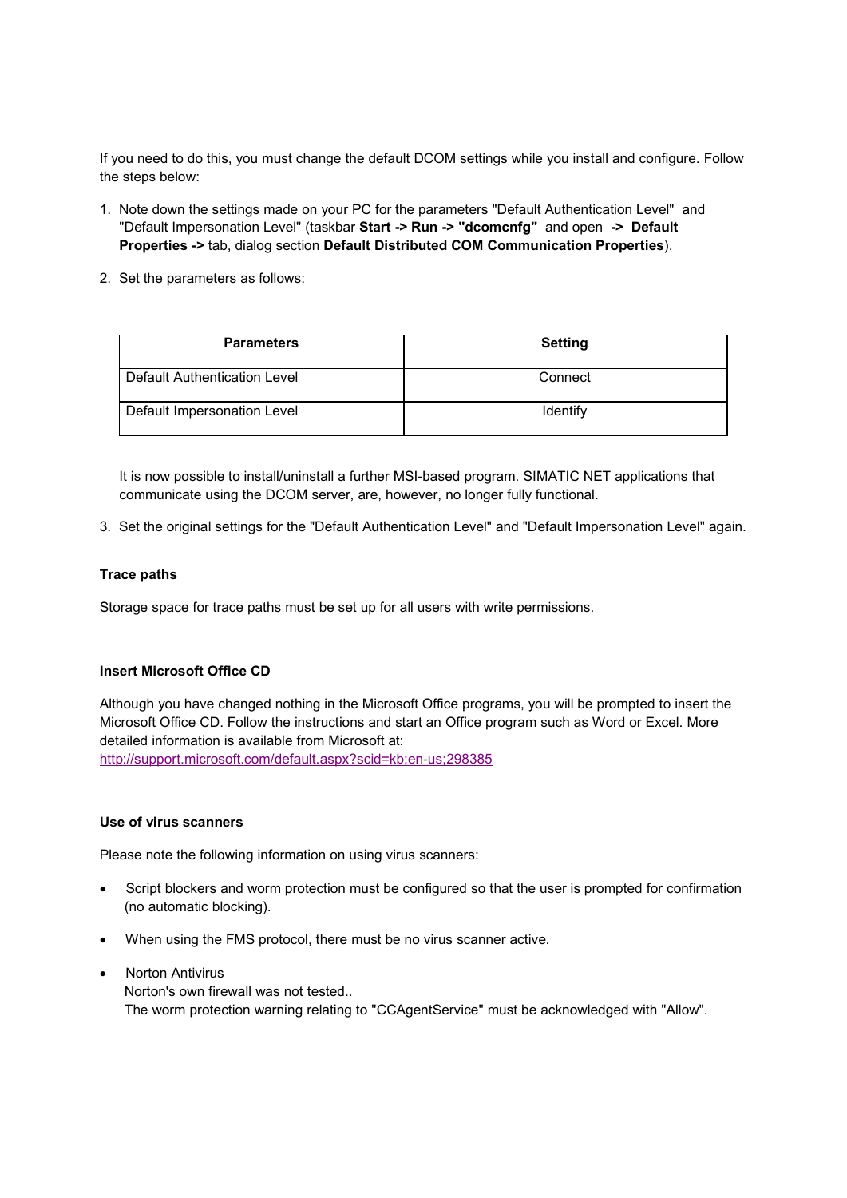If you need to do this, you must change the default DCOM settings while you install and configure. Follow the steps below:

1. Note down the settings made on your PC for the parameters "Default Authentication Level" and "Default Impersonation Level" (taskbar **Start -> Run -> "dcomcnfg"** and open **-> Default Properties ->** tab, dialog section **Default Distributed COM Communication Properties**).

2. Set the parameters as follows:

| Parameters | Setting |
|---|---|
| Default Authentication Level | Connect |
| Default Impersonation Level | Identify |

   It is now possible to install/uninstall a further MSI-based program. SIMATIC NET applications that communicate using the DCOM server, are, however, no longer fully functional.

3. Set the original settings for the "Default Authentication Level" and "Default Impersonation Level" again.

**Trace paths**

Storage space for trace paths must be set up for all users with write permissions.

**Insert Microsoft Office CD**

Although you have changed nothing in the Microsoft Office programs, you will be prompted to insert the Microsoft Office CD. Follow the instructions and start an Office program such as Word or Excel. More detailed information is available from Microsoft at:
http://support.microsoft.com/default.aspx?scid=kb;en-us;298385

**Use of virus scanners**

Please note the following information on using virus scanners:

- Script blockers and worm protection must be configured so that the user is prompted for confirmation (no automatic blocking).
- When using the FMS protocol, there must be no virus scanner active.
- Norton Antivirus
  Norton's own firewall was not tested..
  The worm protection warning relating to "CCAgentService" must be acknowledged with "Allow".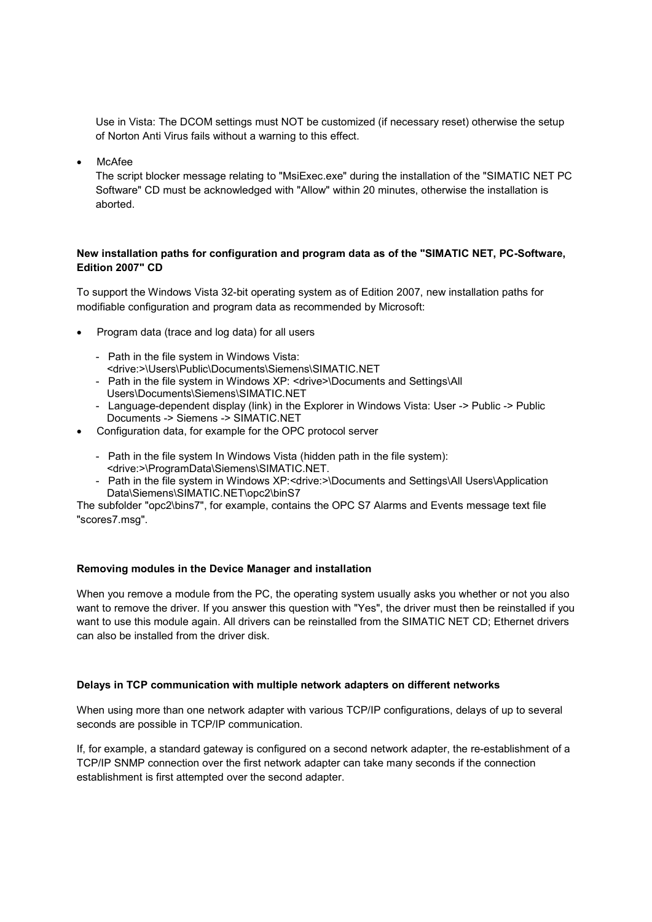Use in Vista: The DCOM settings must NOT be customized (if necessary reset) otherwise the setup of Norton Anti Virus fails without a warning to this effect.

- McAfee
  The script blocker message relating to "MsiExec.exe" during the installation of the "SIMATIC NET PC Software" CD must be acknowledged with "Allow" within 20 minutes, otherwise the installation is aborted.

**New installation paths for configuration and program data as of the "SIMATIC NET, PC-Software, Edition 2007" CD**

To support the Windows Vista 32-bit operating system as of Edition 2007, new installation paths for modifiable configuration and program data as recommended by Microsoft:

- Program data (trace and log data) for all users
  - Path in the file system in Windows Vista: <drive:>\Users\Public\Documents\Siemens\SIMATIC.NET
  - Path in the file system in Windows XP: <drive>\Documents and Settings\All Users\Documents\Siemens\SIMATIC.NET
  - Language-dependent display (link) in the Explorer in Windows Vista: User -> Public -> Public Documents -> Siemens -> SIMATIC.NET
- Configuration data, for example for the OPC protocol server
  - Path in the file system In Windows Vista (hidden path in the file system): <drive:>\ProgramData\Siemens\SIMATIC.NET.
  - Path in the file system in Windows XP:<drive:>\Documents and Settings\All Users\Application Data\Siemens\SIMATIC.NET\opc2\binS7

The subfolder "opc2\bins7", for example, contains the OPC S7 Alarms and Events message text file "scores7.msg".

**Removing modules in the Device Manager and installation**

When you remove a module from the PC, the operating system usually asks you whether or not you also want to remove the driver. If you answer this question with "Yes", the driver must then be reinstalled if you want to use this module again. All drivers can be reinstalled from the SIMATIC NET CD; Ethernet drivers can also be installed from the driver disk.

**Delays in TCP communication with multiple network adapters on different networks**

When using more than one network adapter with various TCP/IP configurations, delays of up to several seconds are possible in TCP/IP communication.

If, for example, a standard gateway is configured on a second network adapter, the re-establishment of a TCP/IP SNMP connection over the first network adapter can take many seconds if the connection establishment is first attempted over the second adapter.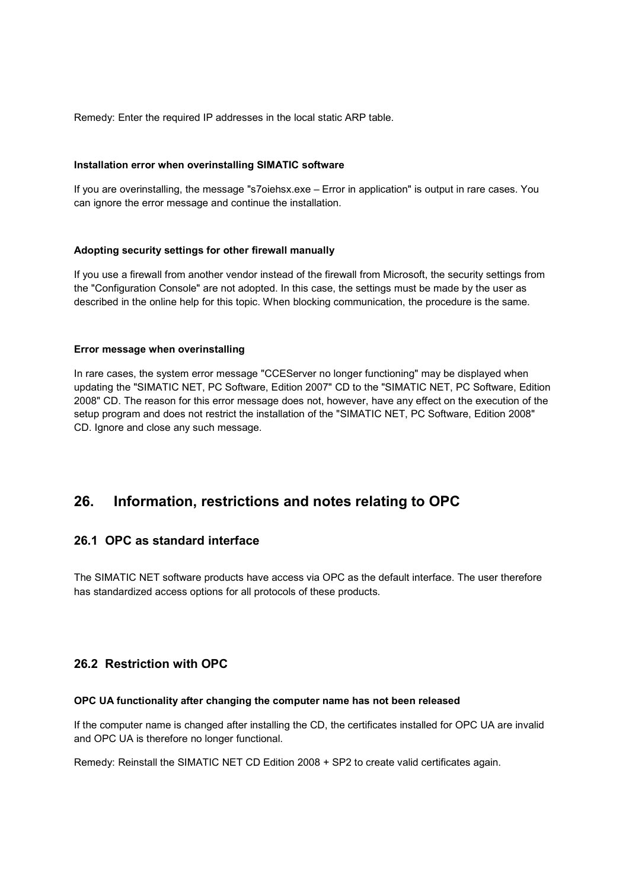Remedy: Enter the required IP addresses in the local static ARP table.

**Installation error when overinstalling SIMATIC software**

If you are overinstalling, the message "s7oiehsx.exe – Error in application" is output in rare cases. You can ignore the error message and continue the installation.

**Adopting security settings for other firewall manually**

If you use a firewall from another vendor instead of the firewall from Microsoft, the security settings from the "Configuration Console" are not adopted. In this case, the settings must be made by the user as described in the online help for this topic. When blocking communication, the procedure is the same.

**Error message when overinstalling**

In rare cases, the system error message "CCEServer no longer functioning" may be displayed when updating the "SIMATIC NET, PC Software, Edition 2007" CD to the "SIMATIC NET, PC Software, Edition 2008" CD. The reason for this error message does not, however, have any effect on the execution of the setup program and does not restrict the installation of the "SIMATIC NET, PC Software, Edition 2008" CD. Ignore and close any such message.

# 26. Information, restrictions and notes relating to OPC

## 26.1 OPC as standard interface

The SIMATIC NET software products have access via OPC as the default interface. The user therefore has standardized access options for all protocols of these products.

## 26.2 Restriction with OPC

**OPC UA functionality after changing the computer name has not been released**

If the computer name is changed after installing the CD, the certificates installed for OPC UA are invalid and OPC UA is therefore no longer functional.

Remedy: Reinstall the SIMATIC NET CD Edition 2008 + SP2 to create valid certificates again.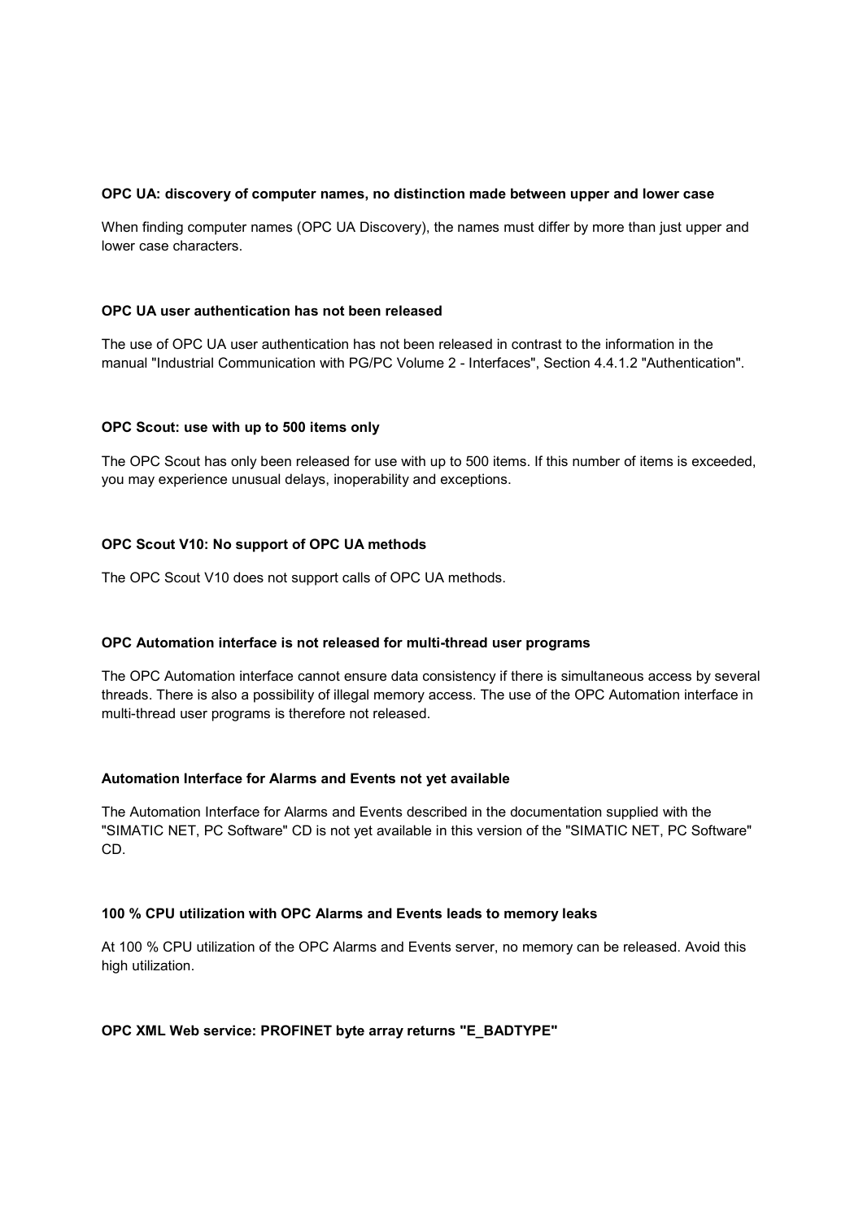**OPC UA: discovery of computer names, no distinction made between upper and lower case**

When finding computer names (OPC UA Discovery), the names must differ by more than just upper and lower case characters.

**OPC UA user authentication has not been released**

The use of OPC UA user authentication has not been released in contrast to the information in the manual "Industrial Communication with PG/PC Volume 2 - Interfaces", Section 4.4.1.2 "Authentication".

**OPC Scout: use with up to 500 items only**

The OPC Scout has only been released for use with up to 500 items. If this number of items is exceeded, you may experience unusual delays, inoperability and exceptions.

**OPC Scout V10: No support of OPC UA methods**

The OPC Scout V10 does not support calls of OPC UA methods.

**OPC Automation interface is not released for multi-thread user programs**

The OPC Automation interface cannot ensure data consistency if there is simultaneous access by several threads. There is also a possibility of illegal memory access. The use of the OPC Automation interface in multi-thread user programs is therefore not released.

**Automation Interface for Alarms and Events not yet available**

The Automation Interface for Alarms and Events described in the documentation supplied with the "SIMATIC NET, PC Software" CD is not yet available in this version of the "SIMATIC NET, PC Software" CD.

**100 % CPU utilization with OPC Alarms and Events leads to memory leaks**

At 100 % CPU utilization of the OPC Alarms and Events server, no memory can be released. Avoid this high utilization.

**OPC XML Web service: PROFINET byte array returns "E_BADTYPE"**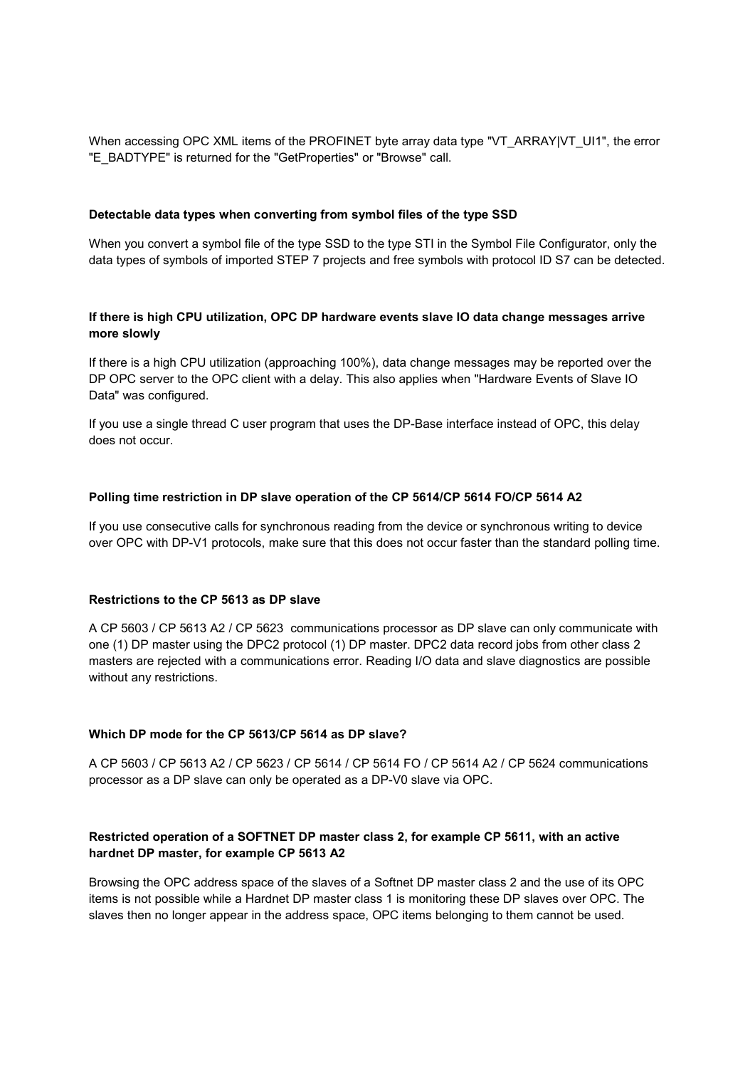When accessing OPC XML items of the PROFINET byte array data type "VT_ARRAY|VT_UI1", the error "E_BADTYPE" is returned for the "GetProperties" or "Browse" call.

**Detectable data types when converting from symbol files of the type SSD**

When you convert a symbol file of the type SSD to the type STI in the Symbol File Configurator, only the data types of symbols of imported STEP 7 projects and free symbols with protocol ID S7 can be detected.

**If there is high CPU utilization, OPC DP hardware events slave IO data change messages arrive more slowly**

If there is a high CPU utilization (approaching 100%), data change messages may be reported over the DP OPC server to the OPC client with a delay. This also applies when "Hardware Events of Slave IO Data" was configured.

If you use a single thread C user program that uses the DP-Base interface instead of OPC, this delay does not occur.

**Polling time restriction in DP slave operation of the CP 5614/CP 5614 FO/CP 5614 A2**

If you use consecutive calls for synchronous reading from the device or synchronous writing to device over OPC with DP-V1 protocols, make sure that this does not occur faster than the standard polling time.

**Restrictions to the CP 5613 as DP slave**

A CP 5603 / CP 5613 A2 / CP 5623 communications processor as DP slave can only communicate with one (1) DP master using the DPC2 protocol (1) DP master. DPC2 data record jobs from other class 2 masters are rejected with a communications error. Reading I/O data and slave diagnostics are possible without any restrictions.

**Which DP mode for the CP 5613/CP 5614 as DP slave?**

A CP 5603 / CP 5613 A2 / CP 5623 / CP 5614 / CP 5614 FO / CP 5614 A2 / CP 5624 communications processor as a DP slave can only be operated as a DP-V0 slave via OPC.

**Restricted operation of a SOFTNET DP master class 2, for example CP 5611, with an active hardnet DP master, for example CP 5613 A2**

Browsing the OPC address space of the slaves of a Softnet DP master class 2 and the use of its OPC items is not possible while a Hardnet DP master class 1 is monitoring these DP slaves over OPC. The slaves then no longer appear in the address space, OPC items belonging to them cannot be used.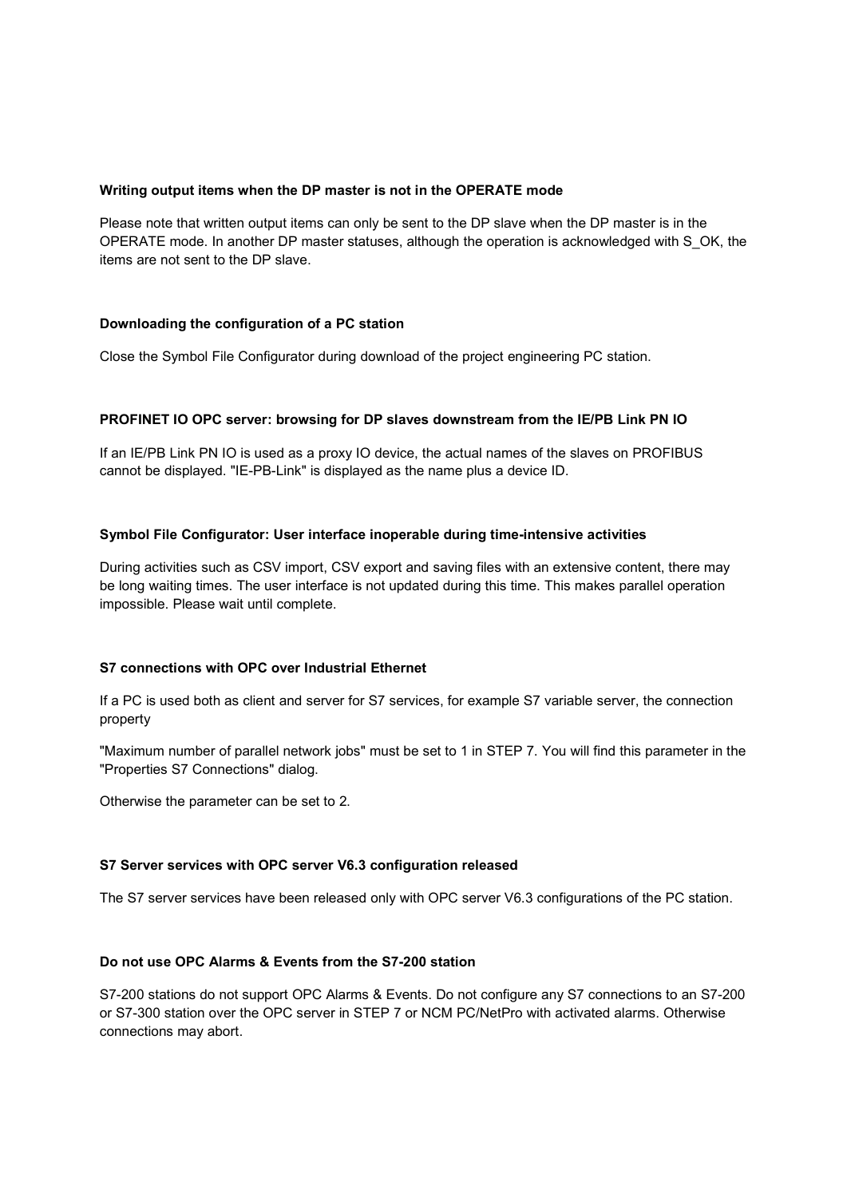**Writing output items when the DP master is not in the OPERATE mode**

Please note that written output items can only be sent to the DP slave when the DP master is in the OPERATE mode. In another DP master statuses, although the operation is acknowledged with S_OK, the items are not sent to the DP slave.

**Downloading the configuration of a PC station**

Close the Symbol File Configurator during download of the project engineering PC station.

**PROFINET IO OPC server: browsing for DP slaves downstream from the IE/PB Link PN IO**

If an IE/PB Link PN IO is used as a proxy IO device, the actual names of the slaves on PROFIBUS cannot be displayed. "IE-PB-Link" is displayed as the name plus a device ID.

**Symbol File Configurator: User interface inoperable during time-intensive activities**

During activities such as CSV import, CSV export and saving files with an extensive content, there may be long waiting times. The user interface is not updated during this time. This makes parallel operation impossible. Please wait until complete.

**S7 connections with OPC over Industrial Ethernet**

If a PC is used both as client and server for S7 services, for example S7 variable server, the connection property

"Maximum number of parallel network jobs" must be set to 1 in STEP 7. You will find this parameter in the "Properties S7 Connections" dialog.

Otherwise the parameter can be set to 2.

**S7 Server services with OPC server V6.3 configuration released**

The S7 server services have been released only with OPC server V6.3 configurations of the PC station.

**Do not use OPC Alarms & Events from the S7-200 station**

S7-200 stations do not support OPC Alarms & Events. Do not configure any S7 connections to an S7-200 or S7-300 station over the OPC server in STEP 7 or NCM PC/NetPro with activated alarms. Otherwise connections may abort.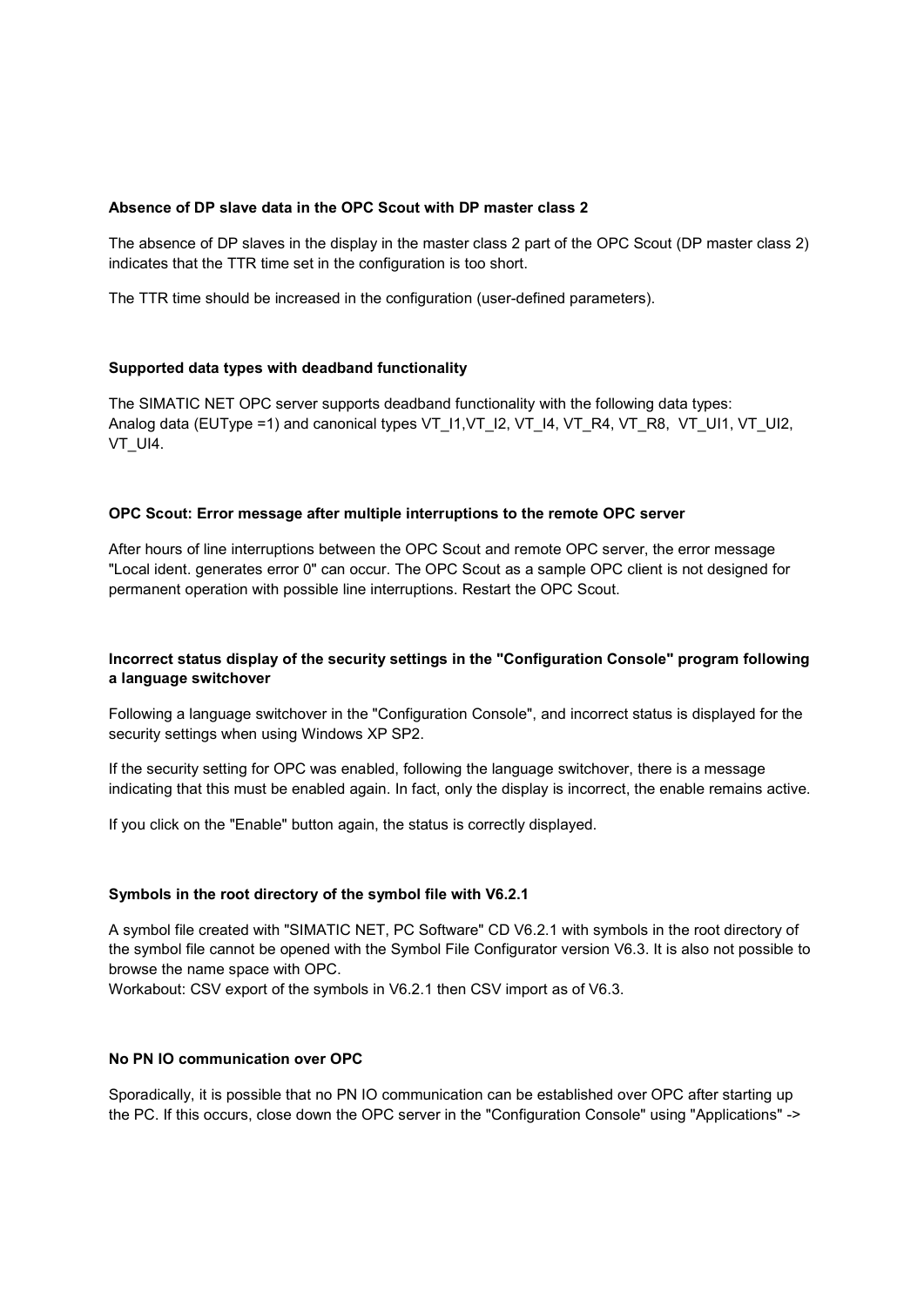**Absence of DP slave data in the OPC Scout with DP master class 2**

The absence of DP slaves in the display in the master class 2 part of the OPC Scout (DP master class 2) indicates that the TTR time set in the configuration is too short.

The TTR time should be increased in the configuration (user-defined parameters).

**Supported data types with deadband functionality**

The SIMATIC NET OPC server supports deadband functionality with the following data types:
Analog data (EUType =1) and canonical types VT_I1,VT_I2, VT_I4, VT_R4, VT_R8, VT_UI1, VT_UI2, VT_UI4.

**OPC Scout: Error message after multiple interruptions to the remote OPC server**

After hours of line interruptions between the OPC Scout and remote OPC server, the error message "Local ident. generates error 0" can occur. The OPC Scout as a sample OPC client is not designed for permanent operation with possible line interruptions. Restart the OPC Scout.

**Incorrect status display of the security settings in the "Configuration Console" program following a language switchover**

Following a language switchover in the "Configuration Console", and incorrect status is displayed for the security settings when using Windows XP SP2.

If the security setting for OPC was enabled, following the language switchover, there is a message indicating that this must be enabled again. In fact, only the display is incorrect, the enable remains active.

If you click on the "Enable" button again, the status is correctly displayed.

**Symbols in the root directory of the symbol file with V6.2.1**

A symbol file created with "SIMATIC NET, PC Software" CD V6.2.1 with symbols in the root directory of the symbol file cannot be opened with the Symbol File Configurator version V6.3. It is also not possible to browse the name space with OPC.
Workabout: CSV export of the symbols in V6.2.1 then CSV import as of V6.3.

**No PN IO communication over OPC**

Sporadically, it is possible that no PN IO communication can be established over OPC after starting up the PC. If this occurs, close down the OPC server in the "Configuration Console" using "Applications" ->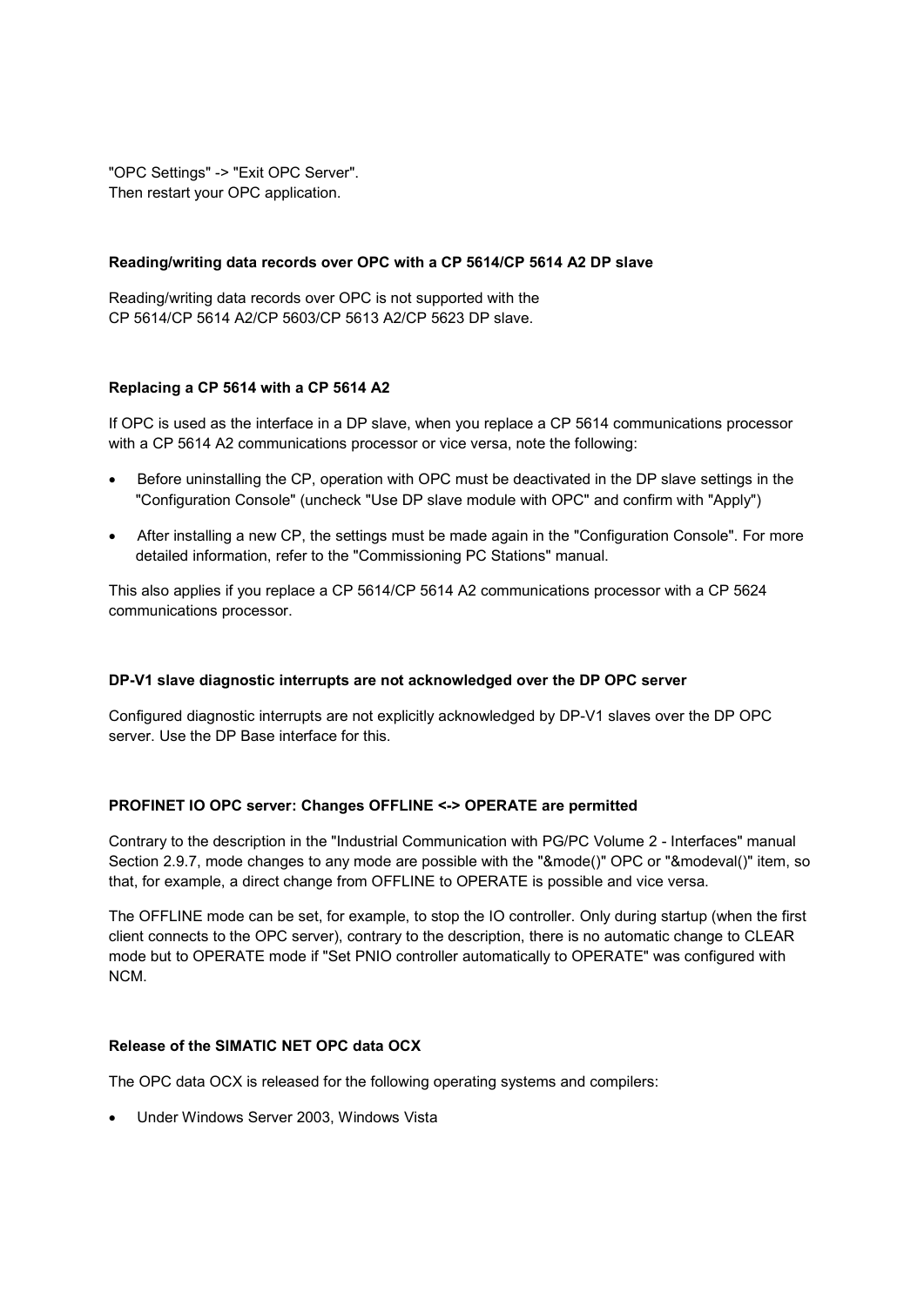"OPC Settings" -> "Exit OPC Server".
Then restart your OPC application.

**Reading/writing data records over OPC with a CP 5614/CP 5614 A2 DP slave**

Reading/writing data records over OPC is not supported with the CP 5614/CP 5614 A2/CP 5603/CP 5613 A2/CP 5623 DP slave.

**Replacing a CP 5614 with a CP 5614 A2**

If OPC is used as the interface in a DP slave, when you replace a CP 5614 communications processor with a CP 5614 A2 communications processor or vice versa, note the following:

- Before uninstalling the CP, operation with OPC must be deactivated in the DP slave settings in the "Configuration Console" (uncheck "Use DP slave module with OPC" and confirm with "Apply")
- After installing a new CP, the settings must be made again in the "Configuration Console". For more detailed information, refer to the "Commissioning PC Stations" manual.

This also applies if you replace a CP 5614/CP 5614 A2 communications processor with a CP 5624 communications processor.

**DP-V1 slave diagnostic interrupts are not acknowledged over the DP OPC server**

Configured diagnostic interrupts are not explicitly acknowledged by DP-V1 slaves over the DP OPC server. Use the DP Base interface for this.

**PROFINET IO OPC server: Changes OFFLINE <-> OPERATE are permitted**

Contrary to the description in the "Industrial Communication with PG/PC Volume 2 - Interfaces" manual Section 2.9.7, mode changes to any mode are possible with the "&mode()" OPC or "&modeval()" item, so that, for example, a direct change from OFFLINE to OPERATE is possible and vice versa.

The OFFLINE mode can be set, for example, to stop the IO controller. Only during startup (when the first client connects to the OPC server), contrary to the description, there is no automatic change to CLEAR mode but to OPERATE mode if "Set PNIO controller automatically to OPERATE" was configured with NCM.

**Release of the SIMATIC NET OPC data OCX**

The OPC data OCX is released for the following operating systems and compilers:

- Under Windows Server 2003, Windows Vista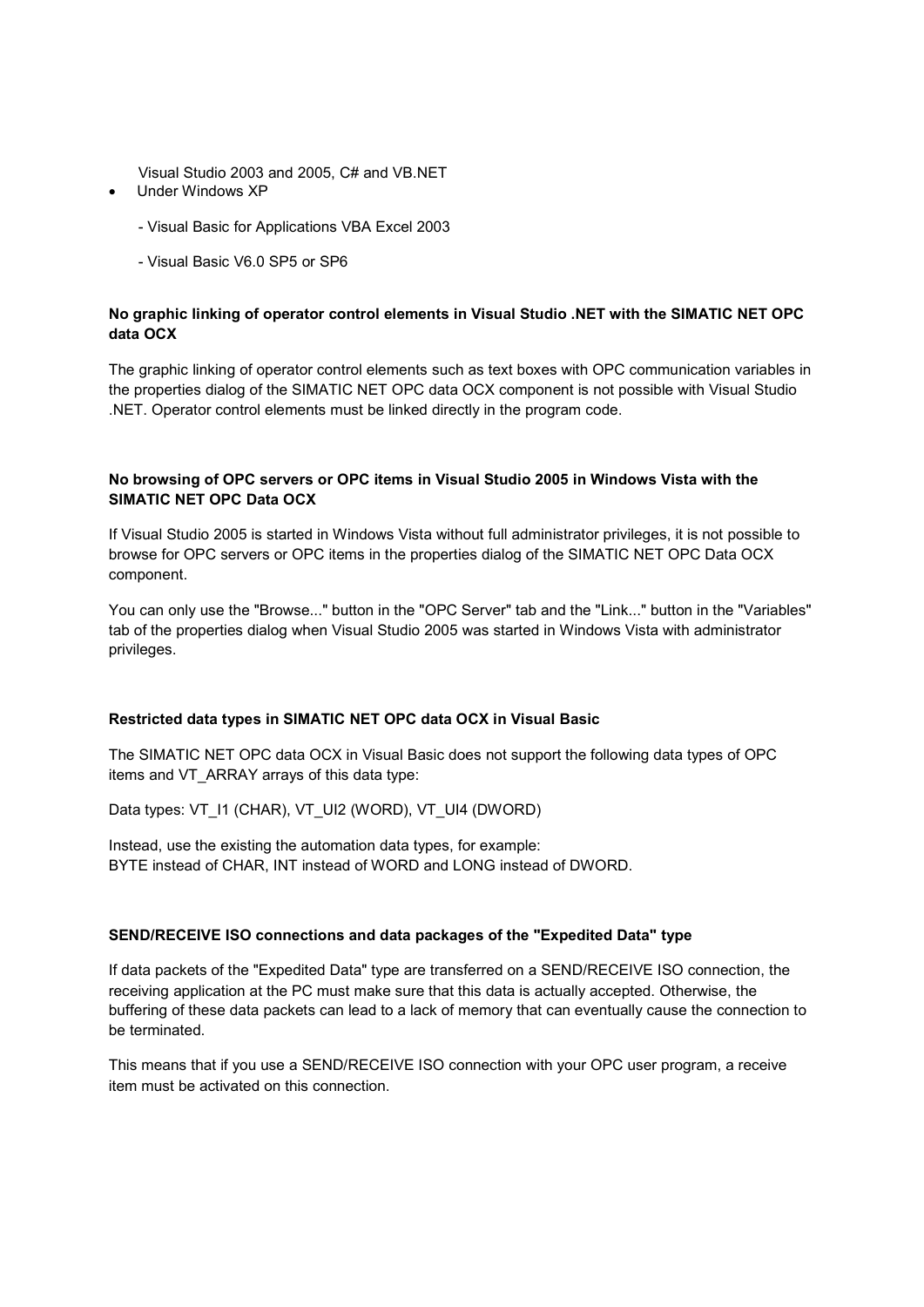Visual Studio 2003 and 2005, C# and VB.NET

- Under Windows XP

  - Visual Basic for Applications VBA Excel 2003

  - Visual Basic V6.0 SP5 or SP6

**No graphic linking of operator control elements in Visual Studio .NET with the SIMATIC NET OPC data OCX**

The graphic linking of operator control elements such as text boxes with OPC communication variables in the properties dialog of the SIMATIC NET OPC data OCX component is not possible with Visual Studio .NET. Operator control elements must be linked directly in the program code.

**No browsing of OPC servers or OPC items in Visual Studio 2005 in Windows Vista with the SIMATIC NET OPC Data OCX**

If Visual Studio 2005 is started in Windows Vista without full administrator privileges, it is not possible to browse for OPC servers or OPC items in the properties dialog of the SIMATIC NET OPC Data OCX component.

You can only use the "Browse..." button in the "OPC Server" tab and the "Link..." button in the "Variables" tab of the properties dialog when Visual Studio 2005 was started in Windows Vista with administrator privileges.

**Restricted data types in SIMATIC NET OPC data OCX in Visual Basic**

The SIMATIC NET OPC data OCX in Visual Basic does not support the following data types of OPC items and VT_ARRAY arrays of this data type:

Data types: VT_I1 (CHAR), VT_UI2 (WORD), VT_UI4 (DWORD)

Instead, use the existing the automation data types, for example:
BYTE instead of CHAR, INT instead of WORD and LONG instead of DWORD.

**SEND/RECEIVE ISO connections and data packages of the "Expedited Data" type**

If data packets of the "Expedited Data" type are transferred on a SEND/RECEIVE ISO connection, the receiving application at the PC must make sure that this data is actually accepted. Otherwise, the buffering of these data packets can lead to a lack of memory that can eventually cause the connection to be terminated.

This means that if you use a SEND/RECEIVE ISO connection with your OPC user program, a receive item must be activated on this connection.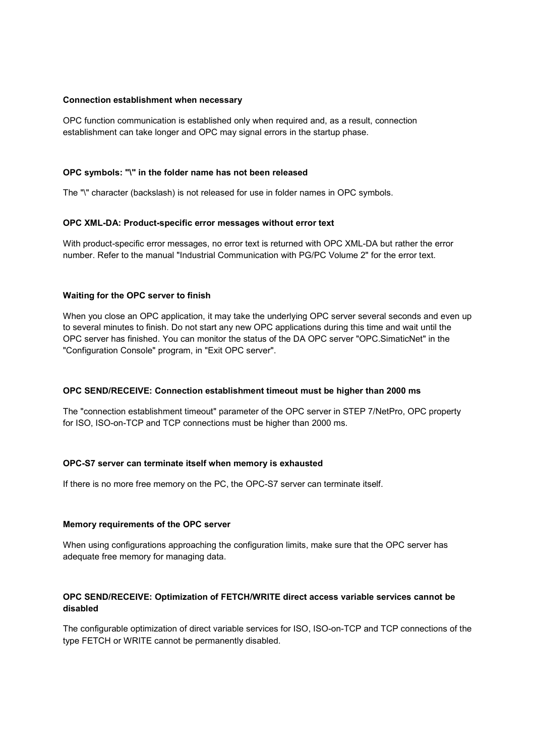**Connection establishment when necessary**

OPC function communication is established only when required and, as a result, connection establishment can take longer and OPC may signal errors in the startup phase.

**OPC symbols: "\" in the folder name has not been released**

The "\" character (backslash) is not released for use in folder names in OPC symbols.

**OPC XML-DA: Product-specific error messages without error text**

With product-specific error messages, no error text is returned with OPC XML-DA but rather the error number. Refer to the manual "Industrial Communication with PG/PC Volume 2" for the error text.

**Waiting for the OPC server to finish**

When you close an OPC application, it may take the underlying OPC server several seconds and even up to several minutes to finish. Do not start any new OPC applications during this time and wait until the OPC server has finished. You can monitor the status of the DA OPC server "OPC.SimaticNet" in the "Configuration Console" program, in "Exit OPC server".

**OPC SEND/RECEIVE: Connection establishment timeout must be higher than 2000 ms**

The "connection establishment timeout" parameter of the OPC server in STEP 7/NetPro, OPC property for ISO, ISO-on-TCP and TCP connections must be higher than 2000 ms.

**OPC-S7 server can terminate itself when memory is exhausted**

If there is no more free memory on the PC, the OPC-S7 server can terminate itself.

**Memory requirements of the OPC server**

When using configurations approaching the configuration limits, make sure that the OPC server has adequate free memory for managing data.

**OPC SEND/RECEIVE: Optimization of FETCH/WRITE direct access variable services cannot be disabled**

The configurable optimization of direct variable services for ISO, ISO-on-TCP and TCP connections of the type FETCH or WRITE cannot be permanently disabled.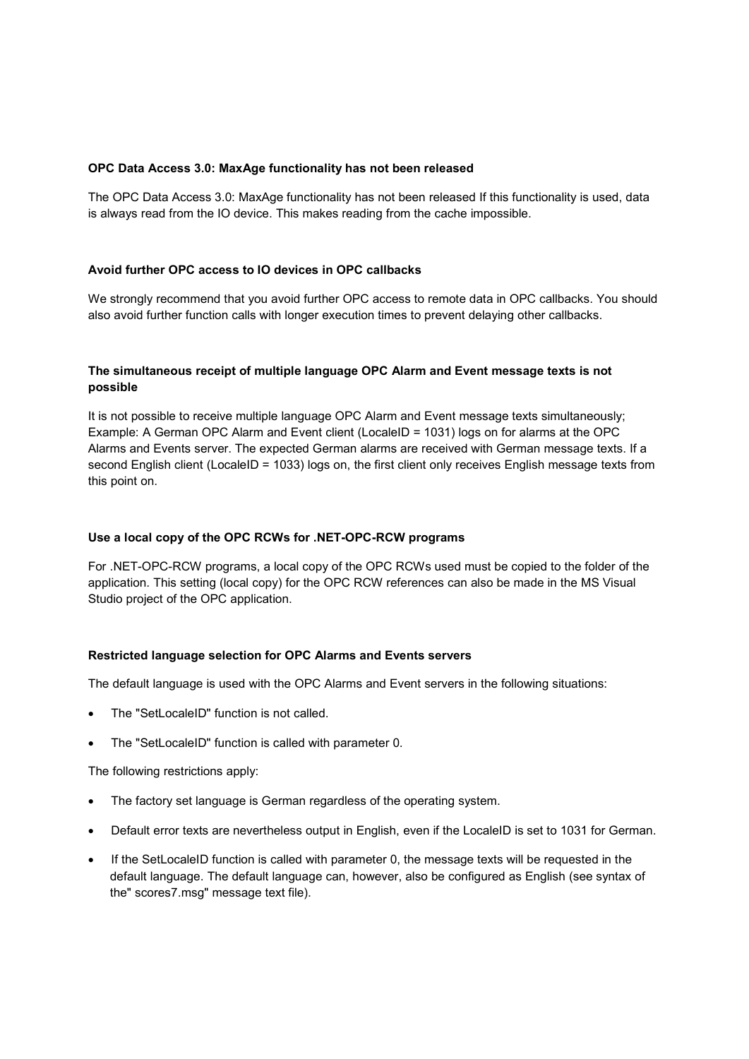**OPC Data Access 3.0: MaxAge functionality has not been released**

The OPC Data Access 3.0: MaxAge functionality has not been released If this functionality is used, data is always read from the IO device. This makes reading from the cache impossible.

**Avoid further OPC access to IO devices in OPC callbacks**

We strongly recommend that you avoid further OPC access to remote data in OPC callbacks. You should also avoid further function calls with longer execution times to prevent delaying other callbacks.

**The simultaneous receipt of multiple language OPC Alarm and Event message texts is not possible**

It is not possible to receive multiple language OPC Alarm and Event message texts simultaneously; Example: A German OPC Alarm and Event client (LocaleID = 1031) logs on for alarms at the OPC Alarms and Events server. The expected German alarms are received with German message texts. If a second English client (LocaleID = 1033) logs on, the first client only receives English message texts from this point on.

**Use a local copy of the OPC RCWs for .NET-OPC-RCW programs**

For .NET-OPC-RCW programs, a local copy of the OPC RCWs used must be copied to the folder of the application. This setting (local copy) for the OPC RCW references can also be made in the MS Visual Studio project of the OPC application.

**Restricted language selection for OPC Alarms and Events servers**

The default language is used with the OPC Alarms and Event servers in the following situations:

- The "SetLocaleID" function is not called.
- The "SetLocaleID" function is called with parameter 0.

The following restrictions apply:

- The factory set language is German regardless of the operating system.
- Default error texts are nevertheless output in English, even if the LocaleID is set to 1031 for German.
- If the SetLocaleID function is called with parameter 0, the message texts will be requested in the default language. The default language can, however, also be configured as English (see syntax of the" scores7.msg" message text file).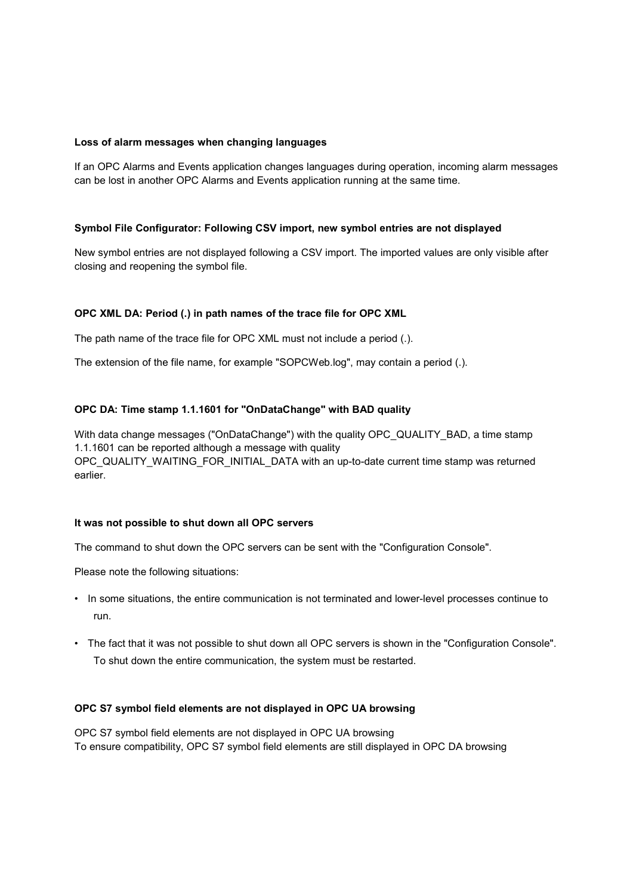**Loss of alarm messages when changing languages**

If an OPC Alarms and Events application changes languages during operation, incoming alarm messages can be lost in another OPC Alarms and Events application running at the same time.

**Symbol File Configurator: Following CSV import, new symbol entries are not displayed**

New symbol entries are not displayed following a CSV import. The imported values are only visible after closing and reopening the symbol file.

**OPC XML DA: Period (.) in path names of the trace file for OPC XML**

The path name of the trace file for OPC XML must not include a period (.).

The extension of the file name, for example "SOPCWeb.log", may contain a period (.).

**OPC DA: Time stamp 1.1.1601 for "OnDataChange" with BAD quality**

With data change messages ("OnDataChange") with the quality OPC_QUALITY_BAD, a time stamp 1.1.1601 can be reported although a message with quality OPC_QUALITY_WAITING_FOR_INITIAL_DATA with an up-to-date current time stamp was returned earlier.

**It was not possible to shut down all OPC servers**

The command to shut down the OPC servers can be sent with the "Configuration Console".

Please note the following situations:

- In some situations, the entire communication is not terminated and lower-level processes continue to run.
- The fact that it was not possible to shut down all OPC servers is shown in the "Configuration Console". To shut down the entire communication, the system must be restarted.

**OPC S7 symbol field elements are not displayed in OPC UA browsing**

OPC S7 symbol field elements are not displayed in OPC UA browsing
To ensure compatibility, OPC S7 symbol field elements are still displayed in OPC DA browsing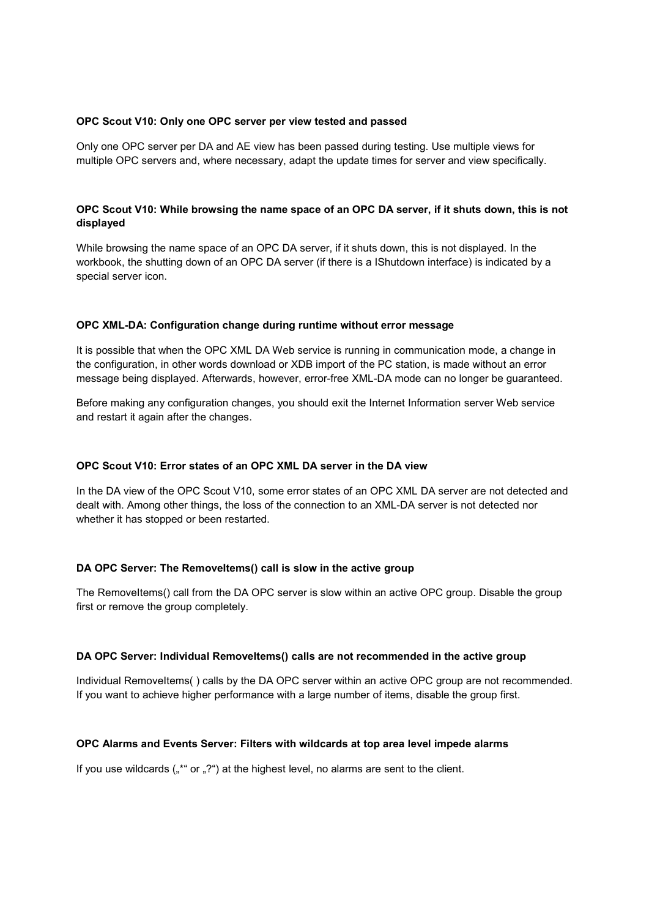**OPC Scout V10: Only one OPC server per view tested and passed**

Only one OPC server per DA and AE view has been passed during testing. Use multiple views for multiple OPC servers and, where necessary, adapt the update times for server and view specifically.

**OPC Scout V10: While browsing the name space of an OPC DA server, if it shuts down, this is not displayed**

While browsing the name space of an OPC DA server, if it shuts down, this is not displayed. In the workbook, the shutting down of an OPC DA server (if there is a IShutdown interface) is indicated by a special server icon.

**OPC XML-DA: Configuration change during runtime without error message**

It is possible that when the OPC XML DA Web service is running in communication mode, a change in the configuration, in other words download or XDB import of the PC station, is made without an error message being displayed. Afterwards, however, error-free XML-DA mode can no longer be guaranteed.

Before making any configuration changes, you should exit the Internet Information server Web service and restart it again after the changes.

**OPC Scout V10: Error states of an OPC XML DA server in the DA view**

In the DA view of the OPC Scout V10, some error states of an OPC XML DA server are not detected and dealt with. Among other things, the loss of the connection to an XML-DA server is not detected nor whether it has stopped or been restarted.

**DA OPC Server: The RemoveItems() call is slow in the active group**

The RemoveItems() call from the DA OPC server is slow within an active OPC group. Disable the group first or remove the group completely.

**DA OPC Server: Individual RemoveItems() calls are not recommended in the active group**

Individual RemoveItems( ) calls by the DA OPC server within an active OPC group are not recommended. If you want to achieve higher performance with a large number of items, disable the group first.

**OPC Alarms and Events Server: Filters with wildcards at top area level impede alarms**

If you use wildcards („*“ or „?“) at the highest level, no alarms are sent to the client.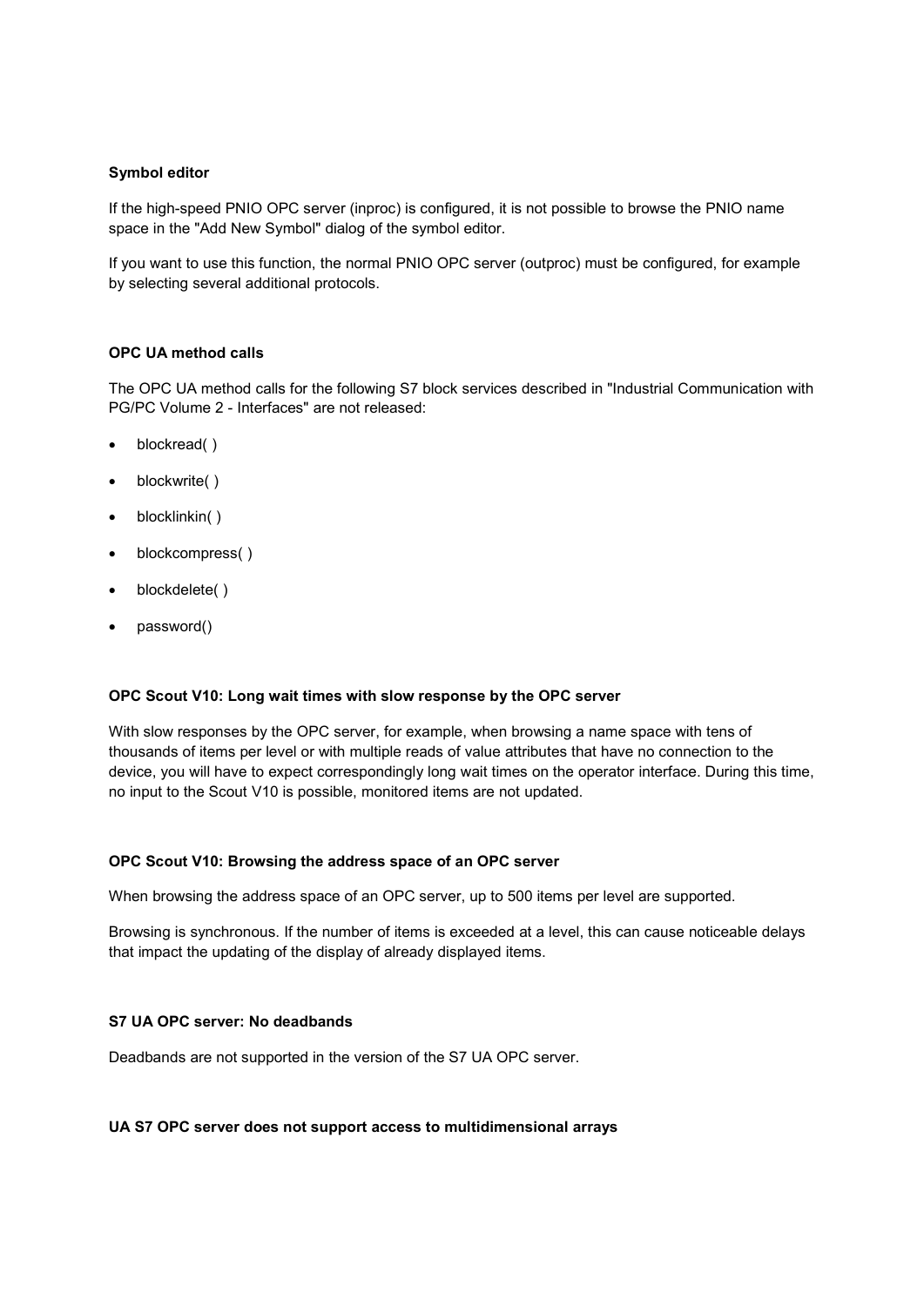### Symbol editor

If the high-speed PNIO OPC server (inproc) is configured, it is not possible to browse the PNIO name space in the "Add New Symbol" dialog of the symbol editor.

If you want to use this function, the normal PNIO OPC server (outproc) must be configured, for example by selecting several additional protocols.

### OPC UA method calls

The OPC UA method calls for the following S7 block services described in "Industrial Communication with PG/PC Volume 2 - Interfaces" are not released:

- blockread( )
- blockwrite( )
- blocklinkin( )
- blockcompress( )
- blockdelete( )
- password()

### OPC Scout V10: Long wait times with slow response by the OPC server

With slow responses by the OPC server, for example, when browsing a name space with tens of thousands of items per level or with multiple reads of value attributes that have no connection to the device, you will have to expect correspondingly long wait times on the operator interface. During this time, no input to the Scout V10 is possible, monitored items are not updated.

### OPC Scout V10: Browsing the address space of an OPC server

When browsing the address space of an OPC server, up to 500 items per level are supported.

Browsing is synchronous. If the number of items is exceeded at a level, this can cause noticeable delays that impact the updating of the display of already displayed items.

### S7 UA OPC server: No deadbands

Deadbands are not supported in the version of the S7 UA OPC server.

### UA S7 OPC server does not support access to multidimensional arrays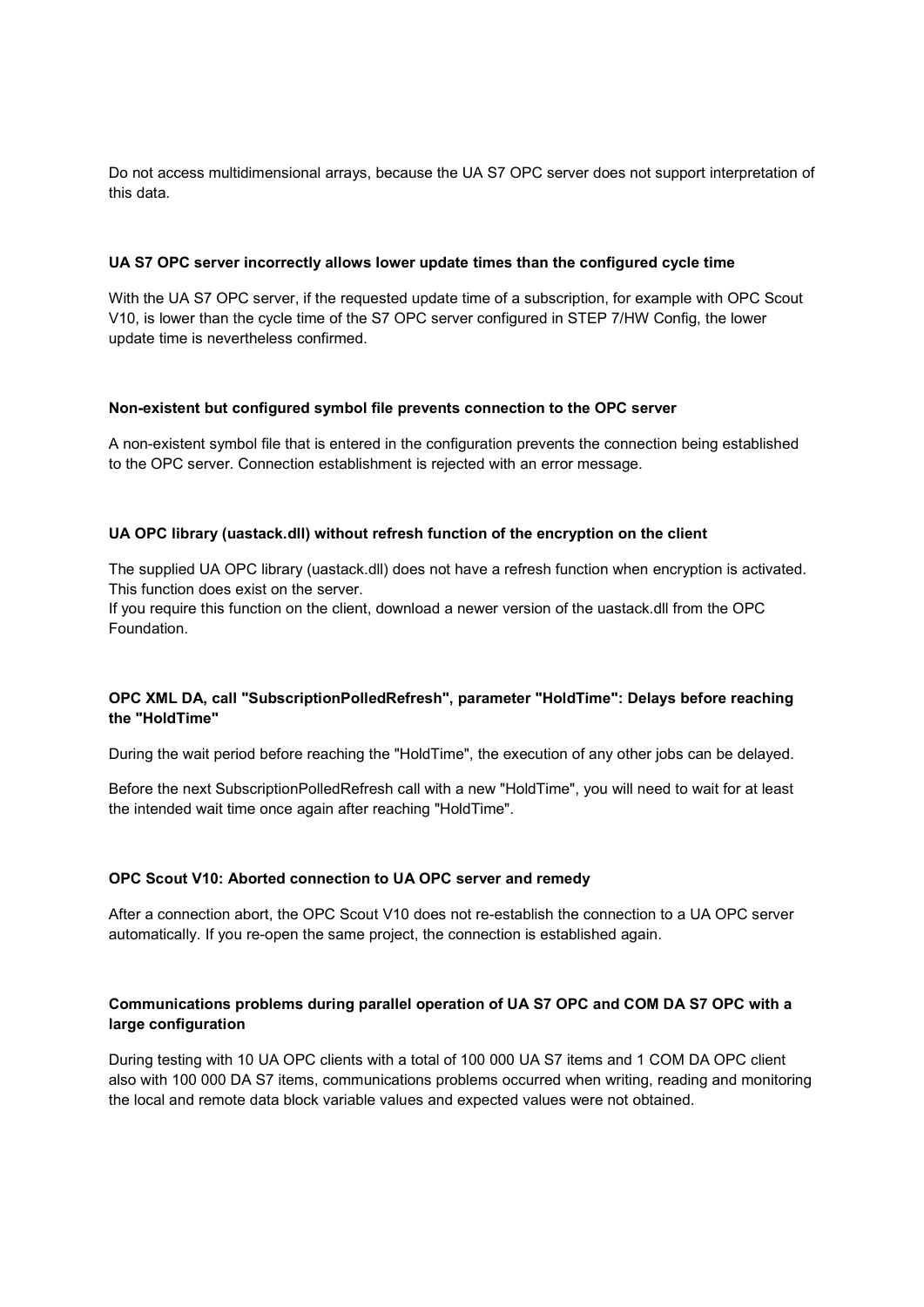Do not access multidimensional arrays, because the UA S7 OPC server does not support interpretation of this data.

**UA S7 OPC server incorrectly allows lower update times than the configured cycle time**

With the UA S7 OPC server, if the requested update time of a subscription, for example with OPC Scout V10, is lower than the cycle time of the S7 OPC server configured in STEP 7/HW Config, the lower update time is nevertheless confirmed.

**Non-existent but configured symbol file prevents connection to the OPC server**

A non-existent symbol file that is entered in the configuration prevents the connection being established to the OPC server. Connection establishment is rejected with an error message.

**UA OPC library (uastack.dll) without refresh function of the encryption on the client**

The supplied UA OPC library (uastack.dll) does not have a refresh function when encryption is activated. This function does exist on the server.
If you require this function on the client, download a newer version of the uastack.dll from the OPC Foundation.

**OPC XML DA, call "SubscriptionPolledRefresh", parameter "HoldTime": Delays before reaching the "HoldTime"**

During the wait period before reaching the "HoldTime", the execution of any other jobs can be delayed.

Before the next SubscriptionPolledRefresh call with a new "HoldTime", you will need to wait for at least the intended wait time once again after reaching "HoldTime".

**OPC Scout V10: Aborted connection to UA OPC server and remedy**

After a connection abort, the OPC Scout V10 does not re-establish the connection to a UA OPC server automatically. If you re-open the same project, the connection is established again.

**Communications problems during parallel operation of UA S7 OPC and COM DA S7 OPC with a large configuration**

During testing with 10 UA OPC clients with a total of 100 000 UA S7 items and 1 COM DA OPC client also with 100 000 DA S7 items, communications problems occurred when writing, reading and monitoring the local and remote data block variable values and expected values were not obtained.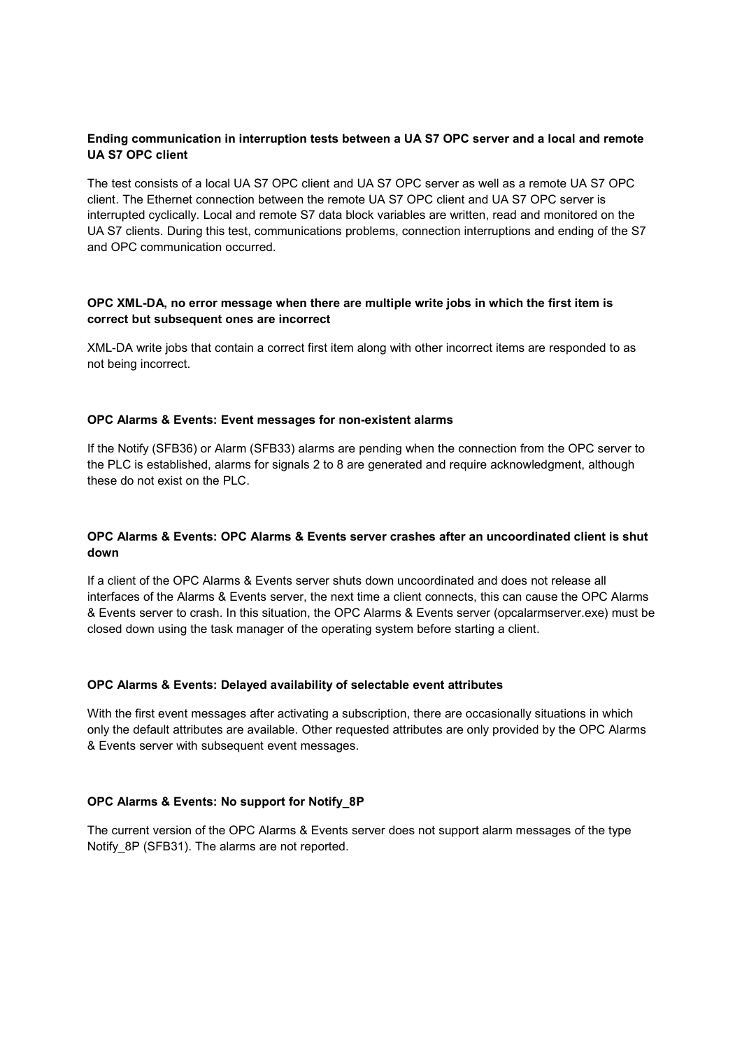**Ending communication in interruption tests between a UA S7 OPC server and a local and remote UA S7 OPC client**

The test consists of a local UA S7 OPC client and UA S7 OPC server as well as a remote UA S7 OPC client. The Ethernet connection between the remote UA S7 OPC client and UA S7 OPC server is interrupted cyclically. Local and remote S7 data block variables are written, read and monitored on the UA S7 clients. During this test, communications problems, connection interruptions and ending of the S7 and OPC communication occurred.

**OPC XML-DA, no error message when there are multiple write jobs in which the first item is correct but subsequent ones are incorrect**

XML-DA write jobs that contain a correct first item along with other incorrect items are responded to as not being incorrect.

**OPC Alarms & Events: Event messages for non-existent alarms**

If the Notify (SFB36) or Alarm (SFB33) alarms are pending when the connection from the OPC server to the PLC is established, alarms for signals 2 to 8 are generated and require acknowledgment, although these do not exist on the PLC.

**OPC Alarms & Events: OPC Alarms & Events server crashes after an uncoordinated client is shut down**

If a client of the OPC Alarms & Events server shuts down uncoordinated and does not release all interfaces of the Alarms & Events server, the next time a client connects, this can cause the OPC Alarms & Events server to crash. In this situation, the OPC Alarms & Events server (opcalarmserver.exe) must be closed down using the task manager of the operating system before starting a client.

**OPC Alarms & Events: Delayed availability of selectable event attributes**

With the first event messages after activating a subscription, there are occasionally situations in which only the default attributes are available. Other requested attributes are only provided by the OPC Alarms & Events server with subsequent event messages.

**OPC Alarms & Events: No support for Notify_8P**

The current version of the OPC Alarms & Events server does not support alarm messages of the type Notify_8P (SFB31). The alarms are not reported.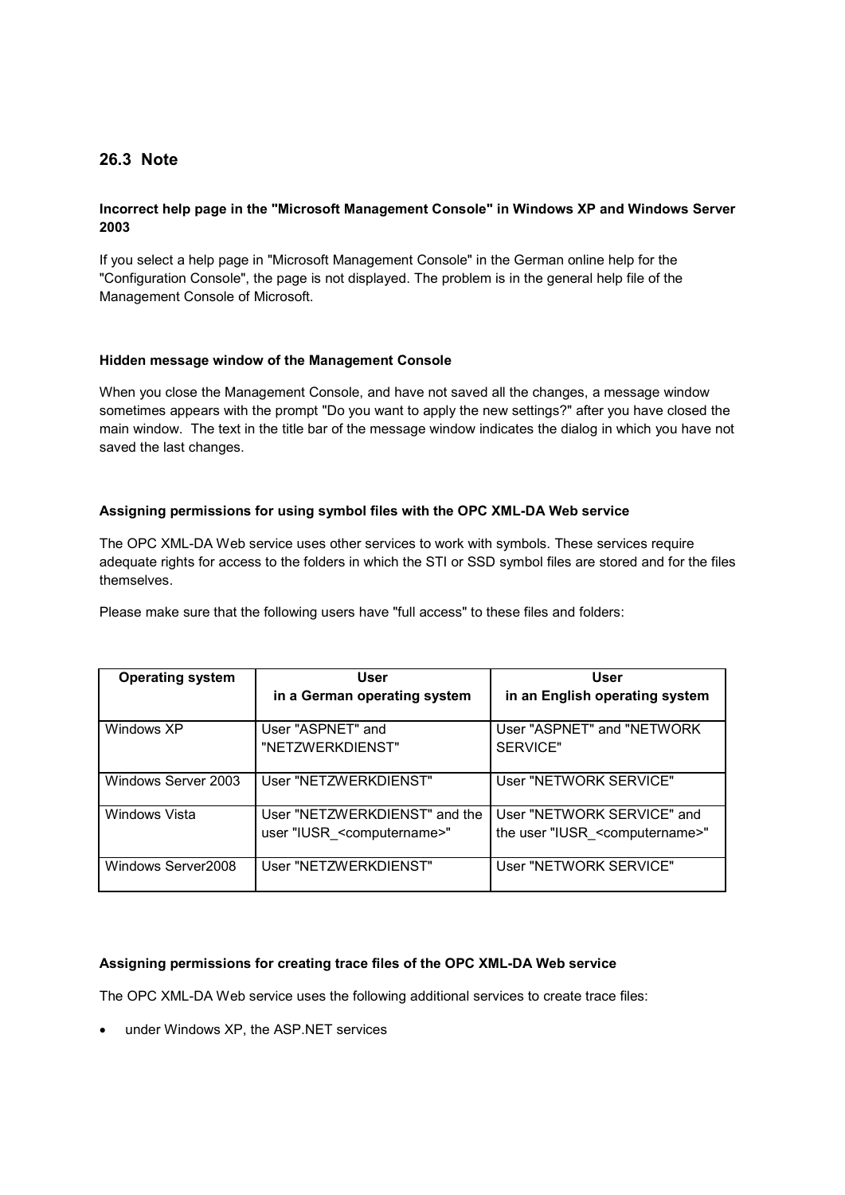## 26.3 Note

**Incorrect help page in the "Microsoft Management Console" in Windows XP and Windows Server 2003**

If you select a help page in "Microsoft Management Console" in the German online help for the "Configuration Console", the page is not displayed. The problem is in the general help file of the Management Console of Microsoft.

**Hidden message window of the Management Console**

When you close the Management Console, and have not saved all the changes, a message window sometimes appears with the prompt "Do you want to apply the new settings?" after you have closed the main window. The text in the title bar of the message window indicates the dialog in which you have not saved the last changes.

**Assigning permissions for using symbol files with the OPC XML-DA Web service**

The OPC XML-DA Web service uses other services to work with symbols. These services require adequate rights for access to the folders in which the STI or SSD symbol files are stored and for the files themselves.

Please make sure that the following users have "full access" to these files and folders:

| Operating system | User in a German operating system | User in an English operating system |
|---|---|---|
| Windows XP | User "ASPNET" and "NETZWERKDIENST" | User "ASPNET" and "NETWORK SERVICE" |
| Windows Server 2003 | User "NETZWERKDIENST" | User "NETWORK SERVICE" |
| Windows Vista | User "NETZWERKDIENST" and the user "IUSR_<computername>" | User "NETWORK SERVICE" and the user "IUSR_<computername>" |
| Windows Server2008 | User "NETZWERKDIENST" | User "NETWORK SERVICE" |

**Assigning permissions for creating trace files of the OPC XML-DA Web service**

The OPC XML-DA Web service uses the following additional services to create trace files:

- under Windows XP, the ASP.NET services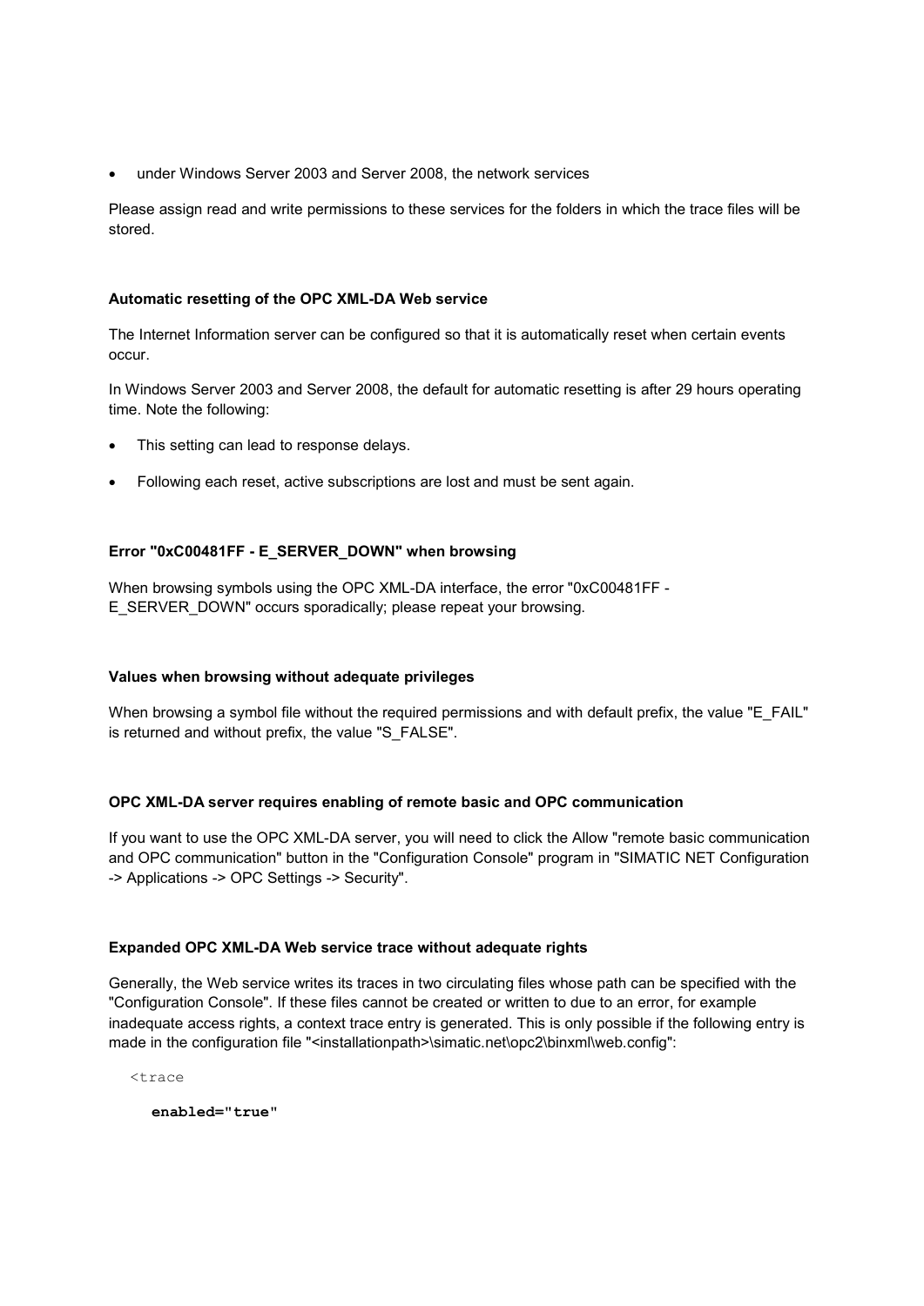- under Windows Server 2003 and Server 2008, the network services

Please assign read and write permissions to these services for the folders in which the trace files will be stored.

#### Automatic resetting of the OPC XML-DA Web service

The Internet Information server can be configured so that it is automatically reset when certain events occur.

In Windows Server 2003 and Server 2008, the default for automatic resetting is after 29 hours operating time. Note the following:

- This setting can lead to response delays.
- Following each reset, active subscriptions are lost and must be sent again.

#### Error "0xC00481FF - E_SERVER_DOWN" when browsing

When browsing symbols using the OPC XML-DA interface, the error "0xC00481FF - E_SERVER_DOWN" occurs sporadically; please repeat your browsing.

#### Values when browsing without adequate privileges

When browsing a symbol file without the required permissions and with default prefix, the value "E_FAIL" is returned and without prefix, the value "S_FALSE".

#### OPC XML-DA server requires enabling of remote basic and OPC communication

If you want to use the OPC XML-DA server, you will need to click the Allow "remote basic communication and OPC communication" button in the "Configuration Console" program in "SIMATIC NET Configuration -> Applications -> OPC Settings -> Security".

#### Expanded OPC XML-DA Web service trace without adequate rights

Generally, the Web service writes its traces in two circulating files whose path can be specified with the "Configuration Console". If these files cannot be created or written to due to an error, for example inadequate access rights, a context trace entry is generated. This is only possible if the following entry is made in the configuration file "<installationpath>\simatic.net\opc2\binxml\web.config":

```
<trace
  enabled="true"
```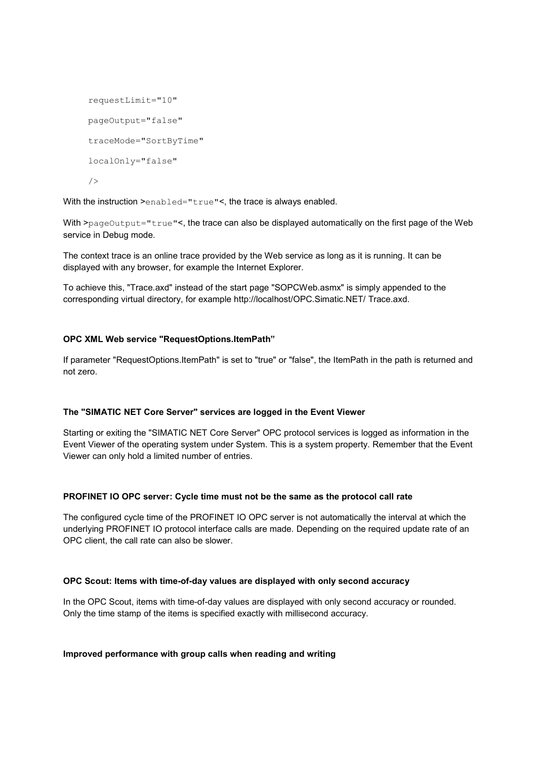```
requestLimit="10"
pageOutput="false"
traceMode="SortByTime"
localOnly="false"
/>
```

With the instruction >`enabled="true"`<, the trace is always enabled.

With >`pageOutput="true"`<, the trace can also be displayed automatically on the first page of the Web service in Debug mode.

The context trace is an online trace provided by the Web service as long as it is running. It can be displayed with any browser, for example the Internet Explorer.

To achieve this, "Trace.axd" instead of the start page "SOPCWeb.asmx" is simply appended to the corresponding virtual directory, for example http://localhost/OPC.Simatic.NET/ Trace.axd.

**OPC XML Web service "RequestOptions.ItemPath”**

If parameter "RequestOptions.ItemPath" is set to "true" or "false", the ItemPath in the path is returned and not zero.

**The "SIMATIC NET Core Server" services are logged in the Event Viewer**

Starting or exiting the "SIMATIC NET Core Server" OPC protocol services is logged as information in the Event Viewer of the operating system under System. This is a system property. Remember that the Event Viewer can only hold a limited number of entries.

**PROFINET IO OPC server: Cycle time must not be the same as the protocol call rate**

The configured cycle time of the PROFINET IO OPC server is not automatically the interval at which the underlying PROFINET IO protocol interface calls are made. Depending on the required update rate of an OPC client, the call rate can also be slower.

**OPC Scout: Items with time-of-day values are displayed with only second accuracy**

In the OPC Scout, items with time-of-day values are displayed with only second accuracy or rounded. Only the time stamp of the items is specified exactly with millisecond accuracy.

**Improved performance with group calls when reading and writing**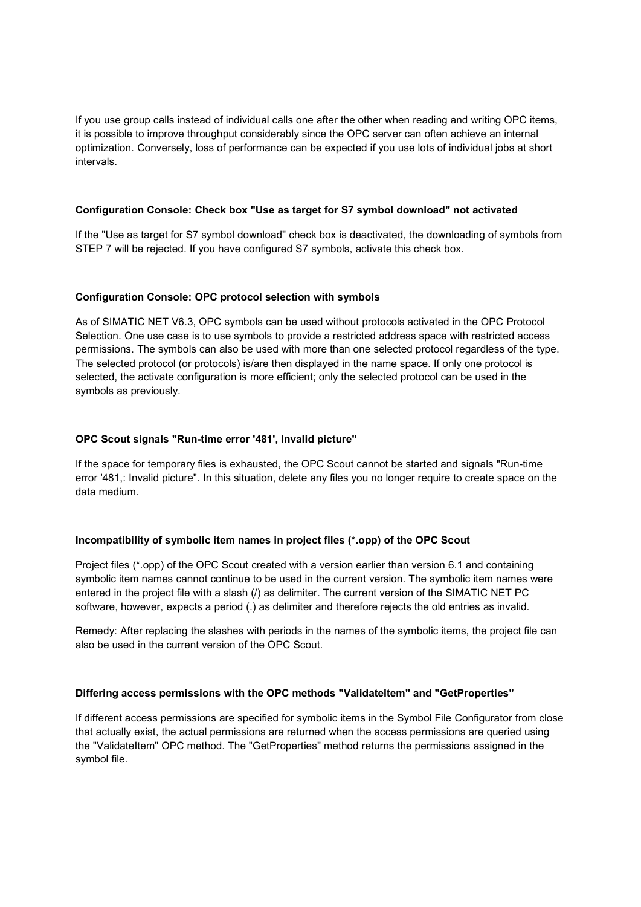If you use group calls instead of individual calls one after the other when reading and writing OPC items, it is possible to improve throughput considerably since the OPC server can often achieve an internal optimization. Conversely, loss of performance can be expected if you use lots of individual jobs at short intervals.

**Configuration Console: Check box "Use as target for S7 symbol download" not activated**

If the "Use as target for S7 symbol download" check box is deactivated, the downloading of symbols from STEP 7 will be rejected. If you have configured S7 symbols, activate this check box.

**Configuration Console: OPC protocol selection with symbols**

As of SIMATIC NET V6.3, OPC symbols can be used without protocols activated in the OPC Protocol Selection. One use case is to use symbols to provide a restricted address space with restricted access permissions. The symbols can also be used with more than one selected protocol regardless of the type. The selected protocol (or protocols) is/are then displayed in the name space. If only one protocol is selected, the activate configuration is more efficient; only the selected protocol can be used in the symbols as previously.

**OPC Scout signals "Run-time error '481', Invalid picture"**

If the space for temporary files is exhausted, the OPC Scout cannot be started and signals "Run-time error '481,: Invalid picture". In this situation, delete any files you no longer require to create space on the data medium.

**Incompatibility of symbolic item names in project files (*.opp) of the OPC Scout**

Project files (*.opp) of the OPC Scout created with a version earlier than version 6.1 and containing symbolic item names cannot continue to be used in the current version. The symbolic item names were entered in the project file with a slash (/) as delimiter. The current version of the SIMATIC NET PC software, however, expects a period (.) as delimiter and therefore rejects the old entries as invalid.

Remedy: After replacing the slashes with periods in the names of the symbolic items, the project file can also be used in the current version of the OPC Scout.

**Differing access permissions with the OPC methods "ValidateItem" and "GetProperties”**

If different access permissions are specified for symbolic items in the Symbol File Configurator from close that actually exist, the actual permissions are returned when the access permissions are queried using the "ValidateItem" OPC method. The "GetProperties" method returns the permissions assigned in the symbol file.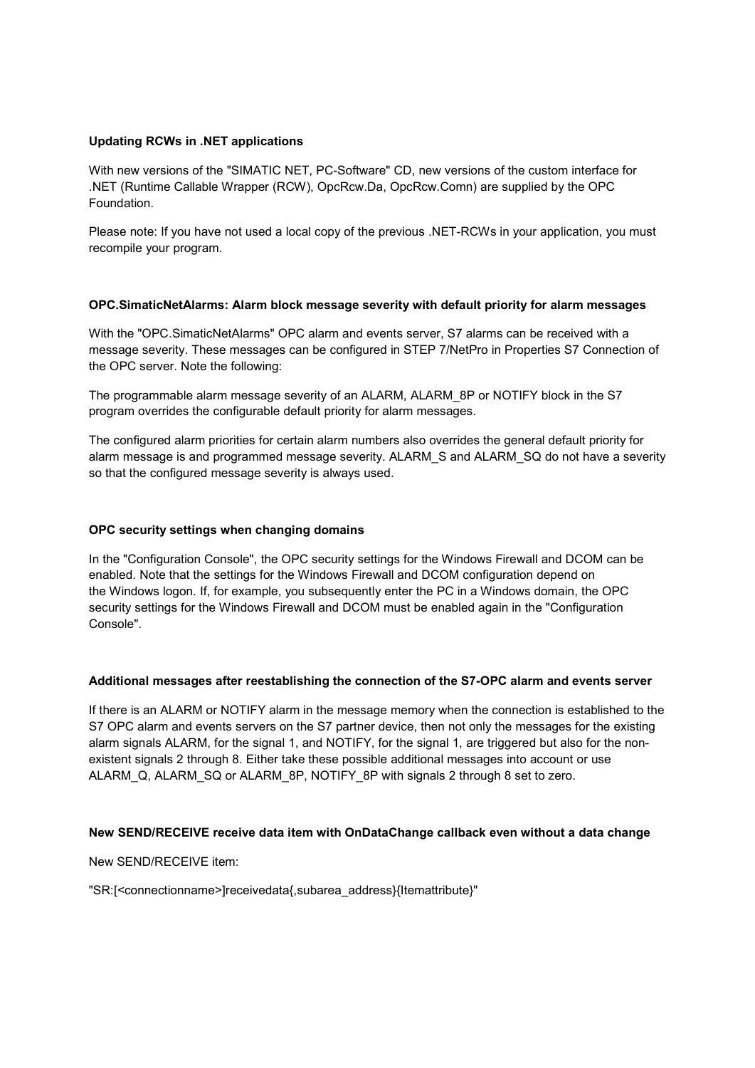**Updating RCWs in .NET applications**

With new versions of the "SIMATIC NET, PC-Software" CD, new versions of the custom interface for .NET (Runtime Callable Wrapper (RCW), OpcRcw.Da, OpcRcw.Comn) are supplied by the OPC Foundation.

Please note: If you have not used a local copy of the previous .NET-RCWs in your application, you must recompile your program.

**OPC.SimaticNetAlarms: Alarm block message severity with default priority for alarm messages**

With the "OPC.SimaticNetAlarms" OPC alarm and events server, S7 alarms can be received with a message severity. These messages can be configured in STEP 7/NetPro in Properties S7 Connection of the OPC server. Note the following:

The programmable alarm message severity of an ALARM, ALARM_8P or NOTIFY block in the S7 program overrides the configurable default priority for alarm messages.

The configured alarm priorities for certain alarm numbers also overrides the general default priority for alarm message is and programmed message severity. ALARM_S and ALARM_SQ do not have a severity so that the configured message severity is always used.

**OPC security settings when changing domains**

In the "Configuration Console", the OPC security settings for the Windows Firewall and DCOM can be enabled. Note that the settings for the Windows Firewall and DCOM configuration depend on the Windows logon. If, for example, you subsequently enter the PC in a Windows domain, the OPC security settings for the Windows Firewall and DCOM must be enabled again in the "Configuration Console".

**Additional messages after reestablishing the connection of the S7-OPC alarm and events server**

If there is an ALARM or NOTIFY alarm in the message memory when the connection is established to the S7 OPC alarm and events servers on the S7 partner device, then not only the messages for the existing alarm signals ALARM, for the signal 1, and NOTIFY, for the signal 1, are triggered but also for the non-existent signals 2 through 8. Either take these possible additional messages into account or use ALARM_Q, ALARM_SQ or ALARM_8P, NOTIFY_8P with signals 2 through 8 set to zero.

**New SEND/RECEIVE receive data item with OnDataChange callback even without a data change**

New SEND/RECEIVE item:

"SR:[<connectionname>]receivedata{,subarea_address}{Itemattribute}"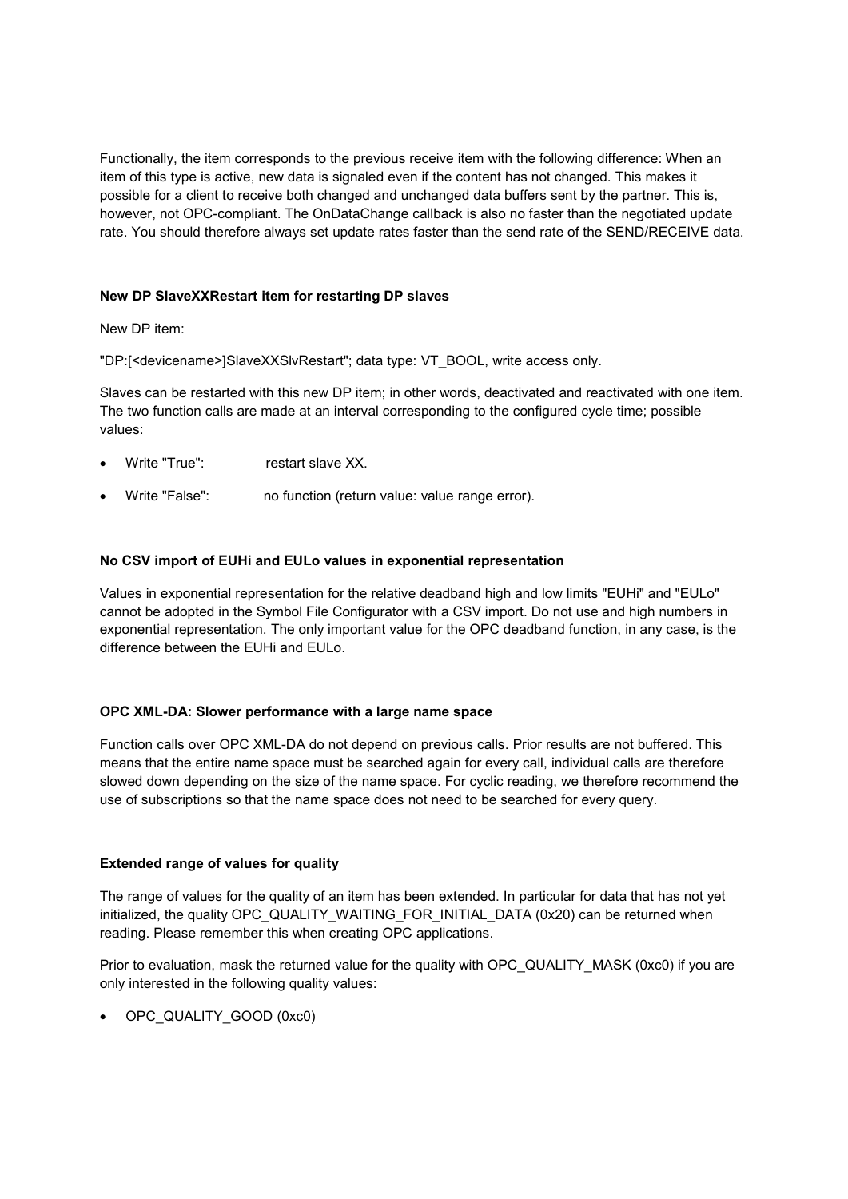Functionally, the item corresponds to the previous receive item with the following difference: When an item of this type is active, new data is signaled even if the content has not changed. This makes it possible for a client to receive both changed and unchanged data buffers sent by the partner. This is, however, not OPC-compliant. The OnDataChange callback is also no faster than the negotiated update rate. You should therefore always set update rates faster than the send rate of the SEND/RECEIVE data.

**New DP SlaveXXRestart item for restarting DP slaves**

New DP item:

"DP:[<devicename>]SlaveXXSlvRestart"; data type: VT_BOOL, write access only.

Slaves can be restarted with this new DP item; in other words, deactivated and reactivated with one item. The two function calls are made at an interval corresponding to the configured cycle time; possible values:

- Write "True": restart slave XX.
- Write "False": no function (return value: value range error).

**No CSV import of EUHi and EULo values in exponential representation**

Values in exponential representation for the relative deadband high and low limits "EUHi" and "EULo" cannot be adopted in the Symbol File Configurator with a CSV import. Do not use and high numbers in exponential representation. The only important value for the OPC deadband function, in any case, is the difference between the EUHi and EULo.

**OPC XML-DA: Slower performance with a large name space**

Function calls over OPC XML-DA do not depend on previous calls. Prior results are not buffered. This means that the entire name space must be searched again for every call, individual calls are therefore slowed down depending on the size of the name space. For cyclic reading, we therefore recommend the use of subscriptions so that the name space does not need to be searched for every query.

**Extended range of values for quality**

The range of values for the quality of an item has been extended. In particular for data that has not yet initialized, the quality OPC_QUALITY_WAITING_FOR_INITIAL_DATA (0x20) can be returned when reading. Please remember this when creating OPC applications.

Prior to evaluation, mask the returned value for the quality with OPC_QUALITY_MASK (0xc0) if you are only interested in the following quality values:

- OPC_QUALITY_GOOD (0xc0)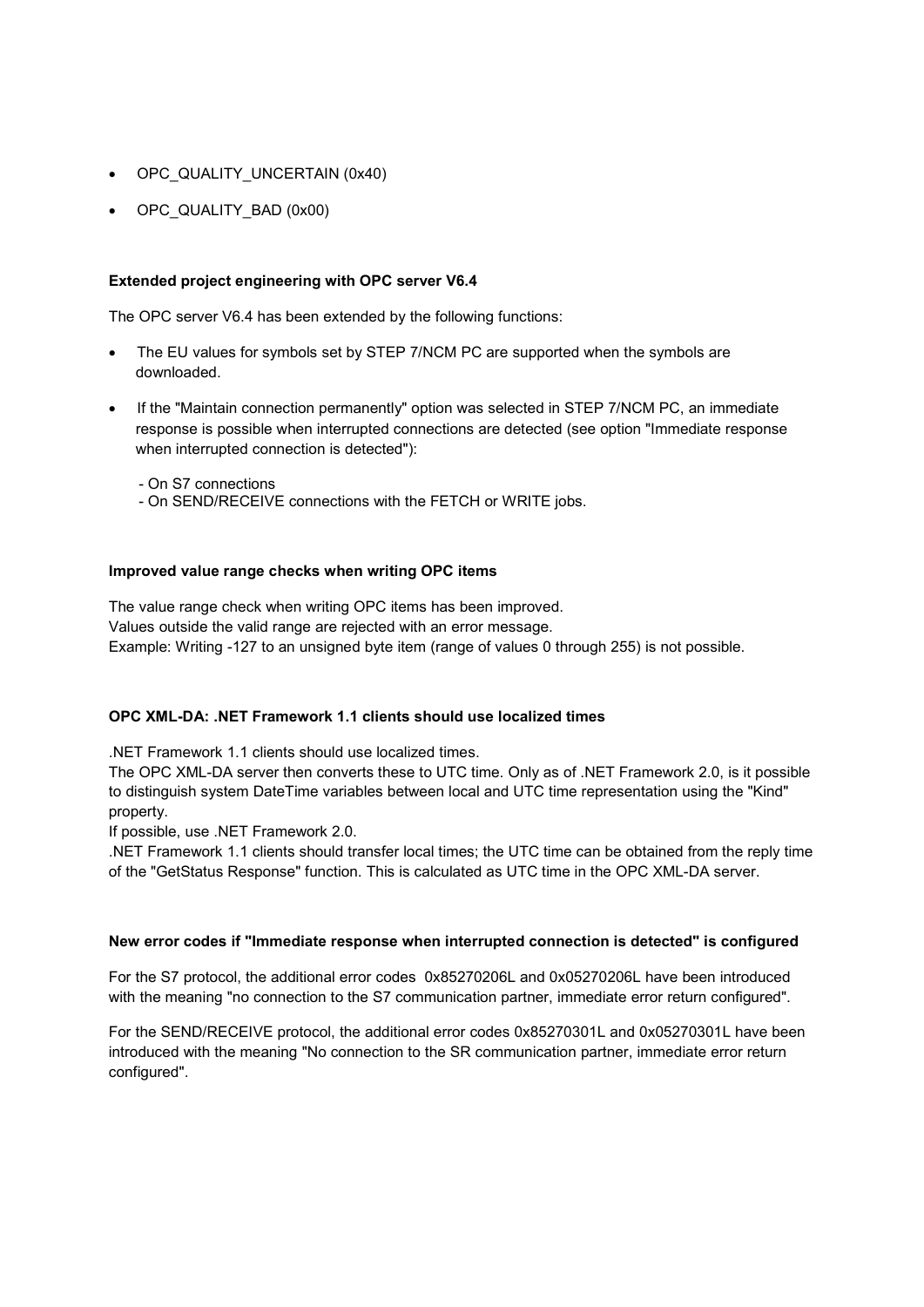- OPC_QUALITY_UNCERTAIN (0x40)
- OPC_QUALITY_BAD (0x00)

**Extended project engineering with OPC server V6.4**

The OPC server V6.4 has been extended by the following functions:

- The EU values for symbols set by STEP 7/NCM PC are supported when the symbols are downloaded.
- If the "Maintain connection permanently" option was selected in STEP 7/NCM PC, an immediate response is possible when interrupted connections are detected (see option "Immediate response when interrupted connection is detected"):

  - On S7 connections
  - On SEND/RECEIVE connections with the FETCH or WRITE jobs.

**Improved value range checks when writing OPC items**

The value range check when writing OPC items has been improved.
Values outside the valid range are rejected with an error message.
Example: Writing -127 to an unsigned byte item (range of values 0 through 255) is not possible.

**OPC XML-DA: .NET Framework 1.1 clients should use localized times**

.NET Framework 1.1 clients should use localized times.
The OPC XML-DA server then converts these to UTC time. Only as of .NET Framework 2.0, is it possible to distinguish system DateTime variables between local and UTC time representation using the "Kind" property.
If possible, use .NET Framework 2.0.
.NET Framework 1.1 clients should transfer local times; the UTC time can be obtained from the reply time of the "GetStatus Response" function. This is calculated as UTC time in the OPC XML-DA server.

**New error codes if "Immediate response when interrupted connection is detected" is configured**

For the S7 protocol, the additional error codes 0x85270206L and 0x05270206L have been introduced with the meaning "no connection to the S7 communication partner, immediate error return configured".

For the SEND/RECEIVE protocol, the additional error codes 0x85270301L and 0x05270301L have been introduced with the meaning "No connection to the SR communication partner, immediate error return configured".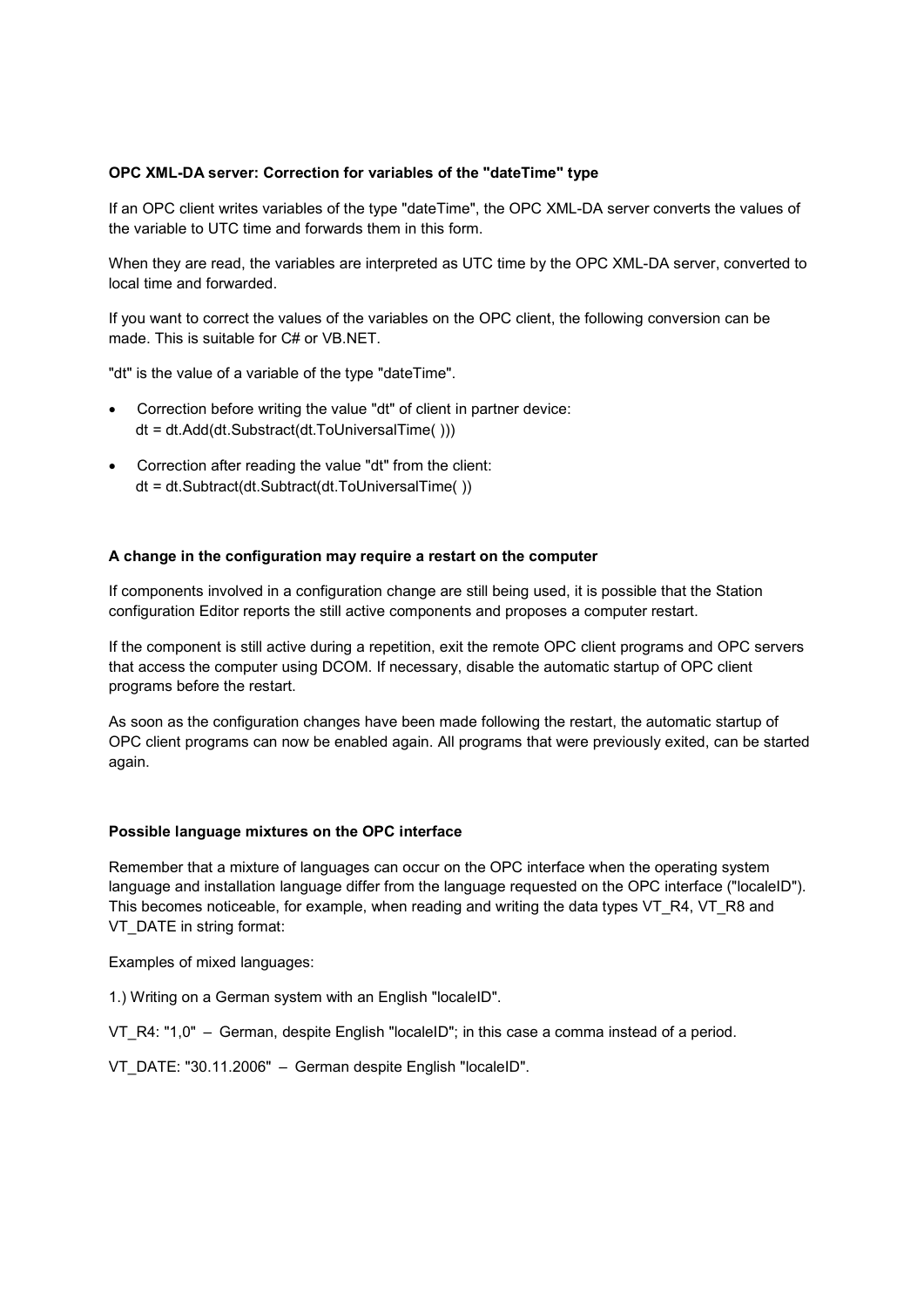**OPC XML-DA server: Correction for variables of the "dateTime" type**

If an OPC client writes variables of the type "dateTime", the OPC XML-DA server converts the values of the variable to UTC time and forwards them in this form.

When they are read, the variables are interpreted as UTC time by the OPC XML-DA server, converted to local time and forwarded.

If you want to correct the values of the variables on the OPC client, the following conversion can be made. This is suitable for C# or VB.NET.

"dt" is the value of a variable of the type "dateTime".

- Correction before writing the value "dt" of client in partner device:
  dt = dt.Add(dt.Substract(dt.ToUniversalTime( )))
- Correction after reading the value "dt" from the client:
  dt = dt.Subtract(dt.Subtract(dt.ToUniversalTime( ))

**A change in the configuration may require a restart on the computer**

If components involved in a configuration change are still being used, it is possible that the Station configuration Editor reports the still active components and proposes a computer restart.

If the component is still active during a repetition, exit the remote OPC client programs and OPC servers that access the computer using DCOM. If necessary, disable the automatic startup of OPC client programs before the restart.

As soon as the configuration changes have been made following the restart, the automatic startup of OPC client programs can now be enabled again. All programs that were previously exited, can be started again.

**Possible language mixtures on the OPC interface**

Remember that a mixture of languages can occur on the OPC interface when the operating system language and installation language differ from the language requested on the OPC interface ("localeID"). This becomes noticeable, for example, when reading and writing the data types VT_R4, VT_R8 and VT_DATE in string format:

Examples of mixed languages:

1.) Writing on a German system with an English "localeID".

VT_R4: "1,0" – German, despite English "localeID"; in this case a comma instead of a period.

VT_DATE: "30.11.2006" – German despite English "localeID".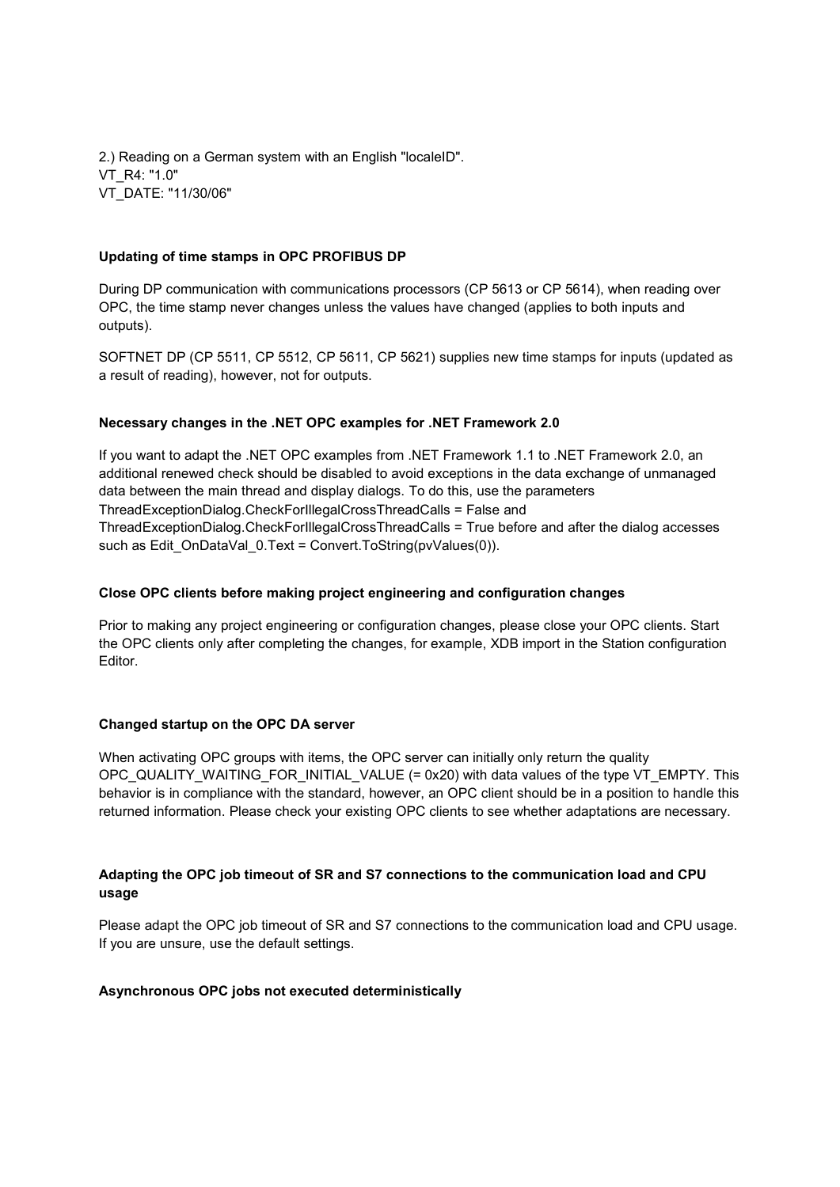2.) Reading on a German system with an English "localeID".
VT_R4: "1.0"
VT_DATE: "11/30/06"

**Updating of time stamps in OPC PROFIBUS DP**

During DP communication with communications processors (CP 5613 or CP 5614), when reading over OPC, the time stamp never changes unless the values have changed (applies to both inputs and outputs).

SOFTNET DP (CP 5511, CP 5512, CP 5611, CP 5621) supplies new time stamps for inputs (updated as a result of reading), however, not for outputs.

**Necessary changes in the .NET OPC examples for .NET Framework 2.0**

If you want to adapt the .NET OPC examples from .NET Framework 1.1 to .NET Framework 2.0, an additional renewed check should be disabled to avoid exceptions in the data exchange of unmanaged data between the main thread and display dialogs. To do this, use the parameters ThreadExceptionDialog.CheckForIllegalCrossThreadCalls = False and ThreadExceptionDialog.CheckForIllegalCrossThreadCalls = True before and after the dialog accesses such as Edit_OnDataVal_0.Text = Convert.ToString(pvValues(0)).

**Close OPC clients before making project engineering and configuration changes**

Prior to making any project engineering or configuration changes, please close your OPC clients. Start the OPC clients only after completing the changes, for example, XDB import in the Station configuration Editor.

**Changed startup on the OPC DA server**

When activating OPC groups with items, the OPC server can initially only return the quality OPC_QUALITY_WAITING_FOR_INITIAL_VALUE (= 0x20) with data values of the type VT_EMPTY. This behavior is in compliance with the standard, however, an OPC client should be in a position to handle this returned information. Please check your existing OPC clients to see whether adaptations are necessary.

**Adapting the OPC job timeout of SR and S7 connections to the communication load and CPU usage**

Please adapt the OPC job timeout of SR and S7 connections to the communication load and CPU usage. If you are unsure, use the default settings.

**Asynchronous OPC jobs not executed deterministically**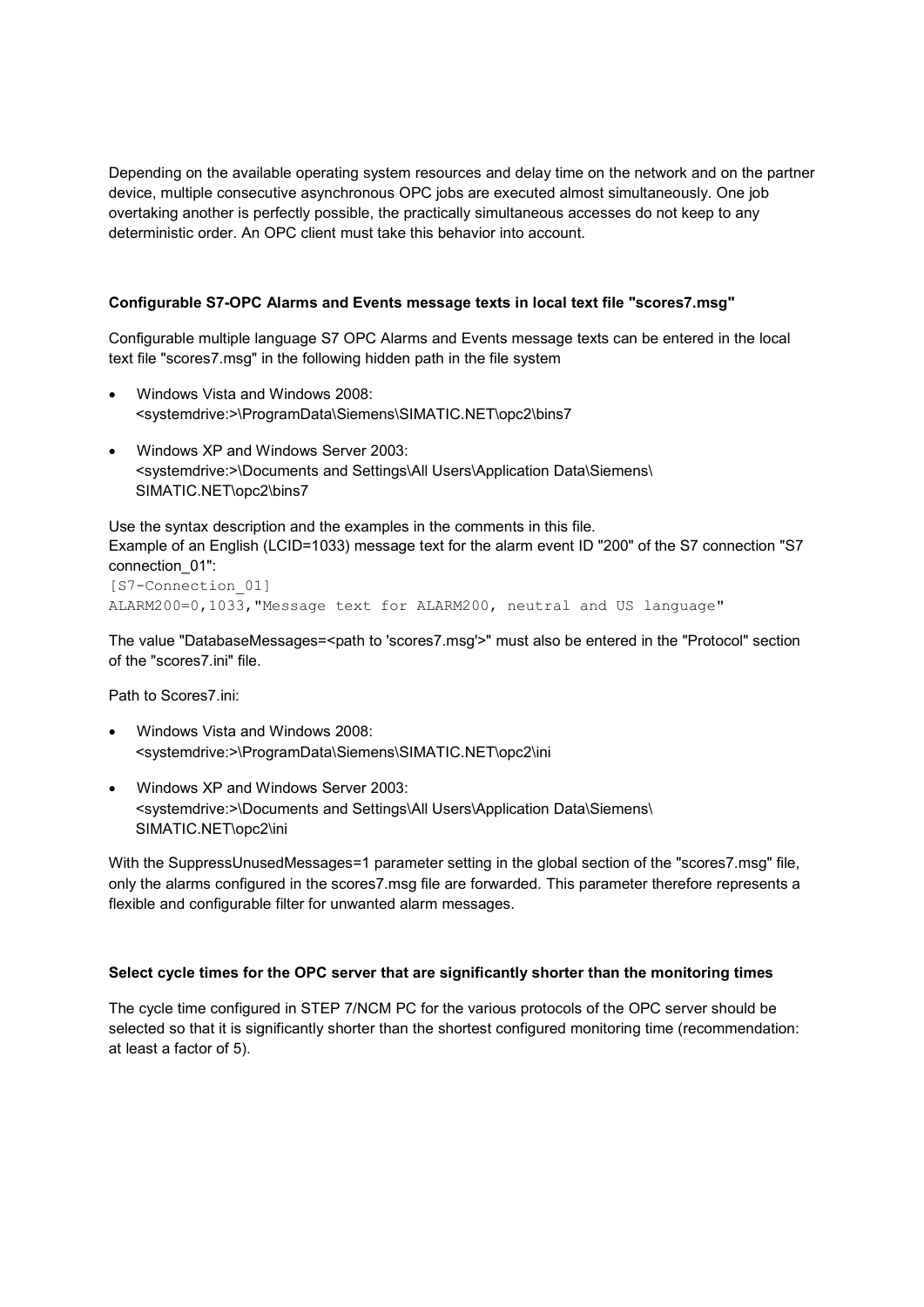Depending on the available operating system resources and delay time on the network and on the partner device, multiple consecutive asynchronous OPC jobs are executed almost simultaneously. One job overtaking another is perfectly possible, the practically simultaneous accesses do not keep to any deterministic order. An OPC client must take this behavior into account.

**Configurable S7-OPC Alarms and Events message texts in local text file "scores7.msg"**

Configurable multiple language S7 OPC Alarms and Events message texts can be entered in the local text file "scores7.msg" in the following hidden path in the file system

- Windows Vista and Windows 2008:
  <systemdrive:>\ProgramData\Siemens\SIMATIC.NET\opc2\bins7
- Windows XP and Windows Server 2003:
  <systemdrive:>\Documents and Settings\All Users\Application Data\Siemens\SIMATIC.NET\opc2\bins7

Use the syntax description and the examples in the comments in this file.
Example of an English (LCID=1033) message text for the alarm event ID "200" of the S7 connection "S7 connection_01":

```
[S7-Connection_01]
ALARM200=0,1033,"Message text for ALARM200, neutral and US language"
```

The value "DatabaseMessages=<path to 'scores7.msg'>" must also be entered in the "Protocol" section of the "scores7.ini" file.

Path to Scores7.ini:

- Windows Vista and Windows 2008:
  <systemdrive:>\ProgramData\Siemens\SIMATIC.NET\opc2\ini
- Windows XP and Windows Server 2003:
  <systemdrive:>\Documents and Settings\All Users\Application Data\Siemens\SIMATIC.NET\opc2\ini

With the SuppressUnusedMessages=1 parameter setting in the global section of the "scores7.msg" file, only the alarms configured in the scores7.msg file are forwarded. This parameter therefore represents a flexible and configurable filter for unwanted alarm messages.

**Select cycle times for the OPC server that are significantly shorter than the monitoring times**

The cycle time configured in STEP 7/NCM PC for the various protocols of the OPC server should be selected so that it is significantly shorter than the shortest configured monitoring time (recommendation: at least a factor of 5).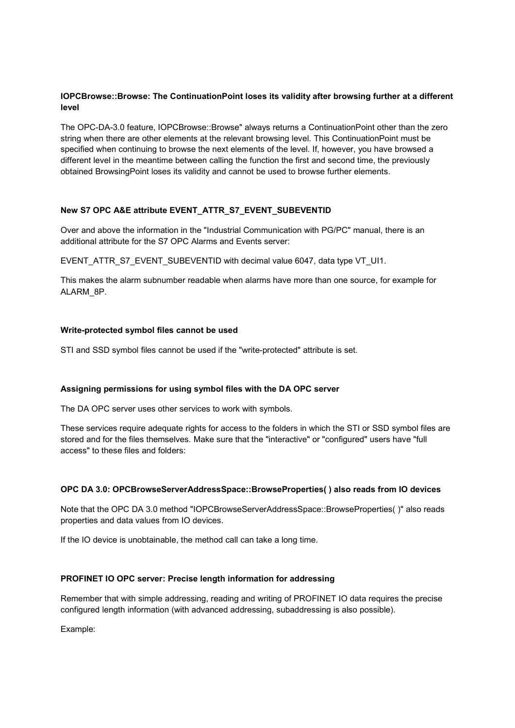**IOPCBrowse::Browse: The ContinuationPoint loses its validity after browsing further at a different level**

The OPC-DA-3.0 feature, IOPCBrowse::Browse" always returns a ContinuationPoint other than the zero string when there are other elements at the relevant browsing level. This ContinuationPoint must be specified when continuing to browse the next elements of the level. If, however, you have browsed a different level in the meantime between calling the function the first and second time, the previously obtained BrowsingPoint loses its validity and cannot be used to browse further elements.

**New S7 OPC A&E attribute EVENT_ATTR_S7_EVENT_SUBEVENTID**

Over and above the information in the "Industrial Communication with PG/PC" manual, there is an additional attribute for the S7 OPC Alarms and Events server:

EVENT_ATTR_S7_EVENT_SUBEVENTID with decimal value 6047, data type VT_UI1.

This makes the alarm subnumber readable when alarms have more than one source, for example for ALARM_8P.

**Write-protected symbol files cannot be used**

STI and SSD symbol files cannot be used if the "write-protected" attribute is set.

**Assigning permissions for using symbol files with the DA OPC server**

The DA OPC server uses other services to work with symbols.

These services require adequate rights for access to the folders in which the STI or SSD symbol files are stored and for the files themselves. Make sure that the "interactive" or "configured" users have "full access" to these files and folders:

**OPC DA 3.0: OPCBrowseServerAddressSpace::BrowseProperties( ) also reads from IO devices**

Note that the OPC DA 3.0 method "IOPCBrowseServerAddressSpace::BrowseProperties( )" also reads properties and data values from IO devices.

If the IO device is unobtainable, the method call can take a long time.

**PROFINET IO OPC server: Precise length information for addressing**

Remember that with simple addressing, reading and writing of PROFINET IO data requires the precise configured length information (with advanced addressing, subaddressing is also possible).

Example: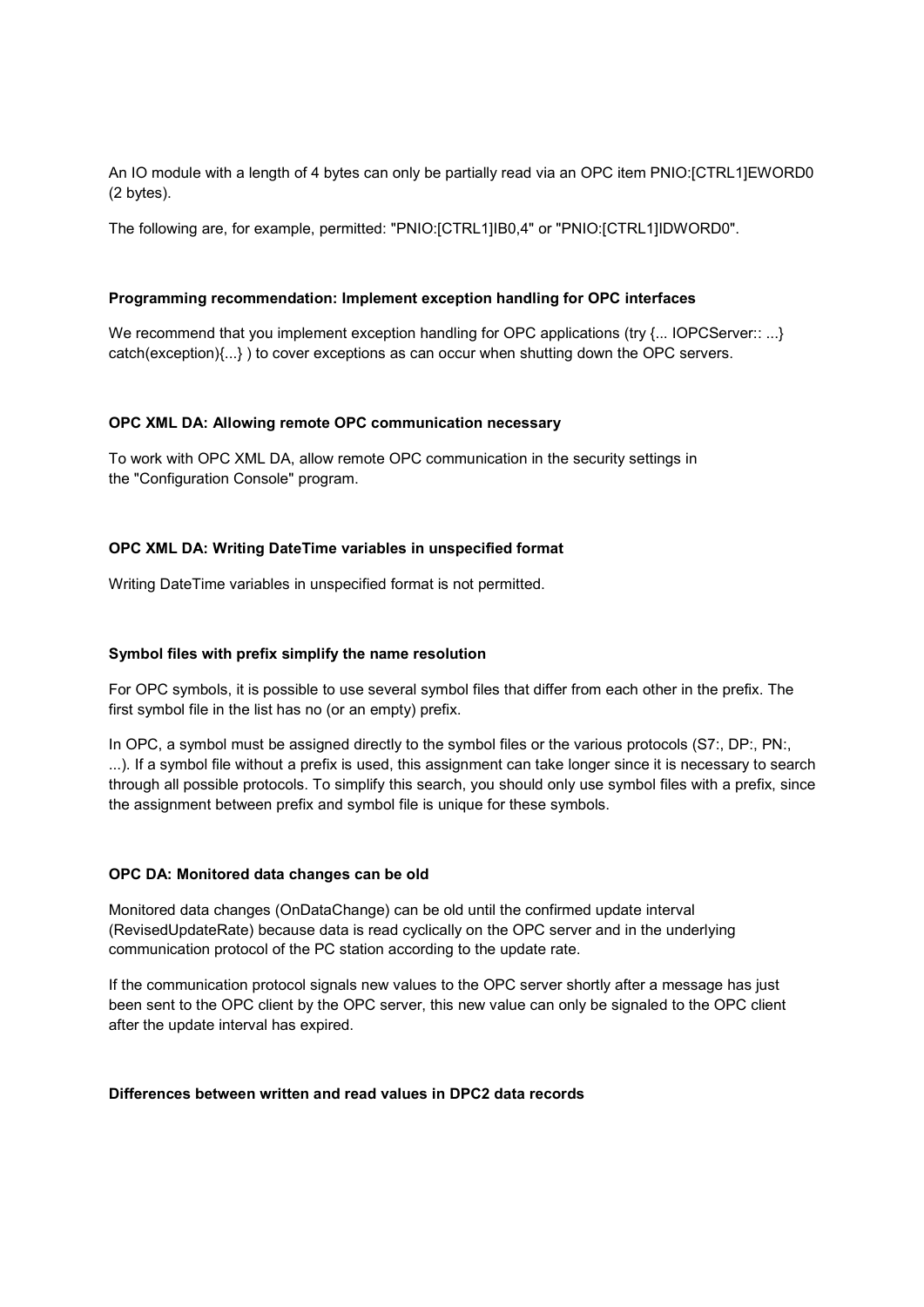An IO module with a length of 4 bytes can only be partially read via an OPC item PNIO:[CTRL1]EWORD0 (2 bytes).

The following are, for example, permitted: "PNIO:[CTRL1]IB0,4" or "PNIO:[CTRL1]IDWORD0".

**Programming recommendation: Implement exception handling for OPC interfaces**

We recommend that you implement exception handling for OPC applications (try {... IOPCServer:: ...} catch(exception){...} ) to cover exceptions as can occur when shutting down the OPC servers.

**OPC XML DA: Allowing remote OPC communication necessary**

To work with OPC XML DA, allow remote OPC communication in the security settings in the "Configuration Console" program.

**OPC XML DA: Writing DateTime variables in unspecified format**

Writing DateTime variables in unspecified format is not permitted.

**Symbol files with prefix simplify the name resolution**

For OPC symbols, it is possible to use several symbol files that differ from each other in the prefix. The first symbol file in the list has no (or an empty) prefix.

In OPC, a symbol must be assigned directly to the symbol files or the various protocols (S7:, DP:, PN:, ...). If a symbol file without a prefix is used, this assignment can take longer since it is necessary to search through all possible protocols. To simplify this search, you should only use symbol files with a prefix, since the assignment between prefix and symbol file is unique for these symbols.

**OPC DA: Monitored data changes can be old**

Monitored data changes (OnDataChange) can be old until the confirmed update interval (RevisedUpdateRate) because data is read cyclically on the OPC server and in the underlying communication protocol of the PC station according to the update rate.

If the communication protocol signals new values to the OPC server shortly after a message has just been sent to the OPC client by the OPC server, this new value can only be signaled to the OPC client after the update interval has expired.

**Differences between written and read values in DPC2 data records**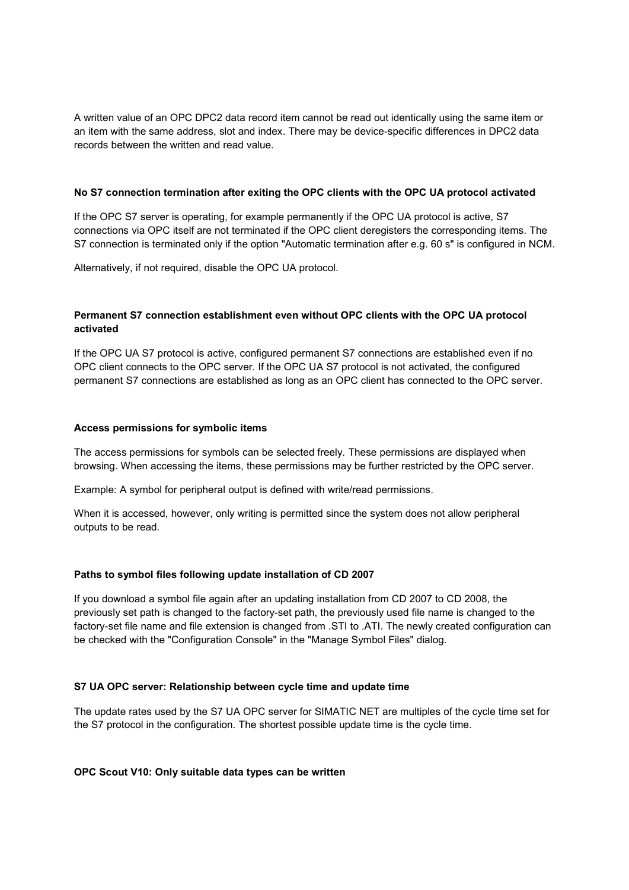A written value of an OPC DPC2 data record item cannot be read out identically using the same item or an item with the same address, slot and index. There may be device-specific differences in DPC2 data records between the written and read value.

**No S7 connection termination after exiting the OPC clients with the OPC UA protocol activated**

If the OPC S7 server is operating, for example permanently if the OPC UA protocol is active, S7 connections via OPC itself are not terminated if the OPC client deregisters the corresponding items. The S7 connection is terminated only if the option "Automatic termination after e.g. 60 s" is configured in NCM.

Alternatively, if not required, disable the OPC UA protocol.

**Permanent S7 connection establishment even without OPC clients with the OPC UA protocol activated**

If the OPC UA S7 protocol is active, configured permanent S7 connections are established even if no OPC client connects to the OPC server. If the OPC UA S7 protocol is not activated, the configured permanent S7 connections are established as long as an OPC client has connected to the OPC server.

**Access permissions for symbolic items**

The access permissions for symbols can be selected freely. These permissions are displayed when browsing. When accessing the items, these permissions may be further restricted by the OPC server.

Example: A symbol for peripheral output is defined with write/read permissions.

When it is accessed, however, only writing is permitted since the system does not allow peripheral outputs to be read.

**Paths to symbol files following update installation of CD 2007**

If you download a symbol file again after an updating installation from CD 2007 to CD 2008, the previously set path is changed to the factory-set path, the previously used file name is changed to the factory-set file name and file extension is changed from .STI to .ATI. The newly created configuration can be checked with the "Configuration Console" in the "Manage Symbol Files" dialog.

**S7 UA OPC server: Relationship between cycle time and update time**

The update rates used by the S7 UA OPC server for SIMATIC NET are multiples of the cycle time set for the S7 protocol in the configuration. The shortest possible update time is the cycle time.

**OPC Scout V10: Only suitable data types can be written**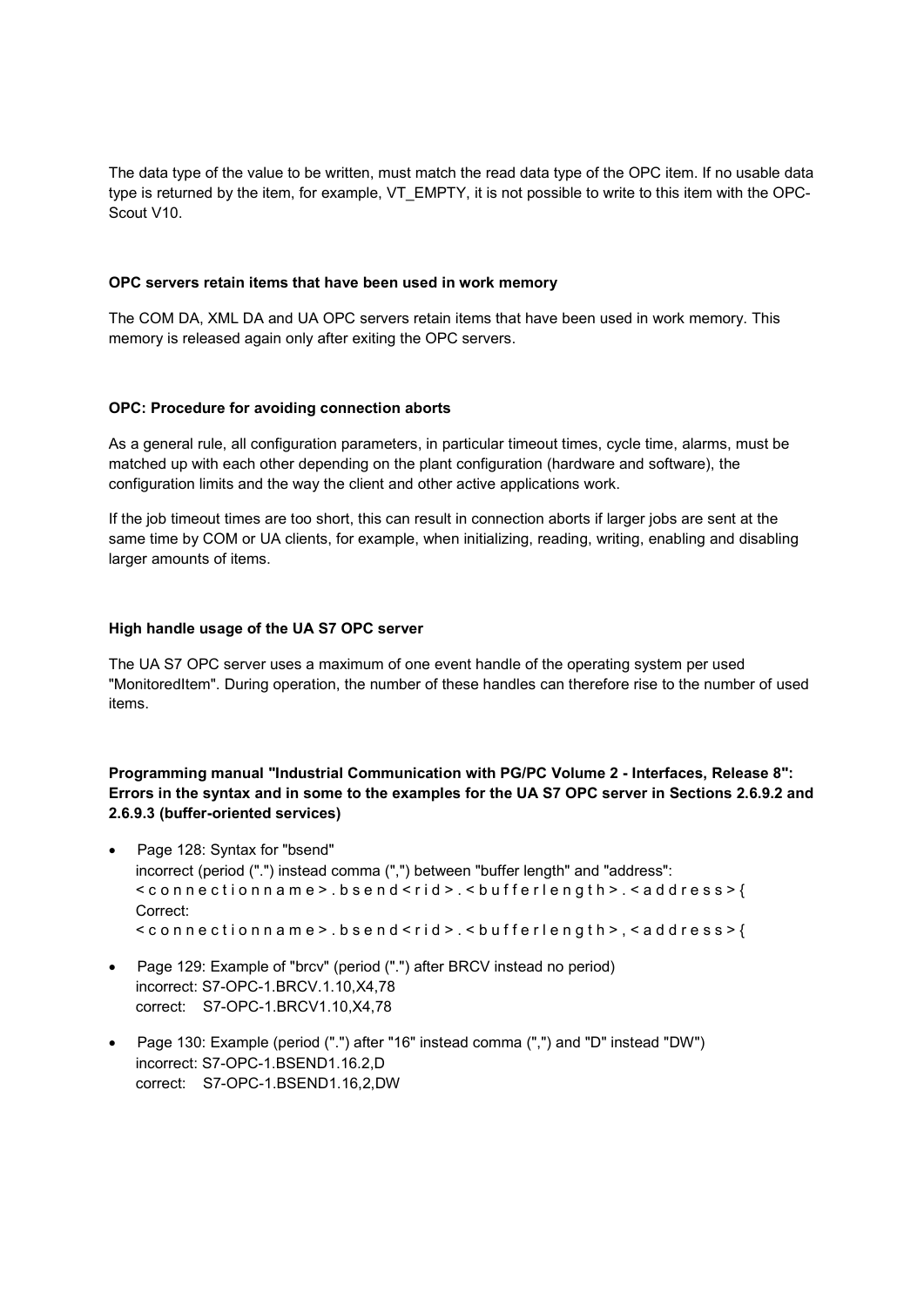The data type of the value to be written, must match the read data type of the OPC item. If no usable data type is returned by the item, for example, VT_EMPTY, it is not possible to write to this item with the OPC-Scout V10.

**OPC servers retain items that have been used in work memory**

The COM DA, XML DA and UA OPC servers retain items that have been used in work memory. This memory is released again only after exiting the OPC servers.

**OPC: Procedure for avoiding connection aborts**

As a general rule, all configuration parameters, in particular timeout times, cycle time, alarms, must be matched up with each other depending on the plant configuration (hardware and software), the configuration limits and the way the client and other active applications work.

If the job timeout times are too short, this can result in connection aborts if larger jobs are sent at the same time by COM or UA clients, for example, when initializing, reading, writing, enabling and disabling larger amounts of items.

**High handle usage of the UA S7 OPC server**

The UA S7 OPC server uses a maximum of one event handle of the operating system per used "MonitoredItem". During operation, the number of these handles can therefore rise to the number of used items.

**Programming manual "Industrial Communication with PG/PC Volume 2 - Interfaces, Release 8": Errors in the syntax and in some to the examples for the UA S7 OPC server in Sections 2.6.9.2 and 2.6.9.3 (buffer-oriented services)**

- Page 128: Syntax for "bsend"
  incorrect (period (".") instead comma (",") between "buffer length" and "address":
  <connectionname>.bsend<rid>.<bufferlength>.<address>{
  Correct:
  <connectionname>.bsend<rid>.<bufferlength>,<address>{
- Page 129: Example of "brcv" (period (".") after BRCV instead no period)
  incorrect: S7-OPC-1.BRCV.1.10,X4,78
  correct: S7-OPC-1.BRCV1.10,X4,78
- Page 130: Example (period (".") after "16" instead comma (",") and "D" instead "DW")
  incorrect: S7-OPC-1.BSEND1.16.2,D
  correct: S7-OPC-1.BSEND1.16,2,DW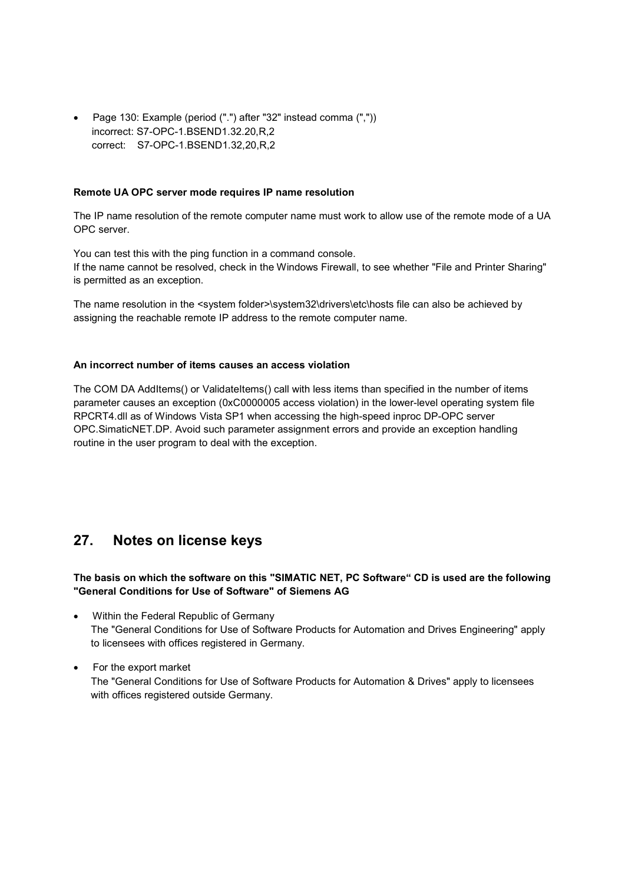- Page 130: Example (period (".") after "32" instead comma (","))
  incorrect: S7-OPC-1.BSEND1.32.20,R,2
  correct:    S7-OPC-1.BSEND1.32,20,R,2

**Remote UA OPC server mode requires IP name resolution**

The IP name resolution of the remote computer name must work to allow use of the remote mode of a UA OPC server.

You can test this with the ping function in a command console.
If the name cannot be resolved, check in the Windows Firewall, to see whether "File and Printer Sharing" is permitted as an exception.

The name resolution in the <system folder>\system32\drivers\etc\hosts file can also be achieved by assigning the reachable remote IP address to the remote computer name.

**An incorrect number of items causes an access violation**

The COM DA AddItems() or ValidateItems() call with less items than specified in the number of items parameter causes an exception (0xC0000005 access violation) in the lower-level operating system file RPCRT4.dll as of Windows Vista SP1 when accessing the high-speed inproc DP-OPC server OPC.SimaticNET.DP. Avoid such parameter assignment errors and provide an exception handling routine in the user program to deal with the exception.

## 27. Notes on license keys

**The basis on which the software on this "SIMATIC NET, PC Software“ CD is used are the following "General Conditions for Use of Software" of Siemens AG**

- Within the Federal Republic of Germany
  The "General Conditions for Use of Software Products for Automation and Drives Engineering" apply to licensees with offices registered in Germany.

- For the export market
  The "General Conditions for Use of Software Products for Automation & Drives" apply to licensees with offices registered outside Germany.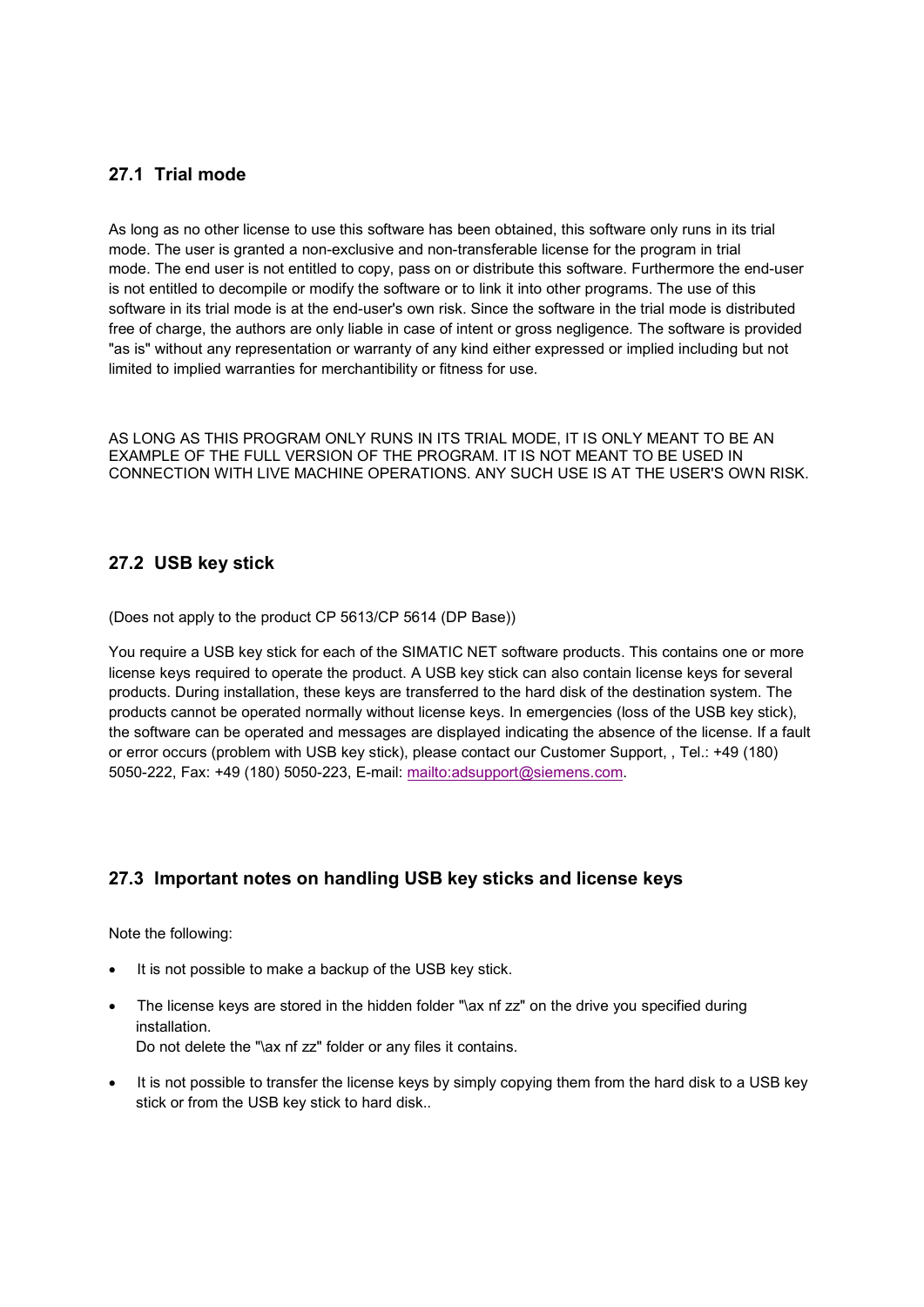## 27.1 Trial mode

As long as no other license to use this software has been obtained, this software only runs in its trial mode. The user is granted a non-exclusive and non-transferable license for the program in trial mode. The end user is not entitled to copy, pass on or distribute this software. Furthermore the end-user is not entitled to decompile or modify the software or to link it into other programs. The use of this software in its trial mode is at the end-user's own risk. Since the software in the trial mode is distributed free of charge, the authors are only liable in case of intent or gross negligence. The software is provided "as is" without any representation or warranty of any kind either expressed or implied including but not limited to implied warranties for merchantibility or fitness for use.

AS LONG AS THIS PROGRAM ONLY RUNS IN ITS TRIAL MODE, IT IS ONLY MEANT TO BE AN EXAMPLE OF THE FULL VERSION OF THE PROGRAM. IT IS NOT MEANT TO BE USED IN CONNECTION WITH LIVE MACHINE OPERATIONS. ANY SUCH USE IS AT THE USER'S OWN RISK.

## 27.2 USB key stick

(Does not apply to the product CP 5613/CP 5614 (DP Base))

You require a USB key stick for each of the SIMATIC NET software products. This contains one or more license keys required to operate the product. A USB key stick can also contain license keys for several products. During installation, these keys are transferred to the hard disk of the destination system. The products cannot be operated normally without license keys. In emergencies (loss of the USB key stick), the software can be operated and messages are displayed indicating the absence of the license. If a fault or error occurs (problem with USB key stick), please contact our Customer Support, , Tel.: +49 (180) 5050-222, Fax: +49 (180) 5050-223, E-mail: mailto:adsupport@siemens.com.

## 27.3 Important notes on handling USB key sticks and license keys

Note the following:

- It is not possible to make a backup of the USB key stick.
- The license keys are stored in the hidden folder "\ax nf zz" on the drive you specified during installation.
  Do not delete the "\ax nf zz" folder or any files it contains.
- It is not possible to transfer the license keys by simply copying them from the hard disk to a USB key stick or from the USB key stick to hard disk..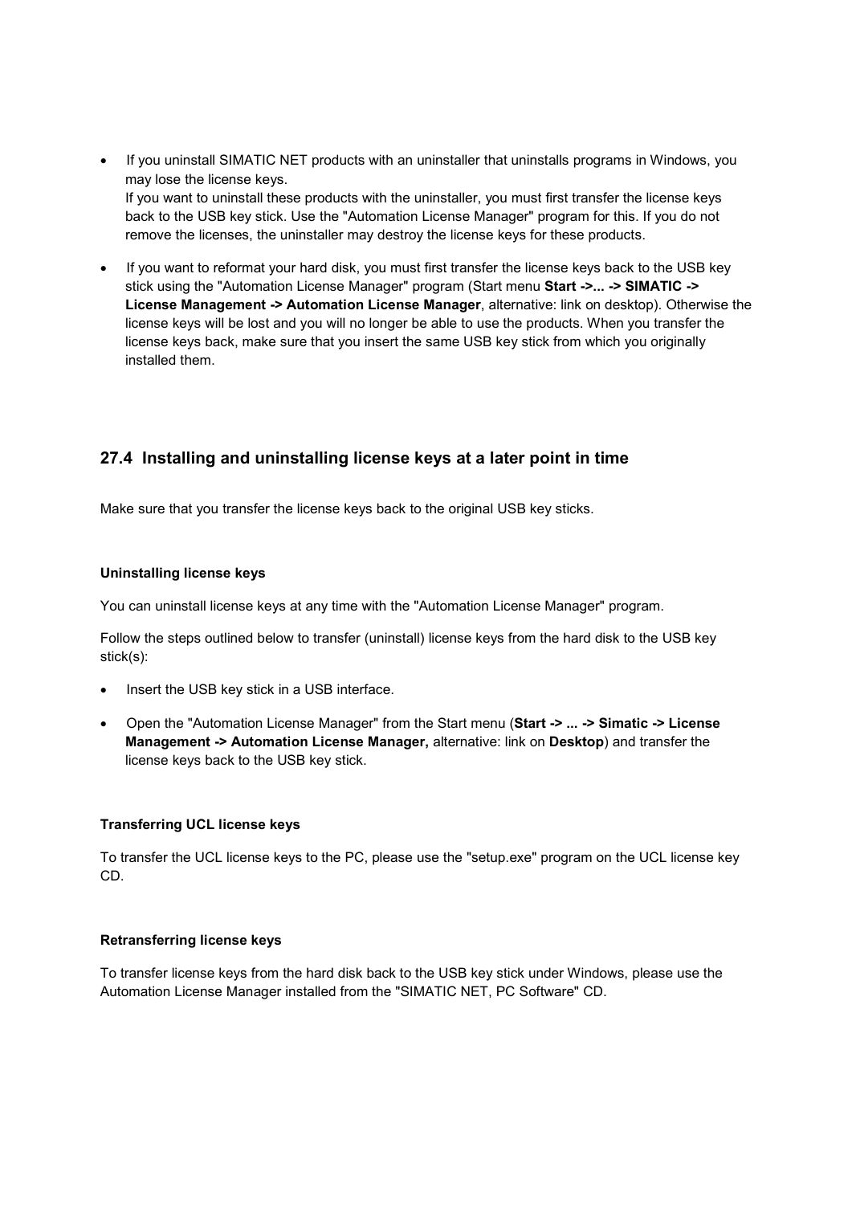- If you uninstall SIMATIC NET products with an uninstaller that uninstalls programs in Windows, you may lose the license keys.
  If you want to uninstall these products with the uninstaller, you must first transfer the license keys back to the USB key stick. Use the "Automation License Manager" program for this. If you do not remove the licenses, the uninstaller may destroy the license keys for these products.

- If you want to reformat your hard disk, you must first transfer the license keys back to the USB key stick using the "Automation License Manager" program (Start menu **Start ->... -> SIMATIC -> License Management -> Automation License Manager**, alternative: link on desktop). Otherwise the license keys will be lost and you will no longer be able to use the products. When you transfer the license keys back, make sure that you insert the same USB key stick from which you originally installed them.

## 27.4 Installing and uninstalling license keys at a later point in time

Make sure that you transfer the license keys back to the original USB key sticks.

#### Uninstalling license keys

You can uninstall license keys at any time with the "Automation License Manager" program.

Follow the steps outlined below to transfer (uninstall) license keys from the hard disk to the USB key stick(s):

- Insert the USB key stick in a USB interface.
- Open the "Automation License Manager" from the Start menu (**Start -> ... -> Simatic -> License Management -> Automation License Manager,** alternative: link on **Desktop**) and transfer the license keys back to the USB key stick.

#### Transferring UCL license keys

To transfer the UCL license keys to the PC, please use the "setup.exe" program on the UCL license key CD.

#### Retransferring license keys

To transfer license keys from the hard disk back to the USB key stick under Windows, please use the Automation License Manager installed from the "SIMATIC NET, PC Software" CD.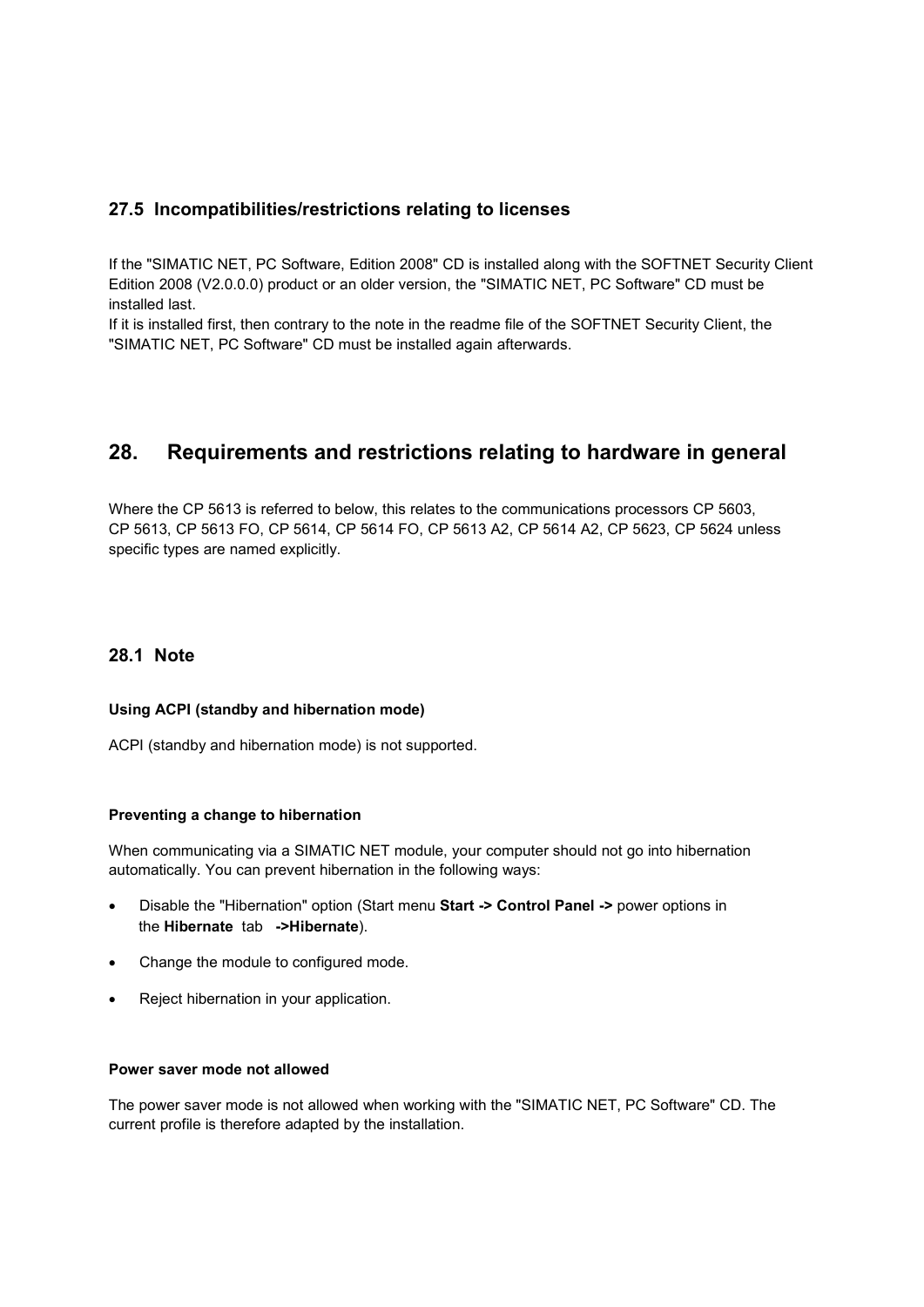### 27.5 Incompatibilities/restrictions relating to licenses

If the "SIMATIC NET, PC Software, Edition 2008" CD is installed along with the SOFTNET Security Client Edition 2008 (V2.0.0.0) product or an older version, the "SIMATIC NET, PC Software" CD must be installed last.
If it is installed first, then contrary to the note in the readme file of the SOFTNET Security Client, the "SIMATIC NET, PC Software" CD must be installed again afterwards.

## 28. Requirements and restrictions relating to hardware in general

Where the CP 5613 is referred to below, this relates to the communications processors CP 5603, CP 5613, CP 5613 FO, CP 5614, CP 5614 FO, CP 5613 A2, CP 5614 A2, CP 5623, CP 5624 unless specific types are named explicitly.

### 28.1 Note

**Using ACPI (standby and hibernation mode)**

ACPI (standby and hibernation mode) is not supported.

**Preventing a change to hibernation**

When communicating via a SIMATIC NET module, your computer should not go into hibernation automatically. You can prevent hibernation in the following ways:

- Disable the "Hibernation" option (Start menu **Start -> Control Panel ->** power options in the **Hibernate** tab **->Hibernate**).
- Change the module to configured mode.
- Reject hibernation in your application.

**Power saver mode not allowed**

The power saver mode is not allowed when working with the "SIMATIC NET, PC Software" CD. The current profile is therefore adapted by the installation.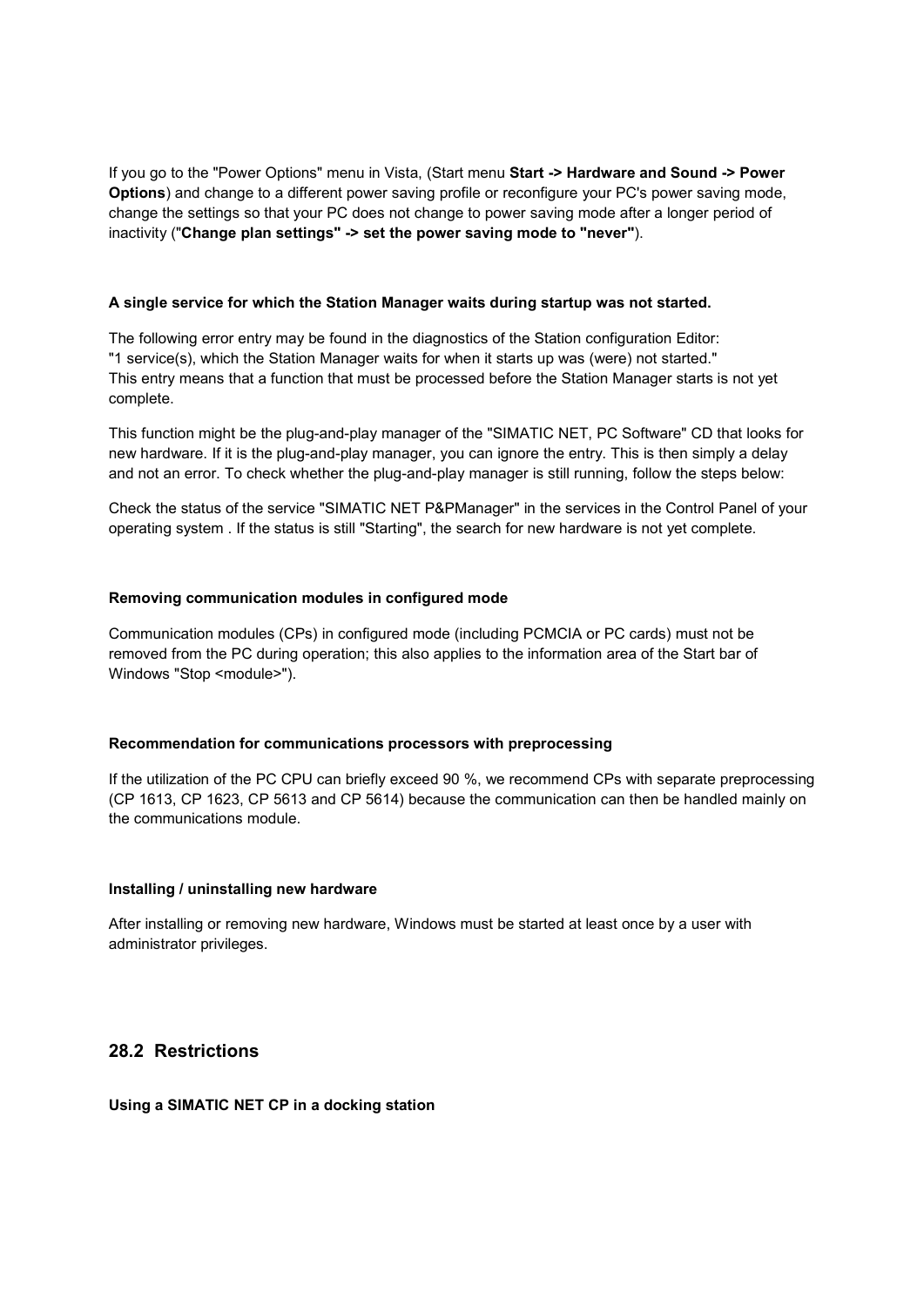If you go to the "Power Options" menu in Vista, (Start menu **Start -> Hardware and Sound -> Power Options**) and change to a different power saving profile or reconfigure your PC's power saving mode, change the settings so that your PC does not change to power saving mode after a longer period of inactivity ("**Change plan settings" -> set the power saving mode to "never"**).

**A single service for which the Station Manager waits during startup was not started.**

The following error entry may be found in the diagnostics of the Station configuration Editor:
"1 service(s), which the Station Manager waits for when it starts up was (were) not started."
This entry means that a function that must be processed before the Station Manager starts is not yet complete.

This function might be the plug-and-play manager of the "SIMATIC NET, PC Software" CD that looks for new hardware. If it is the plug-and-play manager, you can ignore the entry. This is then simply a delay and not an error. To check whether the plug-and-play manager is still running, follow the steps below:

Check the status of the service "SIMATIC NET P&PManager" in the services in the Control Panel of your operating system . If the status is still "Starting", the search for new hardware is not yet complete.

**Removing communication modules in configured mode**

Communication modules (CPs) in configured mode (including PCMCIA or PC cards) must not be removed from the PC during operation; this also applies to the information area of the Start bar of Windows "Stop <module>").

**Recommendation for communications processors with preprocessing**

If the utilization of the PC CPU can briefly exceed 90 %, we recommend CPs with separate preprocessing (CP 1613, CP 1623, CP 5613 and CP 5614) because the communication can then be handled mainly on the communications module.

**Installing / uninstalling new hardware**

After installing or removing new hardware, Windows must be started at least once by a user with administrator privileges.

## 28.2 Restrictions

**Using a SIMATIC NET CP in a docking station**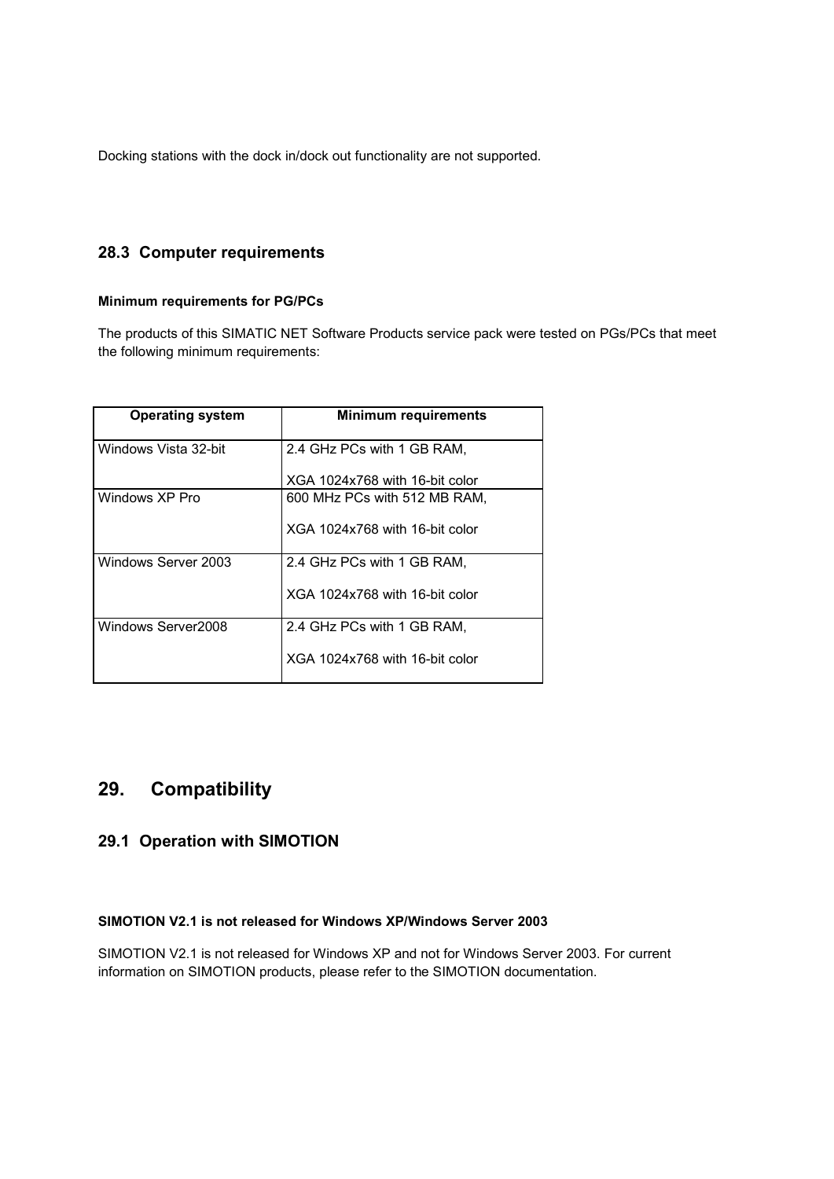Docking stations with the dock in/dock out functionality are not supported.

### 28.3 Computer requirements

**Minimum requirements for PG/PCs**

The products of this SIMATIC NET Software Products service pack were tested on PGs/PCs that meet the following minimum requirements:

| Operating system | Minimum requirements |
|---|---|
| Windows Vista 32-bit | 2.4 GHz PCs with 1 GB RAM,<br><br>XGA 1024x768 with 16-bit color |
| Windows XP Pro | 600 MHz PCs with 512 MB RAM,<br><br>XGA 1024x768 with 16-bit color |
| Windows Server 2003 | 2.4 GHz PCs with 1 GB RAM,<br><br>XGA 1024x768 with 16-bit color |
| Windows Server2008 | 2.4 GHz PCs with 1 GB RAM,<br><br>XGA 1024x768 with 16-bit color |

## 29. Compatibility

### 29.1 Operation with SIMOTION

**SIMOTION V2.1 is not released for Windows XP/Windows Server 2003**

SIMOTION V2.1 is not released for Windows XP and not for Windows Server 2003. For current information on SIMOTION products, please refer to the SIMOTION documentation.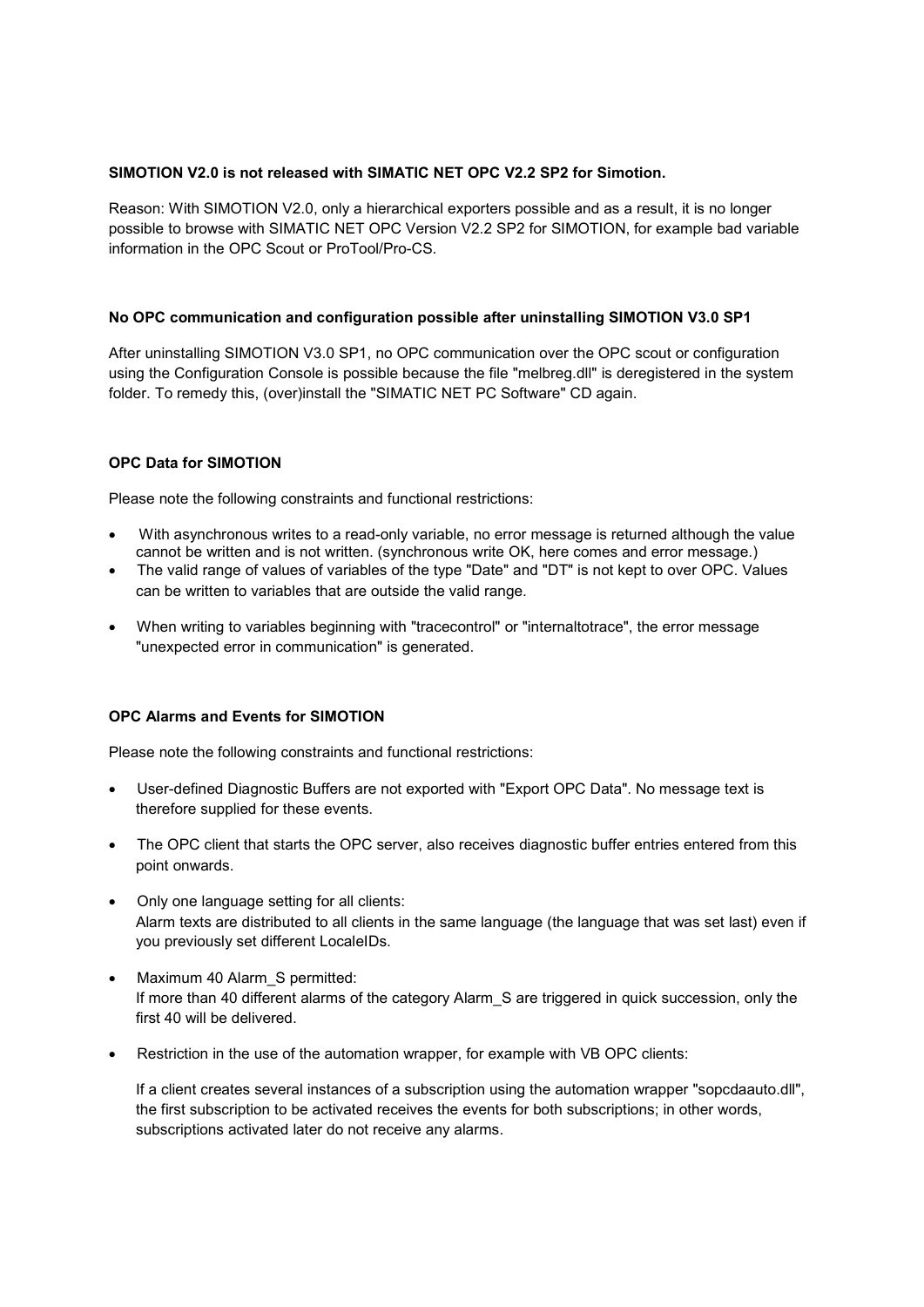**SIMOTION V2.0 is not released with SIMATIC NET OPC V2.2 SP2 for Simotion.**

Reason: With SIMOTION V2.0, only a hierarchical exporters possible and as a result, it is no longer possible to browse with SIMATIC NET OPC Version V2.2 SP2 for SIMOTION, for example bad variable information in the OPC Scout or ProTool/Pro-CS.

**No OPC communication and configuration possible after uninstalling SIMOTION V3.0 SP1**

After uninstalling SIMOTION V3.0 SP1, no OPC communication over the OPC scout or configuration using the Configuration Console is possible because the file "melbreg.dll" is deregistered in the system folder. To remedy this, (over)install the "SIMATIC NET PC Software" CD again.

**OPC Data for SIMOTION**

Please note the following constraints and functional restrictions:

- With asynchronous writes to a read-only variable, no error message is returned although the value cannot be written and is not written. (synchronous write OK, here comes and error message.)
- The valid range of values of variables of the type "Date" and "DT" is not kept to over OPC. Values can be written to variables that are outside the valid range.
- When writing to variables beginning with "tracecontrol" or "internaltotrace", the error message "unexpected error in communication" is generated.

**OPC Alarms and Events for SIMOTION**

Please note the following constraints and functional restrictions:

- User-defined Diagnostic Buffers are not exported with "Export OPC Data". No message text is therefore supplied for these events.
- The OPC client that starts the OPC server, also receives diagnostic buffer entries entered from this point onwards.
- Only one language setting for all clients:
  Alarm texts are distributed to all clients in the same language (the language that was set last) even if you previously set different LocaleIDs.
- Maximum 40 Alarm_S permitted:
  If more than 40 different alarms of the category Alarm_S are triggered in quick succession, only the first 40 will be delivered.
- Restriction in the use of the automation wrapper, for example with VB OPC clients:

  If a client creates several instances of a subscription using the automation wrapper "sopcdaauto.dll", the first subscription to be activated receives the events for both subscriptions; in other words, subscriptions activated later do not receive any alarms.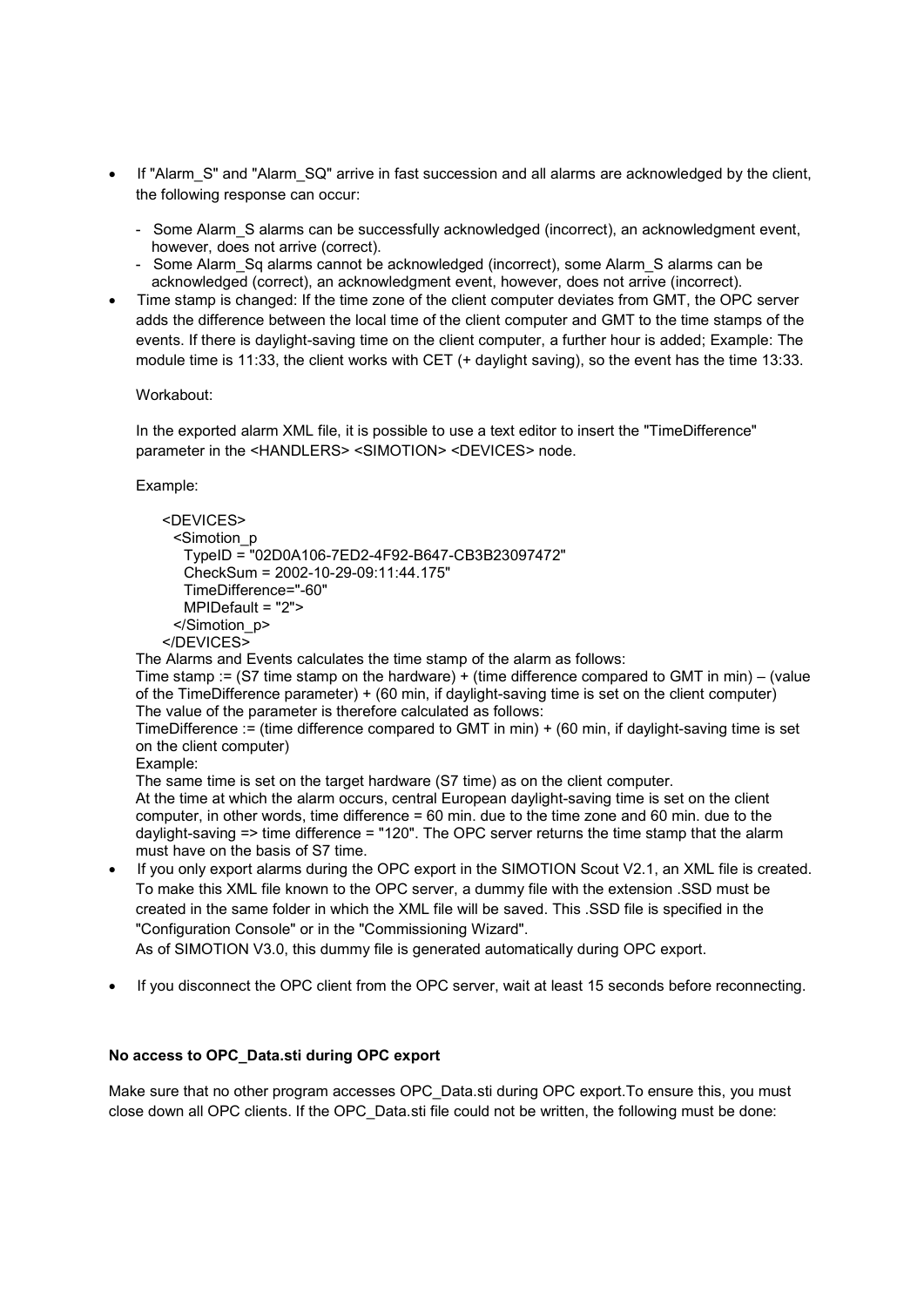- If "Alarm_S" and "Alarm_SQ" arrive in fast succession and all alarms are acknowledged by the client, the following response can occur:

  - Some Alarm_S alarms can be successfully acknowledged (incorrect), an acknowledgment event, however, does not arrive (correct).
  - Some Alarm_Sq alarms cannot be acknowledged (incorrect), some Alarm_S alarms can be acknowledged (correct), an acknowledgment event, however, does not arrive (incorrect).

- Time stamp is changed: If the time zone of the client computer deviates from GMT, the OPC server adds the difference between the local time of the client computer and GMT to the time stamps of the events. If there is daylight-saving time on the client computer, a further hour is added; Example: The module time is 11:33, the client works with CET (+ daylight saving), so the event has the time 13:33.

  Workabout:

  In the exported alarm XML file, it is possible to use a text editor to insert the "TimeDifference" parameter in the <HANDLERS> <SIMOTION> <DEVICES> node.

  Example:

  ```
  <DEVICES>
    <Simotion_p
      TypeID = "02D0A106-7ED2-4F92-B647-CB3B23097472"
      CheckSum = 2002-10-29-09:11:44.175"
      TimeDifference="-60"
      MPIDefault = "2">
    </Simotion_p>
  </DEVICES>
  ```

  The Alarms and Events calculates the time stamp of the alarm as follows:
  Time stamp := (S7 time stamp on the hardware) + (time difference compared to GMT in min) – (value of the TimeDifference parameter) + (60 min, if daylight-saving time is set on the client computer)
  The value of the parameter is therefore calculated as follows:
  TimeDifference := (time difference compared to GMT in min) + (60 min, if daylight-saving time is set on the client computer)
  Example:
  The same time is set on the target hardware (S7 time) as on the client computer.
  At the time at which the alarm occurs, central European daylight-saving time is set on the client computer, in other words, time difference = 60 min. due to the time zone and 60 min. due to the daylight-saving => time difference = "120". The OPC server returns the time stamp that the alarm must have on the basis of S7 time.

- If you only export alarms during the OPC export in the SIMOTION Scout V2.1, an XML file is created. To make this XML file known to the OPC server, a dummy file with the extension .SSD must be created in the same folder in which the XML file will be saved. This .SSD file is specified in the "Configuration Console" or in the "Commissioning Wizard".
  As of SIMOTION V3.0, this dummy file is generated automatically during OPC export.

- If you disconnect the OPC client from the OPC server, wait at least 15 seconds before reconnecting.

**No access to OPC_Data.sti during OPC export**

Make sure that no other program accesses OPC_Data.sti during OPC export.To ensure this, you must close down all OPC clients. If the OPC_Data.sti file could not be written, the following must be done: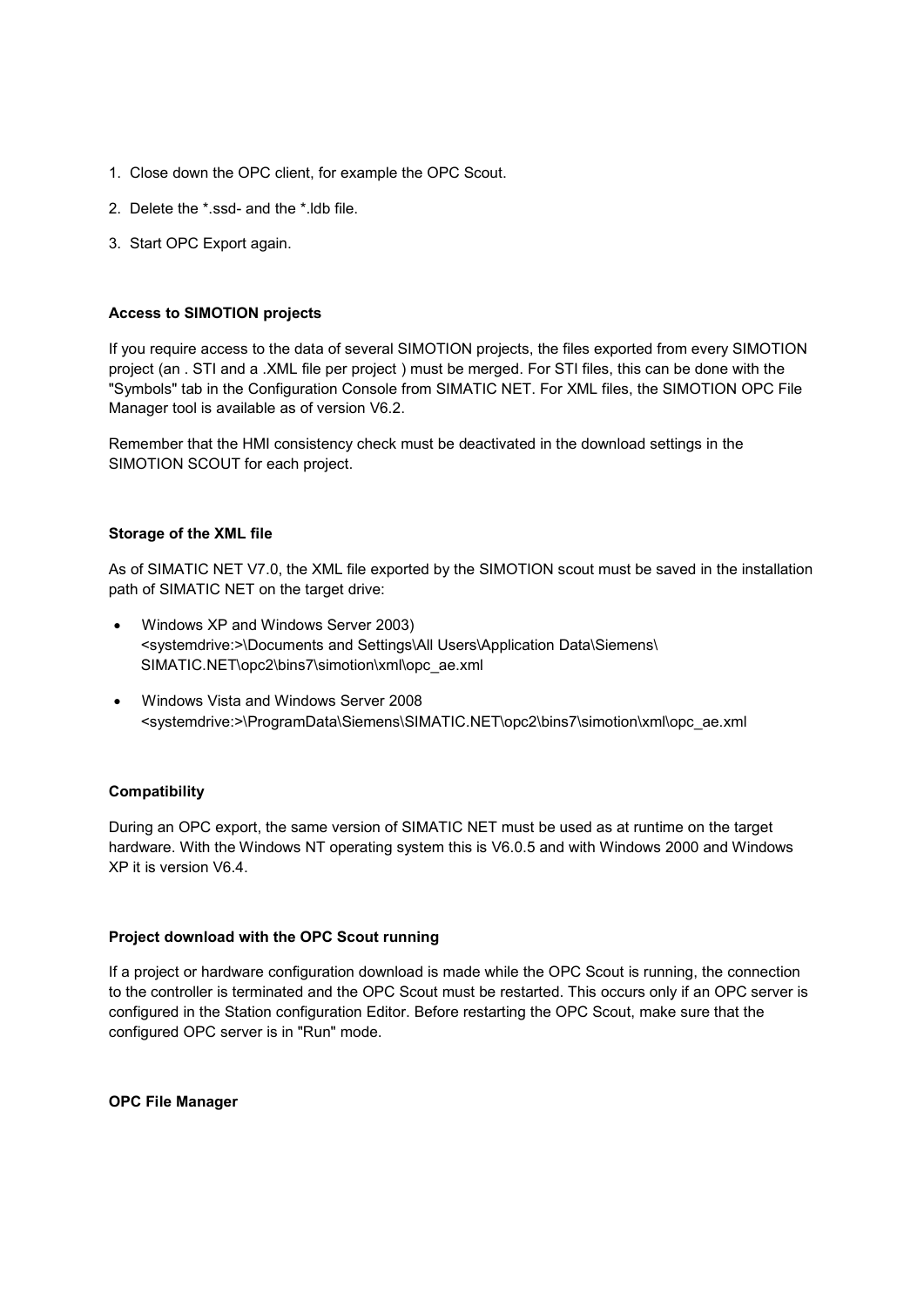1. Close down the OPC client, for example the OPC Scout.
2. Delete the *.ssd- and the *.ldb file.
3. Start OPC Export again.

**Access to SIMOTION projects**

If you require access to the data of several SIMOTION projects, the files exported from every SIMOTION project (an . STI and a .XML file per project ) must be merged. For STI files, this can be done with the "Symbols" tab in the Configuration Console from SIMATIC NET. For XML files, the SIMOTION OPC File Manager tool is available as of version V6.2.

Remember that the HMI consistency check must be deactivated in the download settings in the SIMOTION SCOUT for each project.

**Storage of the XML file**

As of SIMATIC NET V7.0, the XML file exported by the SIMOTION scout must be saved in the installation path of SIMATIC NET on the target drive:

- Windows XP and Windows Server 2003)
  <systemdrive:>\Documents and Settings\All Users\Application Data\Siemens\SIMATIC.NET\opc2\bins7\simotion\xml\opc_ae.xml
- Windows Vista and Windows Server 2008
  <systemdrive:>\ProgramData\Siemens\SIMATIC.NET\opc2\bins7\simotion\xml\opc_ae.xml

**Compatibility**

During an OPC export, the same version of SIMATIC NET must be used as at runtime on the target hardware. With the Windows NT operating system this is V6.0.5 and with Windows 2000 and Windows XP it is version V6.4.

**Project download with the OPC Scout running**

If a project or hardware configuration download is made while the OPC Scout is running, the connection to the controller is terminated and the OPC Scout must be restarted. This occurs only if an OPC server is configured in the Station configuration Editor. Before restarting the OPC Scout, make sure that the configured OPC server is in "Run" mode.

**OPC File Manager**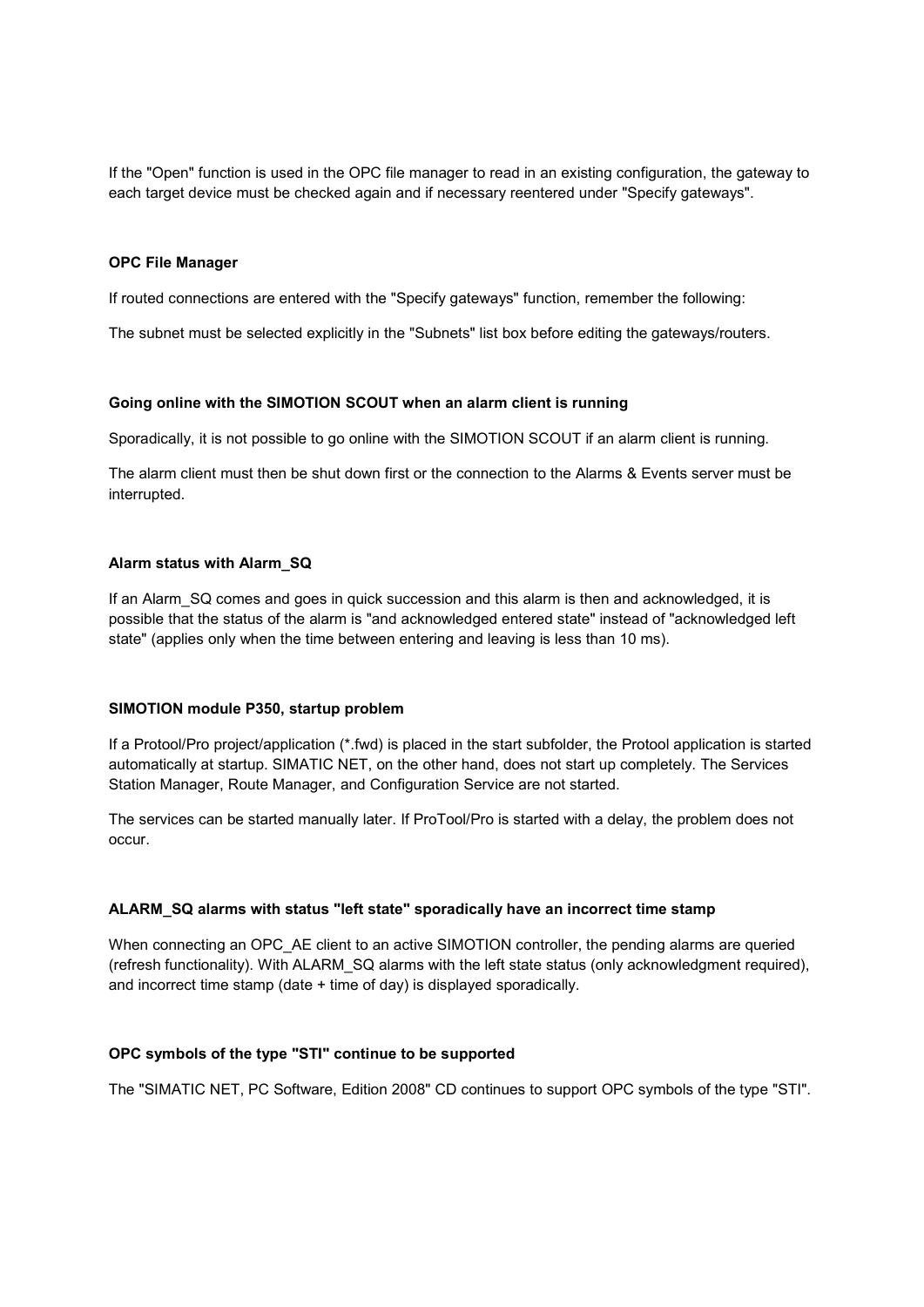If the "Open" function is used in the OPC file manager to read in an existing configuration, the gateway to each target device must be checked again and if necessary reentered under "Specify gateways".

#### OPC File Manager

If routed connections are entered with the "Specify gateways" function, remember the following:

The subnet must be selected explicitly in the "Subnets" list box before editing the gateways/routers.

#### Going online with the SIMOTION SCOUT when an alarm client is running

Sporadically, it is not possible to go online with the SIMOTION SCOUT if an alarm client is running.

The alarm client must then be shut down first or the connection to the Alarms & Events server must be interrupted.

#### Alarm status with Alarm_SQ

If an Alarm_SQ comes and goes in quick succession and this alarm is then and acknowledged, it is possible that the status of the alarm is "and acknowledged entered state" instead of "acknowledged left state" (applies only when the time between entering and leaving is less than 10 ms).

#### SIMOTION module P350, startup problem

If a Protool/Pro project/application (*.fwd) is placed in the start subfolder, the Protool application is started automatically at startup. SIMATIC NET, on the other hand, does not start up completely. The Services Station Manager, Route Manager, and Configuration Service are not started.

The services can be started manually later. If ProTool/Pro is started with a delay, the problem does not occur.

#### ALARM_SQ alarms with status "left state" sporadically have an incorrect time stamp

When connecting an OPC_AE client to an active SIMOTION controller, the pending alarms are queried (refresh functionality). With ALARM_SQ alarms with the left state status (only acknowledgment required), and incorrect time stamp (date + time of day) is displayed sporadically.

#### OPC symbols of the type "STI" continue to be supported

The "SIMATIC NET, PC Software, Edition 2008" CD continues to support OPC symbols of the type "STI".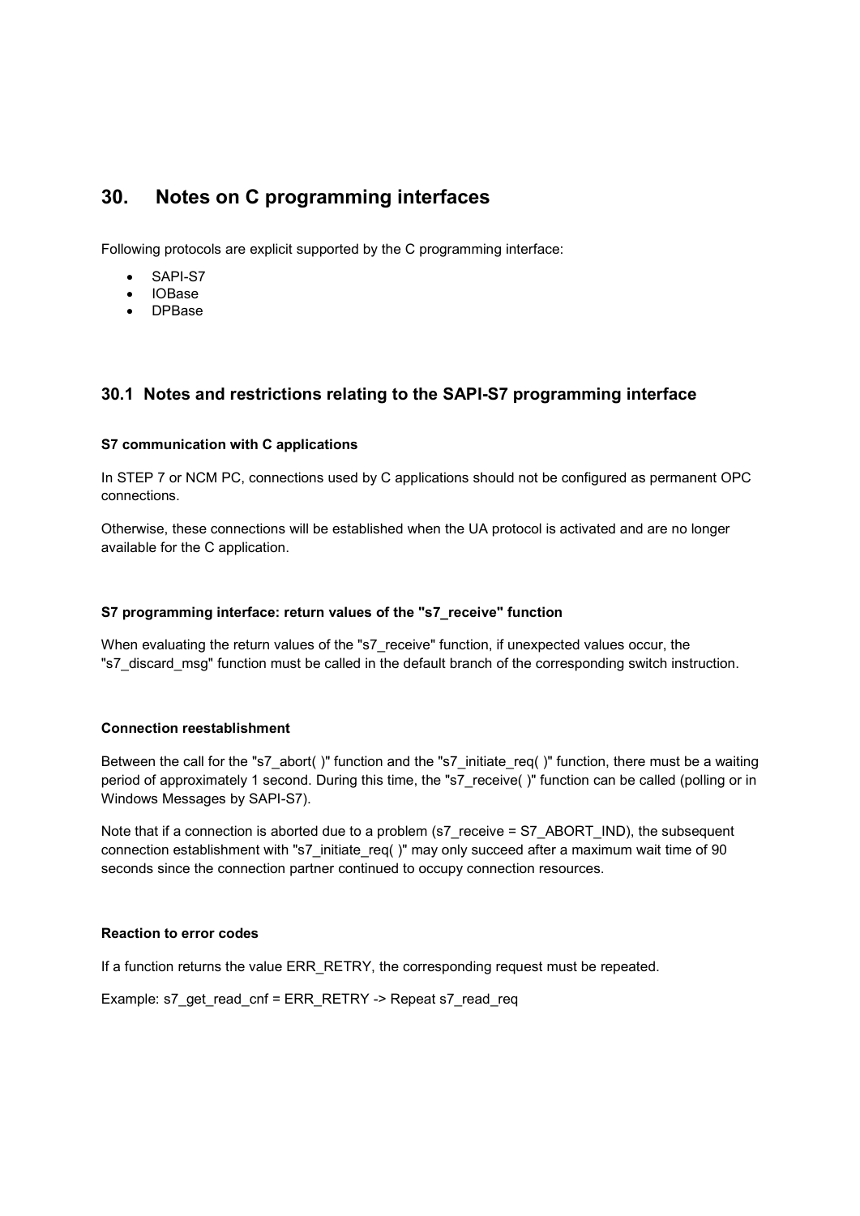# 30. Notes on C programming interfaces

Following protocols are explicit supported by the C programming interface:

- SAPI-S7
- IOBase
- DPBase

## 30.1 Notes and restrictions relating to the SAPI-S7 programming interface

#### S7 communication with C applications

In STEP 7 or NCM PC, connections used by C applications should not be configured as permanent OPC connections.

Otherwise, these connections will be established when the UA protocol is activated and are no longer available for the C application.

#### S7 programming interface: return values of the "s7_receive" function

When evaluating the return values of the "s7_receive" function, if unexpected values occur, the "s7_discard_msg" function must be called in the default branch of the corresponding switch instruction.

#### Connection reestablishment

Between the call for the "s7_abort( )" function and the "s7_initiate_req( )" function, there must be a waiting period of approximately 1 second. During this time, the "s7_receive( )" function can be called (polling or in Windows Messages by SAPI-S7).

Note that if a connection is aborted due to a problem (s7_receive = S7_ABORT_IND), the subsequent connection establishment with "s7_initiate_req( )" may only succeed after a maximum wait time of 90 seconds since the connection partner continued to occupy connection resources.

#### Reaction to error codes

If a function returns the value ERR_RETRY, the corresponding request must be repeated.

Example: s7_get_read_cnf = ERR_RETRY -> Repeat s7_read_req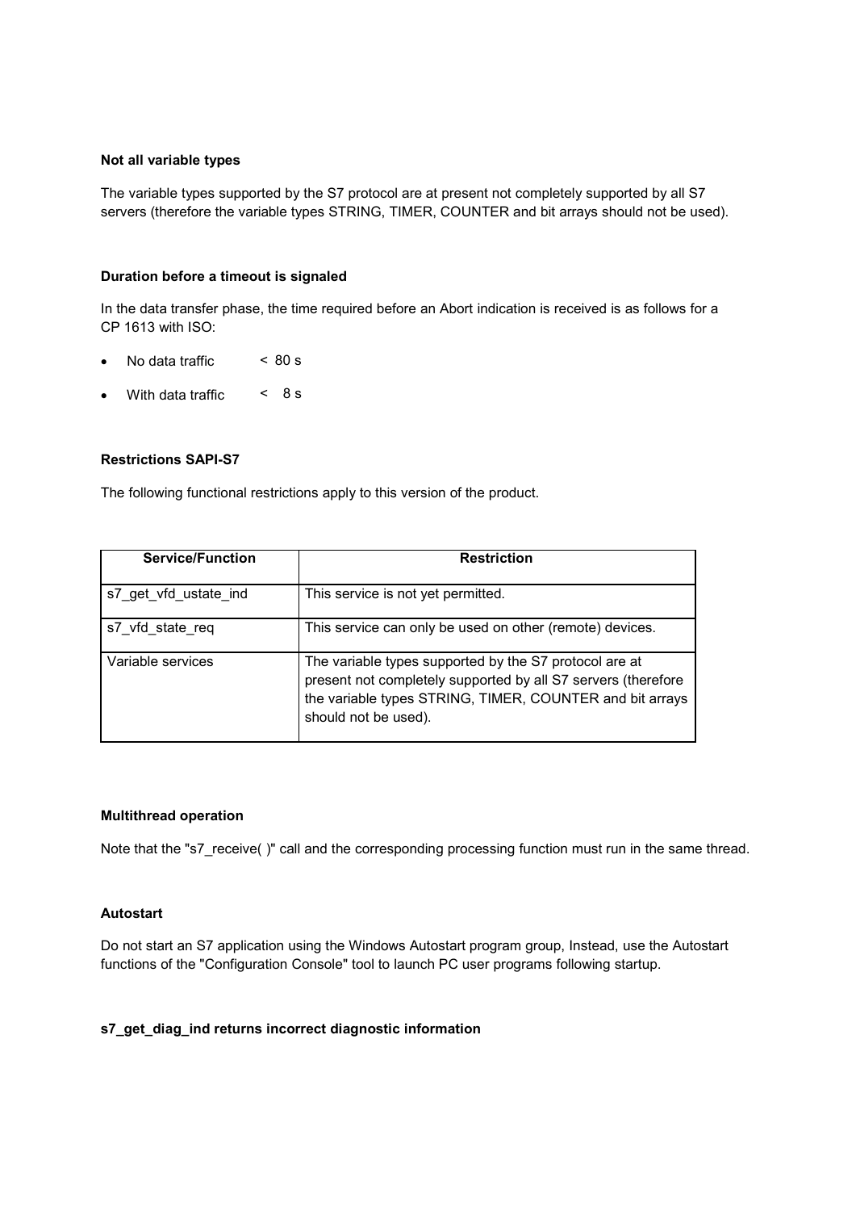**Not all variable types**

The variable types supported by the S7 protocol are at present not completely supported by all S7 servers (therefore the variable types STRING, TIMER, COUNTER and bit arrays should not be used).

**Duration before a timeout is signaled**

In the data transfer phase, the time required before an Abort indication is received is as follows for a CP 1613 with ISO:

- No data traffic < 80 s
- With data traffic < 8 s

**Restrictions SAPI-S7**

The following functional restrictions apply to this version of the product.

| Service/Function | Restriction |
| --- | --- |
| s7_get_vfd_ustate_ind | This service is not yet permitted. |
| s7_vfd_state_req | This service can only be used on other (remote) devices. |
| Variable services | The variable types supported by the S7 protocol are at present not completely supported by all S7 servers (therefore the variable types STRING, TIMER, COUNTER and bit arrays should not be used). |

**Multithread operation**

Note that the "s7_receive( )" call and the corresponding processing function must run in the same thread.

**Autostart**

Do not start an S7 application using the Windows Autostart program group, Instead, use the Autostart functions of the "Configuration Console" tool to launch PC user programs following startup.

**s7_get_diag_ind returns incorrect diagnostic information**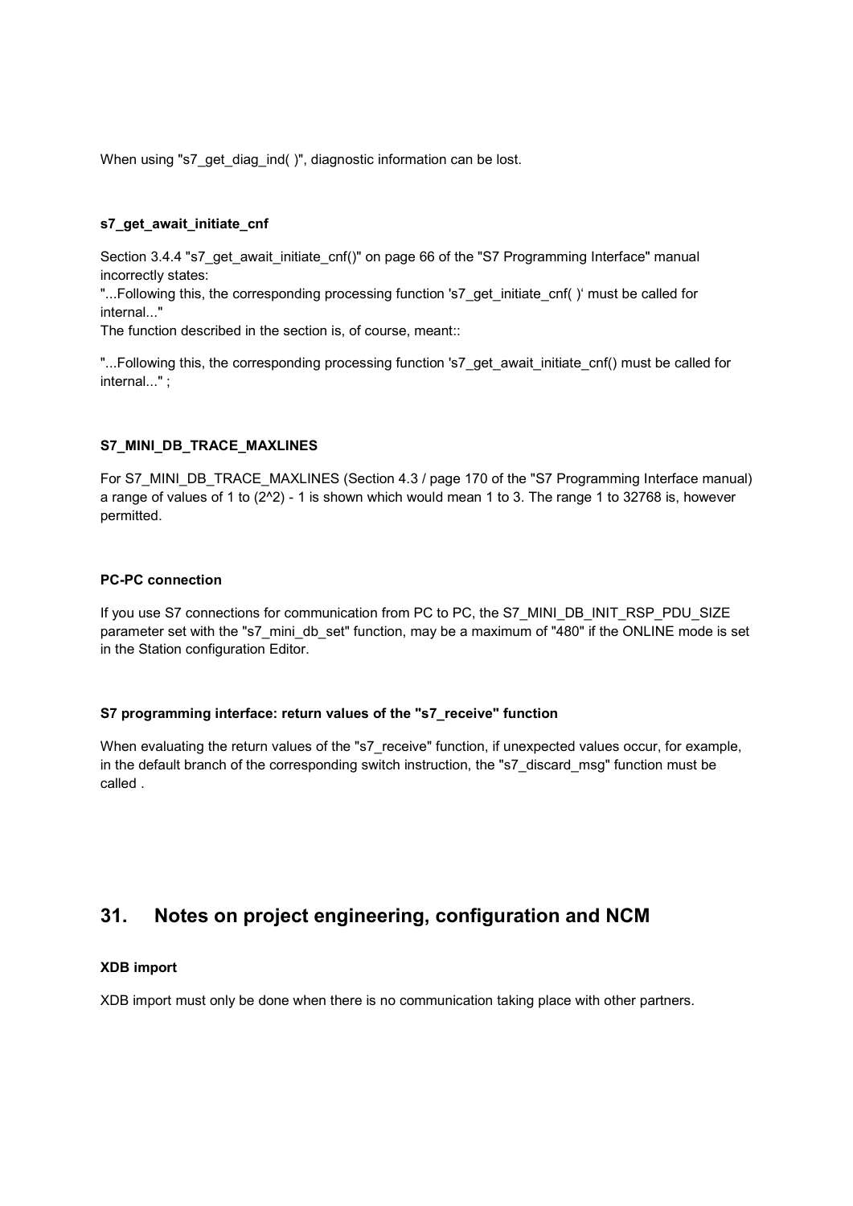When using "s7_get_diag_ind( )", diagnostic information can be lost.

#### s7_get_await_initiate_cnf

Section 3.4.4 "s7_get_await_initiate_cnf()" on page 66 of the "S7 Programming Interface" manual incorrectly states:
"...Following this, the corresponding processing function 's7_get_initiate_cnf( )‘ must be called for internal..."
The function described in the section is, of course, meant::

"...Following this, the corresponding processing function 's7_get_await_initiate_cnf() must be called for internal..." ;

#### S7_MINI_DB_TRACE_MAXLINES

For S7_MINI_DB_TRACE_MAXLINES (Section 4.3 / page 170 of the "S7 Programming Interface manual) a range of values of 1 to (2^2) - 1 is shown which would mean 1 to 3. The range 1 to 32768 is, however permitted.

#### PC-PC connection

If you use S7 connections for communication from PC to PC, the S7_MINI_DB_INIT_RSP_PDU_SIZE parameter set with the "s7_mini_db_set" function, may be a maximum of "480" if the ONLINE mode is set in the Station configuration Editor.

#### S7 programming interface: return values of the "s7_receive" function

When evaluating the return values of the "s7_receive" function, if unexpected values occur, for example, in the default branch of the corresponding switch instruction, the "s7_discard_msg" function must be called .

## 31. Notes on project engineering, configuration and NCM

#### XDB import

XDB import must only be done when there is no communication taking place with other partners.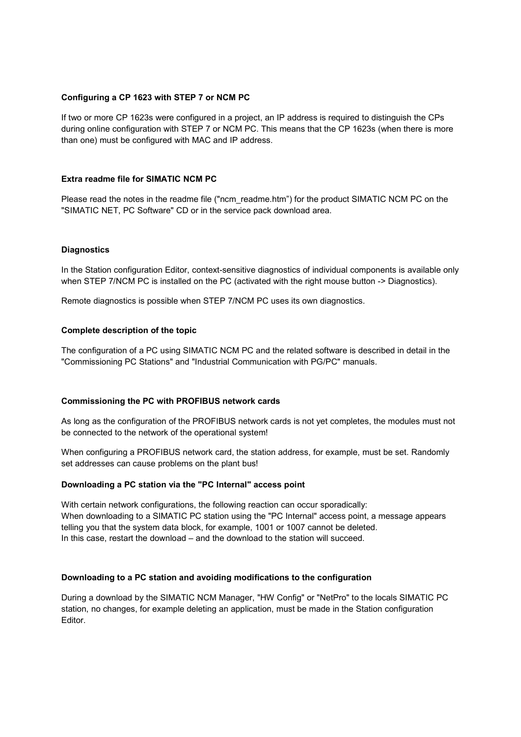**Configuring a CP 1623 with STEP 7 or NCM PC**

If two or more CP 1623s were configured in a project, an IP address is required to distinguish the CPs during online configuration with STEP 7 or NCM PC. This means that the CP 1623s (when there is more than one) must be configured with MAC and IP address.

**Extra readme file for SIMATIC NCM PC**

Please read the notes in the readme file ("ncm_readme.htm") for the product SIMATIC NCM PC on the "SIMATIC NET, PC Software" CD or in the service pack download area.

**Diagnostics**

In the Station configuration Editor, context-sensitive diagnostics of individual components is available only when STEP 7/NCM PC is installed on the PC (activated with the right mouse button -> Diagnostics).

Remote diagnostics is possible when STEP 7/NCM PC uses its own diagnostics.

**Complete description of the topic**

The configuration of a PC using SIMATIC NCM PC and the related software is described in detail in the "Commissioning PC Stations" and "Industrial Communication with PG/PC" manuals.

**Commissioning the PC with PROFIBUS network cards**

As long as the configuration of the PROFIBUS network cards is not yet completes, the modules must not be connected to the network of the operational system!

When configuring a PROFIBUS network card, the station address, for example, must be set. Randomly set addresses can cause problems on the plant bus!

**Downloading a PC station via the "PC Internal" access point**

With certain network configurations, the following reaction can occur sporadically:
When downloading to a SIMATIC PC station using the "PC Internal" access point, a message appears telling you that the system data block, for example, 1001 or 1007 cannot be deleted.
In this case, restart the download – and the download to the station will succeed.

**Downloading to a PC station and avoiding modifications to the configuration**

During a download by the SIMATIC NCM Manager, "HW Config" or "NetPro" to the locals SIMATIC PC station, no changes, for example deleting an application, must be made in the Station configuration Editor.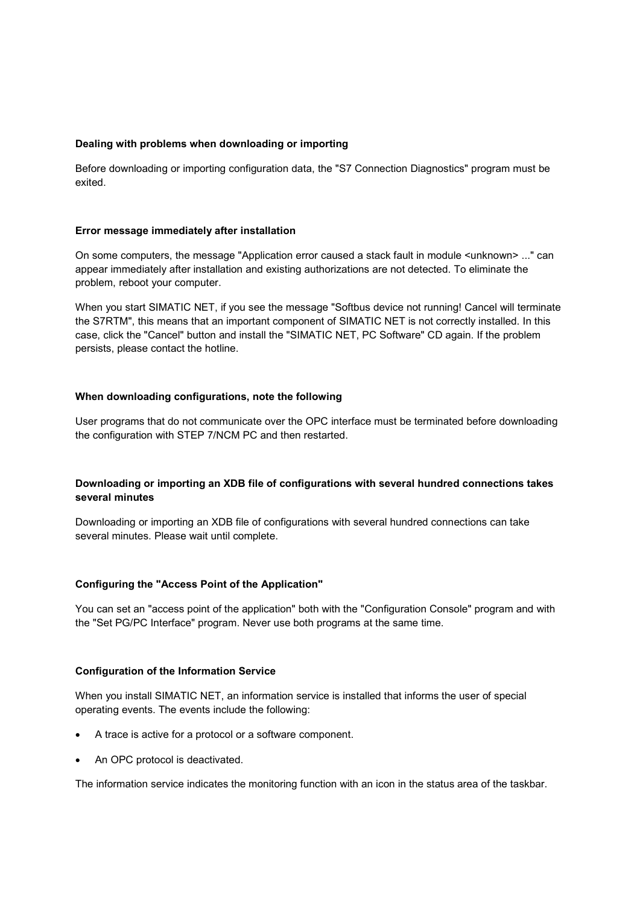### Dealing with problems when downloading or importing

Before downloading or importing configuration data, the "S7 Connection Diagnostics" program must be exited.

### Error message immediately after installation

On some computers, the message "Application error caused a stack fault in module <unknown> ..." can appear immediately after installation and existing authorizations are not detected. To eliminate the problem, reboot your computer.

When you start SIMATIC NET, if you see the message "Softbus device not running! Cancel will terminate the S7RTM", this means that an important component of SIMATIC NET is not correctly installed. In this case, click the "Cancel" button and install the "SIMATIC NET, PC Software" CD again. If the problem persists, please contact the hotline.

### When downloading configurations, note the following

User programs that do not communicate over the OPC interface must be terminated before downloading the configuration with STEP 7/NCM PC and then restarted.

### Downloading or importing an XDB file of configurations with several hundred connections takes several minutes

Downloading or importing an XDB file of configurations with several hundred connections can take several minutes. Please wait until complete.

### Configuring the "Access Point of the Application"

You can set an "access point of the application" both with the "Configuration Console" program and with the "Set PG/PC Interface" program. Never use both programs at the same time.

### Configuration of the Information Service

When you install SIMATIC NET, an information service is installed that informs the user of special operating events. The events include the following:

- A trace is active for a protocol or a software component.
- An OPC protocol is deactivated.

The information service indicates the monitoring function with an icon in the status area of the taskbar.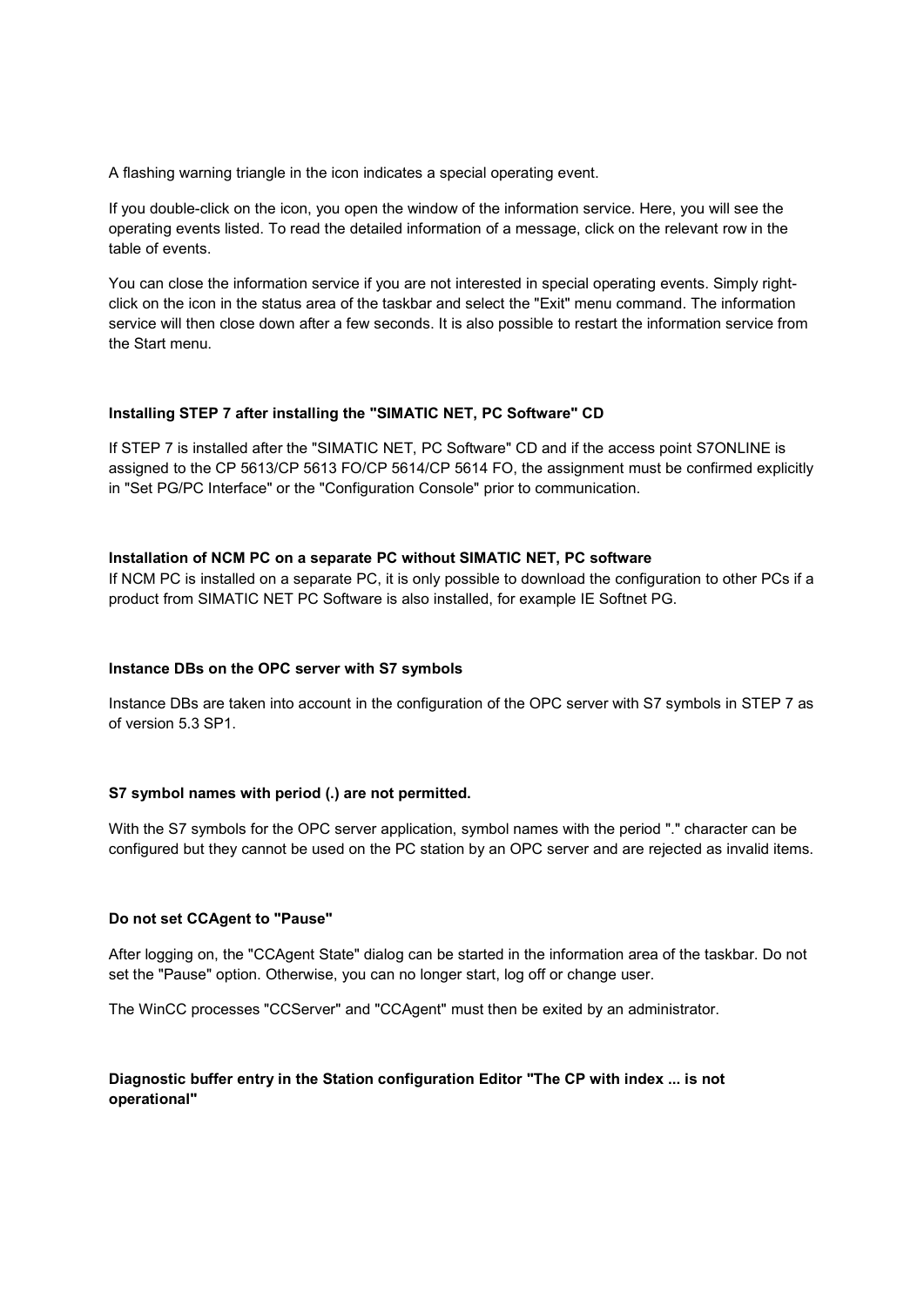A flashing warning triangle in the icon indicates a special operating event.

If you double-click on the icon, you open the window of the information service. Here, you will see the operating events listed. To read the detailed information of a message, click on the relevant row in the table of events.

You can close the information service if you are not interested in special operating events. Simply right-click on the icon in the status area of the taskbar and select the "Exit" menu command. The information service will then close down after a few seconds. It is also possible to restart the information service from the Start menu.

**Installing STEP 7 after installing the "SIMATIC NET, PC Software" CD**

If STEP 7 is installed after the "SIMATIC NET, PC Software" CD and if the access point S7ONLINE is assigned to the CP 5613/CP 5613 FO/CP 5614/CP 5614 FO, the assignment must be confirmed explicitly in "Set PG/PC Interface" or the "Configuration Console" prior to communication.

**Installation of NCM PC on a separate PC without SIMATIC NET, PC software**

If NCM PC is installed on a separate PC, it is only possible to download the configuration to other PCs if a product from SIMATIC NET PC Software is also installed, for example IE Softnet PG.

**Instance DBs on the OPC server with S7 symbols**

Instance DBs are taken into account in the configuration of the OPC server with S7 symbols in STEP 7 as of version 5.3 SP1.

**S7 symbol names with period (.) are not permitted.**

With the S7 symbols for the OPC server application, symbol names with the period "." character can be configured but they cannot be used on the PC station by an OPC server and are rejected as invalid items.

**Do not set CCAgent to "Pause"**

After logging on, the "CCAgent State" dialog can be started in the information area of the taskbar. Do not set the "Pause" option. Otherwise, you can no longer start, log off or change user.

The WinCC processes "CCServer" and "CCAgent" must then be exited by an administrator.

**Diagnostic buffer entry in the Station configuration Editor "The CP with index ... is not operational"**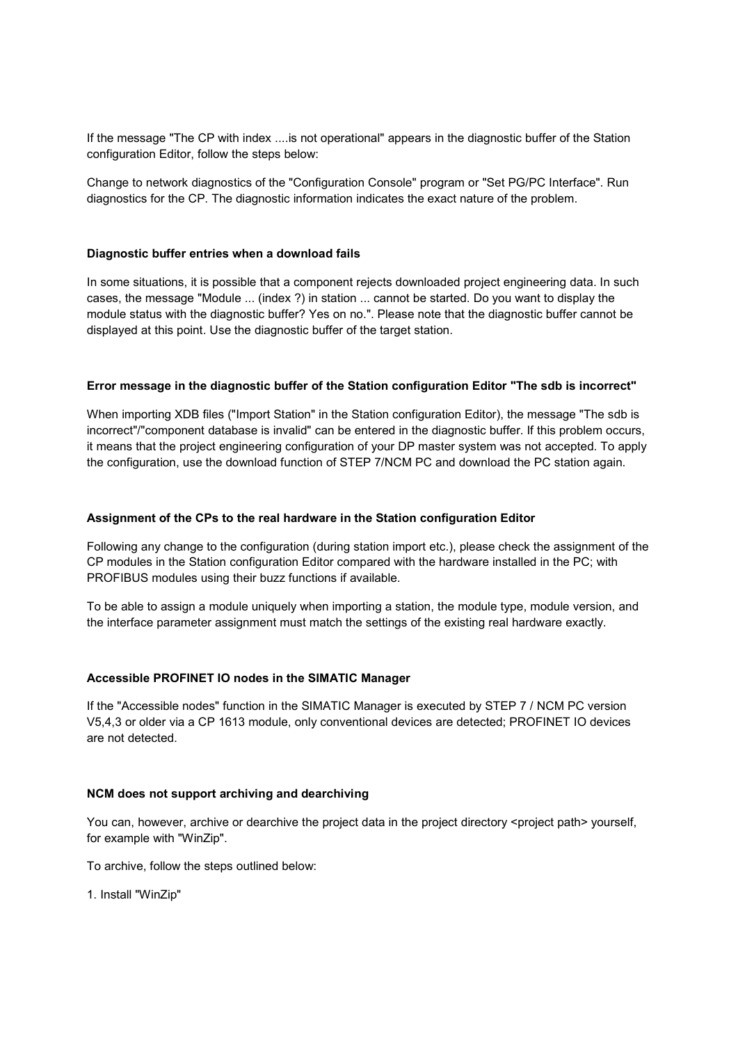If the message "The CP with index ....is not operational" appears in the diagnostic buffer of the Station configuration Editor, follow the steps below:

Change to network diagnostics of the "Configuration Console" program or "Set PG/PC Interface". Run diagnostics for the CP. The diagnostic information indicates the exact nature of the problem.

**Diagnostic buffer entries when a download fails**

In some situations, it is possible that a component rejects downloaded project engineering data. In such cases, the message "Module ... (index ?) in station ... cannot be started. Do you want to display the module status with the diagnostic buffer? Yes on no.". Please note that the diagnostic buffer cannot be displayed at this point. Use the diagnostic buffer of the target station.

**Error message in the diagnostic buffer of the Station configuration Editor "The sdb is incorrect"**

When importing XDB files ("Import Station" in the Station configuration Editor), the message "The sdb is incorrect"/"component database is invalid" can be entered in the diagnostic buffer. If this problem occurs, it means that the project engineering configuration of your DP master system was not accepted. To apply the configuration, use the download function of STEP 7/NCM PC and download the PC station again.

**Assignment of the CPs to the real hardware in the Station configuration Editor**

Following any change to the configuration (during station import etc.), please check the assignment of the CP modules in the Station configuration Editor compared with the hardware installed in the PC; with PROFIBUS modules using their buzz functions if available.

To be able to assign a module uniquely when importing a station, the module type, module version, and the interface parameter assignment must match the settings of the existing real hardware exactly.

**Accessible PROFINET IO nodes in the SIMATIC Manager**

If the "Accessible nodes" function in the SIMATIC Manager is executed by STEP 7 / NCM PC version V5,4,3 or older via a CP 1613 module, only conventional devices are detected; PROFINET IO devices are not detected.

**NCM does not support archiving and dearchiving**

You can, however, archive or dearchive the project data in the project directory <project path> yourself, for example with "WinZip".

To archive, follow the steps outlined below:

1. Install "WinZip"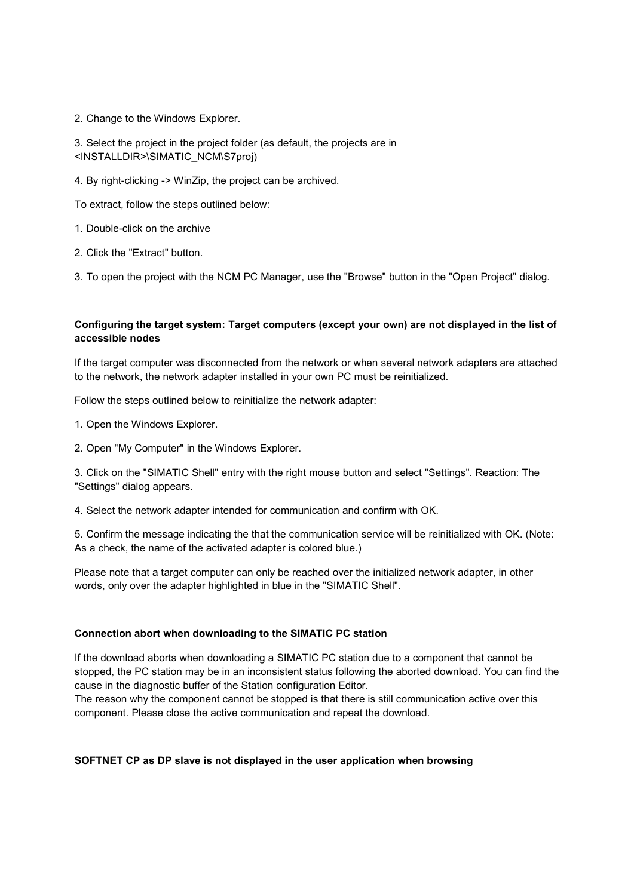2. Change to the Windows Explorer.

3. Select the project in the project folder (as default, the projects are in <INSTALLDIR>\SIMATIC_NCM\S7proj)

4. By right-clicking -> WinZip, the project can be archived.

To extract, follow the steps outlined below:

1. Double-click on the archive

2. Click the "Extract" button.

3. To open the project with the NCM PC Manager, use the "Browse" button in the "Open Project" dialog.

**Configuring the target system: Target computers (except your own) are not displayed in the list of accessible nodes**

If the target computer was disconnected from the network or when several network adapters are attached to the network, the network adapter installed in your own PC must be reinitialized.

Follow the steps outlined below to reinitialize the network adapter:

1. Open the Windows Explorer.

2. Open "My Computer" in the Windows Explorer.

3. Click on the "SIMATIC Shell" entry with the right mouse button and select "Settings". Reaction: The "Settings" dialog appears.

4. Select the network adapter intended for communication and confirm with OK.

5. Confirm the message indicating the that the communication service will be reinitialized with OK. (Note: As a check, the name of the activated adapter is colored blue.)

Please note that a target computer can only be reached over the initialized network adapter, in other words, only over the adapter highlighted in blue in the "SIMATIC Shell".

**Connection abort when downloading to the SIMATIC PC station**

If the download aborts when downloading a SIMATIC PC station due to a component that cannot be stopped, the PC station may be in an inconsistent status following the aborted download. You can find the cause in the diagnostic buffer of the Station configuration Editor.
The reason why the component cannot be stopped is that there is still communication active over this component. Please close the active communication and repeat the download.

**SOFTNET CP as DP slave is not displayed in the user application when browsing**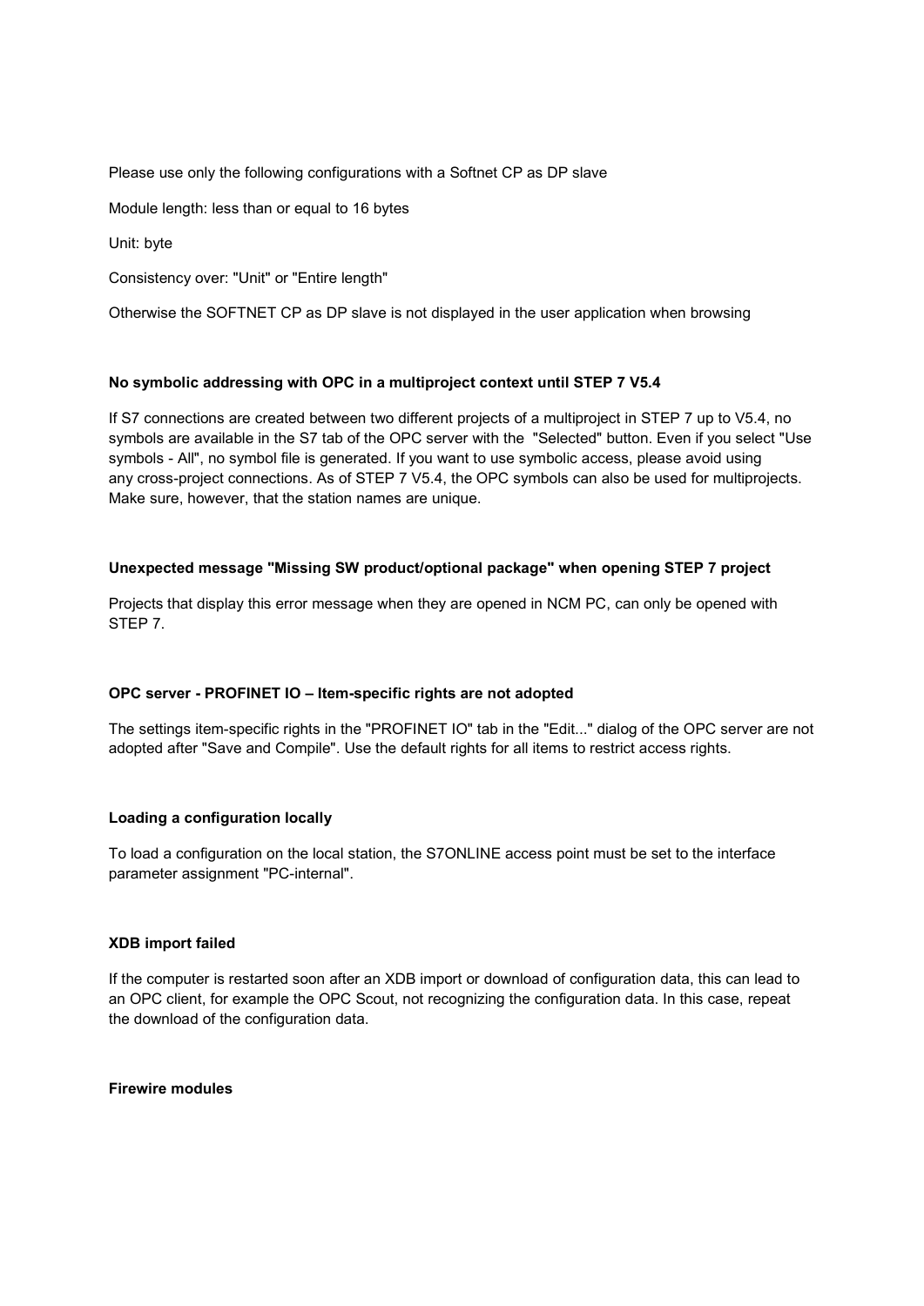Please use only the following configurations with a Softnet CP as DP slave

Module length: less than or equal to 16 bytes

Unit: byte

Consistency over: "Unit" or "Entire length"

Otherwise the SOFTNET CP as DP slave is not displayed in the user application when browsing

**No symbolic addressing with OPC in a multiproject context until STEP 7 V5.4**

If S7 connections are created between two different projects of a multiproject in STEP 7 up to V5.4, no symbols are available in the S7 tab of the OPC server with the "Selected" button. Even if you select "Use symbols - All", no symbol file is generated. If you want to use symbolic access, please avoid using any cross-project connections. As of STEP 7 V5.4, the OPC symbols can also be used for multiprojects. Make sure, however, that the station names are unique.

**Unexpected message "Missing SW product/optional package" when opening STEP 7 project**

Projects that display this error message when they are opened in NCM PC, can only be opened with STEP 7.

**OPC server - PROFINET IO – Item-specific rights are not adopted**

The settings item-specific rights in the "PROFINET IO" tab in the "Edit..." dialog of the OPC server are not adopted after "Save and Compile". Use the default rights for all items to restrict access rights.

**Loading a configuration locally**

To load a configuration on the local station, the S7ONLINE access point must be set to the interface parameter assignment "PC-internal".

**XDB import failed**

If the computer is restarted soon after an XDB import or download of configuration data, this can lead to an OPC client, for example the OPC Scout, not recognizing the configuration data. In this case, repeat the download of the configuration data.

**Firewire modules**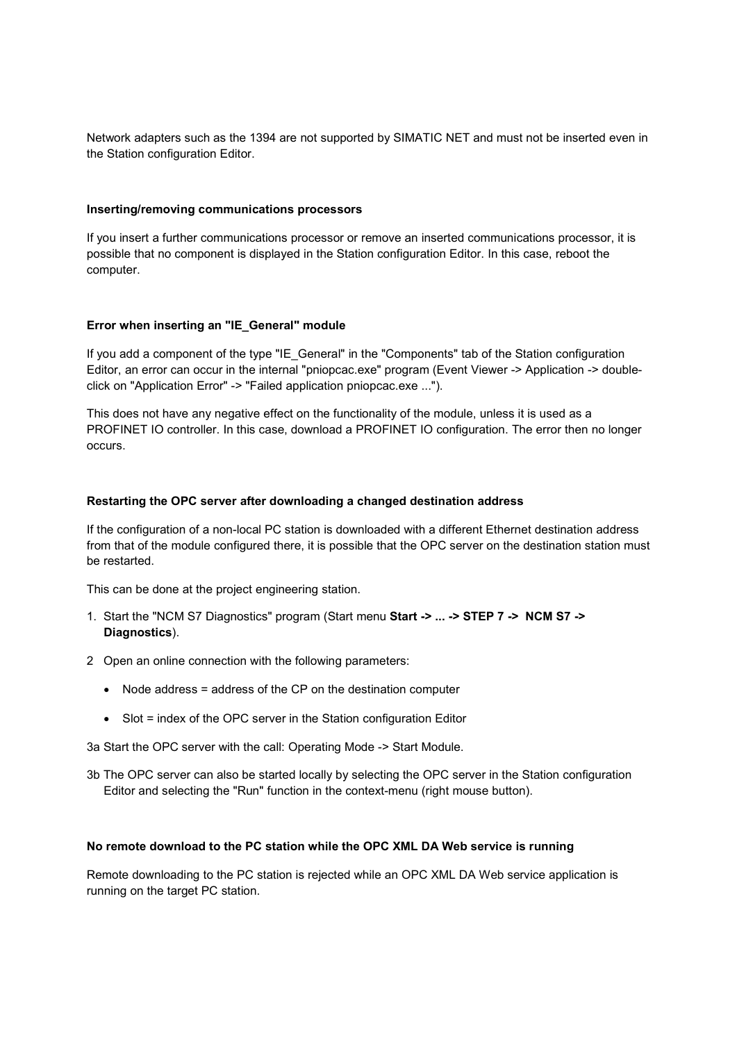Network adapters such as the 1394 are not supported by SIMATIC NET and must not be inserted even in the Station configuration Editor.

**Inserting/removing communications processors**

If you insert a further communications processor or remove an inserted communications processor, it is possible that no component is displayed in the Station configuration Editor. In this case, reboot the computer.

**Error when inserting an "IE_General" module**

If you add a component of the type "IE_General" in the "Components" tab of the Station configuration Editor, an error can occur in the internal "pniopcac.exe" program (Event Viewer -> Application -> double-click on "Application Error" -> "Failed application pniopcac.exe ...").

This does not have any negative effect on the functionality of the module, unless it is used as a PROFINET IO controller. In this case, download a PROFINET IO configuration. The error then no longer occurs.

**Restarting the OPC server after downloading a changed destination address**

If the configuration of a non-local PC station is downloaded with a different Ethernet destination address from that of the module configured there, it is possible that the OPC server on the destination station must be restarted.

This can be done at the project engineering station.

1. Start the "NCM S7 Diagnostics" program (Start menu **Start -> ... -> STEP 7 -> NCM S7 -> Diagnostics**).

2 Open an online connection with the following parameters:

- Node address = address of the CP on the destination computer
- Slot = index of the OPC server in the Station configuration Editor

3a Start the OPC server with the call: Operating Mode -> Start Module.

3b The OPC server can also be started locally by selecting the OPC server in the Station configuration Editor and selecting the "Run" function in the context-menu (right mouse button).

**No remote download to the PC station while the OPC XML DA Web service is running**

Remote downloading to the PC station is rejected while an OPC XML DA Web service application is running on the target PC station.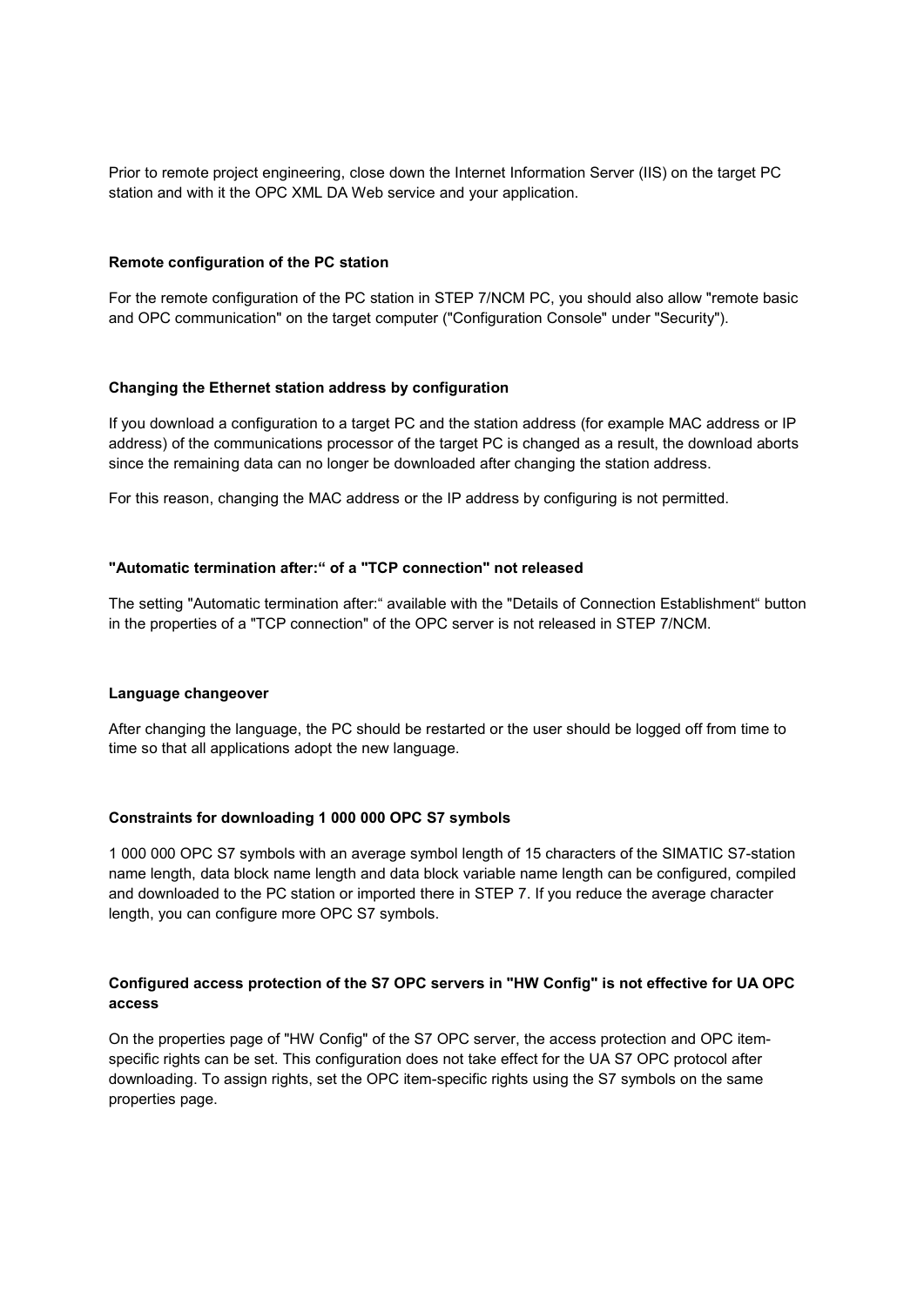Prior to remote project engineering, close down the Internet Information Server (IIS) on the target PC station and with it the OPC XML DA Web service and your application.

**Remote configuration of the PC station**

For the remote configuration of the PC station in STEP 7/NCM PC, you should also allow "remote basic and OPC communication" on the target computer ("Configuration Console" under "Security").

**Changing the Ethernet station address by configuration**

If you download a configuration to a target PC and the station address (for example MAC address or IP address) of the communications processor of the target PC is changed as a result, the download aborts since the remaining data can no longer be downloaded after changing the station address.

For this reason, changing the MAC address or the IP address by configuring is not permitted.

**"Automatic termination after:“ of a "TCP connection" not released**

The setting "Automatic termination after:“ available with the "Details of Connection Establishment“ button in the properties of a "TCP connection" of the OPC server is not released in STEP 7/NCM.

**Language changeover**

After changing the language, the PC should be restarted or the user should be logged off from time to time so that all applications adopt the new language.

**Constraints for downloading 1 000 000 OPC S7 symbols**

1 000 000 OPC S7 symbols with an average symbol length of 15 characters of the SIMATIC S7-station name length, data block name length and data block variable name length can be configured, compiled and downloaded to the PC station or imported there in STEP 7. If you reduce the average character length, you can configure more OPC S7 symbols.

**Configured access protection of the S7 OPC servers in "HW Config" is not effective for UA OPC access**

On the properties page of "HW Config" of the S7 OPC server, the access protection and OPC item-specific rights can be set. This configuration does not take effect for the UA S7 OPC protocol after downloading. To assign rights, set the OPC item-specific rights using the S7 symbols on the same properties page.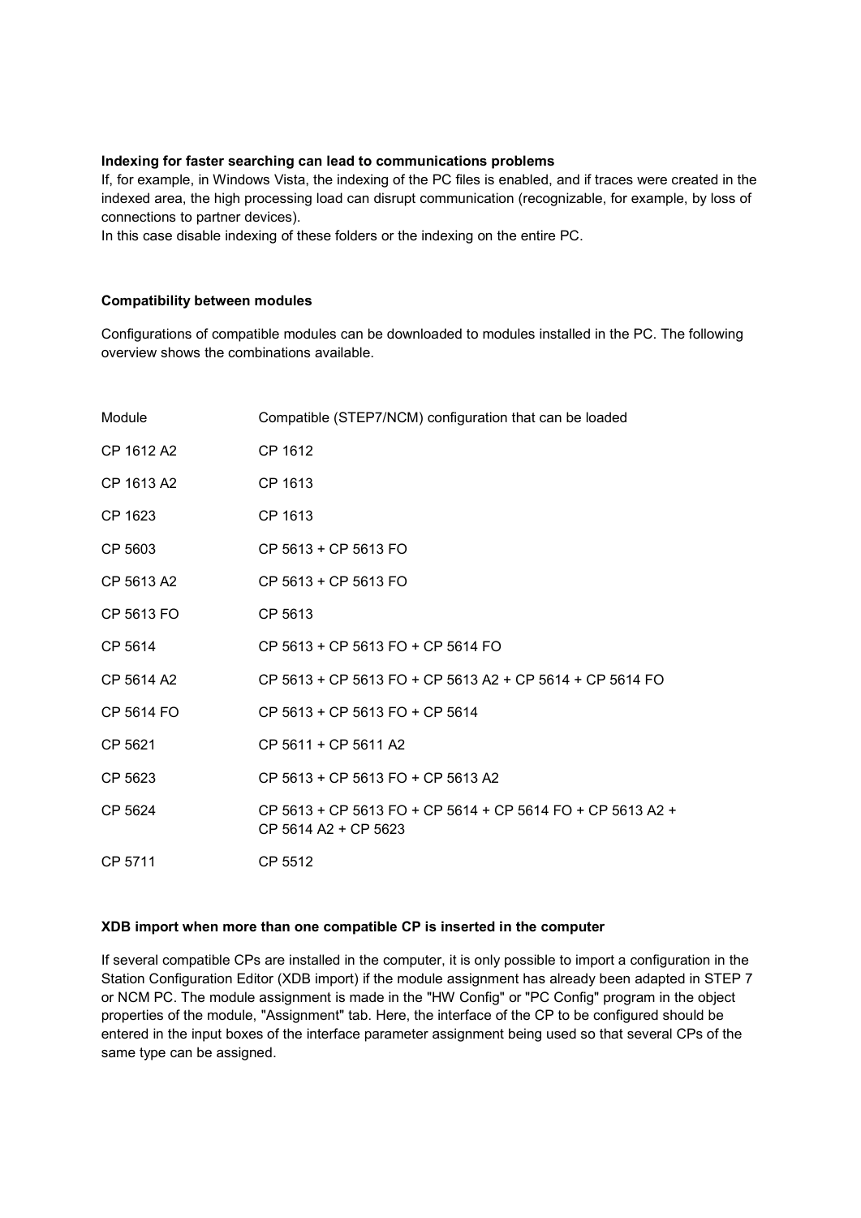**Indexing for faster searching can lead to communications problems**

If, for example, in Windows Vista, the indexing of the PC files is enabled, and if traces were created in the indexed area, the high processing load can disrupt communication (recognizable, for example, by loss of connections to partner devices).
In this case disable indexing of these folders or the indexing on the entire PC.

**Compatibility between modules**

Configurations of compatible modules can be downloaded to modules installed in the PC. The following overview shows the combinations available.

| Module | Compatible (STEP7/NCM) configuration that can be loaded |
|---|---|
| CP 1612 A2 | CP 1612 |
| CP 1613 A2 | CP 1613 |
| CP 1623 | CP 1613 |
| CP 5603 | CP 5613 + CP 5613 FO |
| CP 5613 A2 | CP 5613 + CP 5613 FO |
| CP 5613 FO | CP 5613 |
| CP 5614 | CP 5613 + CP 5613 FO + CP 5614 FO |
| CP 5614 A2 | CP 5613 + CP 5613 FO + CP 5613 A2 + CP 5614 + CP 5614 FO |
| CP 5614 FO | CP 5613 + CP 5613 FO + CP 5614 |
| CP 5621 | CP 5611 + CP 5611 A2 |
| CP 5623 | CP 5613 + CP 5613 FO + CP 5613 A2 |
| CP 5624 | CP 5613 + CP 5613 FO + CP 5614 + CP 5614 FO + CP 5613 A2 + CP 5614 A2 + CP 5623 |
| CP 5711 | CP 5512 |

**XDB import when more than one compatible CP is inserted in the computer**

If several compatible CPs are installed in the computer, it is only possible to import a configuration in the Station Configuration Editor (XDB import) if the module assignment has already been adapted in STEP 7 or NCM PC. The module assignment is made in the "HW Config" or "PC Config" program in the object properties of the module, "Assignment" tab. Here, the interface of the CP to be configured should be entered in the input boxes of the interface parameter assignment being used so that several CPs of the same type can be assigned.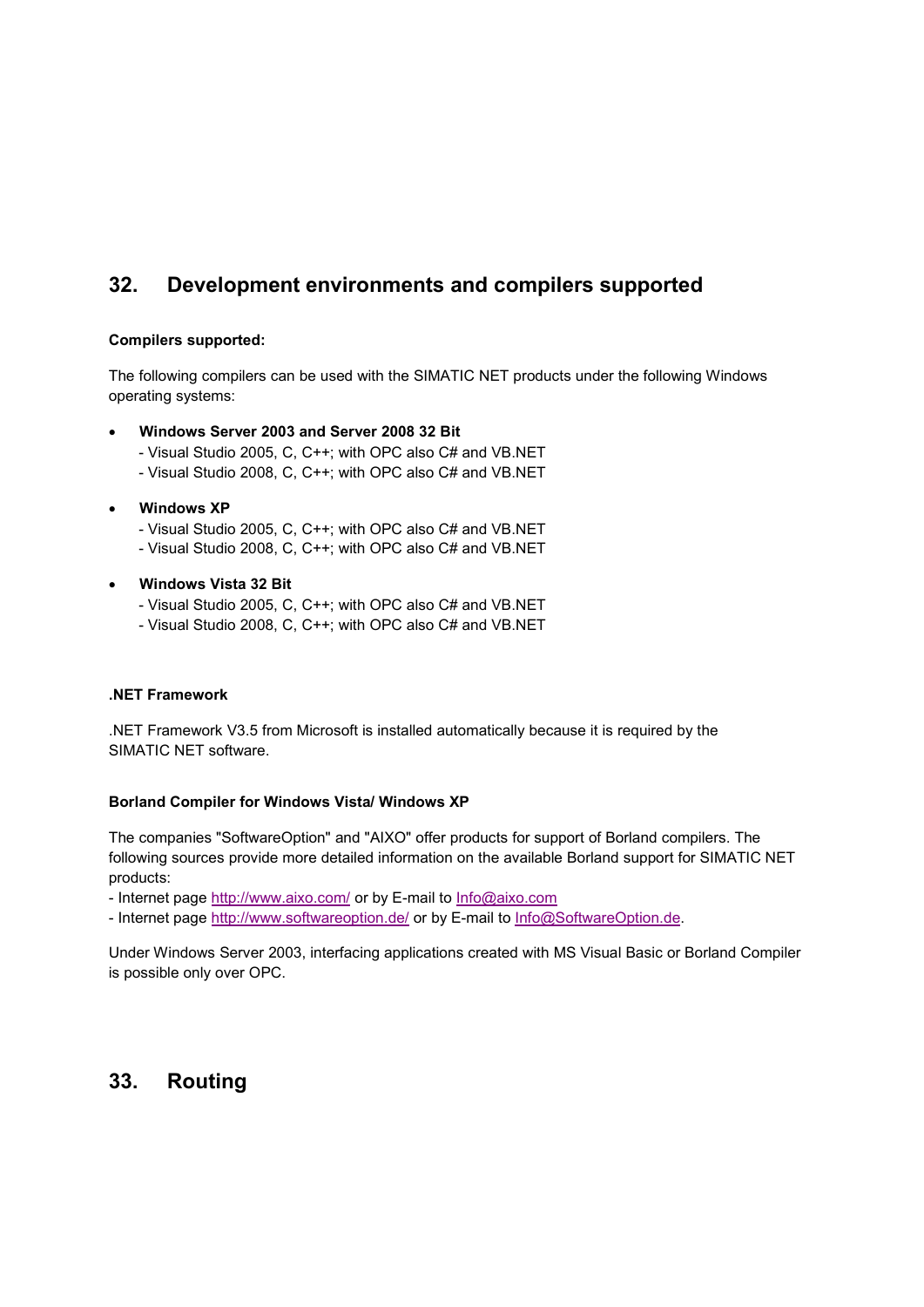## 32. Development environments and compilers supported

**Compilers supported:**

The following compilers can be used with the SIMATIC NET products under the following Windows operating systems:

- **Windows Server 2003 and Server 2008 32 Bit**
  - Visual Studio 2005, C, C++; with OPC also C# and VB.NET
  - Visual Studio 2008, C, C++; with OPC also C# and VB.NET
- **Windows XP**
  - Visual Studio 2005, C, C++; with OPC also C# and VB.NET
  - Visual Studio 2008, C, C++; with OPC also C# and VB.NET
- **Windows Vista 32 Bit**
  - Visual Studio 2005, C, C++; with OPC also C# and VB.NET
  - Visual Studio 2008, C, C++; with OPC also C# and VB.NET

**.NET Framework**

.NET Framework V3.5 from Microsoft is installed automatically because it is required by the SIMATIC NET software.

**Borland Compiler for Windows Vista/ Windows XP**

The companies "SoftwareOption" and "AIXO" offer products for support of Borland compilers. The following sources provide more detailed information on the available Borland support for SIMATIC NET products:

- Internet page http://www.aixo.com/ or by E-mail to Info@aixo.com
- Internet page http://www.softwareoption.de/ or by E-mail to Info@SoftwareOption.de.

Under Windows Server 2003, interfacing applications created with MS Visual Basic or Borland Compiler is possible only over OPC.

## 33. Routing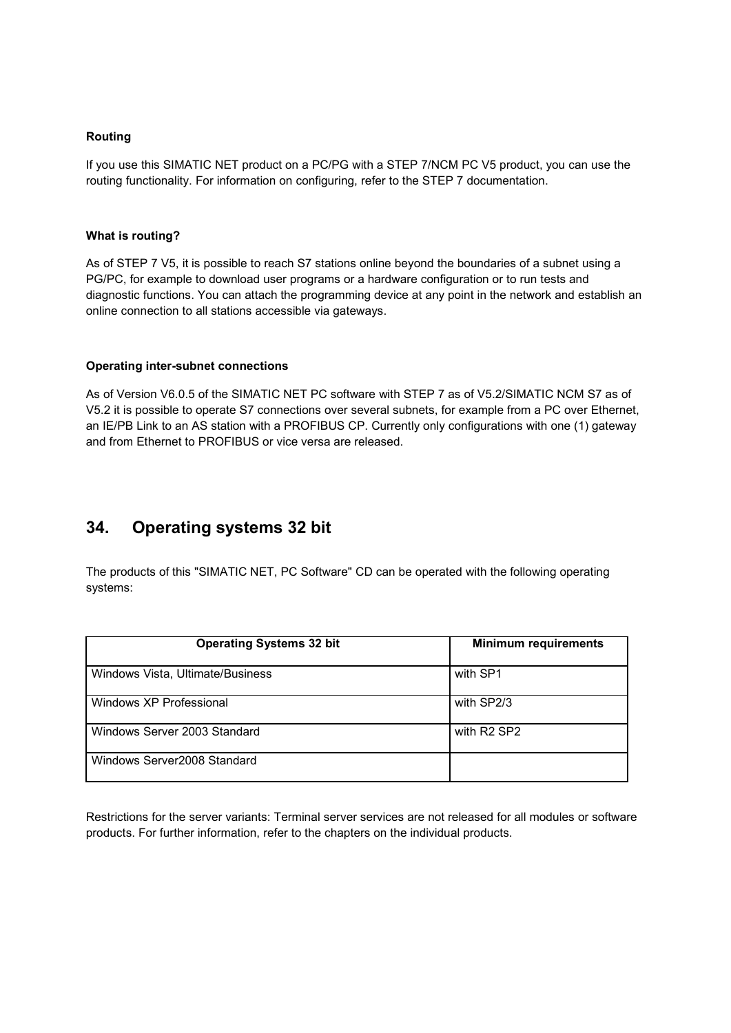**Routing**

If you use this SIMATIC NET product on a PC/PG with a STEP 7/NCM PC V5 product, you can use the routing functionality. For information on configuring, refer to the STEP 7 documentation.

**What is routing?**

As of STEP 7 V5, it is possible to reach S7 stations online beyond the boundaries of a subnet using a PG/PC, for example to download user programs or a hardware configuration or to run tests and diagnostic functions. You can attach the programming device at any point in the network and establish an online connection to all stations accessible via gateways.

**Operating inter-subnet connections**

As of Version V6.0.5 of the SIMATIC NET PC software with STEP 7 as of V5.2/SIMATIC NCM S7 as of V5.2 it is possible to operate S7 connections over several subnets, for example from a PC over Ethernet, an IE/PB Link to an AS station with a PROFIBUS CP. Currently only configurations with one (1) gateway and from Ethernet to PROFIBUS or vice versa are released.

## 34. Operating systems 32 bit

The products of this "SIMATIC NET, PC Software" CD can be operated with the following operating systems:

| Operating Systems 32 bit | Minimum requirements |
| --- | --- |
| Windows Vista, Ultimate/Business | with SP1 |
| Windows XP Professional | with SP2/3 |
| Windows Server 2003 Standard | with R2 SP2 |
| Windows Server2008 Standard | |

Restrictions for the server variants: Terminal server services are not released for all modules or software products. For further information, refer to the chapters on the individual products.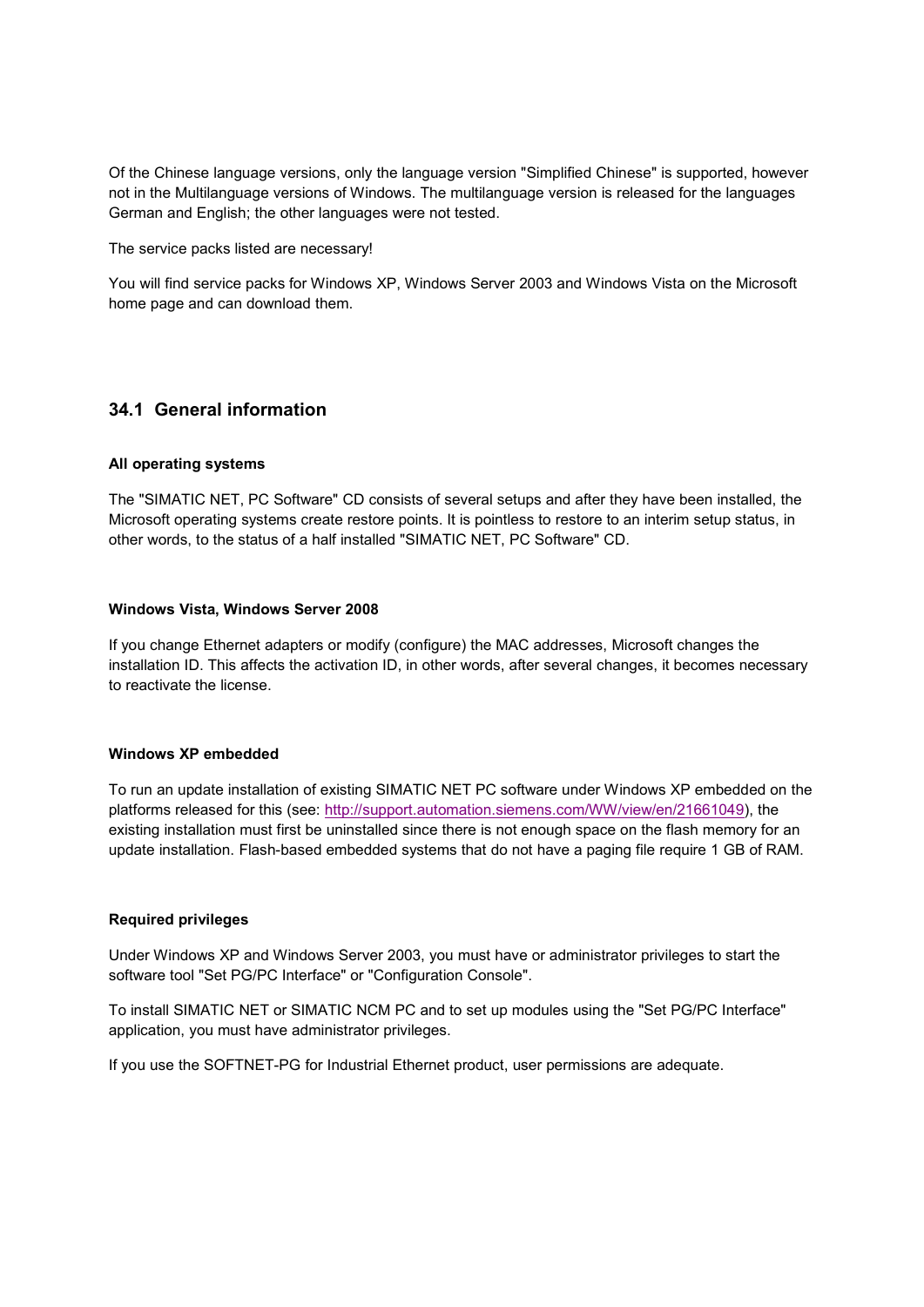Of the Chinese language versions, only the language version "Simplified Chinese" is supported, however not in the Multilanguage versions of Windows. The multilanguage version is released for the languages German and English; the other languages were not tested.

The service packs listed are necessary!

You will find service packs for Windows XP, Windows Server 2003 and Windows Vista on the Microsoft home page and can download them.

## 34.1 General information

**All operating systems**

The "SIMATIC NET, PC Software" CD consists of several setups and after they have been installed, the Microsoft operating systems create restore points. It is pointless to restore to an interim setup status, in other words, to the status of a half installed "SIMATIC NET, PC Software" CD.

**Windows Vista, Windows Server 2008**

If you change Ethernet adapters or modify (configure) the MAC addresses, Microsoft changes the installation ID. This affects the activation ID, in other words, after several changes, it becomes necessary to reactivate the license.

**Windows XP embedded**

To run an update installation of existing SIMATIC NET PC software under Windows XP embedded on the platforms released for this (see: http://support.automation.siemens.com/WW/view/en/21661049), the existing installation must first be uninstalled since there is not enough space on the flash memory for an update installation. Flash-based embedded systems that do not have a paging file require 1 GB of RAM.

**Required privileges**

Under Windows XP and Windows Server 2003, you must have or administrator privileges to start the software tool "Set PG/PC Interface" or "Configuration Console".

To install SIMATIC NET or SIMATIC NCM PC and to set up modules using the "Set PG/PC Interface" application, you must have administrator privileges.

If you use the SOFTNET-PG for Industrial Ethernet product, user permissions are adequate.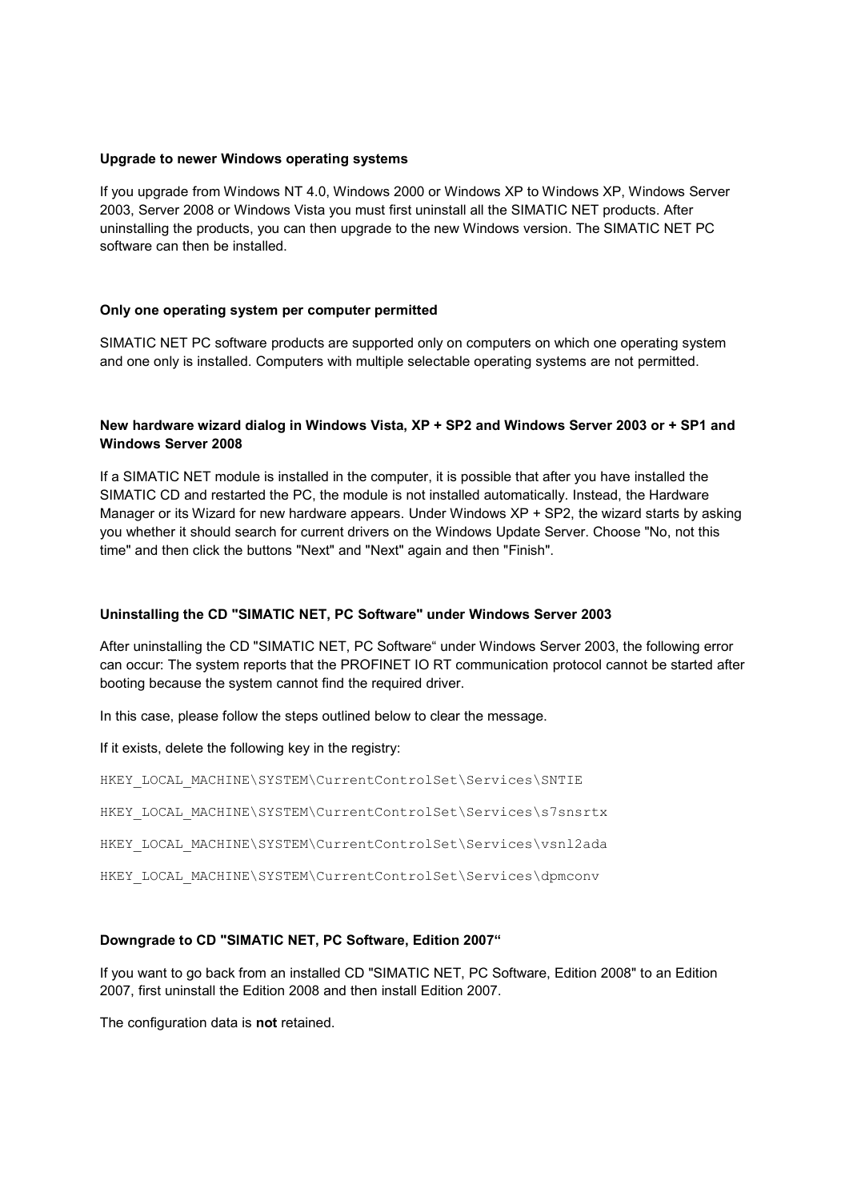**Upgrade to newer Windows operating systems**

If you upgrade from Windows NT 4.0, Windows 2000 or Windows XP to Windows XP, Windows Server 2003, Server 2008 or Windows Vista you must first uninstall all the SIMATIC NET products. After uninstalling the products, you can then upgrade to the new Windows version. The SIMATIC NET PC software can then be installed.

**Only one operating system per computer permitted**

SIMATIC NET PC software products are supported only on computers on which one operating system and one only is installed. Computers with multiple selectable operating systems are not permitted.

**New hardware wizard dialog in Windows Vista, XP + SP2 and Windows Server 2003 or + SP1 and Windows Server 2008**

If a SIMATIC NET module is installed in the computer, it is possible that after you have installed the SIMATIC CD and restarted the PC, the module is not installed automatically. Instead, the Hardware Manager or its Wizard for new hardware appears. Under Windows XP + SP2, the wizard starts by asking you whether it should search for current drivers on the Windows Update Server. Choose "No, not this time" and then click the buttons "Next" and "Next" again and then "Finish".

**Uninstalling the CD "SIMATIC NET, PC Software" under Windows Server 2003**

After uninstalling the CD "SIMATIC NET, PC Software" under Windows Server 2003, the following error can occur: The system reports that the PROFINET IO RT communication protocol cannot be started after booting because the system cannot find the required driver.

In this case, please follow the steps outlined below to clear the message.

If it exists, delete the following key in the registry:

```
HKEY_LOCAL_MACHINE\SYSTEM\CurrentControlSet\Services\SNTIE

HKEY_LOCAL_MACHINE\SYSTEM\CurrentControlSet\Services\s7snsrtx

HKEY_LOCAL_MACHINE\SYSTEM\CurrentControlSet\Services\vsnl2ada

HKEY_LOCAL_MACHINE\SYSTEM\CurrentControlSet\Services\dpmconv
```

**Downgrade to CD "SIMATIC NET, PC Software, Edition 2007"**

If you want to go back from an installed CD "SIMATIC NET, PC Software, Edition 2008" to an Edition 2007, first uninstall the Edition 2008 and then install Edition 2007.

The configuration data is **not** retained.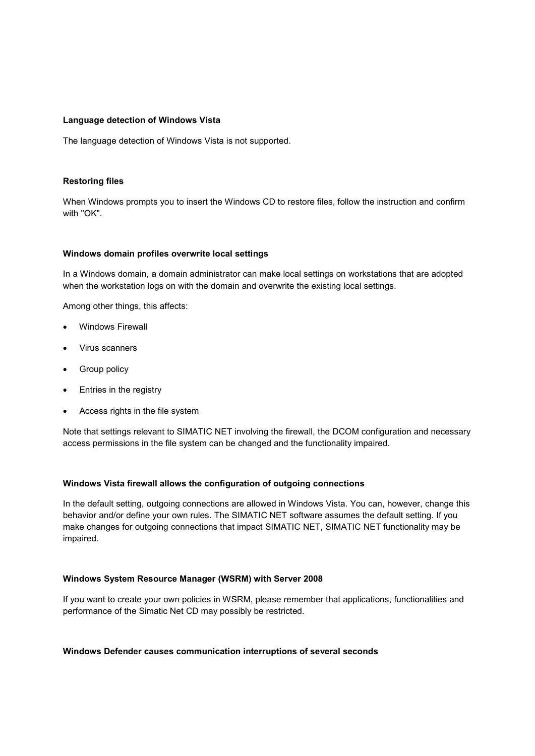**Language detection of Windows Vista**

The language detection of Windows Vista is not supported.

**Restoring files**

When Windows prompts you to insert the Windows CD to restore files, follow the instruction and confirm with "OK".

**Windows domain profiles overwrite local settings**

In a Windows domain, a domain administrator can make local settings on workstations that are adopted when the workstation logs on with the domain and overwrite the existing local settings.

Among other things, this affects:

- Windows Firewall
- Virus scanners
- Group policy
- Entries in the registry
- Access rights in the file system

Note that settings relevant to SIMATIC NET involving the firewall, the DCOM configuration and necessary access permissions in the file system can be changed and the functionality impaired.

**Windows Vista firewall allows the configuration of outgoing connections**

In the default setting, outgoing connections are allowed in Windows Vista. You can, however, change this behavior and/or define your own rules. The SIMATIC NET software assumes the default setting. If you make changes for outgoing connections that impact SIMATIC NET, SIMATIC NET functionality may be impaired.

**Windows System Resource Manager (WSRM) with Server 2008**

If you want to create your own policies in WSRM, please remember that applications, functionalities and performance of the Simatic Net CD may possibly be restricted.

**Windows Defender causes communication interruptions of several seconds**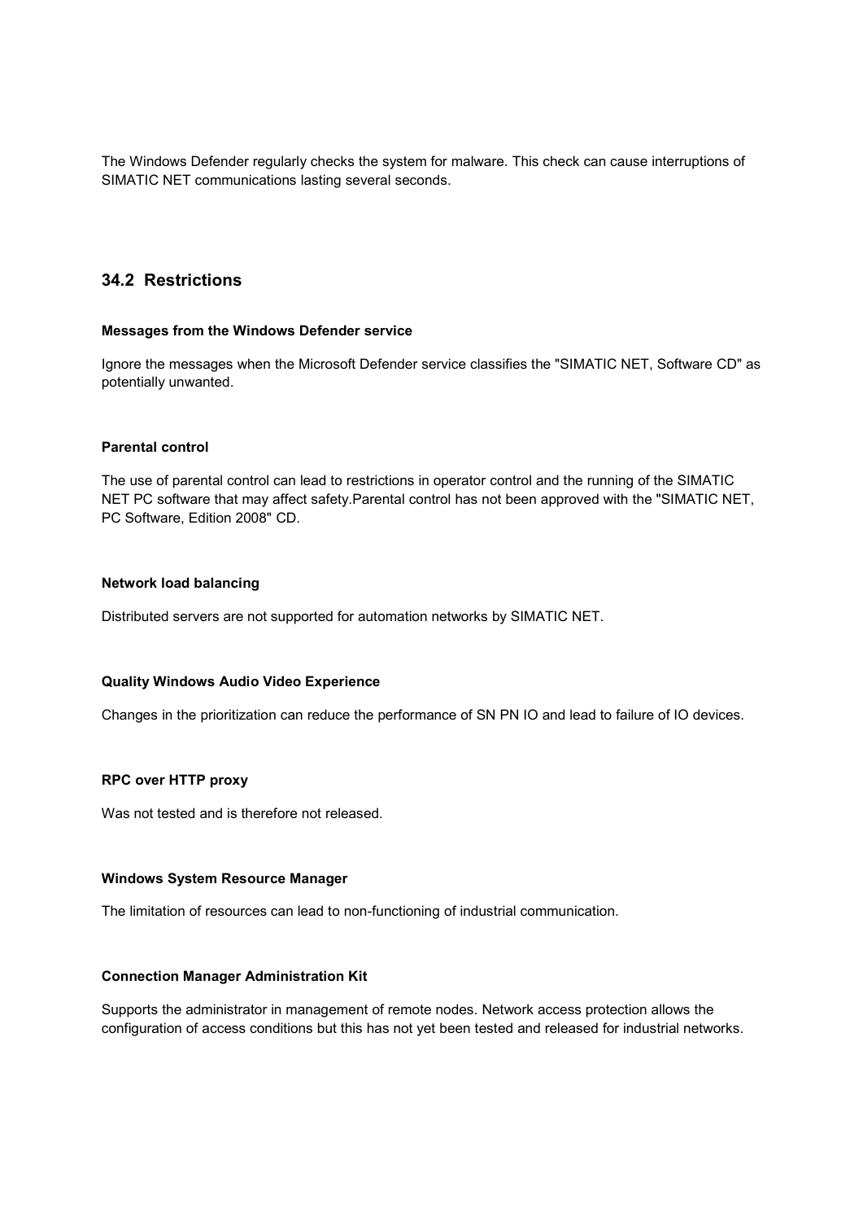The Windows Defender regularly checks the system for malware. This check can cause interruptions of SIMATIC NET communications lasting several seconds.

## 34.2 Restrictions

**Messages from the Windows Defender service**

Ignore the messages when the Microsoft Defender service classifies the "SIMATIC NET, Software CD" as potentially unwanted.

**Parental control**

The use of parental control can lead to restrictions in operator control and the running of the SIMATIC NET PC software that may affect safety.Parental control has not been approved with the "SIMATIC NET, PC Software, Edition 2008" CD.

**Network load balancing**

Distributed servers are not supported for automation networks by SIMATIC NET.

**Quality Windows Audio Video Experience**

Changes in the prioritization can reduce the performance of SN PN IO and lead to failure of IO devices.

**RPC over HTTP proxy**

Was not tested and is therefore not released.

**Windows System Resource Manager**

The limitation of resources can lead to non-functioning of industrial communication.

**Connection Manager Administration Kit**

Supports the administrator in management of remote nodes. Network access protection allows the configuration of access conditions but this has not yet been tested and released for industrial networks.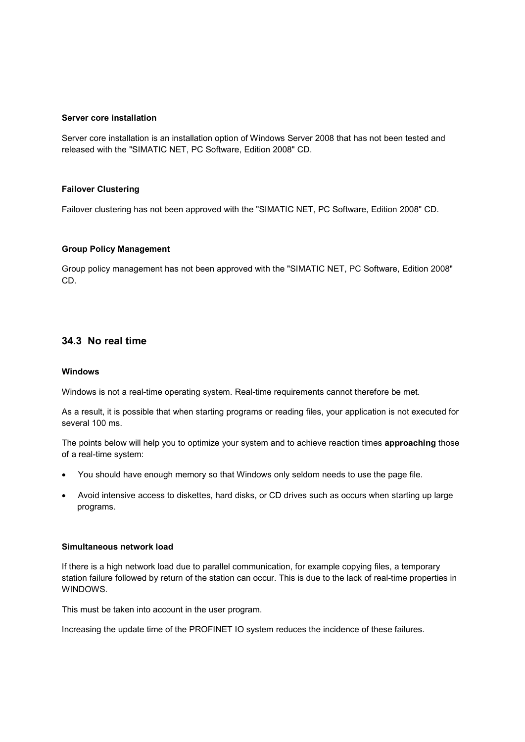#### Server core installation

Server core installation is an installation option of Windows Server 2008 that has not been tested and released with the "SIMATIC NET, PC Software, Edition 2008" CD.

#### Failover Clustering

Failover clustering has not been approved with the "SIMATIC NET, PC Software, Edition 2008" CD.

#### Group Policy Management

Group policy management has not been approved with the "SIMATIC NET, PC Software, Edition 2008" CD.

## 34.3 No real time

#### Windows

Windows is not a real-time operating system. Real-time requirements cannot therefore be met.

As a result, it is possible that when starting programs or reading files, your application is not executed for several 100 ms.

The points below will help you to optimize your system and to achieve reaction times **approaching** those of a real-time system:

- You should have enough memory so that Windows only seldom needs to use the page file.
- Avoid intensive access to diskettes, hard disks, or CD drives such as occurs when starting up large programs.

#### Simultaneous network load

If there is a high network load due to parallel communication, for example copying files, a temporary station failure followed by return of the station can occur. This is due to the lack of real-time properties in WINDOWS.

This must be taken into account in the user program.

Increasing the update time of the PROFINET IO system reduces the incidence of these failures.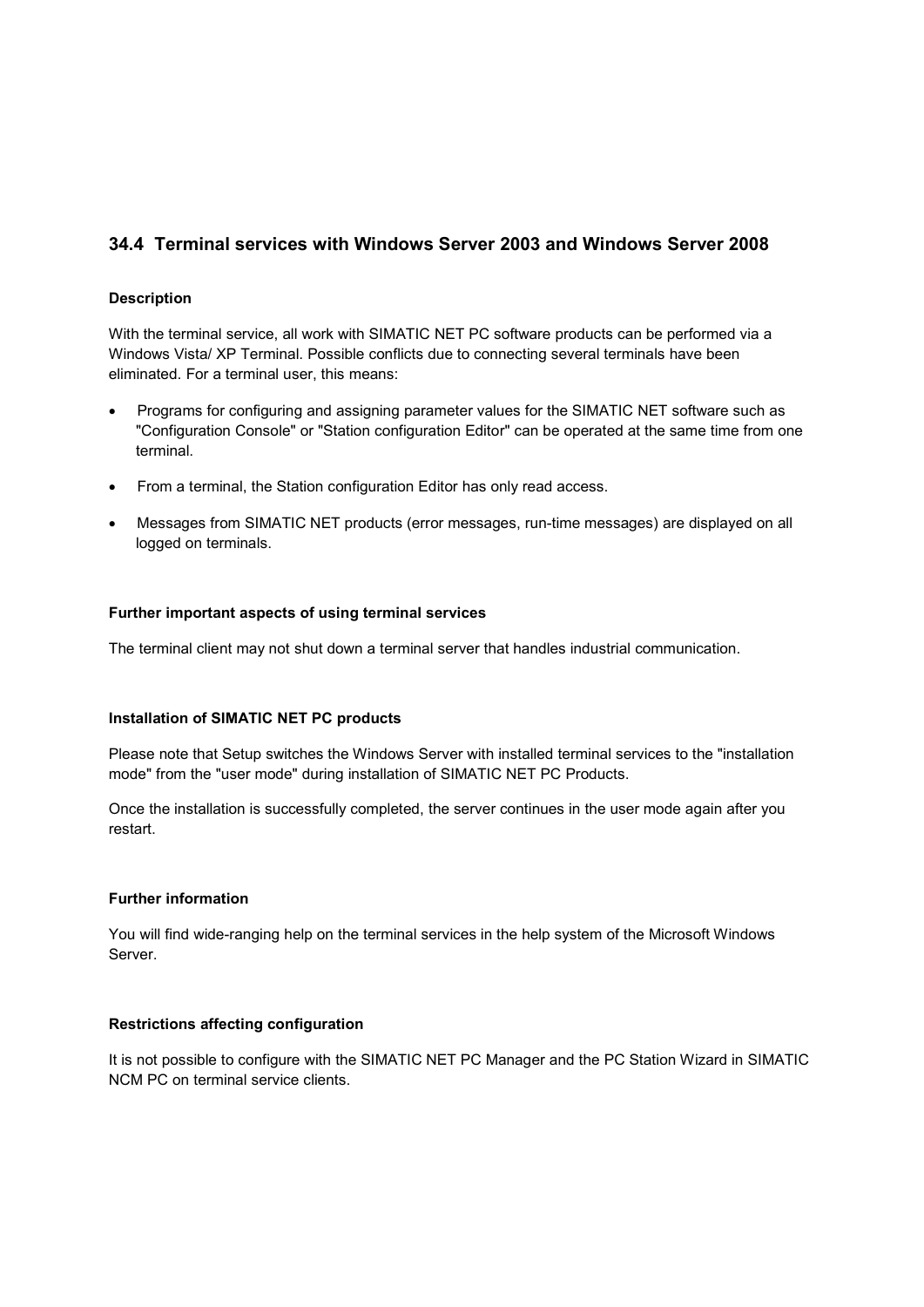## 34.4 Terminal services with Windows Server 2003 and Windows Server 2008

#### Description

With the terminal service, all work with SIMATIC NET PC software products can be performed via a Windows Vista/ XP Terminal. Possible conflicts due to connecting several terminals have been eliminated. For a terminal user, this means:

- Programs for configuring and assigning parameter values for the SIMATIC NET software such as "Configuration Console" or "Station configuration Editor" can be operated at the same time from one terminal.
- From a terminal, the Station configuration Editor has only read access.
- Messages from SIMATIC NET products (error messages, run-time messages) are displayed on all logged on terminals.

#### Further important aspects of using terminal services

The terminal client may not shut down a terminal server that handles industrial communication.

#### Installation of SIMATIC NET PC products

Please note that Setup switches the Windows Server with installed terminal services to the "installation mode" from the "user mode" during installation of SIMATIC NET PC Products.

Once the installation is successfully completed, the server continues in the user mode again after you restart.

#### Further information

You will find wide-ranging help on the terminal services in the help system of the Microsoft Windows Server.

#### Restrictions affecting configuration

It is not possible to configure with the SIMATIC NET PC Manager and the PC Station Wizard in SIMATIC NCM PC on terminal service clients.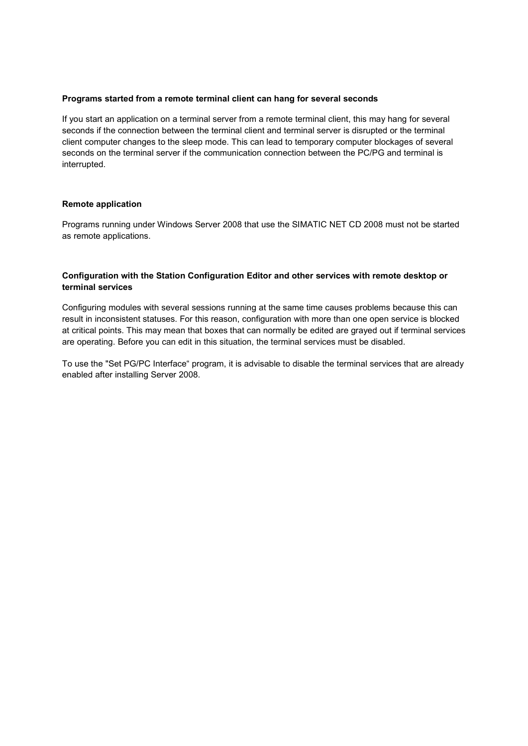**Programs started from a remote terminal client can hang for several seconds**

If you start an application on a terminal server from a remote terminal client, this may hang for several seconds if the connection between the terminal client and terminal server is disrupted or the terminal client computer changes to the sleep mode. This can lead to temporary computer blockages of several seconds on the terminal server if the communication connection between the PC/PG and terminal is interrupted.

**Remote application**

Programs running under Windows Server 2008 that use the SIMATIC NET CD 2008 must not be started as remote applications.

**Configuration with the Station Configuration Editor and other services with remote desktop or terminal services**

Configuring modules with several sessions running at the same time causes problems because this can result in inconsistent statuses. For this reason, configuration with more than one open service is blocked at critical points. This may mean that boxes that can normally be edited are grayed out if terminal services are operating. Before you can edit in this situation, the terminal services must be disabled.

To use the "Set PG/PC Interface“ program, it is advisable to disable the terminal services that are already enabled after installing Server 2008.